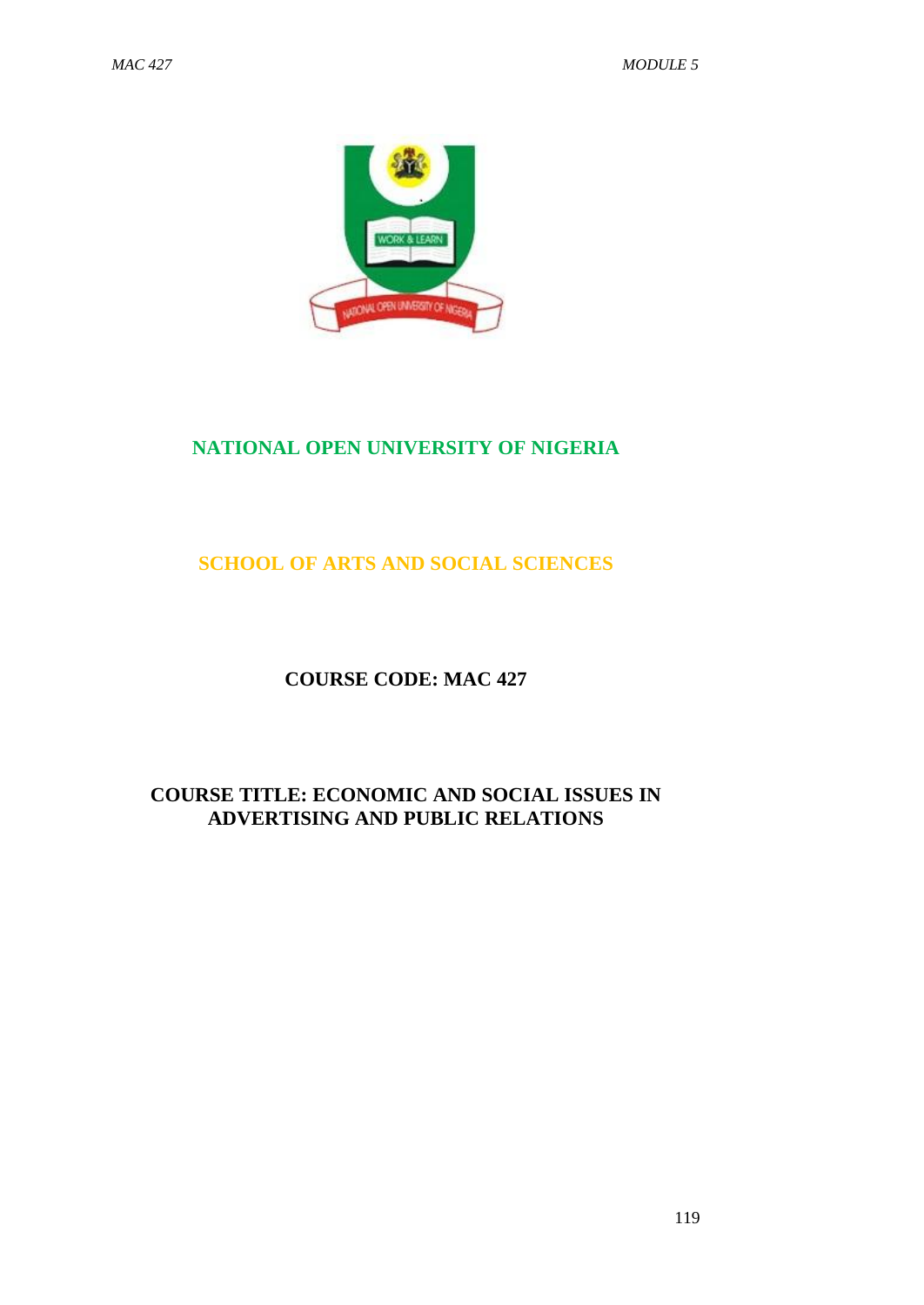# NATIONAL OPEN UNIVERSITY OF NIGERIA

## SCHOOL OF ARTS AND SOCIAL SCIENCES

**COURSE CODE: MAC 427**

**COURSE TITLE: ECONOMIC AND SOCIAL ISSUES IN ADVERTISING AND PUBLIC RELATIONS**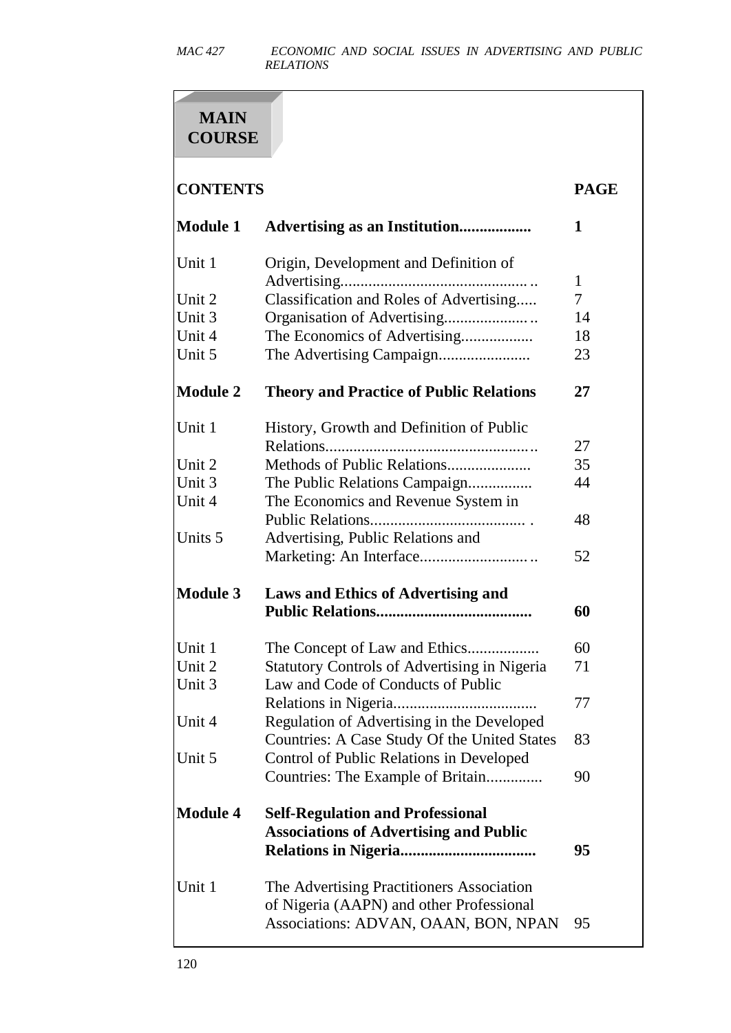# MAIN COURSE

| CONTENTS | | PAGE |
|---|---|---|
| **Module 1** | **Advertising as an Institution..................** | **1** |
| Unit 1 | Origin, Development and Definition of Advertising............................................... .. | 1 |
| Unit 2 | Classification and Roles of Advertising..... | 7 |
| Unit 3 | Organisation of Advertising.................... .. | 14 |
| Unit 4 | The Economics of Advertising.................. | 18 |
| Unit 5 | The Advertising Campaign....................... | 23 |
| **Module 2** | **Theory and Practice of Public Relations** | **27** |
| Unit 1 | History, Growth and Definition of Public Relations...................................................... | 27 |
| Unit 2 | Methods of Public Relations..................... | 35 |
| Unit 3 | The Public Relations Campaign................ | 44 |
| Unit 4 | The Economics and Revenue System in Public Relations....................................... . | 48 |
| Units 5 | Advertising, Public Relations and Marketing: An Interface......................... .. | 52 |
| **Module 3** | **Laws and Ethics of Advertising and Public Relations.......................................** | **60** |
| Unit 1 | The Concept of Law and Ethics.................. | 60 |
| Unit 2 | Statutory Controls of Advertising in Nigeria | 71 |
| Unit 3 | Law and Code of Conducts of Public Relations in Nigeria................................... | 77 |
| Unit 4 | Regulation of Advertising in the Developed Countries: A Case Study Of the United States | 83 |
| Unit 5 | Control of Public Relations in Developed Countries: The Example of Britain.............. | 90 |
| **Module 4** | **Self-Regulation and Professional Associations of Advertising and Public Relations in Nigeria.................................** | **95** |
| Unit 1 | The Advertising Practitioners Association of Nigeria (AAPN) and other Professional Associations: ADVAN, OAAN, BON, NPAN | 95 |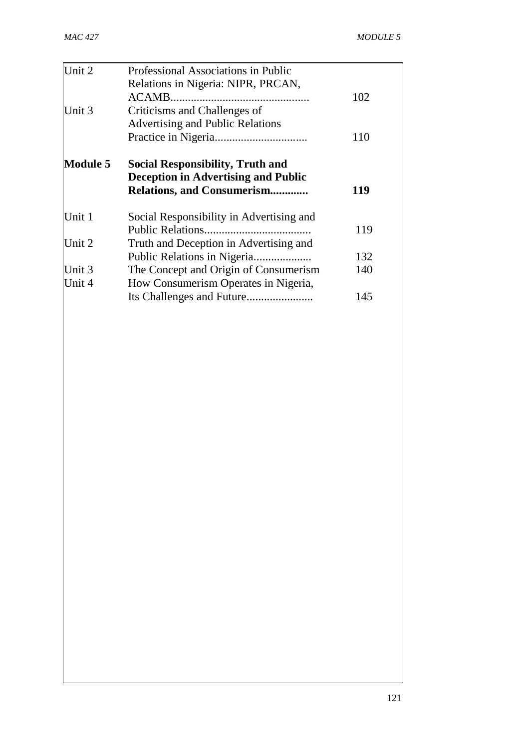| | | |
|---|---|---|
| Unit 2 | Professional Associations in Public Relations in Nigeria: NIPR, PRCAN, ACAMB................................................ | 102 |
| Unit 3 | Criticisms and Challenges of Advertising and Public Relations Practice in Nigeria................................ | 110 |
| **Module 5** | **Social Responsibility, Truth and Deception in Advertising and Public Relations, and Consumerism.............** | **119** |
| Unit 1 | Social Responsibility in Advertising and Public Relations..................................... | 119 |
| Unit 2 | Truth and Deception in Advertising and Public Relations in Nigeria.................... | 132 |
| Unit 3 | The Concept and Origin of Consumerism | 140 |
| Unit 4 | How Consumerism Operates in Nigeria, Its Challenges and Future....................... | 145 |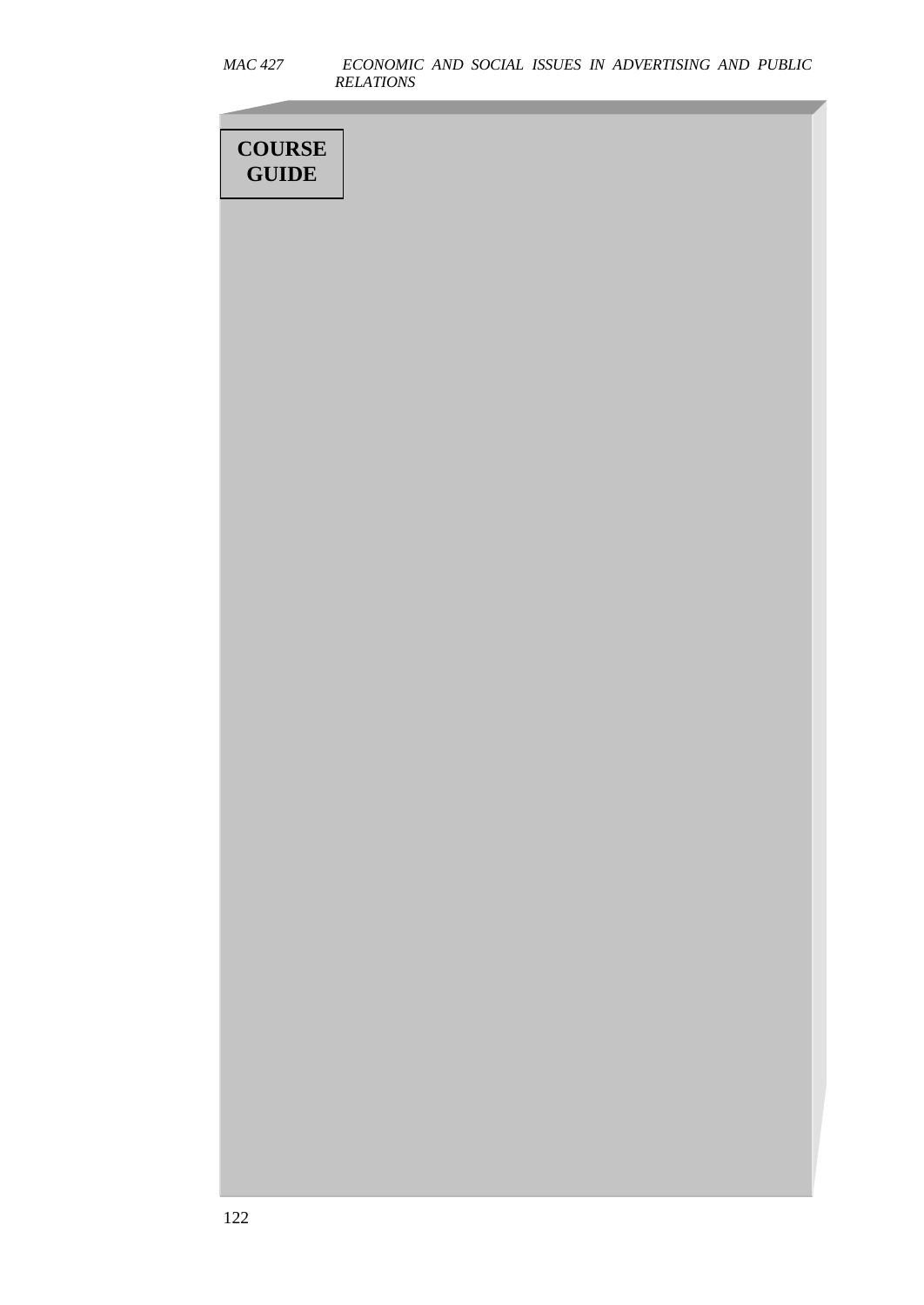# COURSE GUIDE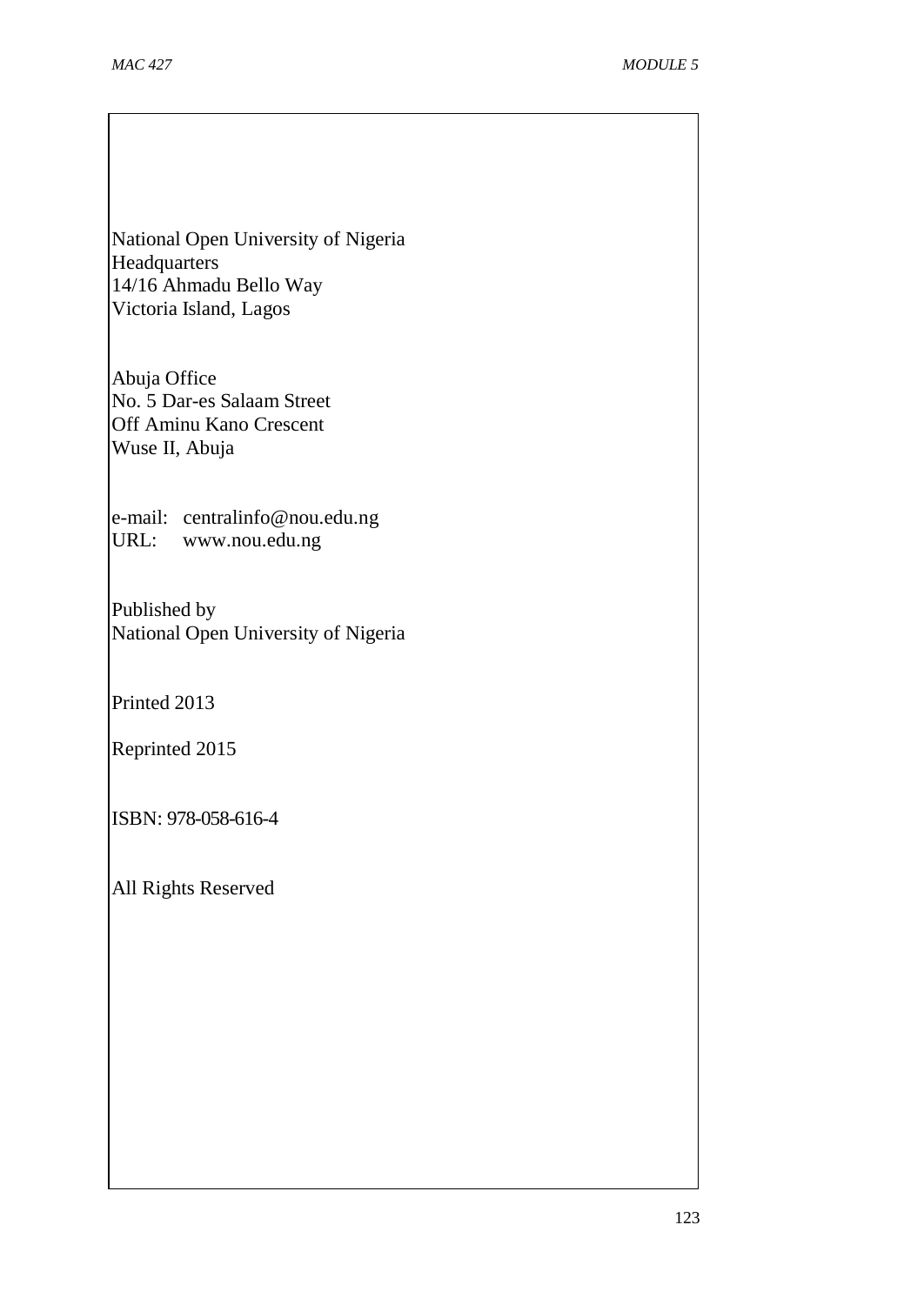National Open University of Nigeria
Headquarters
14/16 Ahmadu Bello Way
Victoria Island, Lagos

Abuja Office
No. 5 Dar-es Salaam Street
Off Aminu Kano Crescent
Wuse II, Abuja

e-mail: centralinfo@nou.edu.ng
URL: www.nou.edu.ng

Published by
National Open University of Nigeria

Printed 2013

Reprinted 2015

ISBN: 978-058-616-4

All Rights Reserved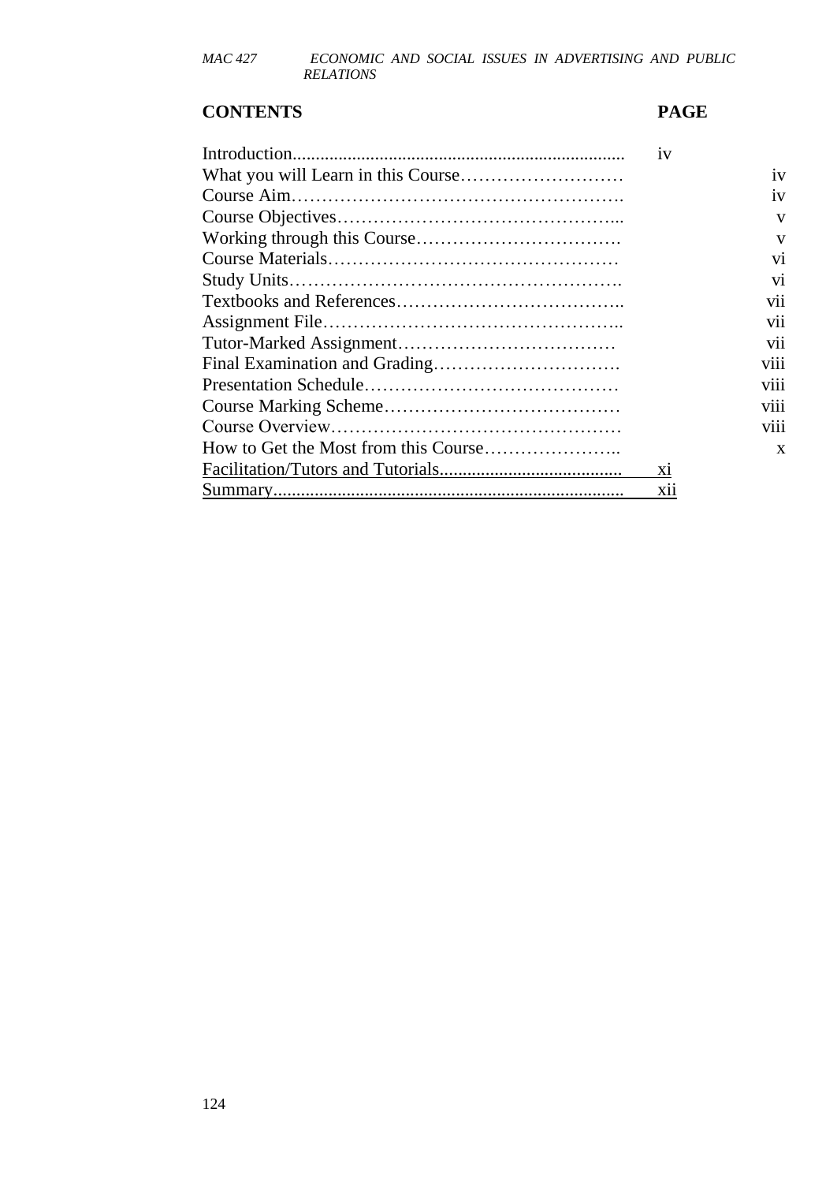| **CONTENTS** | **PAGE** |
|---|---|
| Introduction......................................................................... | iv |
| What you will Learn in this Course……………………… | iv |
| Course Aim………………………………………………. | iv |
| Course Objectives………………………………………... | v |
| Working through this Course……………………………. | v |
| Course Materials………………………………………… | vi |
| Study Units………………………………………………. | vi |
| Textbooks and References……………………………….. | vii |
| Assignment File………………………………………….. | vii |
| Tutor-Marked Assignment……………………………… | vii |
| Final Examination and Grading…………………………. | viii |
| Presentation Schedule…………………………………… | viii |
| Course Marking Scheme………………………………… | viii |
| Course Overview………………………………………… | viii |
| How to Get the Most from this Course………………….. | x |
| Facilitation/Tutors and Tutorials........................................ | xi |
| Summary............................................................................. | xii |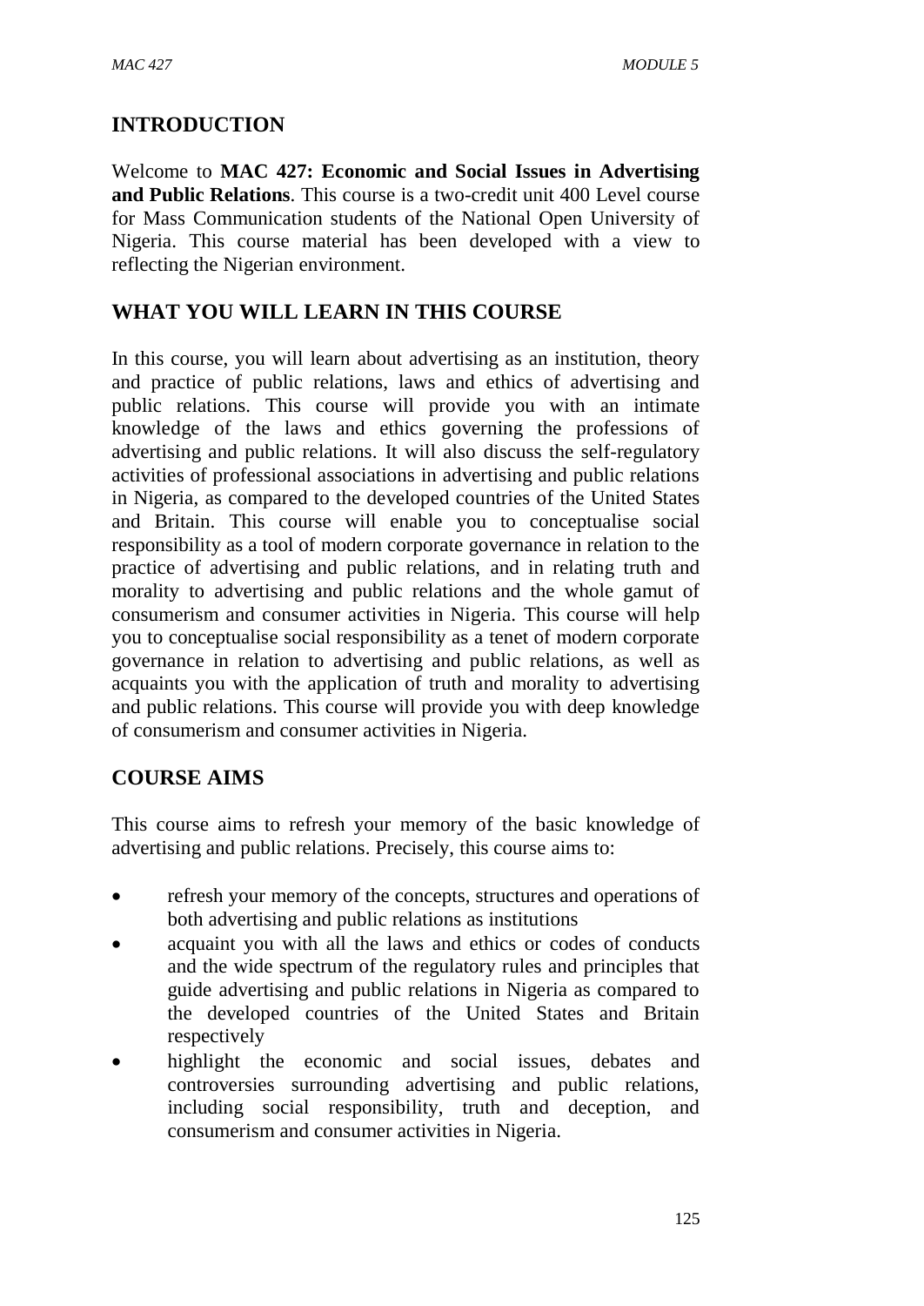## INTRODUCTION

Welcome to **MAC 427: Economic and Social Issues in Advertising and Public Relations**. This course is a two-credit unit 400 Level course for Mass Communication students of the National Open University of Nigeria. This course material has been developed with a view to reflecting the Nigerian environment.

## WHAT YOU WILL LEARN IN THIS COURSE

In this course, you will learn about advertising as an institution, theory and practice of public relations, laws and ethics of advertising and public relations. This course will provide you with an intimate knowledge of the laws and ethics governing the professions of advertising and public relations. It will also discuss the self-regulatory activities of professional associations in advertising and public relations in Nigeria, as compared to the developed countries of the United States and Britain. This course will enable you to conceptualise social responsibility as a tool of modern corporate governance in relation to the practice of advertising and public relations, and in relating truth and morality to advertising and public relations and the whole gamut of consumerism and consumer activities in Nigeria. This course will help you to conceptualise social responsibility as a tenet of modern corporate governance in relation to advertising and public relations, as well as acquaints you with the application of truth and morality to advertising and public relations. This course will provide you with deep knowledge of consumerism and consumer activities in Nigeria.

## COURSE AIMS

This course aims to refresh your memory of the basic knowledge of advertising and public relations. Precisely, this course aims to:

- refresh your memory of the concepts, structures and operations of both advertising and public relations as institutions
- acquaint you with all the laws and ethics or codes of conducts and the wide spectrum of the regulatory rules and principles that guide advertising and public relations in Nigeria as compared to the developed countries of the United States and Britain respectively
- highlight the economic and social issues, debates and controversies surrounding advertising and public relations, including social responsibility, truth and deception, and consumerism and consumer activities in Nigeria.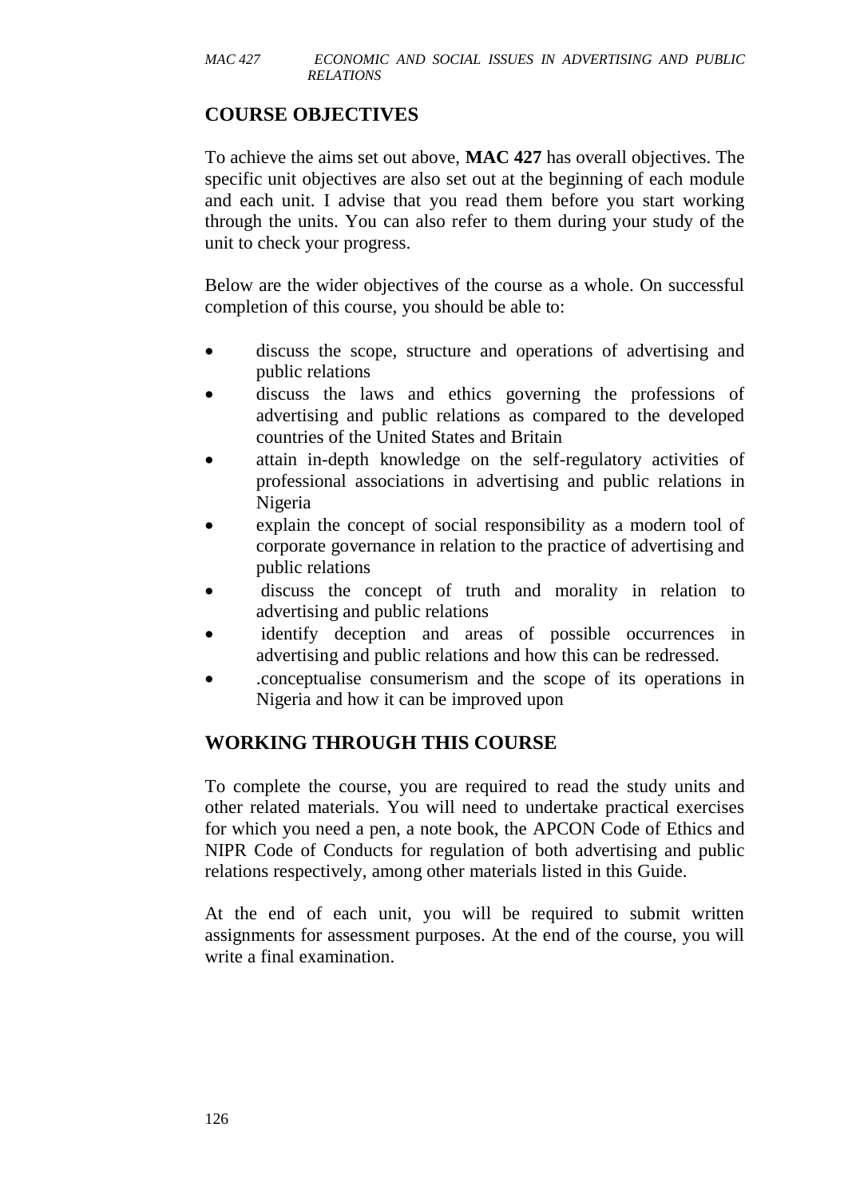## COURSE OBJECTIVES

To achieve the aims set out above, **MAC 427** has overall objectives. The specific unit objectives are also set out at the beginning of each module and each unit. I advise that you read them before you start working through the units. You can also refer to them during your study of the unit to check your progress.

Below are the wider objectives of the course as a whole. On successful completion of this course, you should be able to:

- discuss the scope, structure and operations of advertising and public relations
- discuss the laws and ethics governing the professions of advertising and public relations as compared to the developed countries of the United States and Britain
- attain in-depth knowledge on the self-regulatory activities of professional associations in advertising and public relations in Nigeria
- explain the concept of social responsibility as a modern tool of corporate governance in relation to the practice of advertising and public relations
- discuss the concept of truth and morality in relation to advertising and public relations
- identify deception and areas of possible occurrences in advertising and public relations and how this can be redressed.
- .conceptualise consumerism and the scope of its operations in Nigeria and how it can be improved upon

## WORKING THROUGH THIS COURSE

To complete the course, you are required to read the study units and other related materials. You will need to undertake practical exercises for which you need a pen, a note book, the APCON Code of Ethics and NIPR Code of Conducts for regulation of both advertising and public relations respectively, among other materials listed in this Guide.

At the end of each unit, you will be required to submit written assignments for assessment purposes. At the end of the course, you will write a final examination.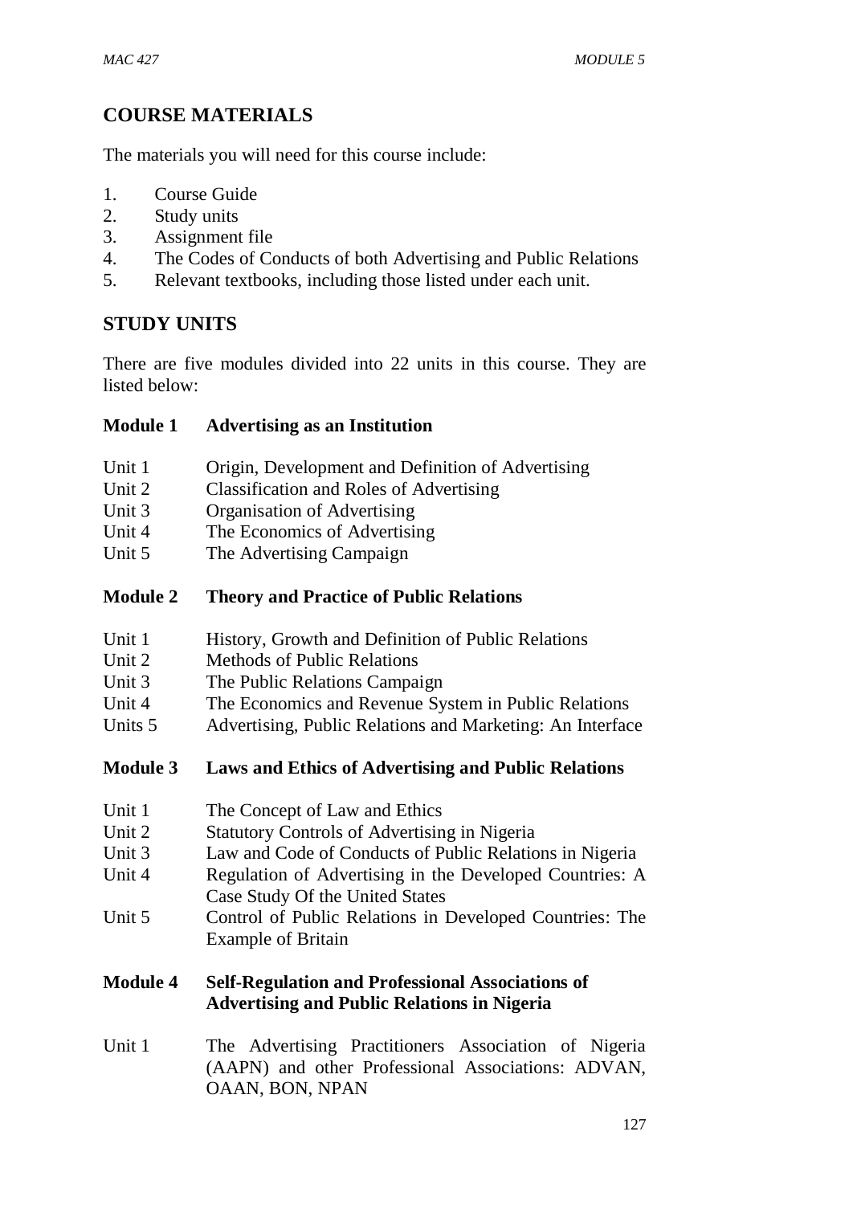## COURSE MATERIALS

The materials you will need for this course include:

1. Course Guide
2. Study units
3. Assignment file
4. The Codes of Conducts of both Advertising and Public Relations
5. Relevant textbooks, including those listed under each unit.

## STUDY UNITS

There are five modules divided into 22 units in this course. They are listed below:

**Module 1 Advertising as an Institution**

Unit 1 Origin, Development and Definition of Advertising
Unit 2 Classification and Roles of Advertising
Unit 3 Organisation of Advertising
Unit 4 The Economics of Advertising
Unit 5 The Advertising Campaign

**Module 2 Theory and Practice of Public Relations**

Unit 1 History, Growth and Definition of Public Relations
Unit 2 Methods of Public Relations
Unit 3 The Public Relations Campaign
Unit 4 The Economics and Revenue System in Public Relations
Units 5 Advertising, Public Relations and Marketing: An Interface

**Module 3 Laws and Ethics of Advertising and Public Relations**

Unit 1 The Concept of Law and Ethics
Unit 2 Statutory Controls of Advertising in Nigeria
Unit 3 Law and Code of Conducts of Public Relations in Nigeria
Unit 4 Regulation of Advertising in the Developed Countries: A Case Study Of the United States
Unit 5 Control of Public Relations in Developed Countries: The Example of Britain

**Module 4 Self-Regulation and Professional Associations of Advertising and Public Relations in Nigeria**

Unit 1 The Advertising Practitioners Association of Nigeria (AAPN) and other Professional Associations: ADVAN, OAAN, BON, NPAN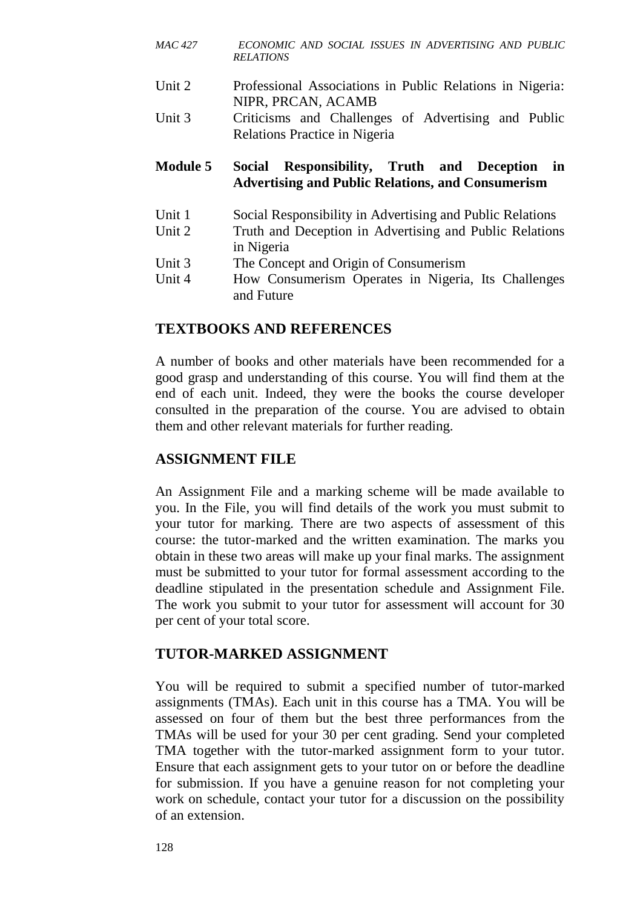Unit 2 Professional Associations in Public Relations in Nigeria: NIPR, PRCAN, ACAMB

Unit 3 Criticisms and Challenges of Advertising and Public Relations Practice in Nigeria

**Module 5 Social Responsibility, Truth and Deception in Advertising and Public Relations, and Consumerism**

Unit 1 Social Responsibility in Advertising and Public Relations

Unit 2 Truth and Deception in Advertising and Public Relations in Nigeria

Unit 3 The Concept and Origin of Consumerism

Unit 4 How Consumerism Operates in Nigeria, Its Challenges and Future

## TEXTBOOKS AND REFERENCES

A number of books and other materials have been recommended for a good grasp and understanding of this course. You will find them at the end of each unit. Indeed, they were the books the course developer consulted in the preparation of the course. You are advised to obtain them and other relevant materials for further reading.

## ASSIGNMENT FILE

An Assignment File and a marking scheme will be made available to you. In the File, you will find details of the work you must submit to your tutor for marking. There are two aspects of assessment of this course: the tutor-marked and the written examination. The marks you obtain in these two areas will make up your final marks. The assignment must be submitted to your tutor for formal assessment according to the deadline stipulated in the presentation schedule and Assignment File. The work you submit to your tutor for assessment will account for 30 per cent of your total score.

## TUTOR-MARKED ASSIGNMENT

You will be required to submit a specified number of tutor-marked assignments (TMAs). Each unit in this course has a TMA. You will be assessed on four of them but the best three performances from the TMAs will be used for your 30 per cent grading. Send your completed TMA together with the tutor-marked assignment form to your tutor. Ensure that each assignment gets to your tutor on or before the deadline for submission. If you have a genuine reason for not completing your work on schedule, contact your tutor for a discussion on the possibility of an extension.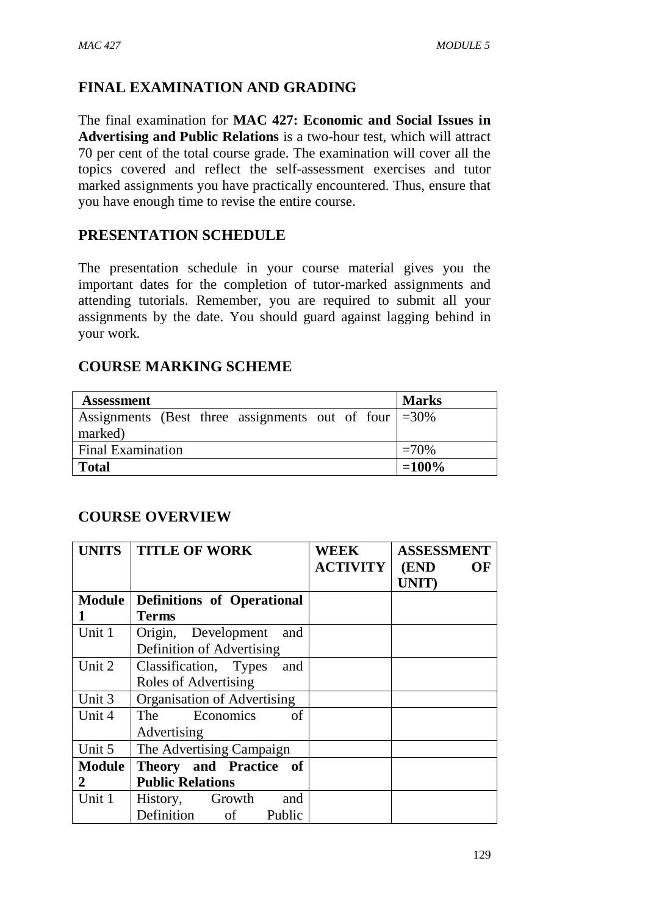## FINAL EXAMINATION AND GRADING

The final examination for **MAC 427: Economic and Social Issues in Advertising and Public Relations** is a two-hour test, which will attract 70 per cent of the total course grade. The examination will cover all the topics covered and reflect the self-assessment exercises and tutor marked assignments you have practically encountered. Thus, ensure that you have enough time to revise the entire course.

## PRESENTATION SCHEDULE

The presentation schedule in your course material gives you the important dates for the completion of tutor-marked assignments and attending tutorials. Remember, you are required to submit all your assignments by the date. You should guard against lagging behind in your work.

## COURSE MARKING SCHEME

| **Assessment** | **Marks** |
|---|---|
| Assignments (Best three assignments out of four marked) | =30% |
| Final Examination | =70% |
| **Total** | **=100%** |

## COURSE OVERVIEW

| **UNITS** | **TITLE OF WORK** | **WEEK ACTIVITY** | **ASSESSMENT (END OF UNIT)** |
|---|---|---|---|
| **Module 1** | **Definitions of Operational Terms** | | |
| Unit 1 | Origin, Development and Definition of Advertising | | |
| Unit 2 | Classification, Types and Roles of Advertising | | |
| Unit 3 | Organisation of Advertising | | |
| Unit 4 | The Economics of Advertising | | |
| Unit 5 | The Advertising Campaign | | |
| **Module 2** | **Theory and Practice of Public Relations** | | |
| Unit 1 | History, Growth and Definition of Public | | |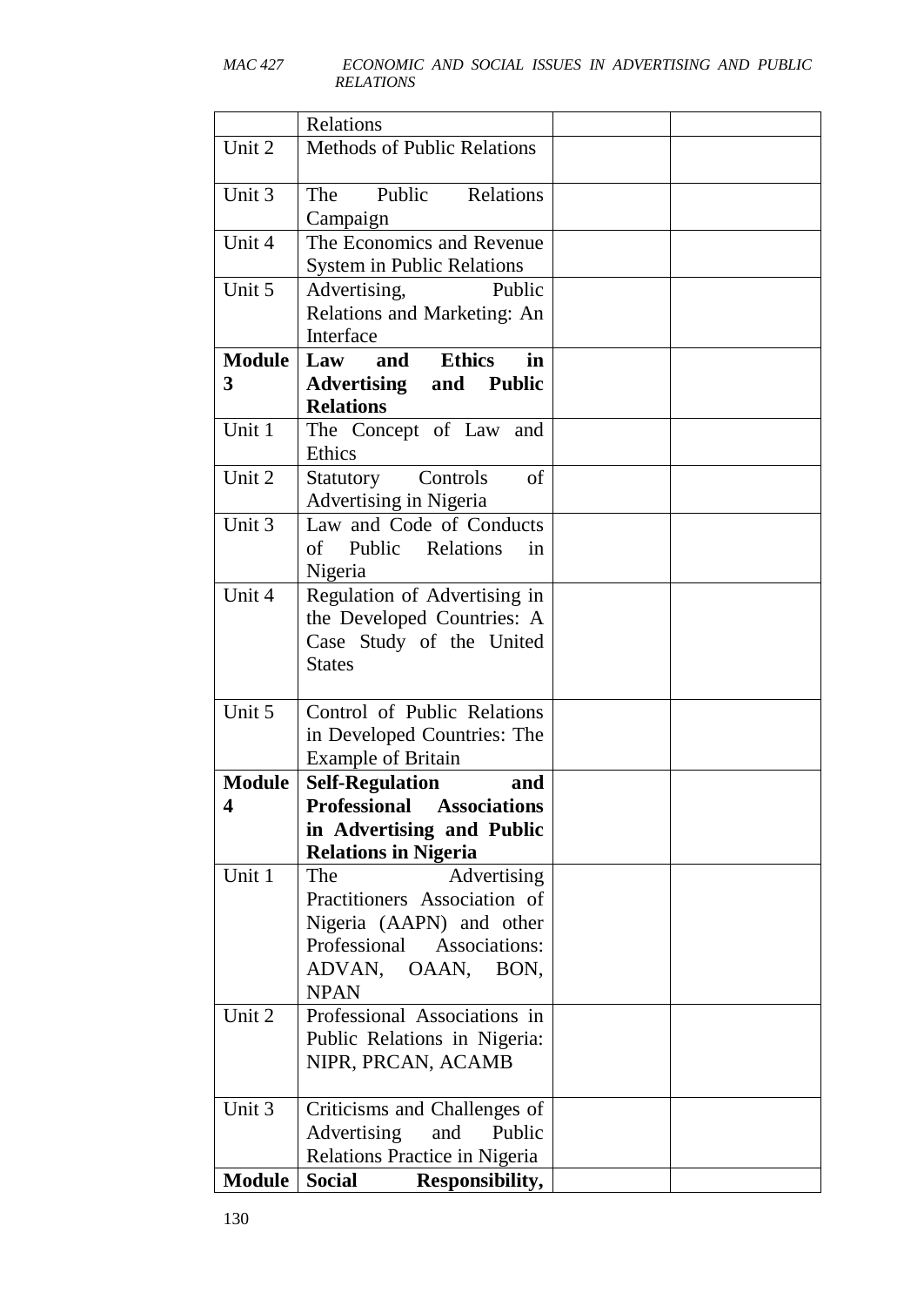| | Relations | | |
|---|---|---|---|
| Unit 2 | Methods of Public Relations | | |
| Unit 3 | The Public Relations Campaign | | |
| Unit 4 | The Economics and Revenue System in Public Relations | | |
| Unit 5 | Advertising, Public Relations and Marketing: An Interface | | |
| **Module 3** | **Law and Ethics in Advertising and Public Relations** | | |
| Unit 1 | The Concept of Law and Ethics | | |
| Unit 2 | Statutory Controls of Advertising in Nigeria | | |
| Unit 3 | Law and Code of Conducts of Public Relations in Nigeria | | |
| Unit 4 | Regulation of Advertising in the Developed Countries: A Case Study of the United States | | |
| Unit 5 | Control of Public Relations in Developed Countries: The Example of Britain | | |
| **Module 4** | **Self-Regulation and Professional Associations in Advertising and Public Relations in Nigeria** | | |
| Unit 1 | The Advertising Practitioners Association of Nigeria (AAPN) and other Professional Associations: ADVAN, OAAN, BON, NPAN | | |
| Unit 2 | Professional Associations in Public Relations in Nigeria: NIPR, PRCAN, ACAMB | | |
| Unit 3 | Criticisms and Challenges of Advertising and Public Relations Practice in Nigeria | | |
| **Module** | **Social Responsibility,** | | |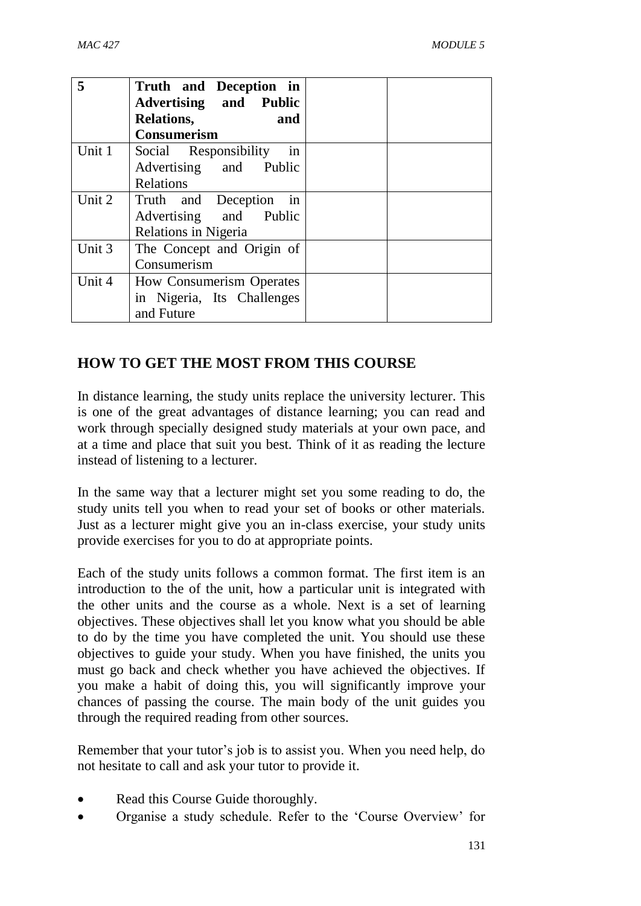| 5 | **Truth and Deception in Advertising and Public Relations, and Consumerism** | | |
|---|---|---|---|
| Unit 1 | Social Responsibility in Advertising and Public Relations | | |
| Unit 2 | Truth and Deception in Advertising and Public Relations in Nigeria | | |
| Unit 3 | The Concept and Origin of Consumerism | | |
| Unit 4 | How Consumerism Operates in Nigeria, Its Challenges and Future | | |

## HOW TO GET THE MOST FROM THIS COURSE

In distance learning, the study units replace the university lecturer. This is one of the great advantages of distance learning; you can read and work through specially designed study materials at your own pace, and at a time and place that suit you best. Think of it as reading the lecture instead of listening to a lecturer.

In the same way that a lecturer might set you some reading to do, the study units tell you when to read your set of books or other materials. Just as a lecturer might give you an in-class exercise, your study units provide exercises for you to do at appropriate points.

Each of the study units follows a common format. The first item is an introduction to the of the unit, how a particular unit is integrated with the other units and the course as a whole. Next is a set of learning objectives. These objectives shall let you know what you should be able to do by the time you have completed the unit. You should use these objectives to guide your study. When you have finished, the units you must go back and check whether you have achieved the objectives. If you make a habit of doing this, you will significantly improve your chances of passing the course. The main body of the unit guides you through the required reading from other sources.

Remember that your tutor's job is to assist you. When you need help, do not hesitate to call and ask your tutor to provide it.

- Read this Course Guide thoroughly.
- Organise a study schedule. Refer to the 'Course Overview' for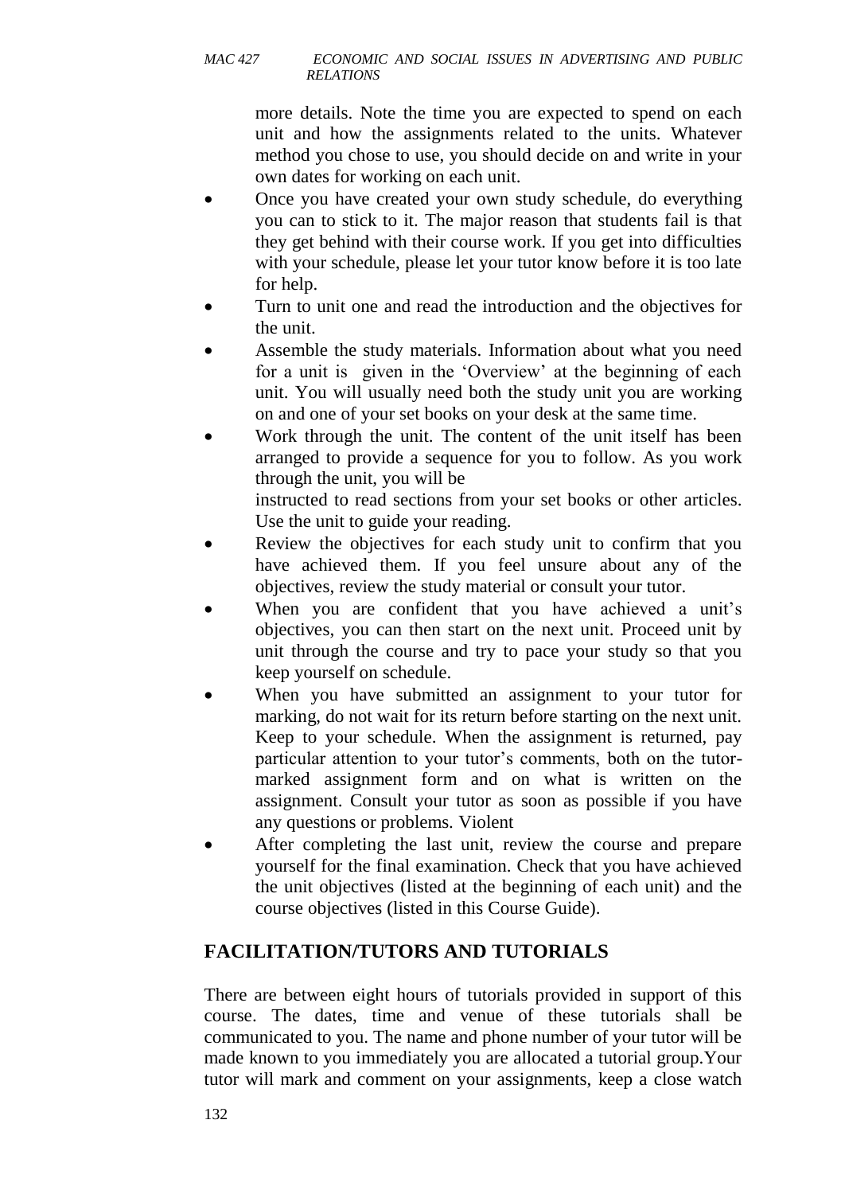more details. Note the time you are expected to spend on each unit and how the assignments related to the units. Whatever method you chose to use, you should decide on and write in your own dates for working on each unit.

- Once you have created your own study schedule, do everything you can to stick to it. The major reason that students fail is that they get behind with their course work. If you get into difficulties with your schedule, please let your tutor know before it is too late for help.
- Turn to unit one and read the introduction and the objectives for the unit.
- Assemble the study materials. Information about what you need for a unit is given in the 'Overview' at the beginning of each unit. You will usually need both the study unit you are working on and one of your set books on your desk at the same time.
- Work through the unit. The content of the unit itself has been arranged to provide a sequence for you to follow. As you work through the unit, you will be instructed to read sections from your set books or other articles. Use the unit to guide your reading.
- Review the objectives for each study unit to confirm that you have achieved them. If you feel unsure about any of the objectives, review the study material or consult your tutor.
- When you are confident that you have achieved a unit's objectives, you can then start on the next unit. Proceed unit by unit through the course and try to pace your study so that you keep yourself on schedule.
- When you have submitted an assignment to your tutor for marking, do not wait for its return before starting on the next unit. Keep to your schedule. When the assignment is returned, pay particular attention to your tutor's comments, both on the tutor-marked assignment form and on what is written on the assignment. Consult your tutor as soon as possible if you have any questions or problems. Violent
- After completing the last unit, review the course and prepare yourself for the final examination. Check that you have achieved the unit objectives (listed at the beginning of each unit) and the course objectives (listed in this Course Guide).

## FACILITATION/TUTORS AND TUTORIALS

There are between eight hours of tutorials provided in support of this course. The dates, time and venue of these tutorials shall be communicated to you. The name and phone number of your tutor will be made known to you immediately you are allocated a tutorial group.Your tutor will mark and comment on your assignments, keep a close watch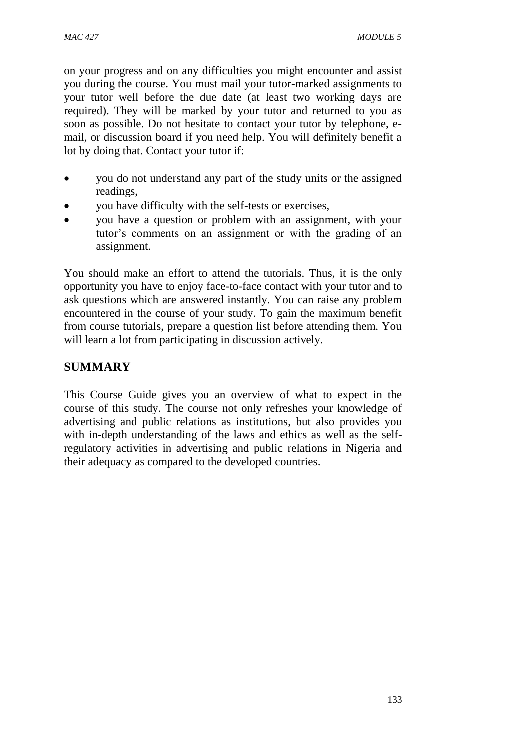on your progress and on any difficulties you might encounter and assist you during the course. You must mail your tutor-marked assignments to your tutor well before the due date (at least two working days are required). They will be marked by your tutor and returned to you as soon as possible. Do not hesitate to contact your tutor by telephone, e-mail, or discussion board if you need help. You will definitely benefit a lot by doing that. Contact your tutor if:

- you do not understand any part of the study units or the assigned readings,
- you have difficulty with the self-tests or exercises,
- you have a question or problem with an assignment, with your tutor's comments on an assignment or with the grading of an assignment.

You should make an effort to attend the tutorials. Thus, it is the only opportunity you have to enjoy face-to-face contact with your tutor and to ask questions which are answered instantly. You can raise any problem encountered in the course of your study. To gain the maximum benefit from course tutorials, prepare a question list before attending them. You will learn a lot from participating in discussion actively.

## SUMMARY

This Course Guide gives you an overview of what to expect in the course of this study. The course not only refreshes your knowledge of advertising and public relations as institutions, but also provides you with in-depth understanding of the laws and ethics as well as the self-regulatory activities in advertising and public relations in Nigeria and their adequacy as compared to the developed countries.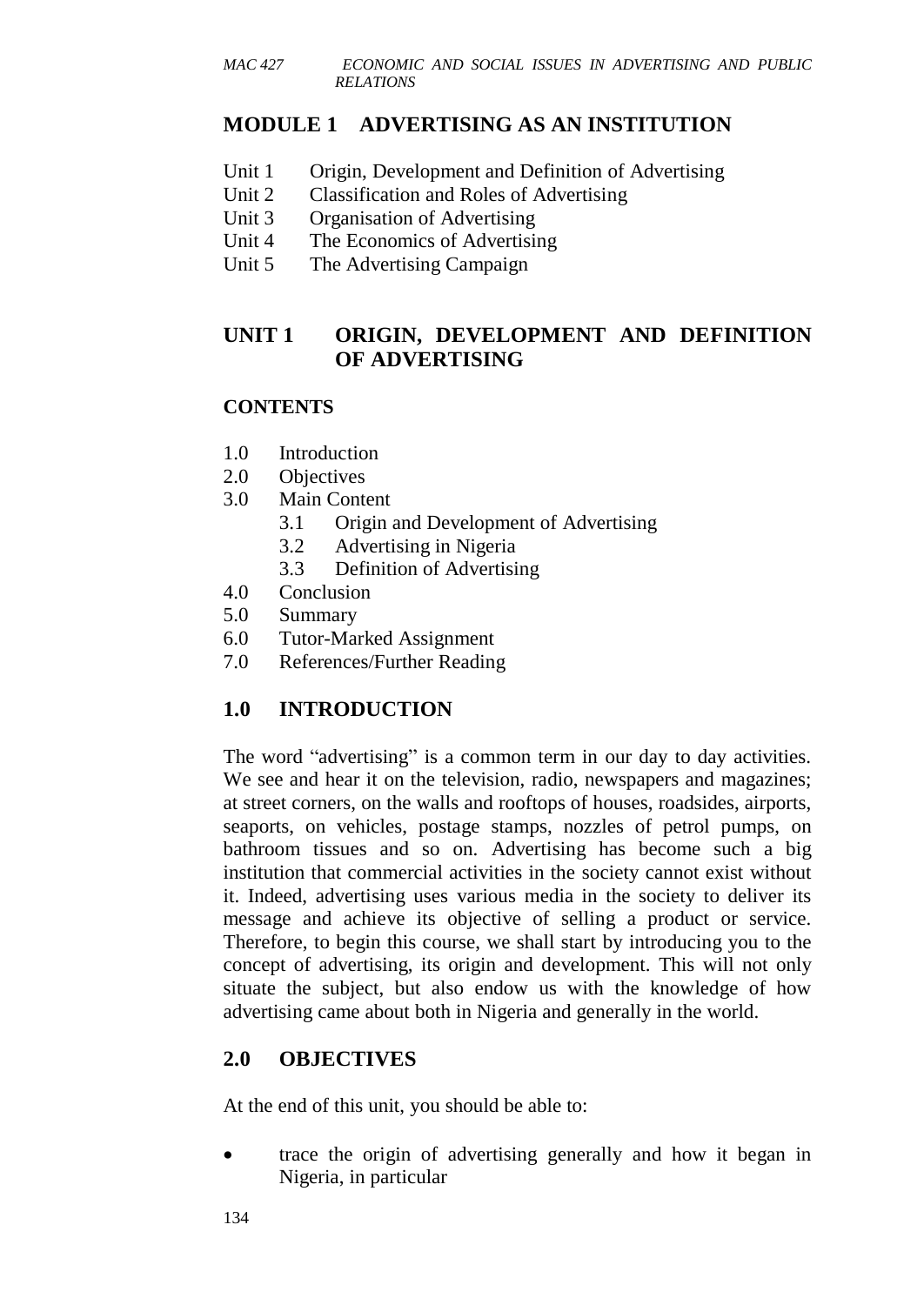## MODULE 1 ADVERTISING AS AN INSTITUTION

- Unit 1 Origin, Development and Definition of Advertising
- Unit 2 Classification and Roles of Advertising
- Unit 3 Organisation of Advertising
- Unit 4 The Economics of Advertising
- Unit 5 The Advertising Campaign

## UNIT 1 ORIGIN, DEVELOPMENT AND DEFINITION OF ADVERTISING

### CONTENTS

- 1.0 Introduction
- 2.0 Objectives
- 3.0 Main Content
  - 3.1 Origin and Development of Advertising
  - 3.2 Advertising in Nigeria
  - 3.3 Definition of Advertising
- 4.0 Conclusion
- 5.0 Summary
- 6.0 Tutor-Marked Assignment
- 7.0 References/Further Reading

### 1.0 INTRODUCTION

The word "advertising" is a common term in our day to day activities. We see and hear it on the television, radio, newspapers and magazines; at street corners, on the walls and rooftops of houses, roadsides, airports, seaports, on vehicles, postage stamps, nozzles of petrol pumps, on bathroom tissues and so on. Advertising has become such a big institution that commercial activities in the society cannot exist without it. Indeed, advertising uses various media in the society to deliver its message and achieve its objective of selling a product or service. Therefore, to begin this course, we shall start by introducing you to the concept of advertising, its origin and development. This will not only situate the subject, but also endow us with the knowledge of how advertising came about both in Nigeria and generally in the world.

### 2.0 OBJECTIVES

At the end of this unit, you should be able to:

- trace the origin of advertising generally and how it began in Nigeria, in particular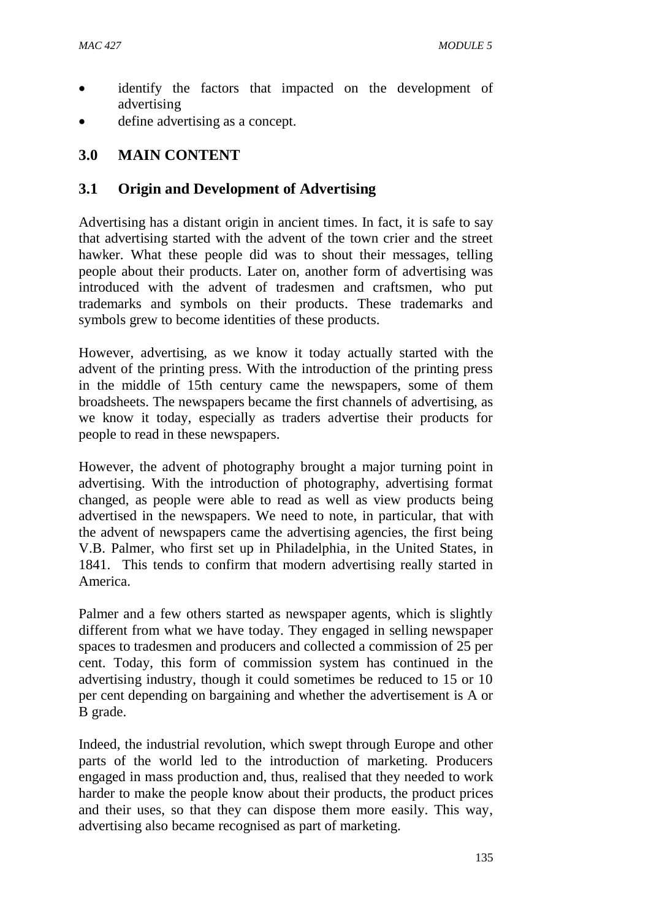- identify the factors that impacted on the development of advertising
- define advertising as a concept.

## 3.0 MAIN CONTENT

### 3.1 Origin and Development of Advertising

Advertising has a distant origin in ancient times. In fact, it is safe to say that advertising started with the advent of the town crier and the street hawker. What these people did was to shout their messages, telling people about their products. Later on, another form of advertising was introduced with the advent of tradesmen and craftsmen, who put trademarks and symbols on their products. These trademarks and symbols grew to become identities of these products.

However, advertising, as we know it today actually started with the advent of the printing press. With the introduction of the printing press in the middle of 15th century came the newspapers, some of them broadsheets. The newspapers became the first channels of advertising, as we know it today, especially as traders advertise their products for people to read in these newspapers.

However, the advent of photography brought a major turning point in advertising. With the introduction of photography, advertising format changed, as people were able to read as well as view products being advertised in the newspapers. We need to note, in particular, that with the advent of newspapers came the advertising agencies, the first being V.B. Palmer, who first set up in Philadelphia, in the United States, in 1841. This tends to confirm that modern advertising really started in America.

Palmer and a few others started as newspaper agents, which is slightly different from what we have today. They engaged in selling newspaper spaces to tradesmen and producers and collected a commission of 25 per cent. Today, this form of commission system has continued in the advertising industry, though it could sometimes be reduced to 15 or 10 per cent depending on bargaining and whether the advertisement is A or B grade.

Indeed, the industrial revolution, which swept through Europe and other parts of the world led to the introduction of marketing. Producers engaged in mass production and, thus, realised that they needed to work harder to make the people know about their products, the product prices and their uses, so that they can dispose them more easily. This way, advertising also became recognised as part of marketing.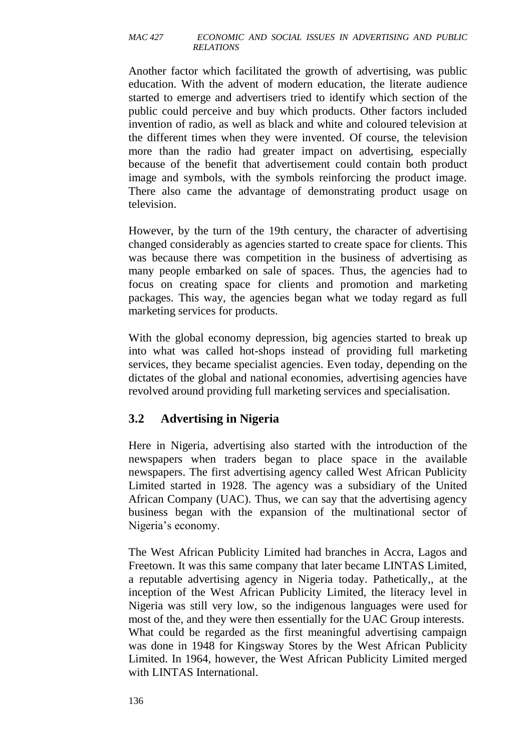Another factor which facilitated the growth of advertising, was public education. With the advent of modern education, the literate audience started to emerge and advertisers tried to identify which section of the public could perceive and buy which products. Other factors included invention of radio, as well as black and white and coloured television at the different times when they were invented. Of course, the television more than the radio had greater impact on advertising, especially because of the benefit that advertisement could contain both product image and symbols, with the symbols reinforcing the product image. There also came the advantage of demonstrating product usage on television.

However, by the turn of the 19th century, the character of advertising changed considerably as agencies started to create space for clients. This was because there was competition in the business of advertising as many people embarked on sale of spaces. Thus, the agencies had to focus on creating space for clients and promotion and marketing packages. This way, the agencies began what we today regard as full marketing services for products.

With the global economy depression, big agencies started to break up into what was called hot-shops instead of providing full marketing services, they became specialist agencies. Even today, depending on the dictates of the global and national economies, advertising agencies have revolved around providing full marketing services and specialisation.

## 3.2 Advertising in Nigeria

Here in Nigeria, advertising also started with the introduction of the newspapers when traders began to place space in the available newspapers. The first advertising agency called West African Publicity Limited started in 1928. The agency was a subsidiary of the United African Company (UAC). Thus, we can say that the advertising agency business began with the expansion of the multinational sector of Nigeria's economy.

The West African Publicity Limited had branches in Accra, Lagos and Freetown. It was this same company that later became LINTAS Limited, a reputable advertising agency in Nigeria today. Pathetically,, at the inception of the West African Publicity Limited, the literacy level in Nigeria was still very low, so the indigenous languages were used for most of the, and they were then essentially for the UAC Group interests. What could be regarded as the first meaningful advertising campaign was done in 1948 for Kingsway Stores by the West African Publicity Limited. In 1964, however, the West African Publicity Limited merged with LINTAS International.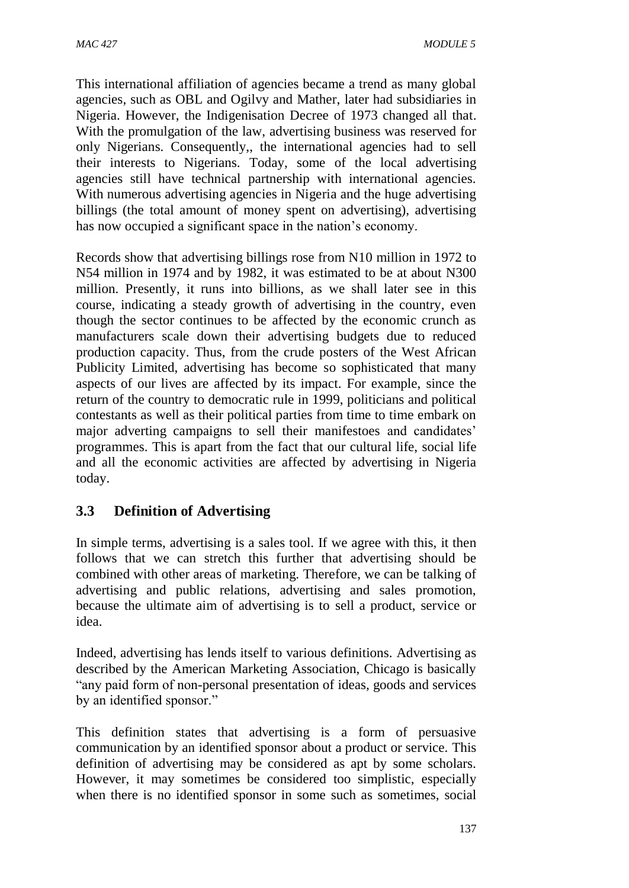This international affiliation of agencies became a trend as many global agencies, such as OBL and Ogilvy and Mather, later had subsidiaries in Nigeria. However, the Indigenisation Decree of 1973 changed all that. With the promulgation of the law, advertising business was reserved for only Nigerians. Consequently,, the international agencies had to sell their interests to Nigerians. Today, some of the local advertising agencies still have technical partnership with international agencies. With numerous advertising agencies in Nigeria and the huge advertising billings (the total amount of money spent on advertising), advertising has now occupied a significant space in the nation's economy.

Records show that advertising billings rose from N10 million in 1972 to N54 million in 1974 and by 1982, it was estimated to be at about N300 million. Presently, it runs into billions, as we shall later see in this course, indicating a steady growth of advertising in the country, even though the sector continues to be affected by the economic crunch as manufacturers scale down their advertising budgets due to reduced production capacity. Thus, from the crude posters of the West African Publicity Limited, advertising has become so sophisticated that many aspects of our lives are affected by its impact. For example, since the return of the country to democratic rule in 1999, politicians and political contestants as well as their political parties from time to time embark on major adverting campaigns to sell their manifestoes and candidates' programmes. This is apart from the fact that our cultural life, social life and all the economic activities are affected by advertising in Nigeria today.

## 3.3 Definition of Advertising

In simple terms, advertising is a sales tool. If we agree with this, it then follows that we can stretch this further that advertising should be combined with other areas of marketing. Therefore, we can be talking of advertising and public relations, advertising and sales promotion, because the ultimate aim of advertising is to sell a product, service or idea.

Indeed, advertising has lends itself to various definitions. Advertising as described by the American Marketing Association, Chicago is basically "any paid form of non-personal presentation of ideas, goods and services by an identified sponsor."

This definition states that advertising is a form of persuasive communication by an identified sponsor about a product or service. This definition of advertising may be considered as apt by some scholars. However, it may sometimes be considered too simplistic, especially when there is no identified sponsor in some such as sometimes, social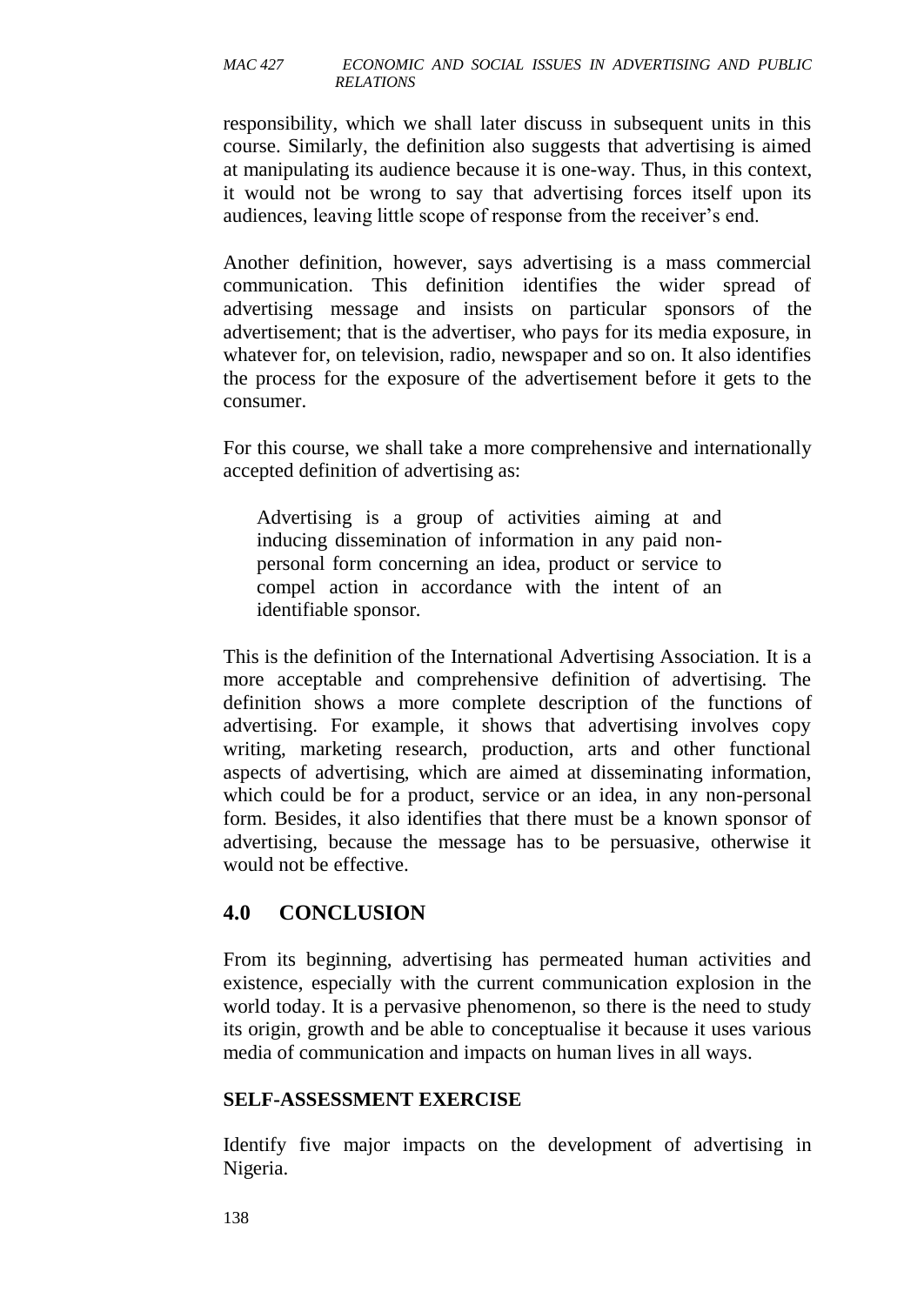responsibility, which we shall later discuss in subsequent units in this course. Similarly, the definition also suggests that advertising is aimed at manipulating its audience because it is one-way. Thus, in this context, it would not be wrong to say that advertising forces itself upon its audiences, leaving little scope of response from the receiver's end.

Another definition, however, says advertising is a mass commercial communication. This definition identifies the wider spread of advertising message and insists on particular sponsors of the advertisement; that is the advertiser, who pays for its media exposure, in whatever for, on television, radio, newspaper and so on. It also identifies the process for the exposure of the advertisement before it gets to the consumer.

For this course, we shall take a more comprehensive and internationally accepted definition of advertising as:

> Advertising is a group of activities aiming at and inducing dissemination of information in any paid non-personal form concerning an idea, product or service to compel action in accordance with the intent of an identifiable sponsor.

This is the definition of the International Advertising Association. It is a more acceptable and comprehensive definition of advertising. The definition shows a more complete description of the functions of advertising. For example, it shows that advertising involves copy writing, marketing research, production, arts and other functional aspects of advertising, which are aimed at disseminating information, which could be for a product, service or an idea, in any non-personal form. Besides, it also identifies that there must be a known sponsor of advertising, because the message has to be persuasive, otherwise it would not be effective.

## 4.0 CONCLUSION

From its beginning, advertising has permeated human activities and existence, especially with the current communication explosion in the world today. It is a pervasive phenomenon, so there is the need to study its origin, growth and be able to conceptualise it because it uses various media of communication and impacts on human lives in all ways.

### SELF-ASSESSMENT EXERCISE

Identify five major impacts on the development of advertising in Nigeria.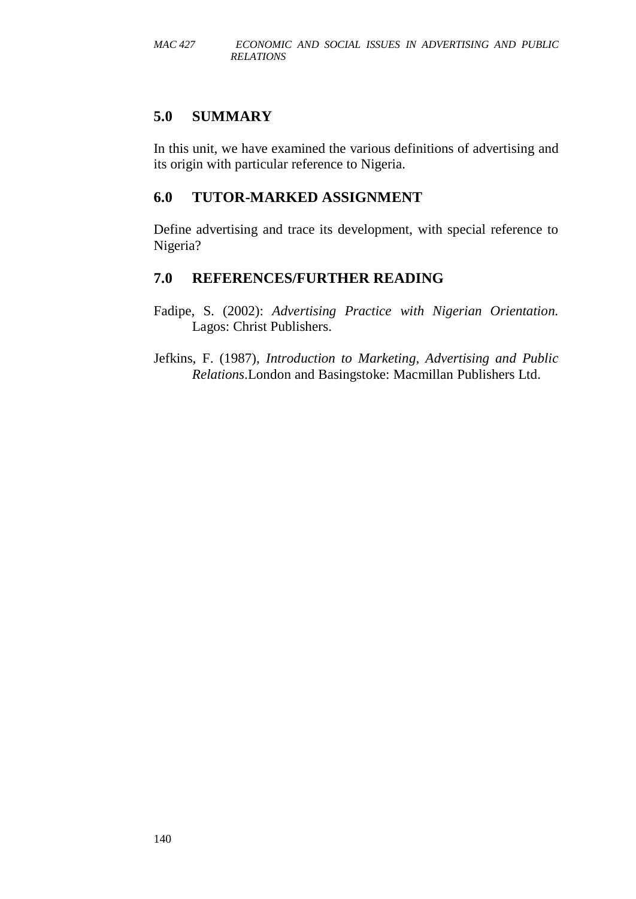## 5.0 SUMMARY

In this unit, we have examined the various definitions of advertising and its origin with particular reference to Nigeria.

## 6.0 TUTOR-MARKED ASSIGNMENT

Define advertising and trace its development, with special reference to Nigeria?

## 7.0 REFERENCES/FURTHER READING

Fadipe, S. (2002): *Advertising Practice with Nigerian Orientation.* Lagos: Christ Publishers.

Jefkins, F. (1987), *Introduction to Marketing, Advertising and Public Relations*.London and Basingstoke: Macmillan Publishers Ltd.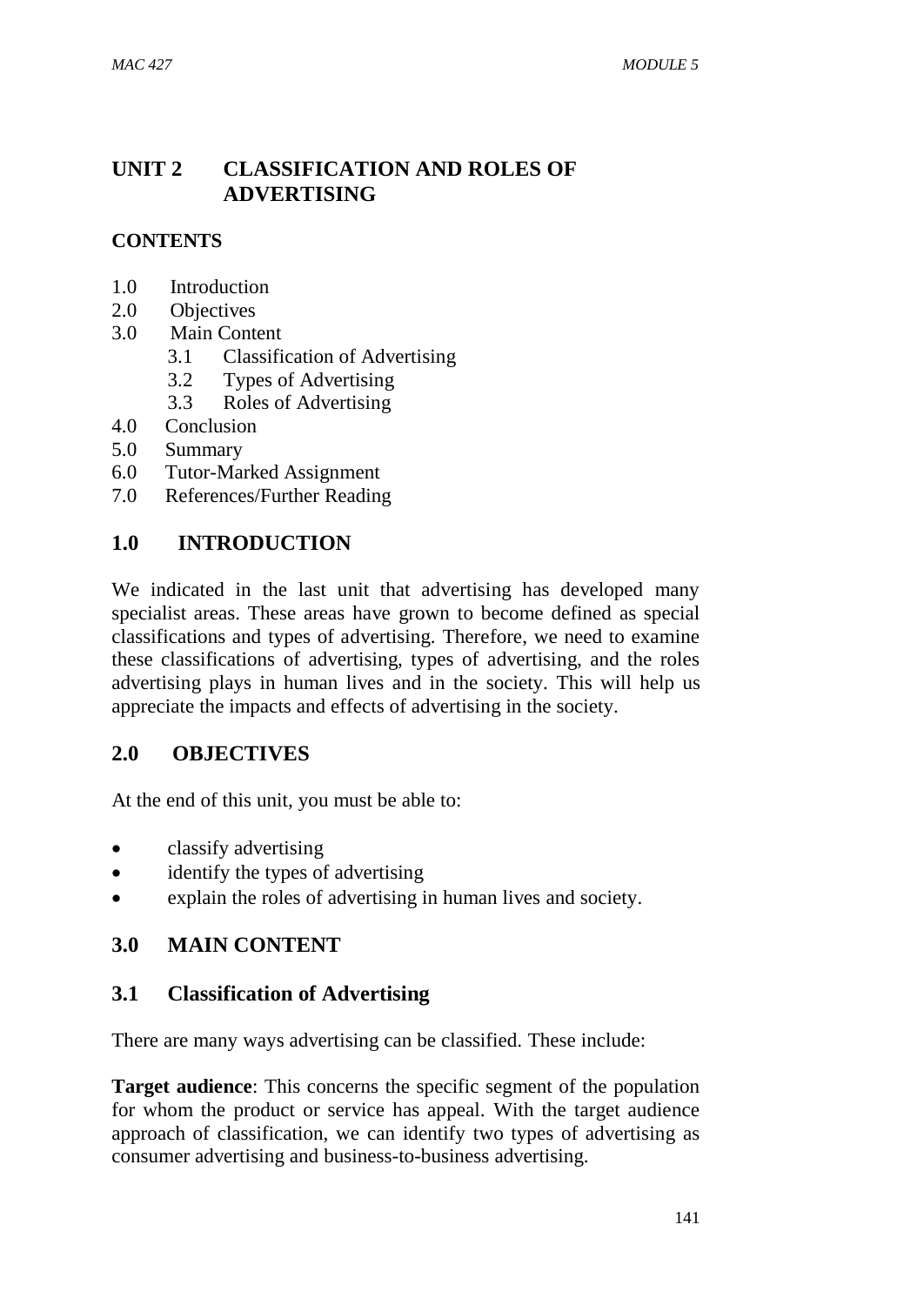# UNIT 2 CLASSIFICATION AND ROLES OF ADVERTISING

## CONTENTS

1.0 Introduction
2.0 Objectives
3.0 Main Content
    3.1 Classification of Advertising
    3.2 Types of Advertising
    3.3 Roles of Advertising
4.0 Conclusion
5.0 Summary
6.0 Tutor-Marked Assignment
7.0 References/Further Reading

## 1.0 INTRODUCTION

We indicated in the last unit that advertising has developed many specialist areas. These areas have grown to become defined as special classifications and types of advertising. Therefore, we need to examine these classifications of advertising, types of advertising, and the roles advertising plays in human lives and in the society. This will help us appreciate the impacts and effects of advertising in the society.

## 2.0 OBJECTIVES

At the end of this unit, you must be able to:

- classify advertising
- identify the types of advertising
- explain the roles of advertising in human lives and society.

## 3.0 MAIN CONTENT

### 3.1 Classification of Advertising

There are many ways advertising can be classified. These include:

**Target audience**: This concerns the specific segment of the population for whom the product or service has appeal. With the target audience approach of classification, we can identify two types of advertising as consumer advertising and business-to-business advertising.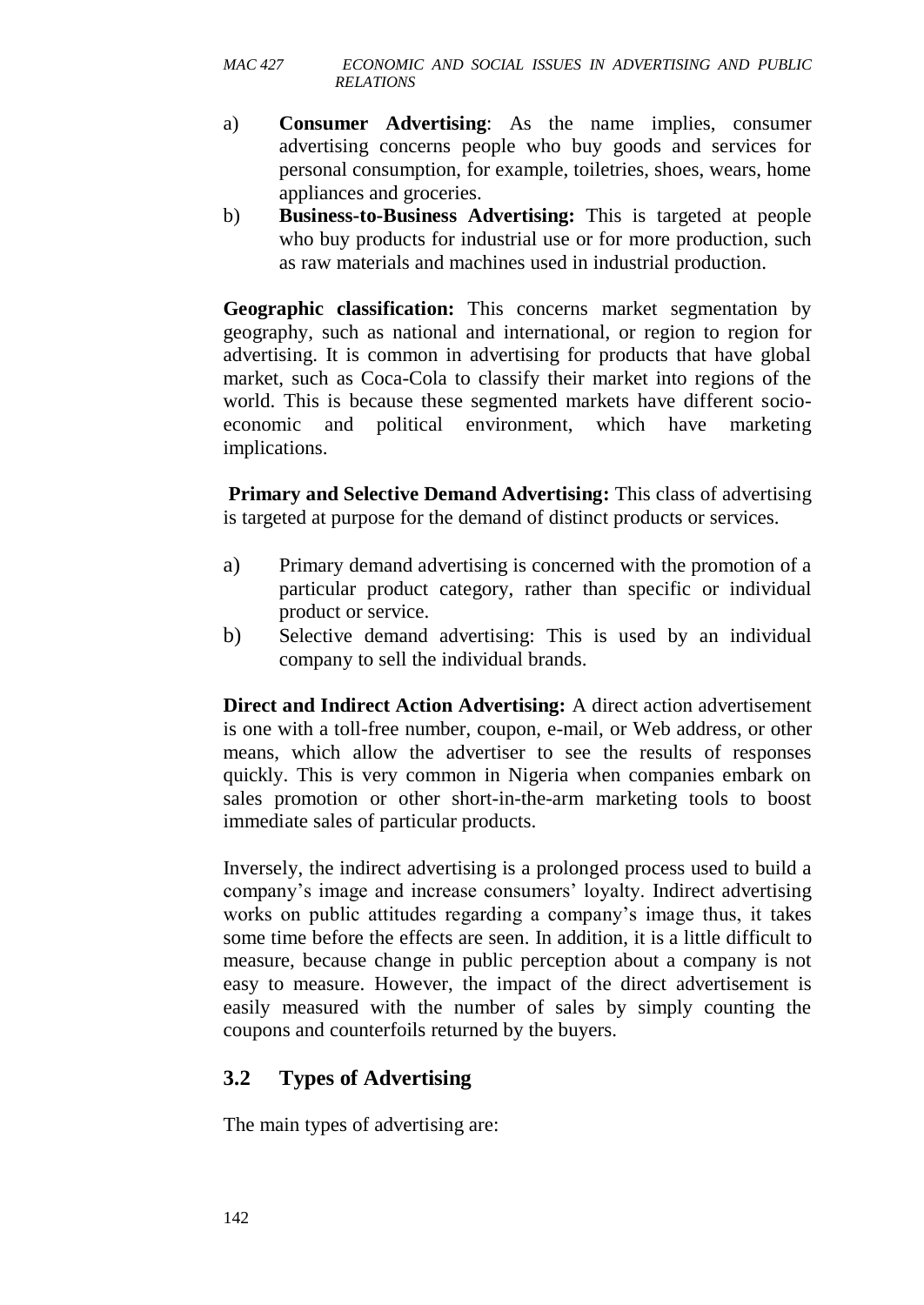a) **Consumer Advertising**: As the name implies, consumer advertising concerns people who buy goods and services for personal consumption, for example, toiletries, shoes, wears, home appliances and groceries.
b) **Business-to-Business Advertising:** This is targeted at people who buy products for industrial use or for more production, such as raw materials and machines used in industrial production.

**Geographic classification:** This concerns market segmentation by geography, such as national and international, or region to region for advertising. It is common in advertising for products that have global market, such as Coca-Cola to classify their market into regions of the world. This is because these segmented markets have different socio-economic and political environment, which have marketing implications.

**Primary and Selective Demand Advertising:** This class of advertising is targeted at purpose for the demand of distinct products or services.

a) Primary demand advertising is concerned with the promotion of a particular product category, rather than specific or individual product or service.
b) Selective demand advertising: This is used by an individual company to sell the individual brands.

**Direct and Indirect Action Advertising:** A direct action advertisement is one with a toll-free number, coupon, e-mail, or Web address, or other means, which allow the advertiser to see the results of responses quickly. This is very common in Nigeria when companies embark on sales promotion or other short-in-the-arm marketing tools to boost immediate sales of particular products.

Inversely, the indirect advertising is a prolonged process used to build a company's image and increase consumers' loyalty. Indirect advertising works on public attitudes regarding a company's image thus, it takes some time before the effects are seen. In addition, it is a little difficult to measure, because change in public perception about a company is not easy to measure. However, the impact of the direct advertisement is easily measured with the number of sales by simply counting the coupons and counterfoils returned by the buyers.

## 3.2 Types of Advertising

The main types of advertising are: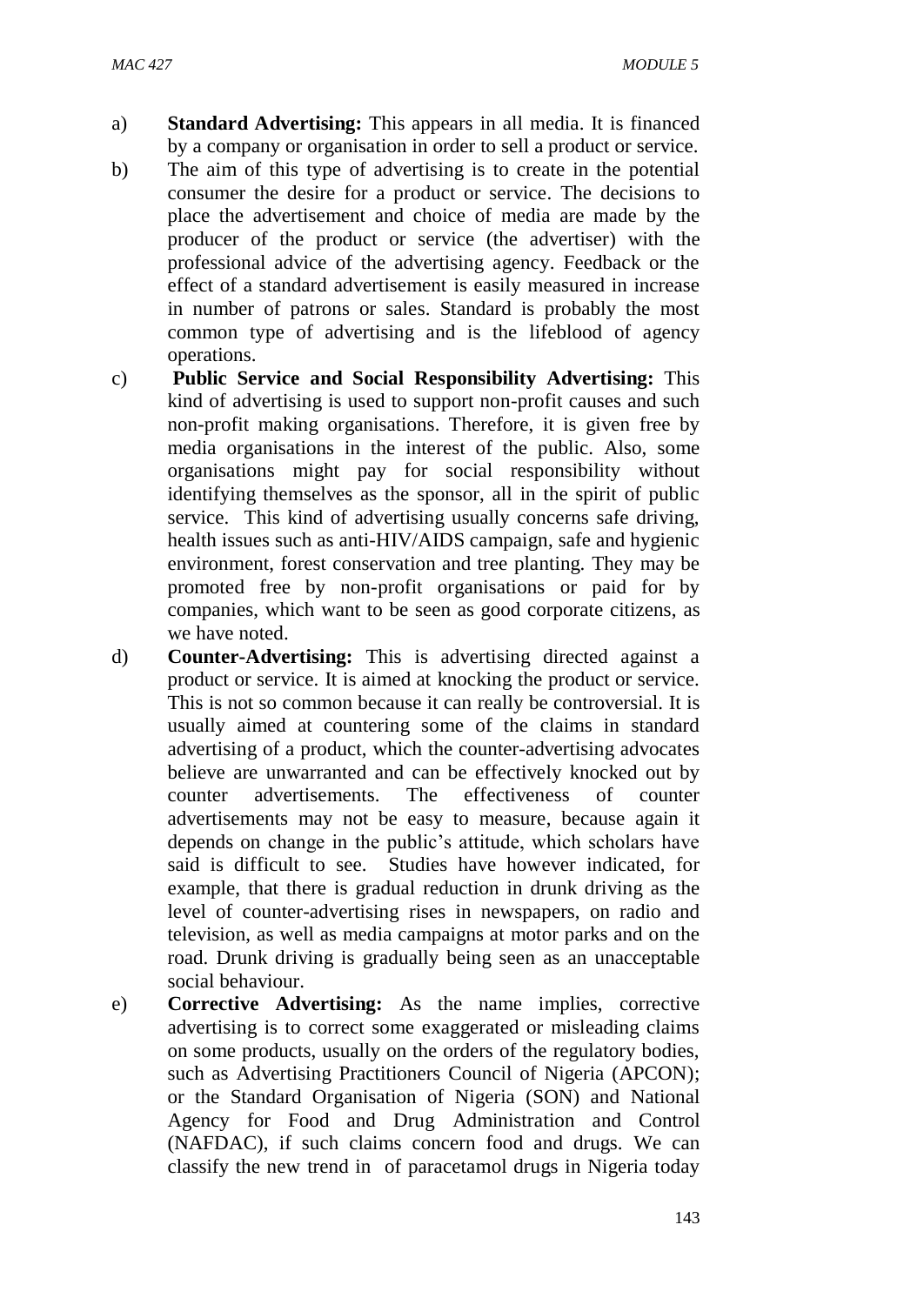a) **Standard Advertising:** This appears in all media. It is financed by a company or organisation in order to sell a product or service.
b) The aim of this type of advertising is to create in the potential consumer the desire for a product or service. The decisions to place the advertisement and choice of media are made by the producer of the product or service (the advertiser) with the professional advice of the advertising agency. Feedback or the effect of a standard advertisement is easily measured in increase in number of patrons or sales. Standard is probably the most common type of advertising and is the lifeblood of agency operations.
c) **Public Service and Social Responsibility Advertising:** This kind of advertising is used to support non-profit causes and such non-profit making organisations. Therefore, it is given free by media organisations in the interest of the public. Also, some organisations might pay for social responsibility without identifying themselves as the sponsor, all in the spirit of public service. This kind of advertising usually concerns safe driving, health issues such as anti-HIV/AIDS campaign, safe and hygienic environment, forest conservation and tree planting. They may be promoted free by non-profit organisations or paid for by companies, which want to be seen as good corporate citizens, as we have noted.
d) **Counter-Advertising:** This is advertising directed against a product or service. It is aimed at knocking the product or service. This is not so common because it can really be controversial. It is usually aimed at countering some of the claims in standard advertising of a product, which the counter-advertising advocates believe are unwarranted and can be effectively knocked out by counter advertisements. The effectiveness of counter advertisements may not be easy to measure, because again it depends on change in the public's attitude, which scholars have said is difficult to see. Studies have however indicated, for example, that there is gradual reduction in drunk driving as the level of counter-advertising rises in newspapers, on radio and television, as well as media campaigns at motor parks and on the road. Drunk driving is gradually being seen as an unacceptable social behaviour.
e) **Corrective Advertising:** As the name implies, corrective advertising is to correct some exaggerated or misleading claims on some products, usually on the orders of the regulatory bodies, such as Advertising Practitioners Council of Nigeria (APCON); or the Standard Organisation of Nigeria (SON) and National Agency for Food and Drug Administration and Control (NAFDAC), if such claims concern food and drugs. We can classify the new trend in of paracetamol drugs in Nigeria today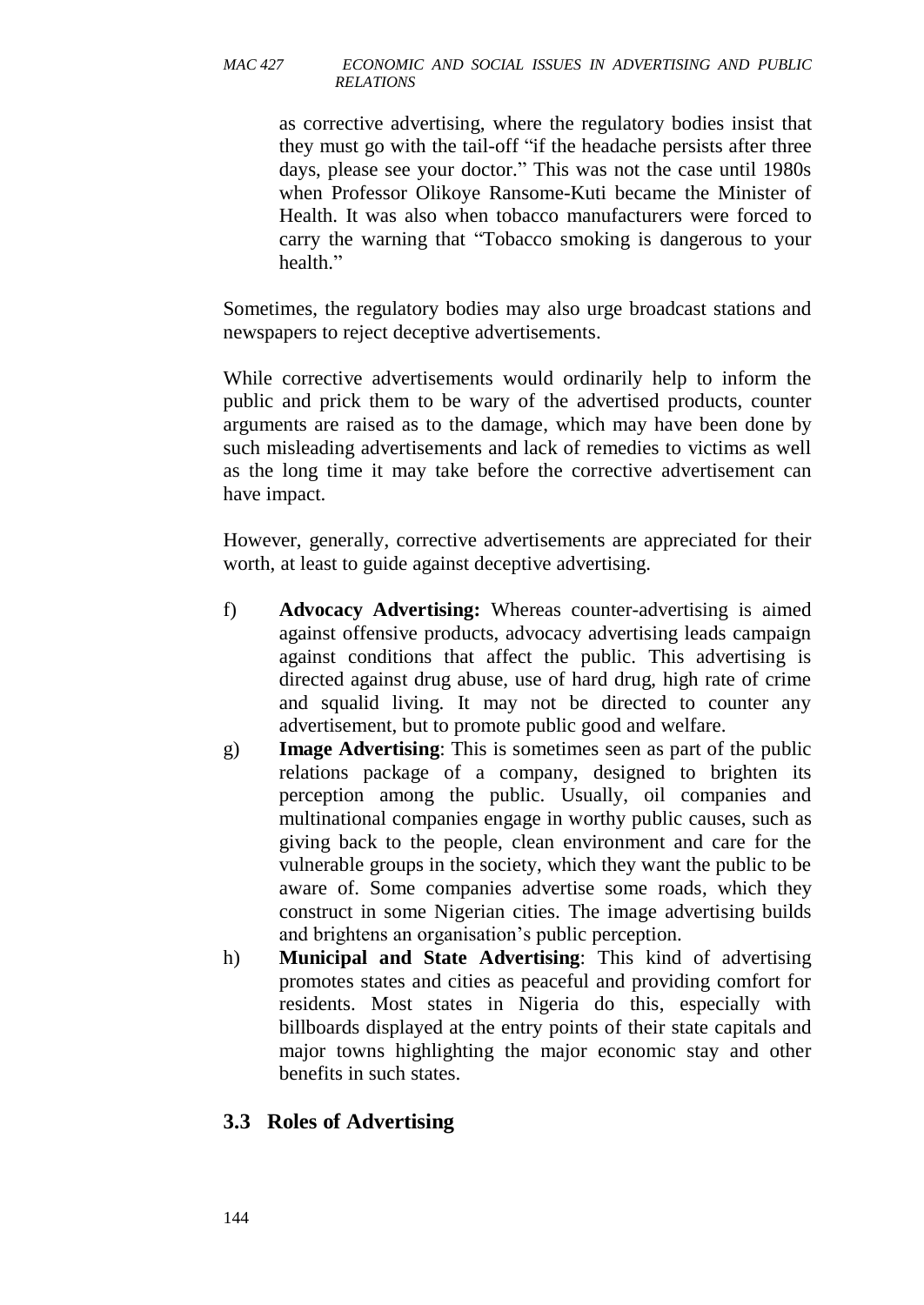as corrective advertising, where the regulatory bodies insist that they must go with the tail-off "if the headache persists after three days, please see your doctor." This was not the case until 1980s when Professor Olikoye Ransome-Kuti became the Minister of Health. It was also when tobacco manufacturers were forced to carry the warning that "Tobacco smoking is dangerous to your health."

Sometimes, the regulatory bodies may also urge broadcast stations and newspapers to reject deceptive advertisements.

While corrective advertisements would ordinarily help to inform the public and prick them to be wary of the advertised products, counter arguments are raised as to the damage, which may have been done by such misleading advertisements and lack of remedies to victims as well as the long time it may take before the corrective advertisement can have impact.

However, generally, corrective advertisements are appreciated for their worth, at least to guide against deceptive advertising.

f) **Advocacy Advertising:** Whereas counter-advertising is aimed against offensive products, advocacy advertising leads campaign against conditions that affect the public. This advertising is directed against drug abuse, use of hard drug, high rate of crime and squalid living. It may not be directed to counter any advertisement, but to promote public good and welfare.

g) **Image Advertising**: This is sometimes seen as part of the public relations package of a company, designed to brighten its perception among the public. Usually, oil companies and multinational companies engage in worthy public causes, such as giving back to the people, clean environment and care for the vulnerable groups in the society, which they want the public to be aware of. Some companies advertise some roads, which they construct in some Nigerian cities. The image advertising builds and brightens an organisation's public perception.

h) **Municipal and State Advertising**: This kind of advertising promotes states and cities as peaceful and providing comfort for residents. Most states in Nigeria do this, especially with billboards displayed at the entry points of their state capitals and major towns highlighting the major economic stay and other benefits in such states.

## 3.3 Roles of Advertising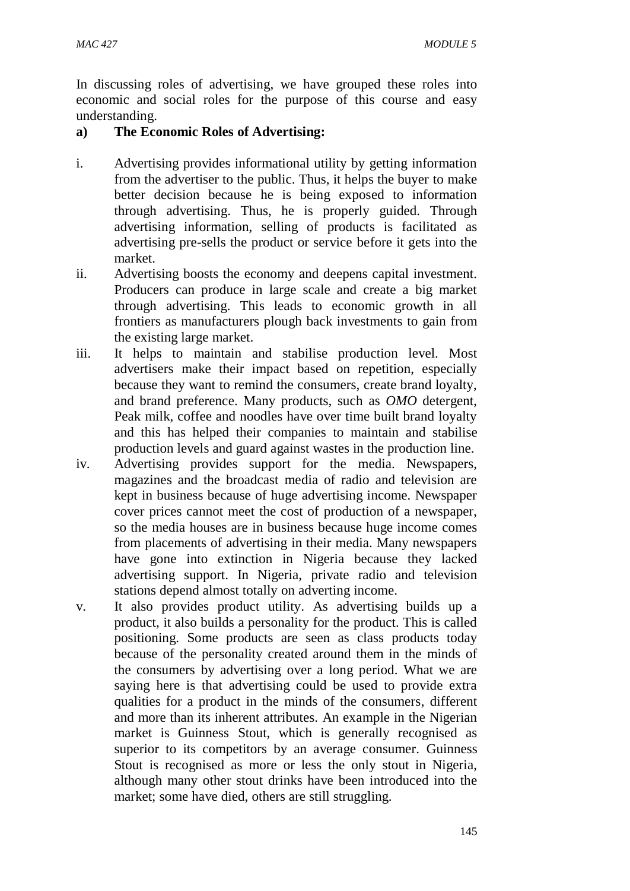In discussing roles of advertising, we have grouped these roles into economic and social roles for the purpose of this course and easy understanding.

**a) The Economic Roles of Advertising:**

i. Advertising provides informational utility by getting information from the advertiser to the public. Thus, it helps the buyer to make better decision because he is being exposed to information through advertising. Thus, he is properly guided. Through advertising information, selling of products is facilitated as advertising pre-sells the product or service before it gets into the market.

ii. Advertising boosts the economy and deepens capital investment. Producers can produce in large scale and create a big market through advertising. This leads to economic growth in all frontiers as manufacturers plough back investments to gain from the existing large market.

iii. It helps to maintain and stabilise production level. Most advertisers make their impact based on repetition, especially because they want to remind the consumers, create brand loyalty, and brand preference. Many products, such as *OMO* detergent, Peak milk, coffee and noodles have over time built brand loyalty and this has helped their companies to maintain and stabilise production levels and guard against wastes in the production line.

iv. Advertising provides support for the media. Newspapers, magazines and the broadcast media of radio and television are kept in business because of huge advertising income. Newspaper cover prices cannot meet the cost of production of a newspaper, so the media houses are in business because huge income comes from placements of advertising in their media. Many newspapers have gone into extinction in Nigeria because they lacked advertising support. In Nigeria, private radio and television stations depend almost totally on adverting income.

v. It also provides product utility. As advertising builds up a product, it also builds a personality for the product. This is called positioning. Some products are seen as class products today because of the personality created around them in the minds of the consumers by advertising over a long period. What we are saying here is that advertising could be used to provide extra qualities for a product in the minds of the consumers, different and more than its inherent attributes. An example in the Nigerian market is Guinness Stout, which is generally recognised as superior to its competitors by an average consumer. Guinness Stout is recognised as more or less the only stout in Nigeria, although many other stout drinks have been introduced into the market; some have died, others are still struggling.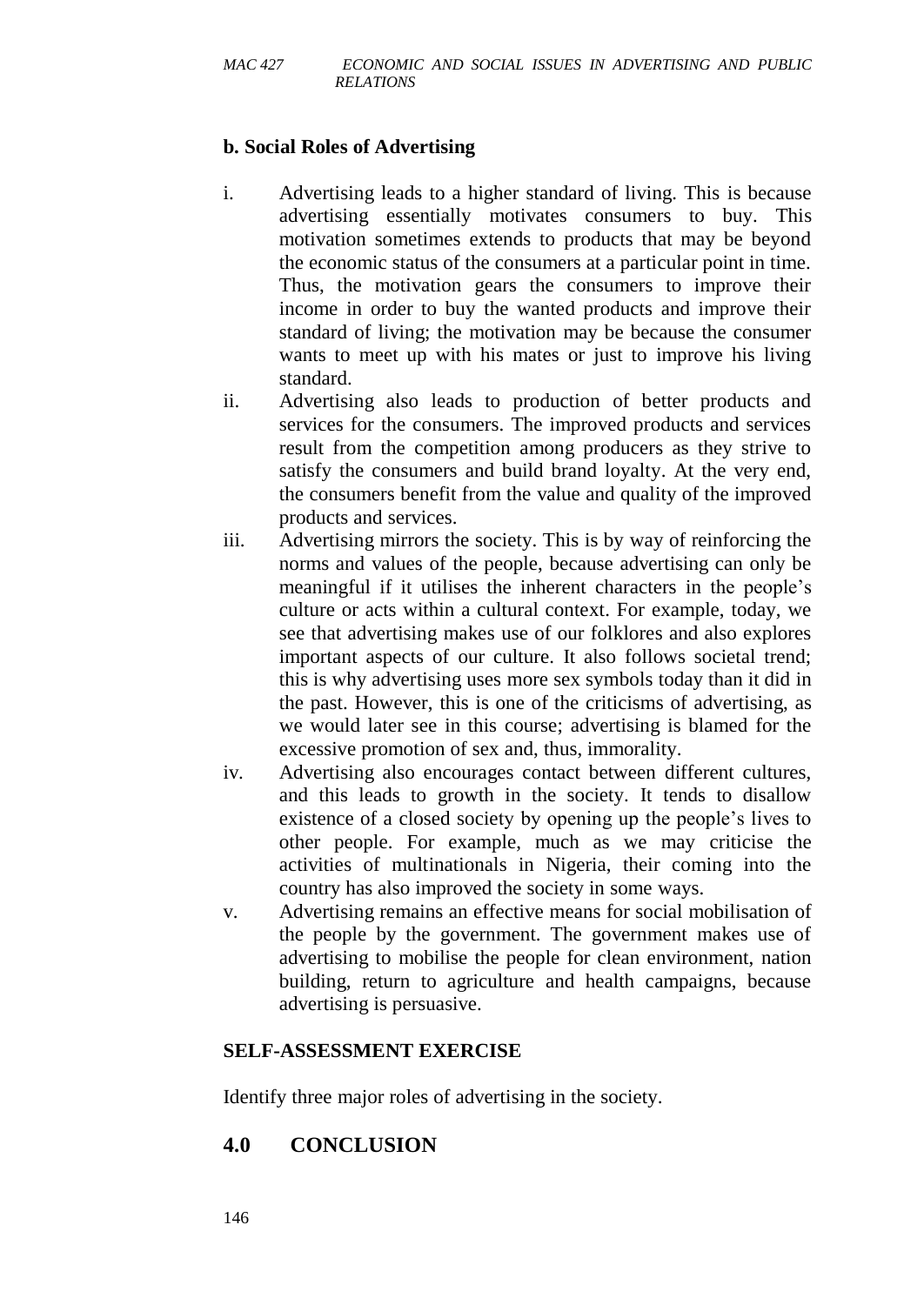**b. Social Roles of Advertising**

i. Advertising leads to a higher standard of living. This is because advertising essentially motivates consumers to buy. This motivation sometimes extends to products that may be beyond the economic status of the consumers at a particular point in time. Thus, the motivation gears the consumers to improve their income in order to buy the wanted products and improve their standard of living; the motivation may be because the consumer wants to meet up with his mates or just to improve his living standard.

ii. Advertising also leads to production of better products and services for the consumers. The improved products and services result from the competition among producers as they strive to satisfy the consumers and build brand loyalty. At the very end, the consumers benefit from the value and quality of the improved products and services.

iii. Advertising mirrors the society. This is by way of reinforcing the norms and values of the people, because advertising can only be meaningful if it utilises the inherent characters in the people's culture or acts within a cultural context. For example, today, we see that advertising makes use of our folklores and also explores important aspects of our culture. It also follows societal trend; this is why advertising uses more sex symbols today than it did in the past. However, this is one of the criticisms of advertising, as we would later see in this course; advertising is blamed for the excessive promotion of sex and, thus, immorality.

iv. Advertising also encourages contact between different cultures, and this leads to growth in the society. It tends to disallow existence of a closed society by opening up the people's lives to other people. For example, much as we may criticise the activities of multinationals in Nigeria, their coming into the country has also improved the society in some ways.

v. Advertising remains an effective means for social mobilisation of the people by the government. The government makes use of advertising to mobilise the people for clean environment, nation building, return to agriculture and health campaigns, because advertising is persuasive.

**SELF-ASSESSMENT EXERCISE**

Identify three major roles of advertising in the society.

## 4.0 CONCLUSION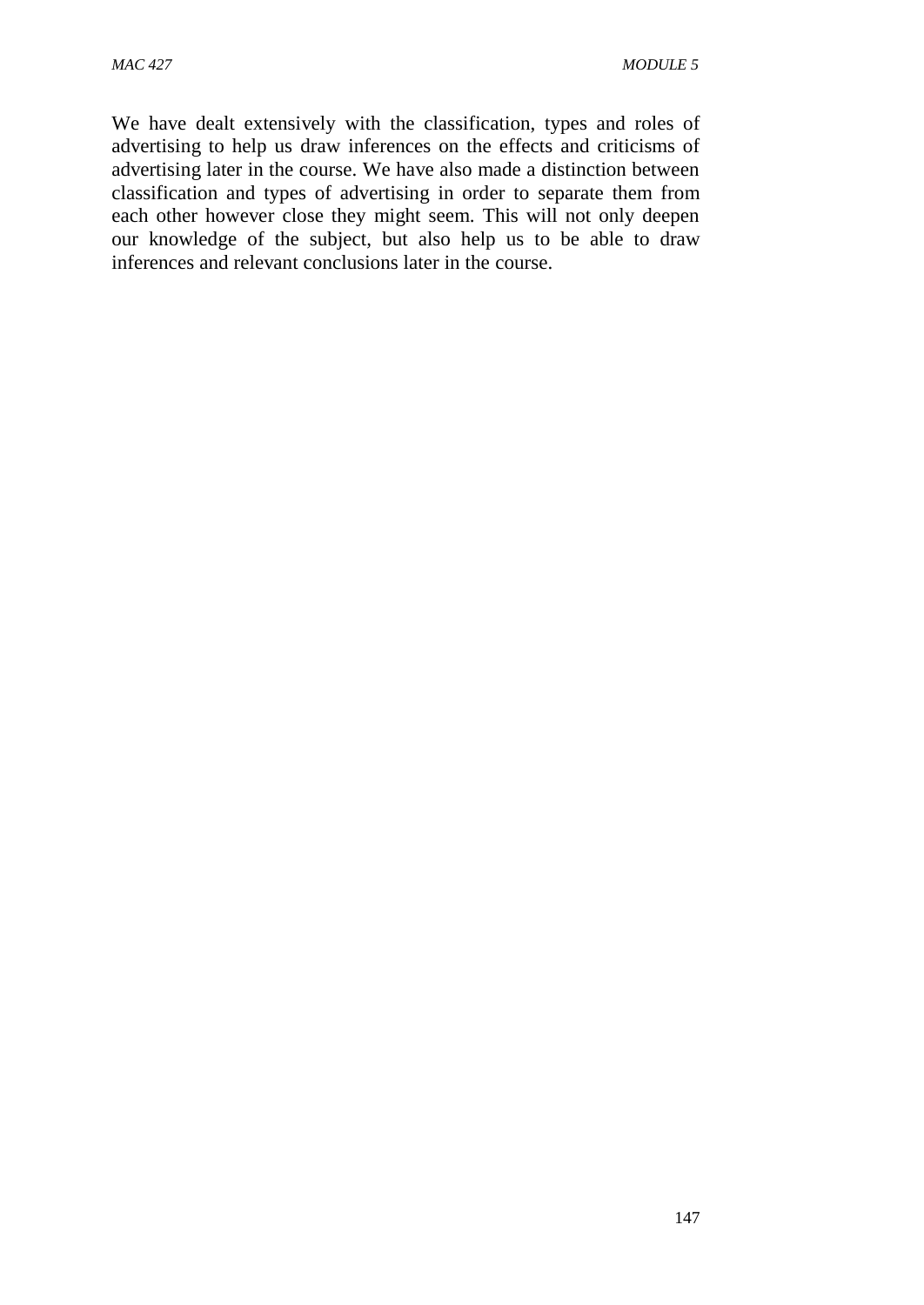We have dealt extensively with the classification, types and roles of advertising to help us draw inferences on the effects and criticisms of advertising later in the course. We have also made a distinction between classification and types of advertising in order to separate them from each other however close they might seem. This will not only deepen our knowledge of the subject, but also help us to be able to draw inferences and relevant conclusions later in the course.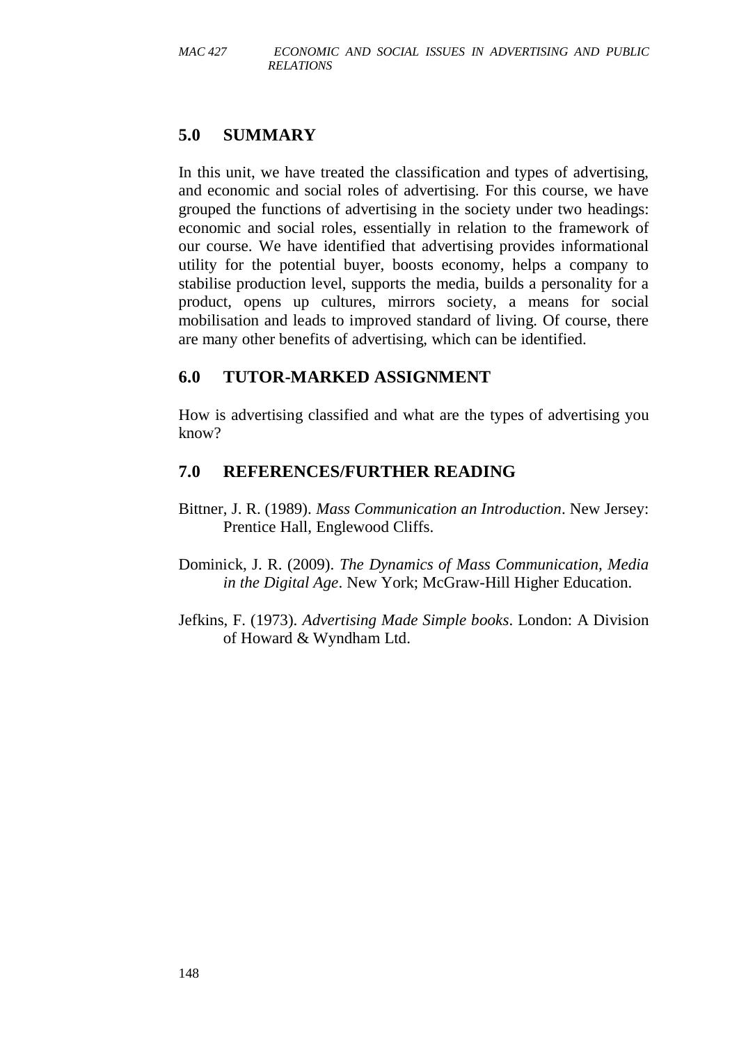## 5.0 SUMMARY

In this unit, we have treated the classification and types of advertising, and economic and social roles of advertising. For this course, we have grouped the functions of advertising in the society under two headings: economic and social roles, essentially in relation to the framework of our course. We have identified that advertising provides informational utility for the potential buyer, boosts economy, helps a company to stabilise production level, supports the media, builds a personality for a product, opens up cultures, mirrors society, a means for social mobilisation and leads to improved standard of living. Of course, there are many other benefits of advertising, which can be identified.

## 6.0 TUTOR-MARKED ASSIGNMENT

How is advertising classified and what are the types of advertising you know?

## 7.0 REFERENCES/FURTHER READING

Bittner, J. R. (1989). *Mass Communication an Introduction*. New Jersey: Prentice Hall, Englewood Cliffs.

Dominick, J. R. (2009). *The Dynamics of Mass Communication, Media in the Digital Age*. New York; McGraw-Hill Higher Education.

Jefkins, F. (1973). *Advertising Made Simple books*. London: A Division of Howard & Wyndham Ltd.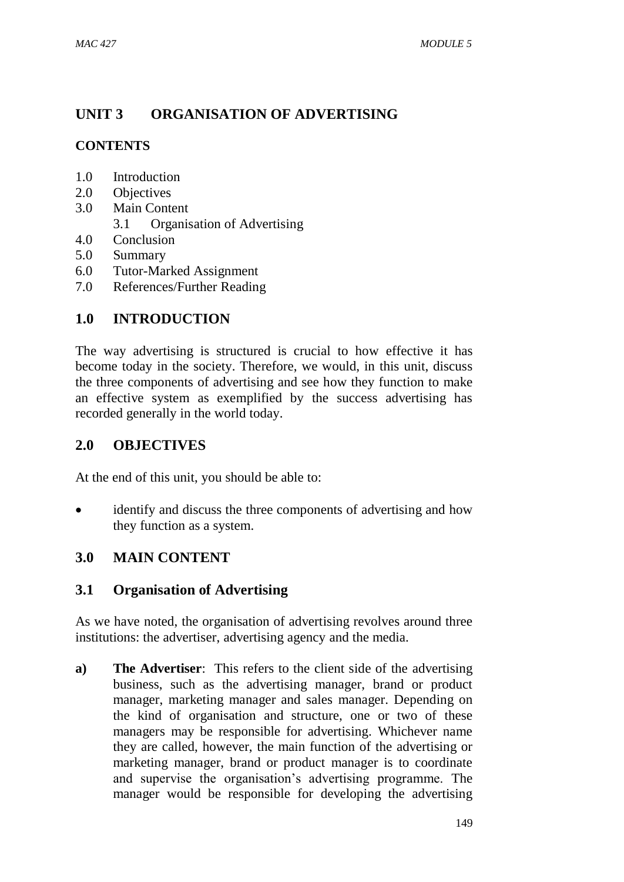# UNIT 3 ORGANISATION OF ADVERTISING

## CONTENTS

1.0 Introduction
2.0 Objectives
3.0 Main Content
  3.1 Organisation of Advertising
4.0 Conclusion
5.0 Summary
6.0 Tutor-Marked Assignment
7.0 References/Further Reading

## 1.0 INTRODUCTION

The way advertising is structured is crucial to how effective it has become today in the society. Therefore, we would, in this unit, discuss the three components of advertising and see how they function to make an effective system as exemplified by the success advertising has recorded generally in the world today.

## 2.0 OBJECTIVES

At the end of this unit, you should be able to:

- identify and discuss the three components of advertising and how they function as a system.

## 3.0 MAIN CONTENT

### 3.1 Organisation of Advertising

As we have noted, the organisation of advertising revolves around three institutions: the advertiser, advertising agency and the media.

**a)** **The Advertiser**: This refers to the client side of the advertising business, such as the advertising manager, brand or product manager, marketing manager and sales manager. Depending on the kind of organisation and structure, one or two of these managers may be responsible for advertising. Whichever name they are called, however, the main function of the advertising or marketing manager, brand or product manager is to coordinate and supervise the organisation's advertising programme. The manager would be responsible for developing the advertising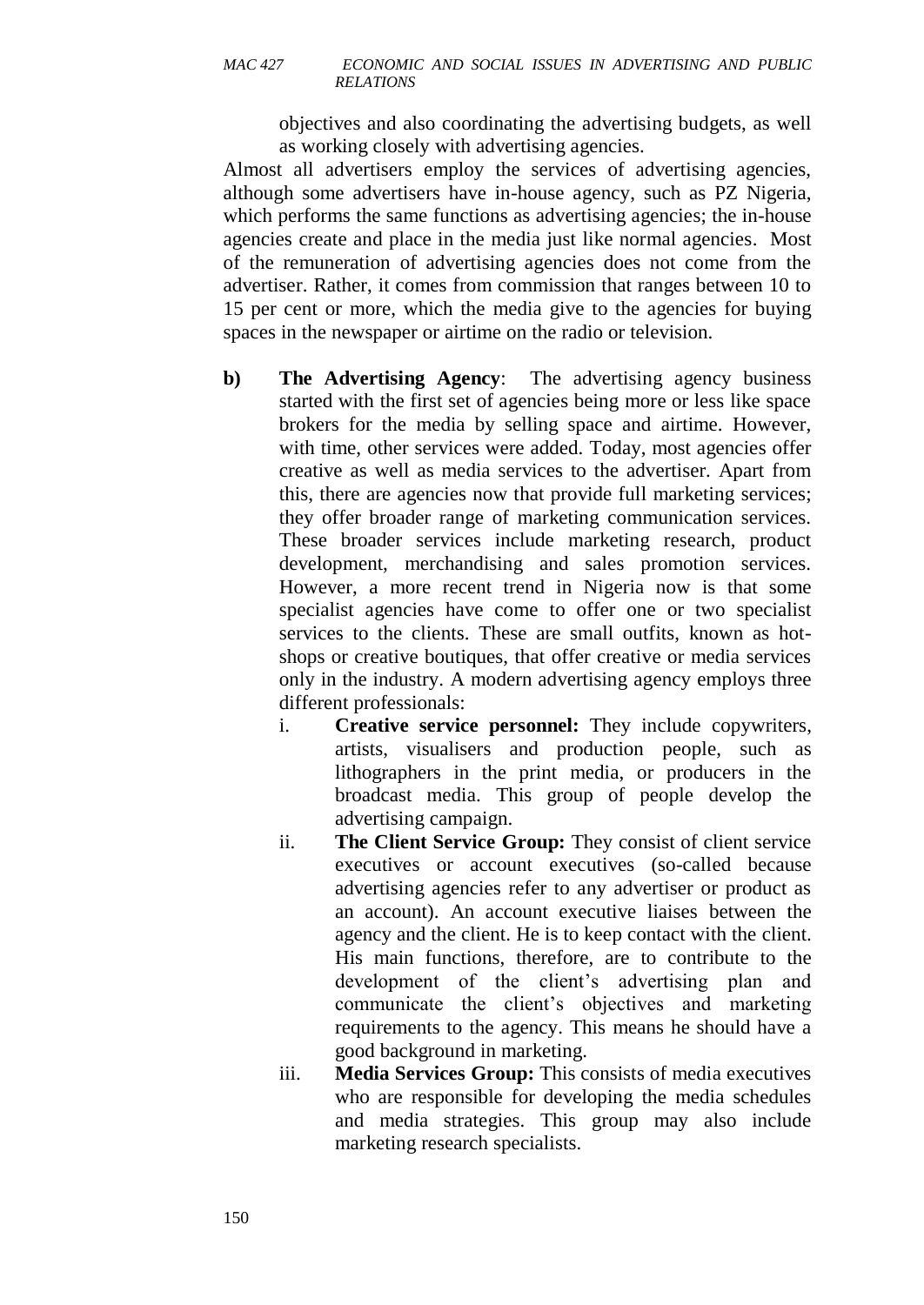objectives and also coordinating the advertising budgets, as well as working closely with advertising agencies.

Almost all advertisers employ the services of advertising agencies, although some advertisers have in-house agency, such as PZ Nigeria, which performs the same functions as advertising agencies; the in-house agencies create and place in the media just like normal agencies. Most of the remuneration of advertising agencies does not come from the advertiser. Rather, it comes from commission that ranges between 10 to 15 per cent or more, which the media give to the agencies for buying spaces in the newspaper or airtime on the radio or television.

**b)** **The Advertising Agency**: The advertising agency business started with the first set of agencies being more or less like space brokers for the media by selling space and airtime. However, with time, other services were added. Today, most agencies offer creative as well as media services to the advertiser. Apart from this, there are agencies now that provide full marketing services; they offer broader range of marketing communication services. These broader services include marketing research, product development, merchandising and sales promotion services. However, a more recent trend in Nigeria now is that some specialist agencies have come to offer one or two specialist services to the clients. These are small outfits, known as hot-shops or creative boutiques, that offer creative or media services only in the industry. A modern advertising agency employs three different professionals:

i. **Creative service personnel:** They include copywriters, artists, visualisers and production people, such as lithographers in the print media, or producers in the broadcast media. This group of people develop the advertising campaign.

ii. **The Client Service Group:** They consist of client service executives or account executives (so-called because advertising agencies refer to any advertiser or product as an account). An account executive liaises between the agency and the client. He is to keep contact with the client. His main functions, therefore, are to contribute to the development of the client's advertising plan and communicate the client's objectives and marketing requirements to the agency. This means he should have a good background in marketing.

iii. **Media Services Group:** This consists of media executives who are responsible for developing the media schedules and media strategies. This group may also include marketing research specialists.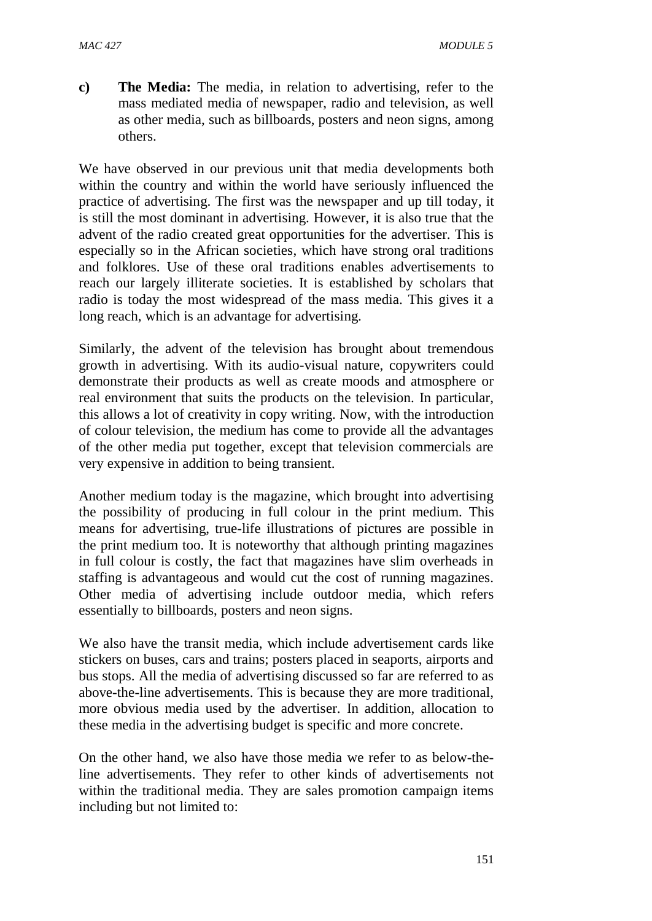c) **The Media:** The media, in relation to advertising, refer to the mass mediated media of newspaper, radio and television, as well as other media, such as billboards, posters and neon signs, among others.

We have observed in our previous unit that media developments both within the country and within the world have seriously influenced the practice of advertising. The first was the newspaper and up till today, it is still the most dominant in advertising. However, it is also true that the advent of the radio created great opportunities for the advertiser. This is especially so in the African societies, which have strong oral traditions and folklores. Use of these oral traditions enables advertisements to reach our largely illiterate societies. It is established by scholars that radio is today the most widespread of the mass media. This gives it a long reach, which is an advantage for advertising.

Similarly, the advent of the television has brought about tremendous growth in advertising. With its audio-visual nature, copywriters could demonstrate their products as well as create moods and atmosphere or real environment that suits the products on the television. In particular, this allows a lot of creativity in copy writing. Now, with the introduction of colour television, the medium has come to provide all the advantages of the other media put together, except that television commercials are very expensive in addition to being transient.

Another medium today is the magazine, which brought into advertising the possibility of producing in full colour in the print medium. This means for advertising, true-life illustrations of pictures are possible in the print medium too. It is noteworthy that although printing magazines in full colour is costly, the fact that magazines have slim overheads in staffing is advantageous and would cut the cost of running magazines. Other media of advertising include outdoor media, which refers essentially to billboards, posters and neon signs.

We also have the transit media, which include advertisement cards like stickers on buses, cars and trains; posters placed in seaports, airports and bus stops. All the media of advertising discussed so far are referred to as above-the-line advertisements. This is because they are more traditional, more obvious media used by the advertiser. In addition, allocation to these media in the advertising budget is specific and more concrete.

On the other hand, we also have those media we refer to as below-the-line advertisements. They refer to other kinds of advertisements not within the traditional media. They are sales promotion campaign items including but not limited to: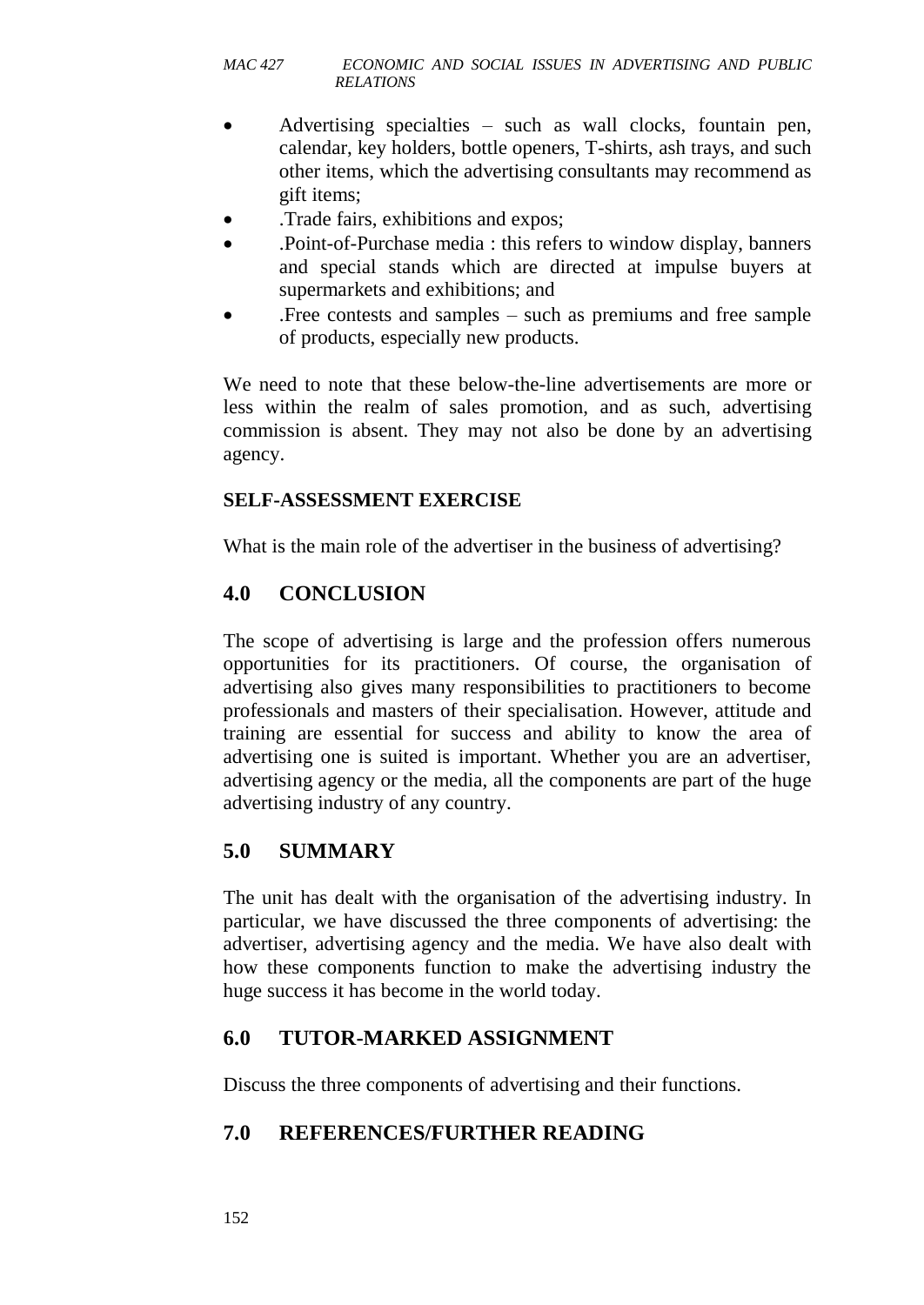- Advertising specialties – such as wall clocks, fountain pen, calendar, key holders, bottle openers, T-shirts, ash trays, and such other items, which the advertising consultants may recommend as gift items;
- .Trade fairs, exhibitions and expos;
- .Point-of-Purchase media : this refers to window display, banners and special stands which are directed at impulse buyers at supermarkets and exhibitions; and
- .Free contests and samples – such as premiums and free sample of products, especially new products.

We need to note that these below-the-line advertisements are more or less within the realm of sales promotion, and as such, advertising commission is absent. They may not also be done by an advertising agency.

**SELF-ASSESSMENT EXERCISE**

What is the main role of the advertiser in the business of advertising?

## 4.0 CONCLUSION

The scope of advertising is large and the profession offers numerous opportunities for its practitioners. Of course, the organisation of advertising also gives many responsibilities to practitioners to become professionals and masters of their specialisation. However, attitude and training are essential for success and ability to know the area of advertising one is suited is important. Whether you are an advertiser, advertising agency or the media, all the components are part of the huge advertising industry of any country.

## 5.0 SUMMARY

The unit has dealt with the organisation of the advertising industry. In particular, we have discussed the three components of advertising: the advertiser, advertising agency and the media. We have also dealt with how these components function to make the advertising industry the huge success it has become in the world today.

## 6.0 TUTOR-MARKED ASSIGNMENT

Discuss the three components of advertising and their functions.

## 7.0 REFERENCES/FURTHER READING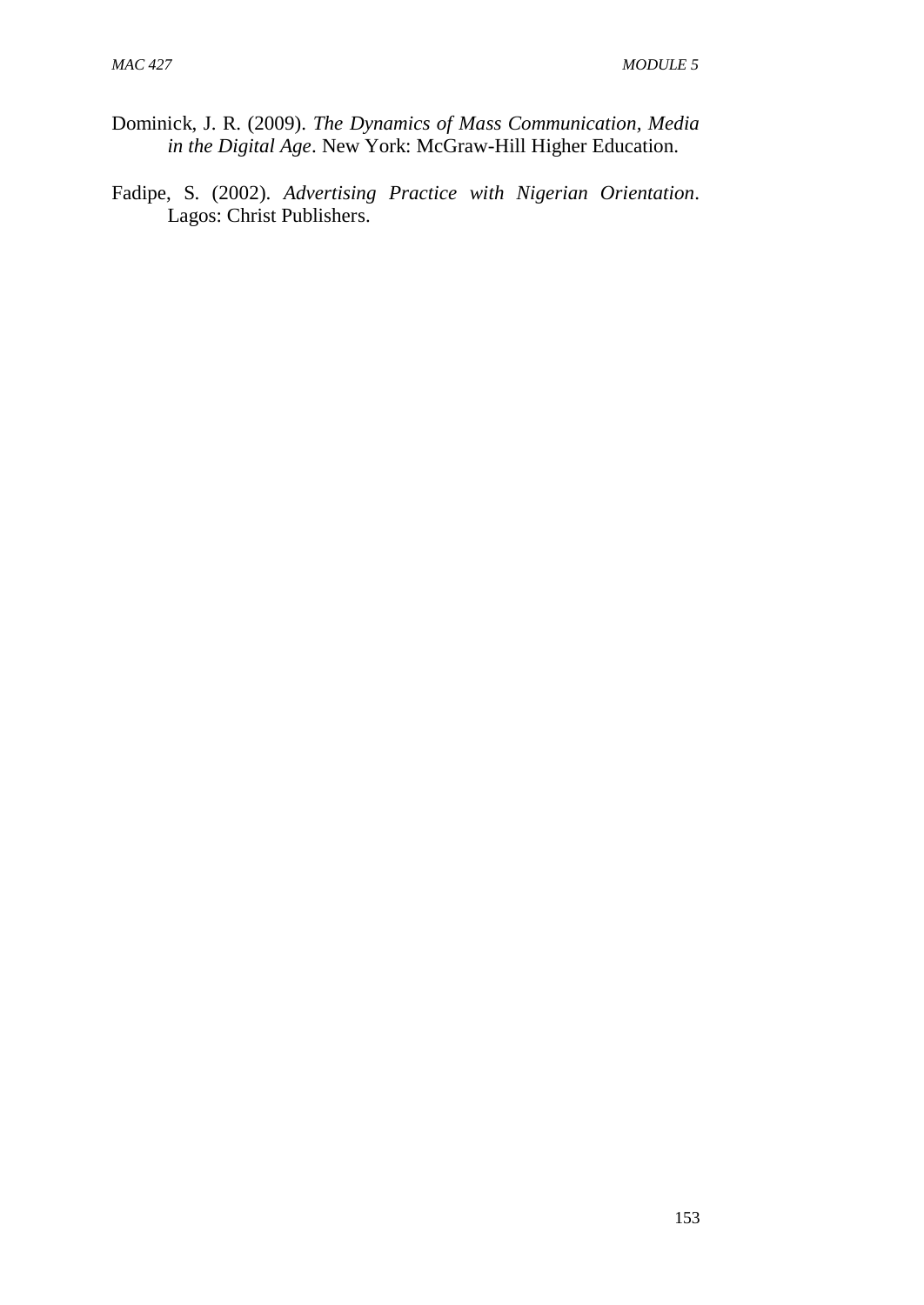Dominick, J. R. (2009). *The Dynamics of Mass Communication, Media in the Digital Age*. New York: McGraw-Hill Higher Education.

Fadipe, S. (2002). *Advertising Practice with Nigerian Orientation*. Lagos: Christ Publishers.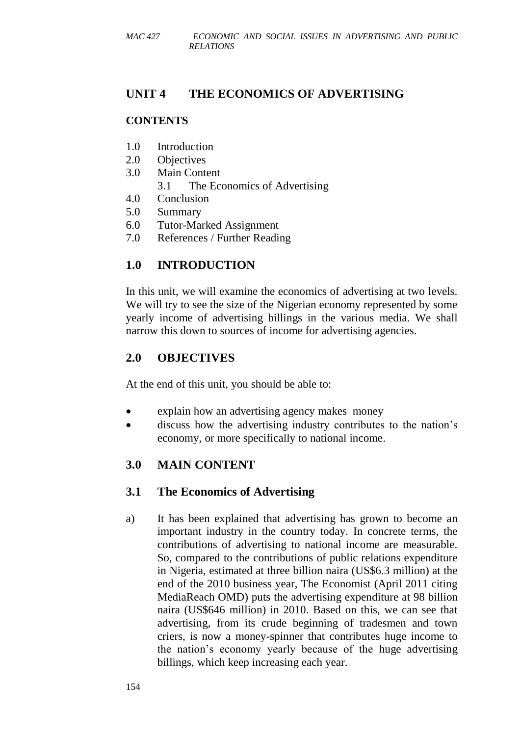# UNIT 4 THE ECONOMICS OF ADVERTISING

## CONTENTS

1.0 Introduction
2.0 Objectives
3.0 Main Content
    3.1 The Economics of Advertising
4.0 Conclusion
5.0 Summary
6.0 Tutor-Marked Assignment
7.0 References / Further Reading

## 1.0 INTRODUCTION

In this unit, we will examine the economics of advertising at two levels. We will try to see the size of the Nigerian economy represented by some yearly income of advertising billings in the various media. We shall narrow this down to sources of income for advertising agencies.

## 2.0 OBJECTIVES

At the end of this unit, you should be able to:

- explain how an advertising agency makes money
- discuss how the advertising industry contributes to the nation's economy, or more specifically to national income.

## 3.0 MAIN CONTENT

### 3.1 The Economics of Advertising

a) It has been explained that advertising has grown to become an important industry in the country today. In concrete terms, the contributions of advertising to national income are measurable. So, compared to the contributions of public relations expenditure in Nigeria, estimated at three billion naira (US$6.3 million) at the end of the 2010 business year, The Economist (April 2011 citing MediaReach OMD) puts the advertising expenditure at 98 billion naira (US$646 million) in 2010. Based on this, we can see that advertising, from its crude beginning of tradesmen and town criers, is now a money-spinner that contributes huge income to the nation's economy yearly because of the huge advertising billings, which keep increasing each year.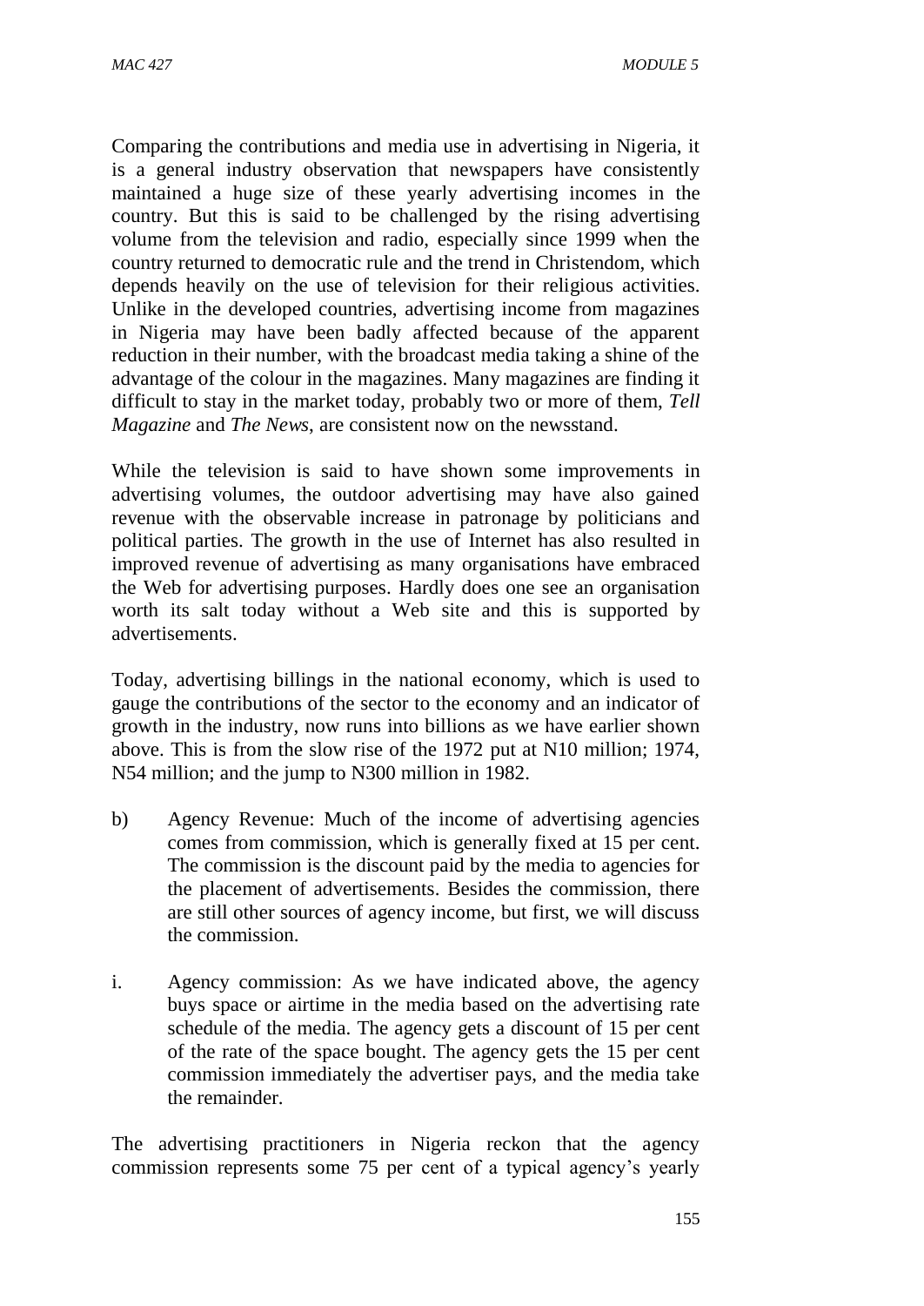Comparing the contributions and media use in advertising in Nigeria, it is a general industry observation that newspapers have consistently maintained a huge size of these yearly advertising incomes in the country. But this is said to be challenged by the rising advertising volume from the television and radio, especially since 1999 when the country returned to democratic rule and the trend in Christendom, which depends heavily on the use of television for their religious activities. Unlike in the developed countries, advertising income from magazines in Nigeria may have been badly affected because of the apparent reduction in their number, with the broadcast media taking a shine of the advantage of the colour in the magazines. Many magazines are finding it difficult to stay in the market today, probably two or more of them, *Tell Magazine* and *The News*, are consistent now on the newsstand.

While the television is said to have shown some improvements in advertising volumes, the outdoor advertising may have also gained revenue with the observable increase in patronage by politicians and political parties. The growth in the use of Internet has also resulted in improved revenue of advertising as many organisations have embraced the Web for advertising purposes. Hardly does one see an organisation worth its salt today without a Web site and this is supported by advertisements.

Today, advertising billings in the national economy, which is used to gauge the contributions of the sector to the economy and an indicator of growth in the industry, now runs into billions as we have earlier shown above. This is from the slow rise of the 1972 put at N10 million; 1974, N54 million; and the jump to N300 million in 1982.

b) Agency Revenue: Much of the income of advertising agencies comes from commission, which is generally fixed at 15 per cent. The commission is the discount paid by the media to agencies for the placement of advertisements. Besides the commission, there are still other sources of agency income, but first, we will discuss the commission.

i. Agency commission: As we have indicated above, the agency buys space or airtime in the media based on the advertising rate schedule of the media. The agency gets a discount of 15 per cent of the rate of the space bought. The agency gets the 15 per cent commission immediately the advertiser pays, and the media take the remainder.

The advertising practitioners in Nigeria reckon that the agency commission represents some 75 per cent of a typical agency's yearly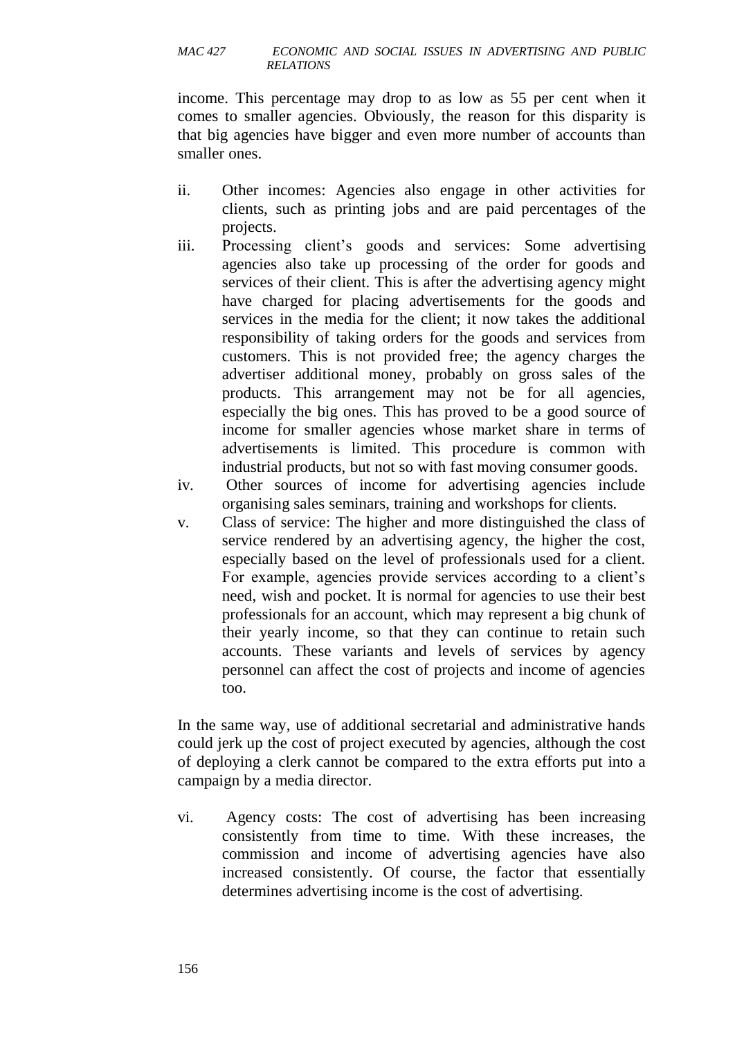income. This percentage may drop to as low as 55 per cent when it comes to smaller agencies. Obviously, the reason for this disparity is that big agencies have bigger and even more number of accounts than smaller ones.

ii. Other incomes: Agencies also engage in other activities for clients, such as printing jobs and are paid percentages of the projects.

iii. Processing client's goods and services: Some advertising agencies also take up processing of the order for goods and services of their client. This is after the advertising agency might have charged for placing advertisements for the goods and services in the media for the client; it now takes the additional responsibility of taking orders for the goods and services from customers. This is not provided free; the agency charges the advertiser additional money, probably on gross sales of the products. This arrangement may not be for all agencies, especially the big ones. This has proved to be a good source of income for smaller agencies whose market share in terms of advertisements is limited. This procedure is common with industrial products, but not so with fast moving consumer goods.

iv. Other sources of income for advertising agencies include organising sales seminars, training and workshops for clients.

v. Class of service: The higher and more distinguished the class of service rendered by an advertising agency, the higher the cost, especially based on the level of professionals used for a client. For example, agencies provide services according to a client's need, wish and pocket. It is normal for agencies to use their best professionals for an account, which may represent a big chunk of their yearly income, so that they can continue to retain such accounts. These variants and levels of services by agency personnel can affect the cost of projects and income of agencies too.

In the same way, use of additional secretarial and administrative hands could jerk up the cost of project executed by agencies, although the cost of deploying a clerk cannot be compared to the extra efforts put into a campaign by a media director.

vi. Agency costs: The cost of advertising has been increasing consistently from time to time. With these increases, the commission and income of advertising agencies have also increased consistently. Of course, the factor that essentially determines advertising income is the cost of advertising.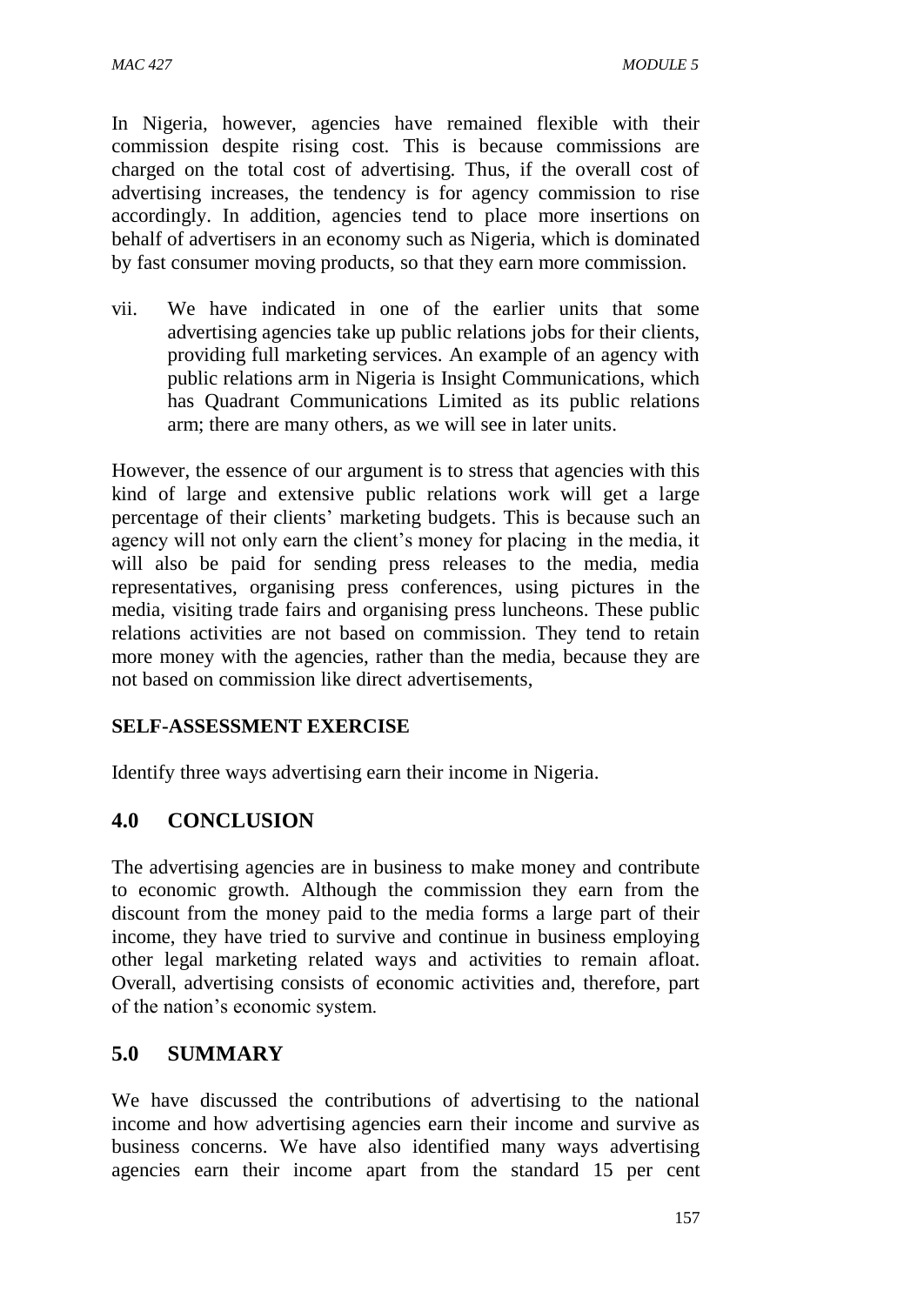In Nigeria, however, agencies have remained flexible with their commission despite rising cost. This is because commissions are charged on the total cost of advertising. Thus, if the overall cost of advertising increases, the tendency is for agency commission to rise accordingly. In addition, agencies tend to place more insertions on behalf of advertisers in an economy such as Nigeria, which is dominated by fast consumer moving products, so that they earn more commission.

vii. We have indicated in one of the earlier units that some advertising agencies take up public relations jobs for their clients, providing full marketing services. An example of an agency with public relations arm in Nigeria is Insight Communications, which has Quadrant Communications Limited as its public relations arm; there are many others, as we will see in later units.

However, the essence of our argument is to stress that agencies with this kind of large and extensive public relations work will get a large percentage of their clients' marketing budgets. This is because such an agency will not only earn the client's money for placing in the media, it will also be paid for sending press releases to the media, media representatives, organising press conferences, using pictures in the media, visiting trade fairs and organising press luncheons. These public relations activities are not based on commission. They tend to retain more money with the agencies, rather than the media, because they are not based on commission like direct advertisements,

**SELF-ASSESSMENT EXERCISE**

Identify three ways advertising earn their income in Nigeria.

## 4.0 CONCLUSION

The advertising agencies are in business to make money and contribute to economic growth. Although the commission they earn from the discount from the money paid to the media forms a large part of their income, they have tried to survive and continue in business employing other legal marketing related ways and activities to remain afloat. Overall, advertising consists of economic activities and, therefore, part of the nation's economic system.

## 5.0 SUMMARY

We have discussed the contributions of advertising to the national income and how advertising agencies earn their income and survive as business concerns. We have also identified many ways advertising agencies earn their income apart from the standard 15 per cent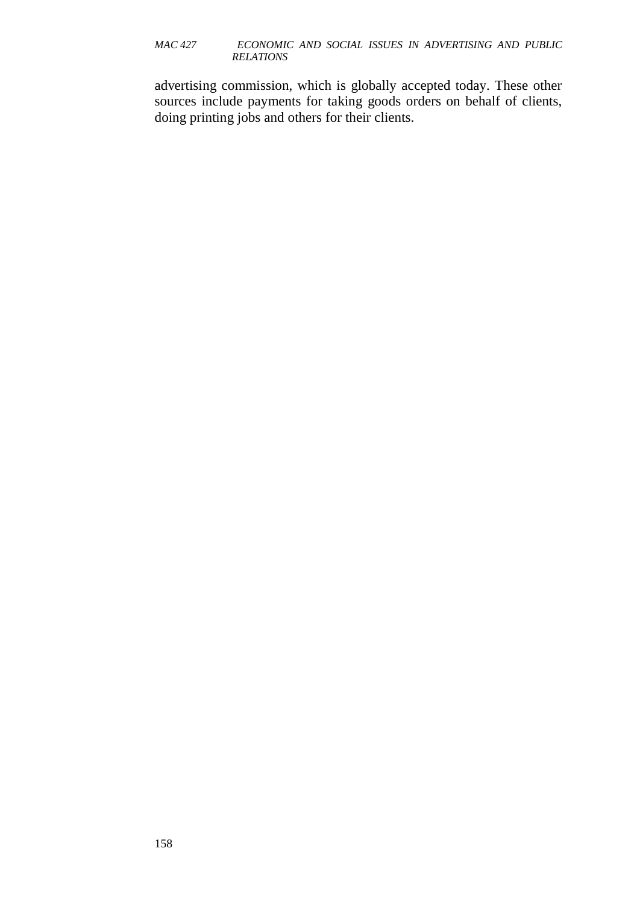advertising commission, which is globally accepted today. These other sources include payments for taking goods orders on behalf of clients, doing printing jobs and others for their clients.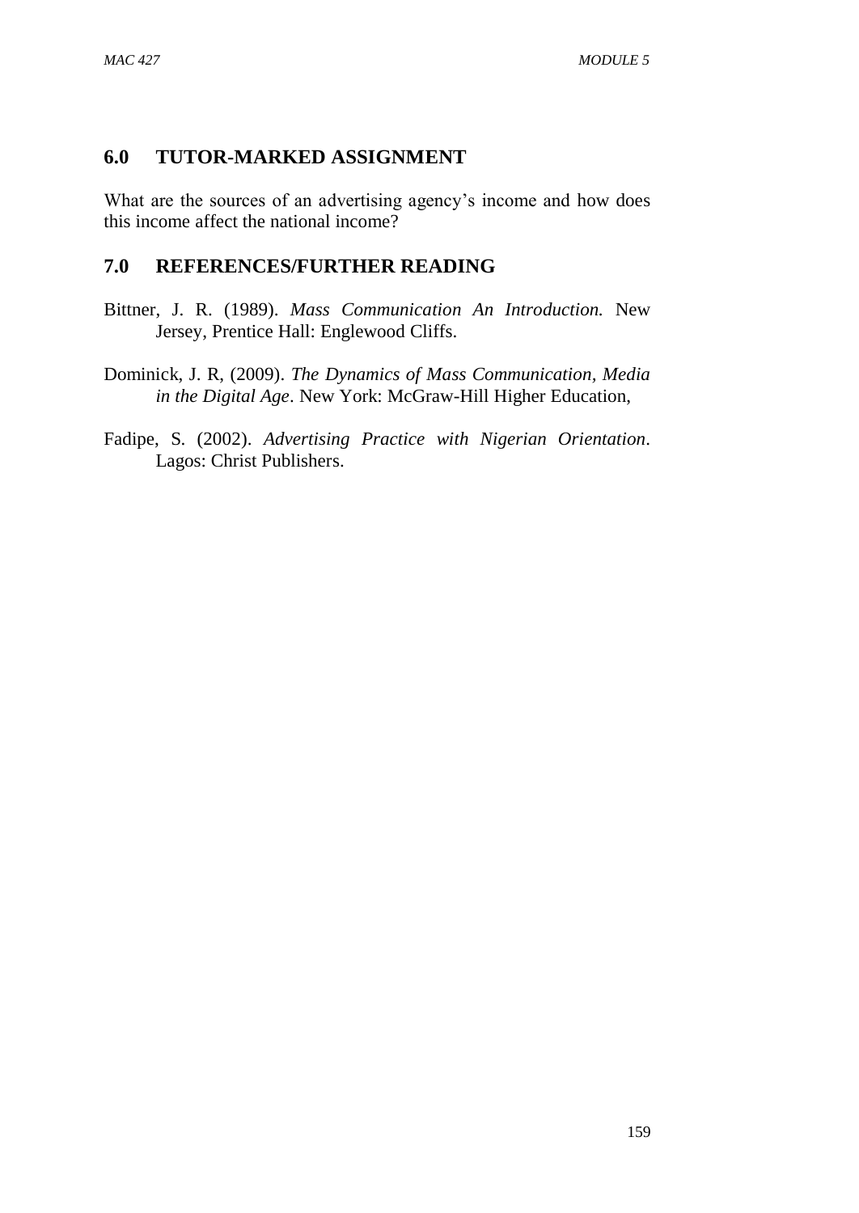## 6.0 TUTOR-MARKED ASSIGNMENT

What are the sources of an advertising agency's income and how does this income affect the national income?

## 7.0 REFERENCES/FURTHER READING

Bittner, J. R. (1989). *Mass Communication An Introduction.* New Jersey, Prentice Hall: Englewood Cliffs.

Dominick, J. R, (2009). *The Dynamics of Mass Communication, Media in the Digital Age*. New York: McGraw-Hill Higher Education,

Fadipe, S. (2002). *Advertising Practice with Nigerian Orientation*. Lagos: Christ Publishers.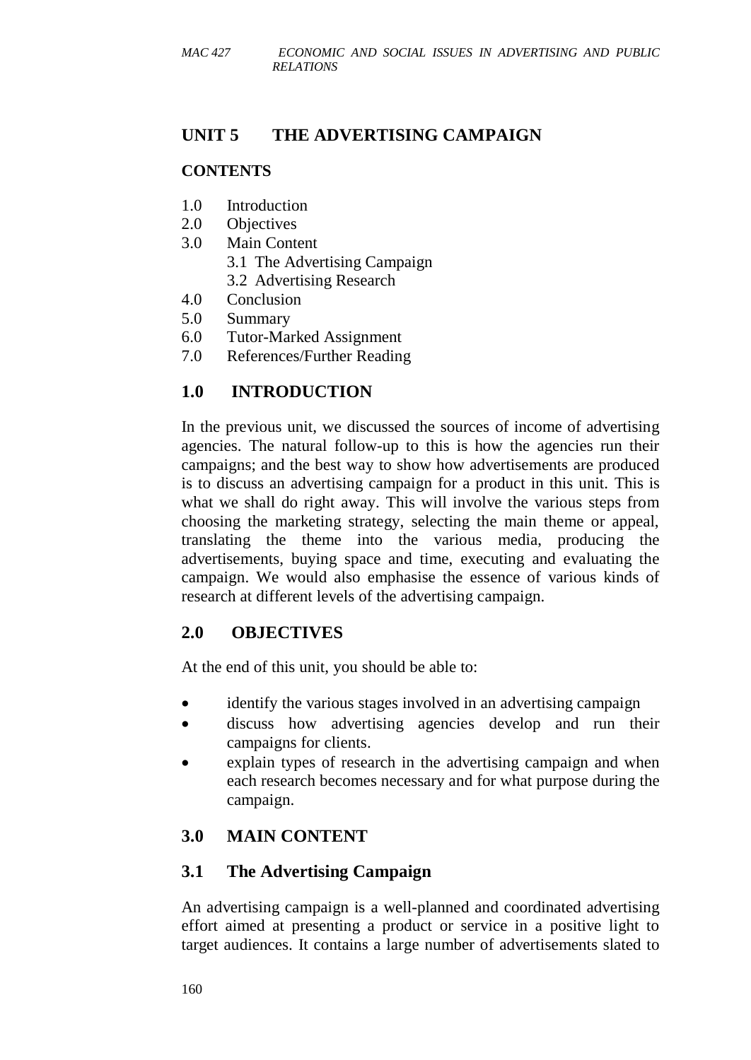## UNIT 5 THE ADVERTISING CAMPAIGN

### CONTENTS

1.0 Introduction
2.0 Objectives
3.0 Main Content
   3.1 The Advertising Campaign
   3.2 Advertising Research
4.0 Conclusion
5.0 Summary
6.0 Tutor-Marked Assignment
7.0 References/Further Reading

## 1.0 INTRODUCTION

In the previous unit, we discussed the sources of income of advertising agencies. The natural follow-up to this is how the agencies run their campaigns; and the best way to show how advertisements are produced is to discuss an advertising campaign for a product in this unit. This is what we shall do right away. This will involve the various steps from choosing the marketing strategy, selecting the main theme or appeal, translating the theme into the various media, producing the advertisements, buying space and time, executing and evaluating the campaign. We would also emphasise the essence of various kinds of research at different levels of the advertising campaign.

## 2.0 OBJECTIVES

At the end of this unit, you should be able to:

- identify the various stages involved in an advertising campaign
- discuss how advertising agencies develop and run their campaigns for clients.
- explain types of research in the advertising campaign and when each research becomes necessary and for what purpose during the campaign.

## 3.0 MAIN CONTENT

### 3.1 The Advertising Campaign

An advertising campaign is a well-planned and coordinated advertising effort aimed at presenting a product or service in a positive light to target audiences. It contains a large number of advertisements slated to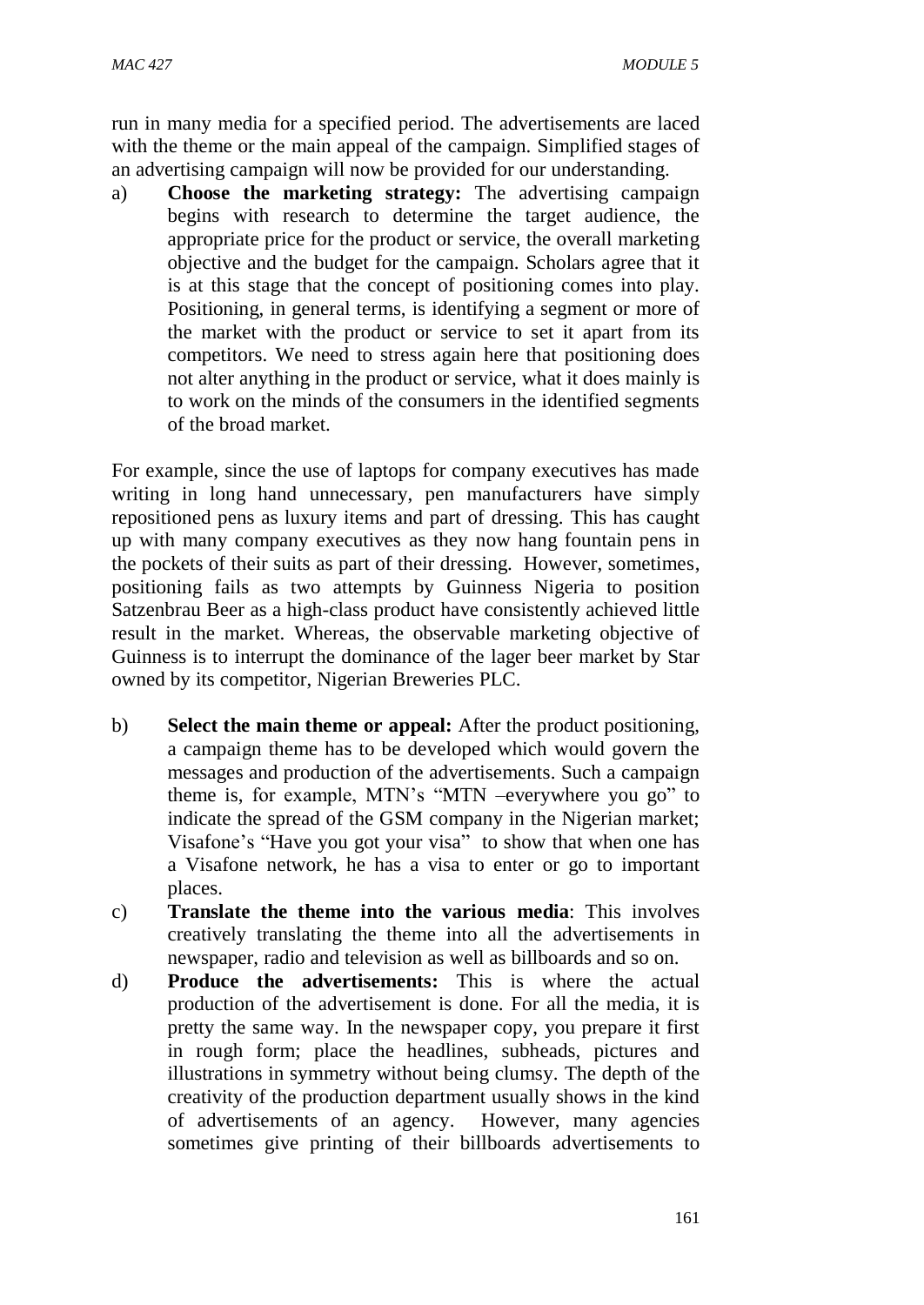run in many media for a specified period. The advertisements are laced with the theme or the main appeal of the campaign. Simplified stages of an advertising campaign will now be provided for our understanding.

a) **Choose the marketing strategy:** The advertising campaign begins with research to determine the target audience, the appropriate price for the product or service, the overall marketing objective and the budget for the campaign. Scholars agree that it is at this stage that the concept of positioning comes into play. Positioning, in general terms, is identifying a segment or more of the market with the product or service to set it apart from its competitors. We need to stress again here that positioning does not alter anything in the product or service, what it does mainly is to work on the minds of the consumers in the identified segments of the broad market.

For example, since the use of laptops for company executives has made writing in long hand unnecessary, pen manufacturers have simply repositioned pens as luxury items and part of dressing. This has caught up with many company executives as they now hang fountain pens in the pockets of their suits as part of their dressing. However, sometimes, positioning fails as two attempts by Guinness Nigeria to position Satzenbrau Beer as a high-class product have consistently achieved little result in the market. Whereas, the observable marketing objective of Guinness is to interrupt the dominance of the lager beer market by Star owned by its competitor, Nigerian Breweries PLC.

b) **Select the main theme or appeal:** After the product positioning, a campaign theme has to be developed which would govern the messages and production of the advertisements. Such a campaign theme is, for example, MTN's "MTN –everywhere you go" to indicate the spread of the GSM company in the Nigerian market; Visafone's "Have you got your visa" to show that when one has a Visafone network, he has a visa to enter or go to important places.
c) **Translate the theme into the various media**: This involves creatively translating the theme into all the advertisements in newspaper, radio and television as well as billboards and so on.
d) **Produce the advertisements:** This is where the actual production of the advertisement is done. For all the media, it is pretty the same way. In the newspaper copy, you prepare it first in rough form; place the headlines, subheads, pictures and illustrations in symmetry without being clumsy. The depth of the creativity of the production department usually shows in the kind of advertisements of an agency. However, many agencies sometimes give printing of their billboards advertisements to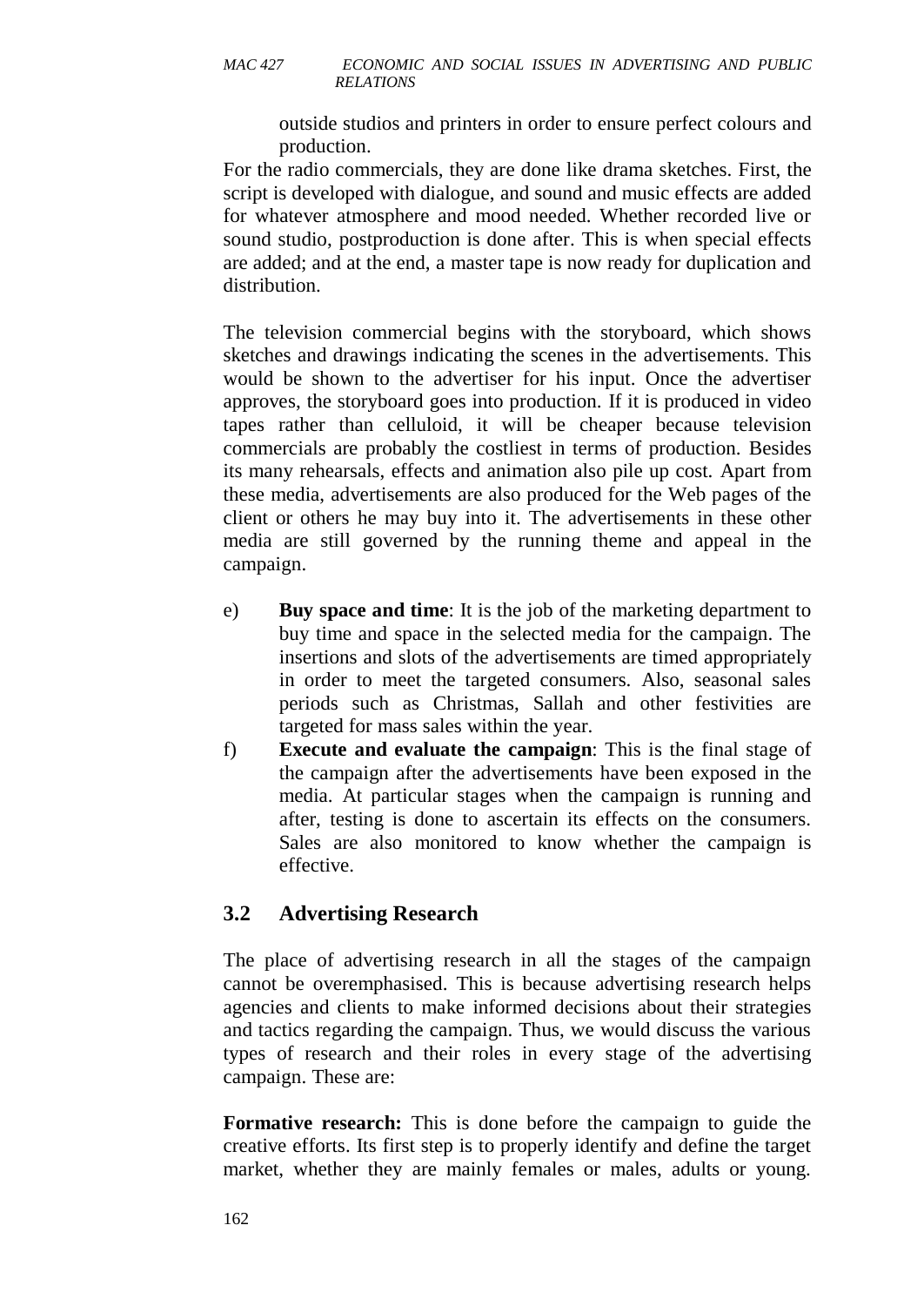outside studios and printers in order to ensure perfect colours and production.

For the radio commercials, they are done like drama sketches. First, the script is developed with dialogue, and sound and music effects are added for whatever atmosphere and mood needed. Whether recorded live or sound studio, postproduction is done after. This is when special effects are added; and at the end, a master tape is now ready for duplication and distribution.

The television commercial begins with the storyboard, which shows sketches and drawings indicating the scenes in the advertisements. This would be shown to the advertiser for his input. Once the advertiser approves, the storyboard goes into production. If it is produced in video tapes rather than celluloid, it will be cheaper because television commercials are probably the costliest in terms of production. Besides its many rehearsals, effects and animation also pile up cost. Apart from these media, advertisements are also produced for the Web pages of the client or others he may buy into it. The advertisements in these other media are still governed by the running theme and appeal in the campaign.

e) **Buy space and time**: It is the job of the marketing department to buy time and space in the selected media for the campaign. The insertions and slots of the advertisements are timed appropriately in order to meet the targeted consumers. Also, seasonal sales periods such as Christmas, Sallah and other festivities are targeted for mass sales within the year.

f) **Execute and evaluate the campaign**: This is the final stage of the campaign after the advertisements have been exposed in the media. At particular stages when the campaign is running and after, testing is done to ascertain its effects on the consumers. Sales are also monitored to know whether the campaign is effective.

## 3.2 Advertising Research

The place of advertising research in all the stages of the campaign cannot be overemphasised. This is because advertising research helps agencies and clients to make informed decisions about their strategies and tactics regarding the campaign. Thus, we would discuss the various types of research and their roles in every stage of the advertising campaign. These are:

**Formative research:** This is done before the campaign to guide the creative efforts. Its first step is to properly identify and define the target market, whether they are mainly females or males, adults or young.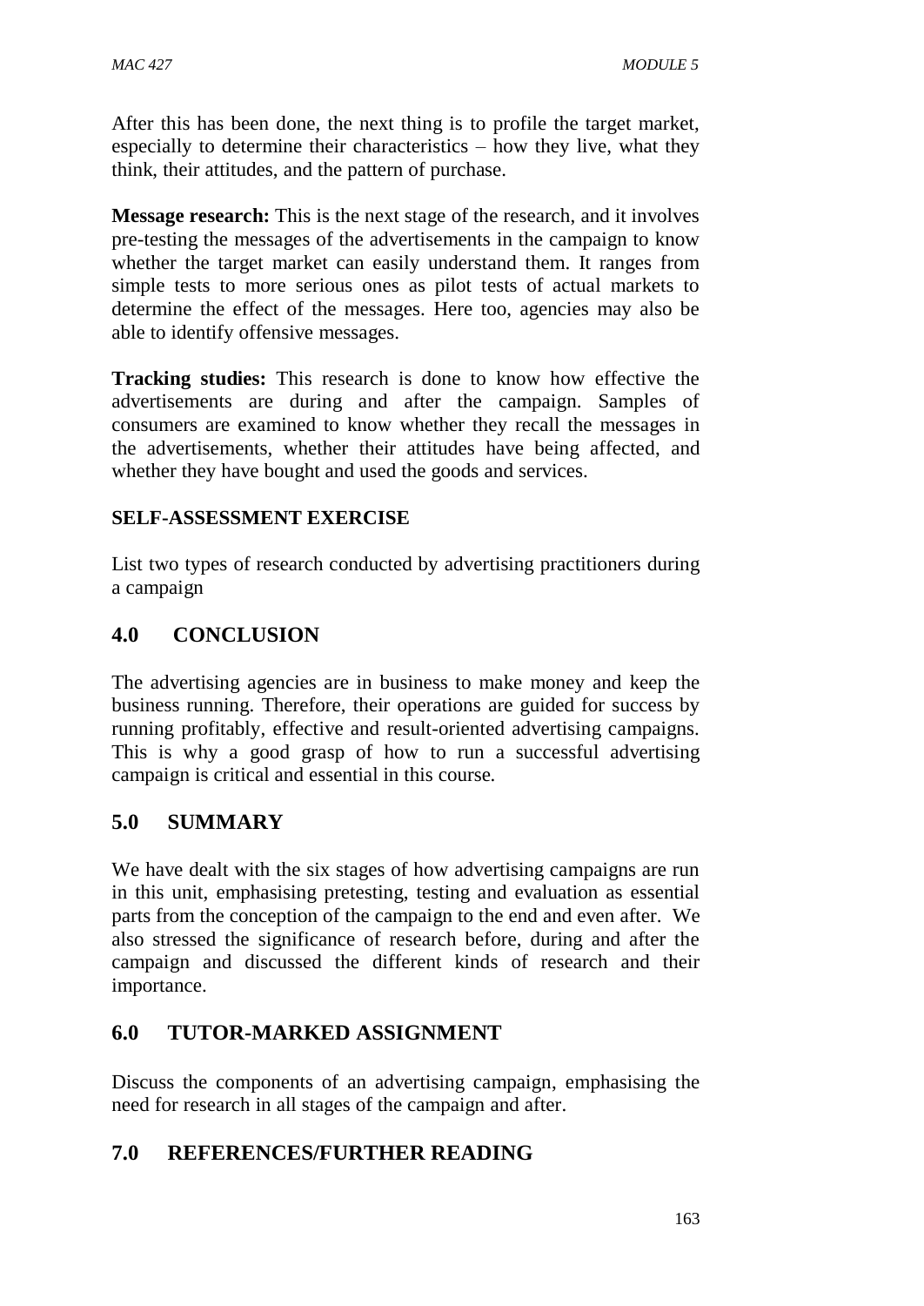After this has been done, the next thing is to profile the target market, especially to determine their characteristics – how they live, what they think, their attitudes, and the pattern of purchase.

**Message research:** This is the next stage of the research, and it involves pre-testing the messages of the advertisements in the campaign to know whether the target market can easily understand them. It ranges from simple tests to more serious ones as pilot tests of actual markets to determine the effect of the messages. Here too, agencies may also be able to identify offensive messages.

**Tracking studies:** This research is done to know how effective the advertisements are during and after the campaign. Samples of consumers are examined to know whether they recall the messages in the advertisements, whether their attitudes have being affected, and whether they have bought and used the goods and services.

**SELF-ASSESSMENT EXERCISE**

List two types of research conducted by advertising practitioners during a campaign

## 4.0 CONCLUSION

The advertising agencies are in business to make money and keep the business running. Therefore, their operations are guided for success by running profitably, effective and result-oriented advertising campaigns. This is why a good grasp of how to run a successful advertising campaign is critical and essential in this course.

## 5.0 SUMMARY

We have dealt with the six stages of how advertising campaigns are run in this unit, emphasising pretesting, testing and evaluation as essential parts from the conception of the campaign to the end and even after. We also stressed the significance of research before, during and after the campaign and discussed the different kinds of research and their importance.

## 6.0 TUTOR-MARKED ASSIGNMENT

Discuss the components of an advertising campaign, emphasising the need for research in all stages of the campaign and after.

## 7.0 REFERENCES/FURTHER READING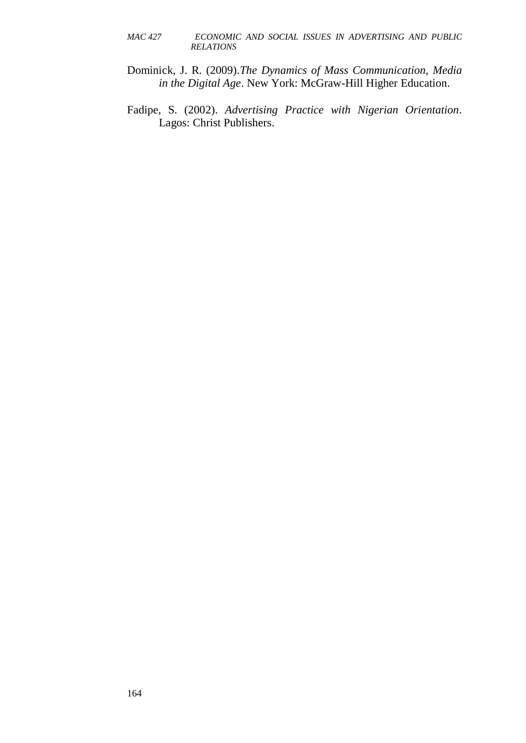Dominick, J. R. (2009).*The Dynamics of Mass Communication, Media in the Digital Age*. New York: McGraw-Hill Higher Education.

Fadipe, S. (2002). *Advertising Practice with Nigerian Orientation*. Lagos: Christ Publishers.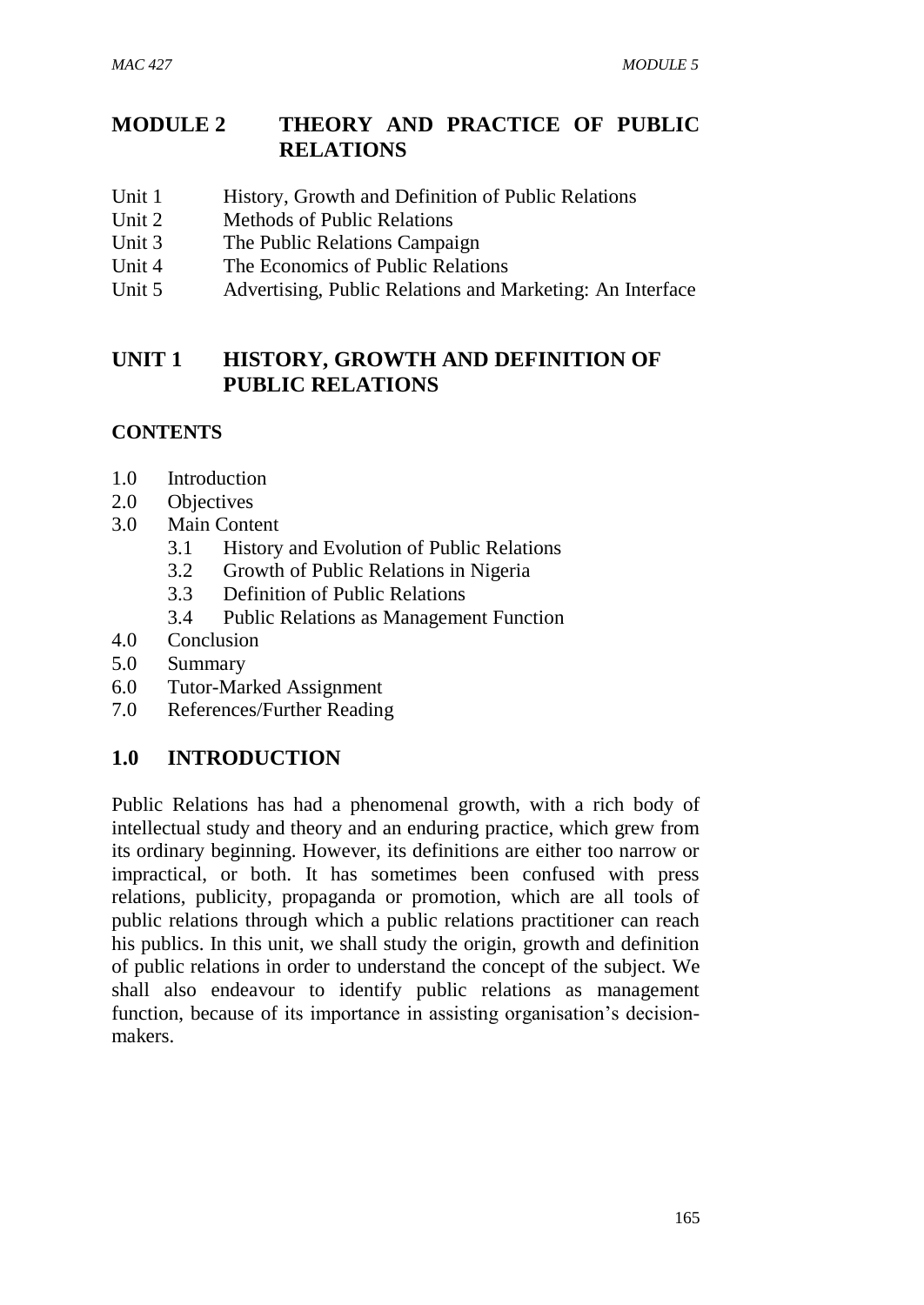# MODULE 2 THEORY AND PRACTICE OF PUBLIC RELATIONS

Unit 1 History, Growth and Definition of Public Relations
Unit 2 Methods of Public Relations
Unit 3 The Public Relations Campaign
Unit 4 The Economics of Public Relations
Unit 5 Advertising, Public Relations and Marketing: An Interface

## UNIT 1 HISTORY, GROWTH AND DEFINITION OF PUBLIC RELATIONS

### CONTENTS

- 1.0 Introduction
- 2.0 Objectives
- 3.0 Main Content
    - 3.1 History and Evolution of Public Relations
    - 3.2 Growth of Public Relations in Nigeria
    - 3.3 Definition of Public Relations
    - 3.4 Public Relations as Management Function
- 4.0 Conclusion
- 5.0 Summary
- 6.0 Tutor-Marked Assignment
- 7.0 References/Further Reading

## 1.0 INTRODUCTION

Public Relations has had a phenomenal growth, with a rich body of intellectual study and theory and an enduring practice, which grew from its ordinary beginning. However, its definitions are either too narrow or impractical, or both. It has sometimes been confused with press relations, publicity, propaganda or promotion, which are all tools of public relations through which a public relations practitioner can reach his publics. In this unit, we shall study the origin, growth and definition of public relations in order to understand the concept of the subject. We shall also endeavour to identify public relations as management function, because of its importance in assisting organisation's decision-makers.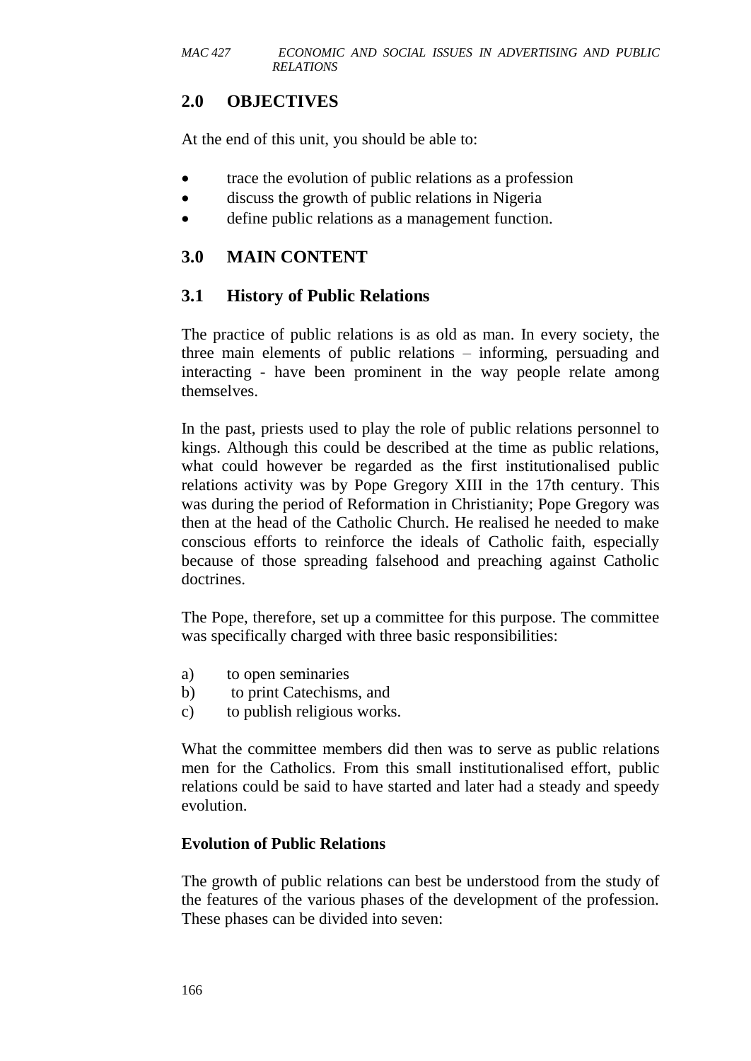## 2.0 OBJECTIVES

At the end of this unit, you should be able to:

- trace the evolution of public relations as a profession
- discuss the growth of public relations in Nigeria
- define public relations as a management function.

## 3.0 MAIN CONTENT

### 3.1 History of Public Relations

The practice of public relations is as old as man. In every society, the three main elements of public relations – informing, persuading and interacting - have been prominent in the way people relate among themselves.

In the past, priests used to play the role of public relations personnel to kings. Although this could be described at the time as public relations, what could however be regarded as the first institutionalised public relations activity was by Pope Gregory XIII in the 17th century. This was during the period of Reformation in Christianity; Pope Gregory was then at the head of the Catholic Church. He realised he needed to make conscious efforts to reinforce the ideals of Catholic faith, especially because of those spreading falsehood and preaching against Catholic doctrines.

The Pope, therefore, set up a committee for this purpose. The committee was specifically charged with three basic responsibilities:

a) to open seminaries
b) to print Catechisms, and
c) to publish religious works.

What the committee members did then was to serve as public relations men for the Catholics. From this small institutionalised effort, public relations could be said to have started and later had a steady and speedy evolution.

**Evolution of Public Relations**

The growth of public relations can best be understood from the study of the features of the various phases of the development of the profession. These phases can be divided into seven: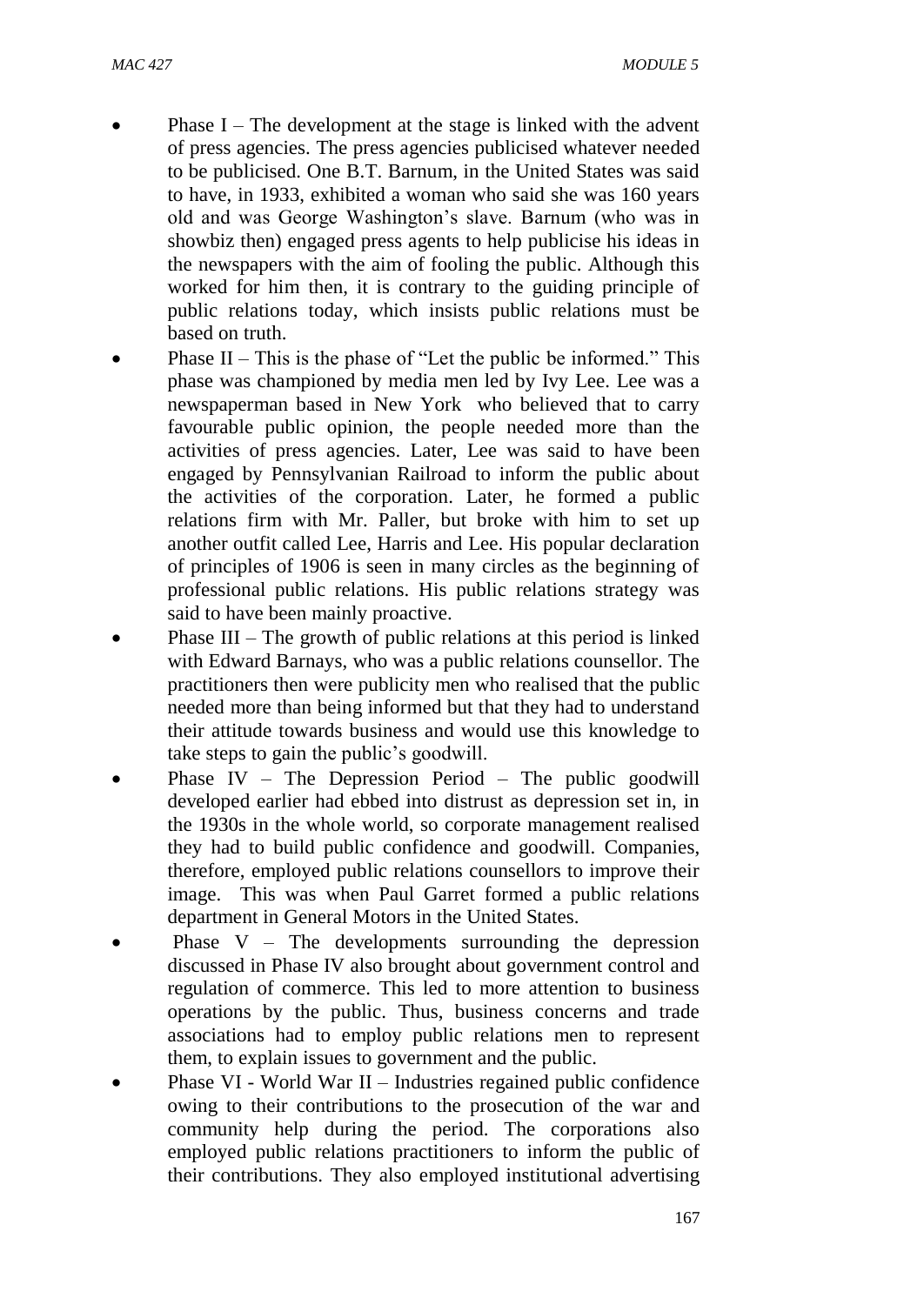- Phase I – The development at the stage is linked with the advent of press agencies. The press agencies publicised whatever needed to be publicised. One B.T. Barnum, in the United States was said to have, in 1933, exhibited a woman who said she was 160 years old and was George Washington's slave. Barnum (who was in showbiz then) engaged press agents to help publicise his ideas in the newspapers with the aim of fooling the public. Although this worked for him then, it is contrary to the guiding principle of public relations today, which insists public relations must be based on truth.
- Phase II – This is the phase of "Let the public be informed." This phase was championed by media men led by Ivy Lee. Lee was a newspaperman based in New York who believed that to carry favourable public opinion, the people needed more than the activities of press agencies. Later, Lee was said to have been engaged by Pennsylvanian Railroad to inform the public about the activities of the corporation. Later, he formed a public relations firm with Mr. Paller, but broke with him to set up another outfit called Lee, Harris and Lee. His popular declaration of principles of 1906 is seen in many circles as the beginning of professional public relations. His public relations strategy was said to have been mainly proactive.
- Phase III – The growth of public relations at this period is linked with Edward Barnays, who was a public relations counsellor. The practitioners then were publicity men who realised that the public needed more than being informed but that they had to understand their attitude towards business and would use this knowledge to take steps to gain the public's goodwill.
- Phase IV – The Depression Period – The public goodwill developed earlier had ebbed into distrust as depression set in, in the 1930s in the whole world, so corporate management realised they had to build public confidence and goodwill. Companies, therefore, employed public relations counsellors to improve their image. This was when Paul Garret formed a public relations department in General Motors in the United States.
- Phase V – The developments surrounding the depression discussed in Phase IV also brought about government control and regulation of commerce. This led to more attention to business operations by the public. Thus, business concerns and trade associations had to employ public relations men to represent them, to explain issues to government and the public.
- Phase VI - World War II – Industries regained public confidence owing to their contributions to the prosecution of the war and community help during the period. The corporations also employed public relations practitioners to inform the public of their contributions. They also employed institutional advertising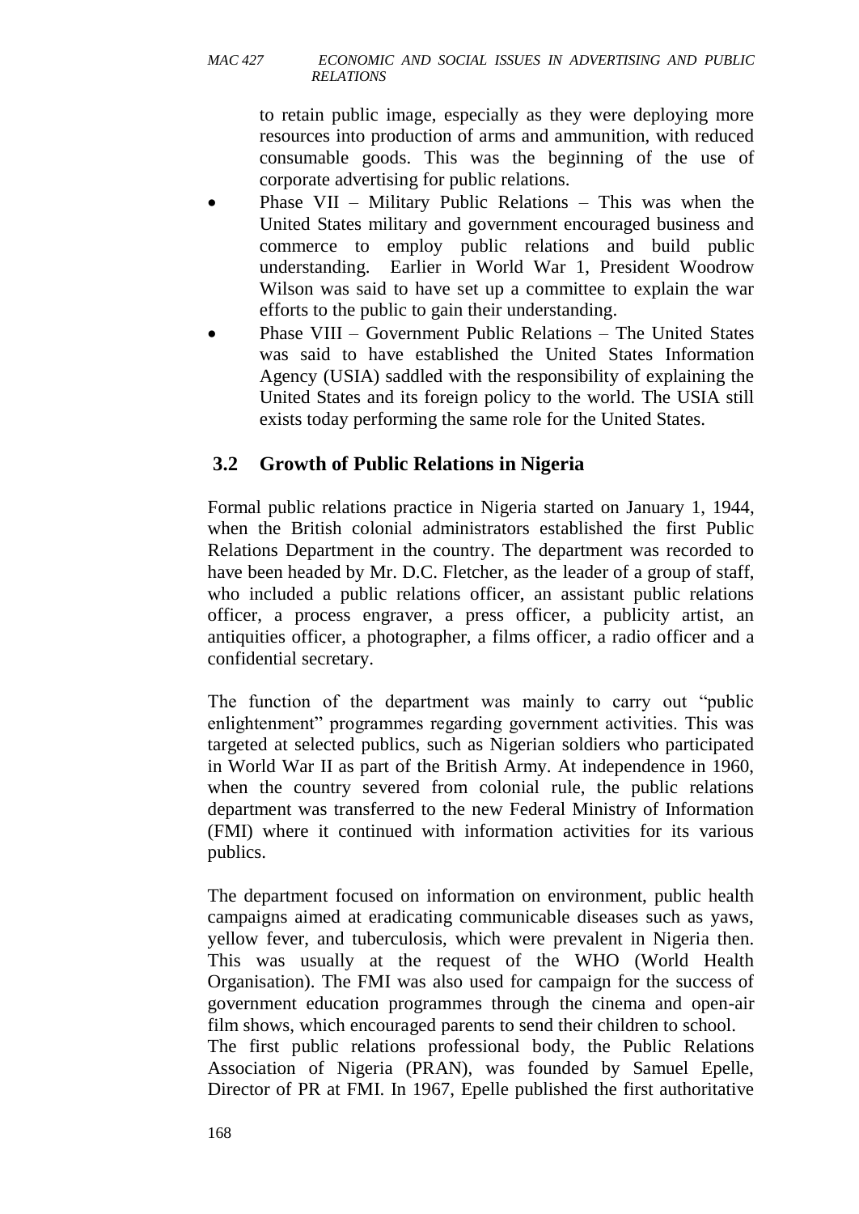to retain public image, especially as they were deploying more resources into production of arms and ammunition, with reduced consumable goods. This was the beginning of the use of corporate advertising for public relations.

- Phase VII – Military Public Relations – This was when the United States military and government encouraged business and commerce to employ public relations and build public understanding. Earlier in World War 1, President Woodrow Wilson was said to have set up a committee to explain the war efforts to the public to gain their understanding.
- Phase VIII – Government Public Relations – The United States was said to have established the United States Information Agency (USIA) saddled with the responsibility of explaining the United States and its foreign policy to the world. The USIA still exists today performing the same role for the United States.

## 3.2 Growth of Public Relations in Nigeria

Formal public relations practice in Nigeria started on January 1, 1944, when the British colonial administrators established the first Public Relations Department in the country. The department was recorded to have been headed by Mr. D.C. Fletcher, as the leader of a group of staff, who included a public relations officer, an assistant public relations officer, a process engraver, a press officer, a publicity artist, an antiquities officer, a photographer, a films officer, a radio officer and a confidential secretary.

The function of the department was mainly to carry out "public enlightenment" programmes regarding government activities. This was targeted at selected publics, such as Nigerian soldiers who participated in World War II as part of the British Army. At independence in 1960, when the country severed from colonial rule, the public relations department was transferred to the new Federal Ministry of Information (FMI) where it continued with information activities for its various publics.

The department focused on information on environment, public health campaigns aimed at eradicating communicable diseases such as yaws, yellow fever, and tuberculosis, which were prevalent in Nigeria then. This was usually at the request of the WHO (World Health Organisation). The FMI was also used for campaign for the success of government education programmes through the cinema and open-air film shows, which encouraged parents to send their children to school.

The first public relations professional body, the Public Relations Association of Nigeria (PRAN), was founded by Samuel Epelle, Director of PR at FMI. In 1967, Epelle published the first authoritative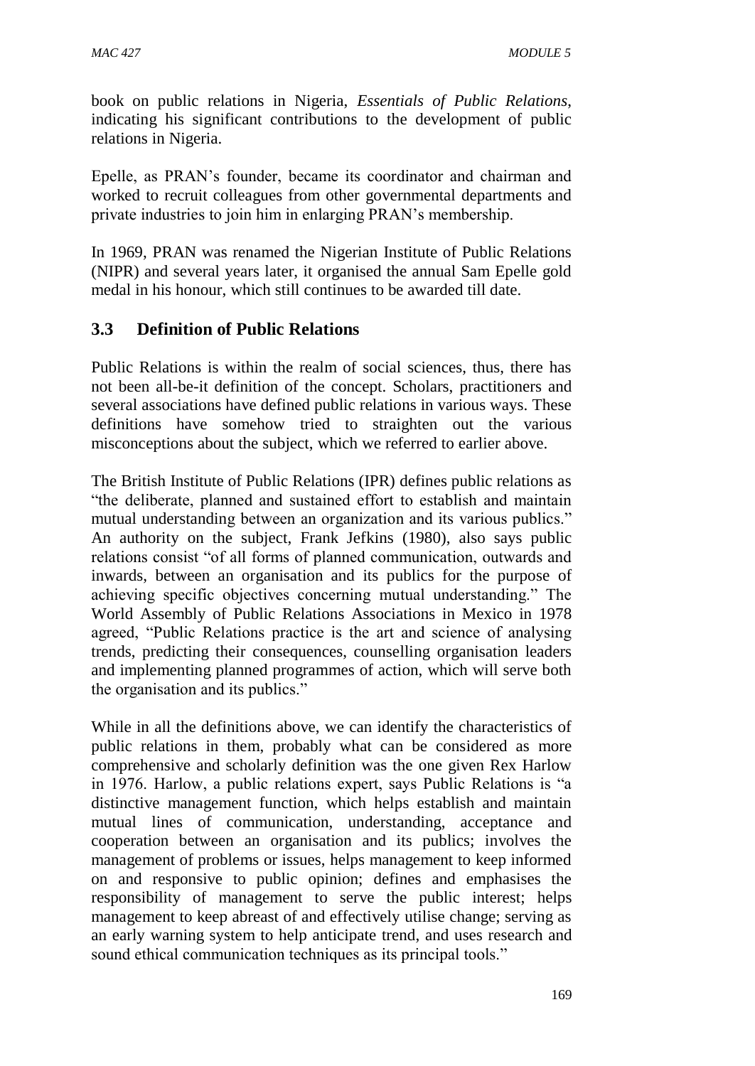book on public relations in Nigeria, *Essentials of Public Relations*, indicating his significant contributions to the development of public relations in Nigeria.

Epelle, as PRAN's founder, became its coordinator and chairman and worked to recruit colleagues from other governmental departments and private industries to join him in enlarging PRAN's membership.

In 1969, PRAN was renamed the Nigerian Institute of Public Relations (NIPR) and several years later, it organised the annual Sam Epelle gold medal in his honour, which still continues to be awarded till date.

## 3.3 Definition of Public Relations

Public Relations is within the realm of social sciences, thus, there has not been all-be-it definition of the concept. Scholars, practitioners and several associations have defined public relations in various ways. These definitions have somehow tried to straighten out the various misconceptions about the subject, which we referred to earlier above.

The British Institute of Public Relations (IPR) defines public relations as "the deliberate, planned and sustained effort to establish and maintain mutual understanding between an organization and its various publics." An authority on the subject, Frank Jefkins (1980), also says public relations consist "of all forms of planned communication, outwards and inwards, between an organisation and its publics for the purpose of achieving specific objectives concerning mutual understanding." The World Assembly of Public Relations Associations in Mexico in 1978 agreed, "Public Relations practice is the art and science of analysing trends, predicting their consequences, counselling organisation leaders and implementing planned programmes of action, which will serve both the organisation and its publics."

While in all the definitions above, we can identify the characteristics of public relations in them, probably what can be considered as more comprehensive and scholarly definition was the one given Rex Harlow in 1976. Harlow, a public relations expert, says Public Relations is "a distinctive management function, which helps establish and maintain mutual lines of communication, understanding, acceptance and cooperation between an organisation and its publics; involves the management of problems or issues, helps management to keep informed on and responsive to public opinion; defines and emphasises the responsibility of management to serve the public interest; helps management to keep abreast of and effectively utilise change; serving as an early warning system to help anticipate trend, and uses research and sound ethical communication techniques as its principal tools."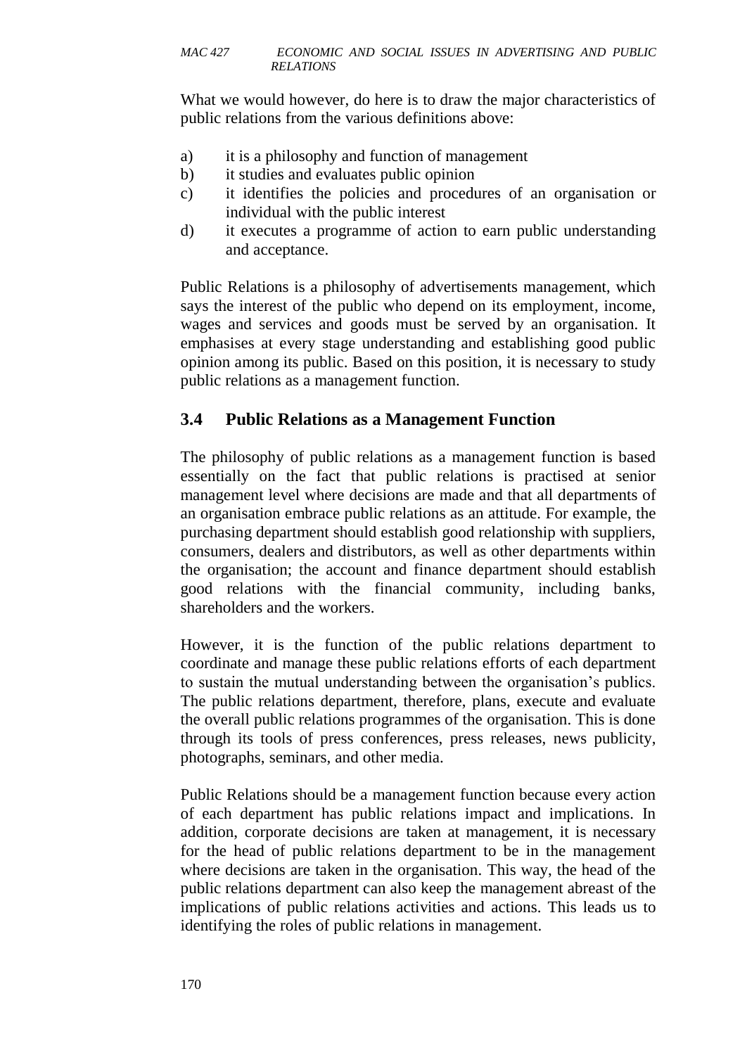What we would however, do here is to draw the major characteristics of public relations from the various definitions above:

a) it is a philosophy and function of management
b) it studies and evaluates public opinion
c) it identifies the policies and procedures of an organisation or individual with the public interest
d) it executes a programme of action to earn public understanding and acceptance.

Public Relations is a philosophy of advertisements management, which says the interest of the public who depend on its employment, income, wages and services and goods must be served by an organisation. It emphasises at every stage understanding and establishing good public opinion among its public. Based on this position, it is necessary to study public relations as a management function.

## 3.4 Public Relations as a Management Function

The philosophy of public relations as a management function is based essentially on the fact that public relations is practised at senior management level where decisions are made and that all departments of an organisation embrace public relations as an attitude. For example, the purchasing department should establish good relationship with suppliers, consumers, dealers and distributors, as well as other departments within the organisation; the account and finance department should establish good relations with the financial community, including banks, shareholders and the workers.

However, it is the function of the public relations department to coordinate and manage these public relations efforts of each department to sustain the mutual understanding between the organisation's publics. The public relations department, therefore, plans, execute and evaluate the overall public relations programmes of the organisation. This is done through its tools of press conferences, press releases, news publicity, photographs, seminars, and other media.

Public Relations should be a management function because every action of each department has public relations impact and implications. In addition, corporate decisions are taken at management, it is necessary for the head of public relations department to be in the management where decisions are taken in the organisation. This way, the head of the public relations department can also keep the management abreast of the implications of public relations activities and actions. This leads us to identifying the roles of public relations in management.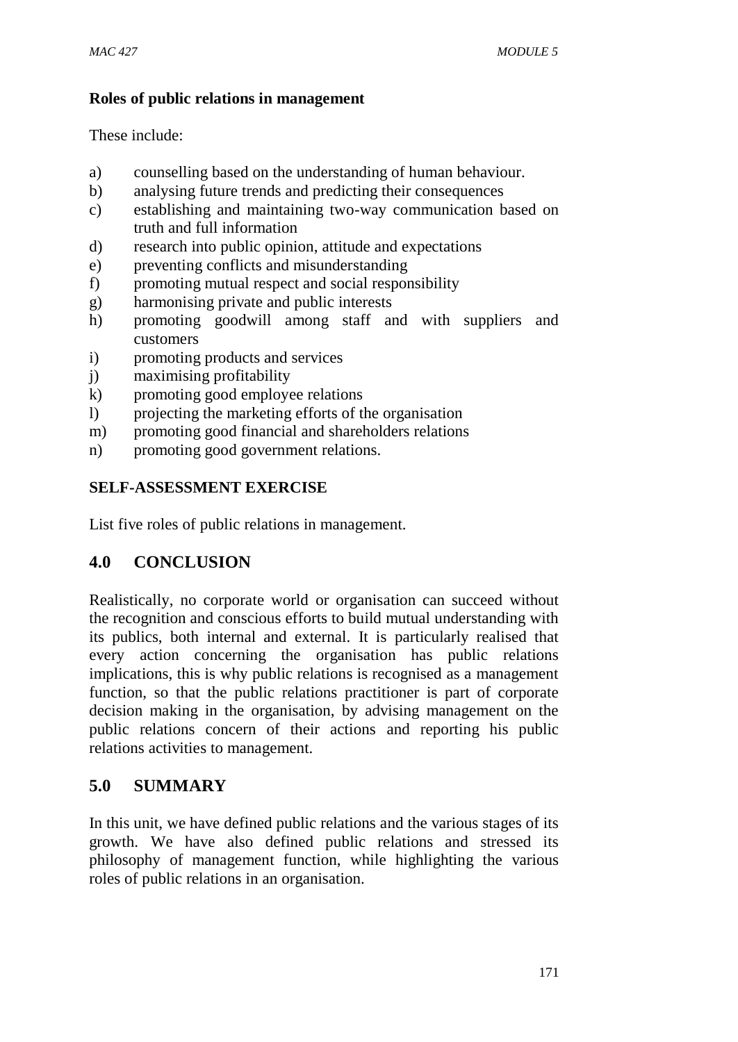**Roles of public relations in management**

These include:

a) counselling based on the understanding of human behaviour.
b) analysing future trends and predicting their consequences
c) establishing and maintaining two-way communication based on truth and full information
d) research into public opinion, attitude and expectations
e) preventing conflicts and misunderstanding
f) promoting mutual respect and social responsibility
g) harmonising private and public interests
h) promoting goodwill among staff and with suppliers and customers
i) promoting products and services
j) maximising profitability
k) promoting good employee relations
l) projecting the marketing efforts of the organisation
m) promoting good financial and shareholders relations
n) promoting good government relations.

**SELF-ASSESSMENT EXERCISE**

List five roles of public relations in management.

## 4.0 CONCLUSION

Realistically, no corporate world or organisation can succeed without the recognition and conscious efforts to build mutual understanding with its publics, both internal and external. It is particularly realised that every action concerning the organisation has public relations implications, this is why public relations is recognised as a management function, so that the public relations practitioner is part of corporate decision making in the organisation, by advising management on the public relations concern of their actions and reporting his public relations activities to management.

## 5.0 SUMMARY

In this unit, we have defined public relations and the various stages of its growth. We have also defined public relations and stressed its philosophy of management function, while highlighting the various roles of public relations in an organisation.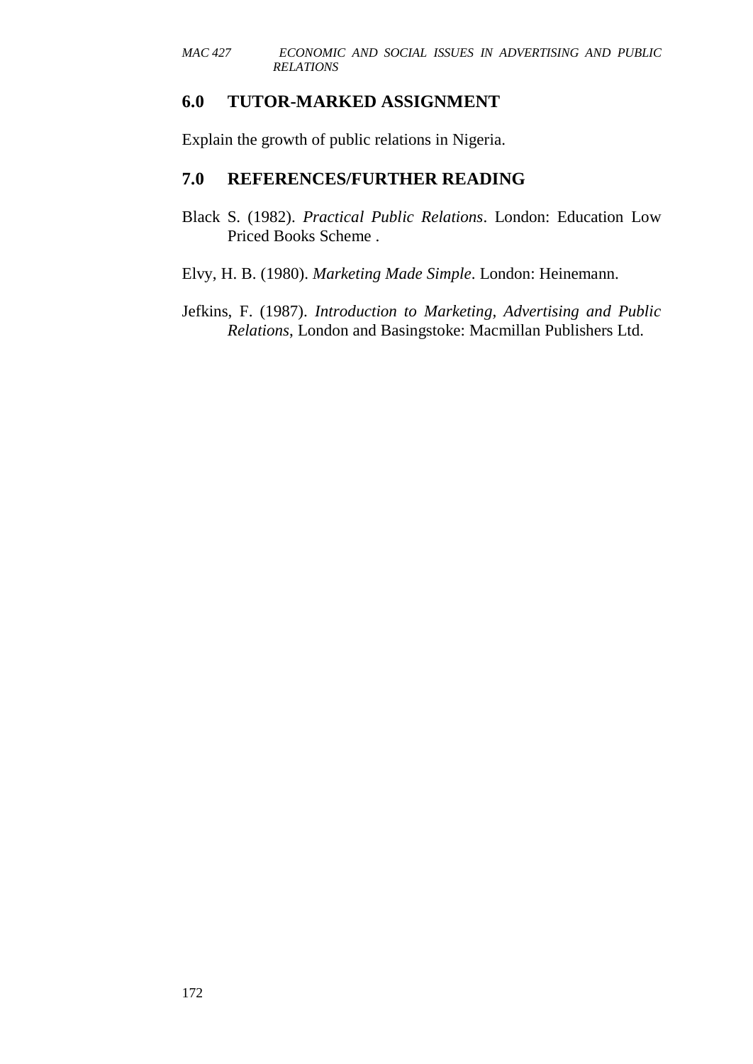## 6.0 TUTOR-MARKED ASSIGNMENT

Explain the growth of public relations in Nigeria.

## 7.0 REFERENCES/FURTHER READING

Black S. (1982). *Practical Public Relations*. London: Education Low Priced Books Scheme .

Elvy, H. B. (1980). *Marketing Made Simple*. London: Heinemann.

Jefkins, F. (1987). *Introduction to Marketing, Advertising and Public Relations*, London and Basingstoke: Macmillan Publishers Ltd.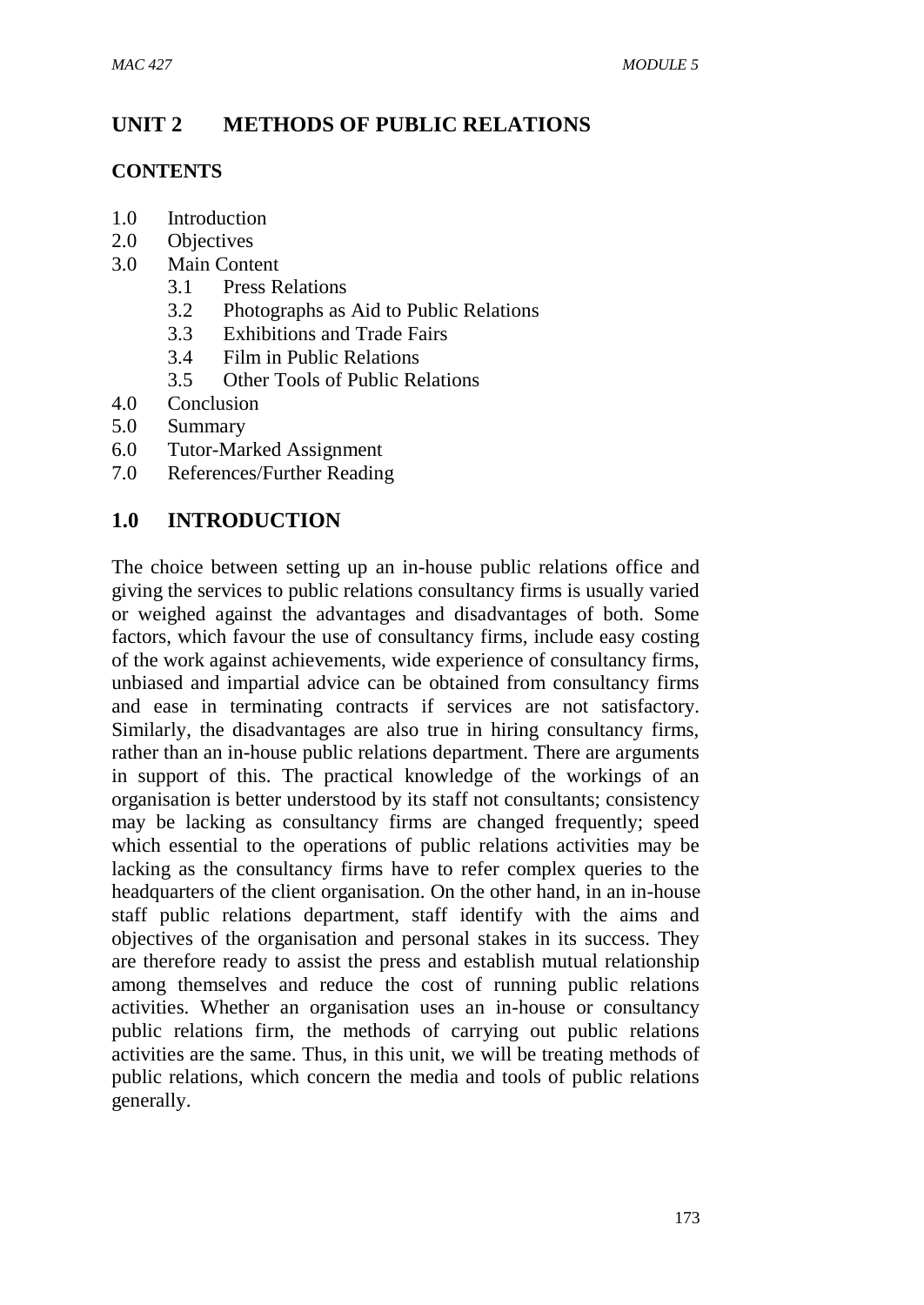# UNIT 2 METHODS OF PUBLIC RELATIONS

**CONTENTS**

1.0 Introduction
2.0 Objectives
3.0 Main Content
   3.1 Press Relations
   3.2 Photographs as Aid to Public Relations
   3.3 Exhibitions and Trade Fairs
   3.4 Film in Public Relations
   3.5 Other Tools of Public Relations
4.0 Conclusion
5.0 Summary
6.0 Tutor-Marked Assignment
7.0 References/Further Reading

## 1.0 INTRODUCTION

The choice between setting up an in-house public relations office and giving the services to public relations consultancy firms is usually varied or weighed against the advantages and disadvantages of both. Some factors, which favour the use of consultancy firms, include easy costing of the work against achievements, wide experience of consultancy firms, unbiased and impartial advice can be obtained from consultancy firms and ease in terminating contracts if services are not satisfactory. Similarly, the disadvantages are also true in hiring consultancy firms, rather than an in-house public relations department. There are arguments in support of this. The practical knowledge of the workings of an organisation is better understood by its staff not consultants; consistency may be lacking as consultancy firms are changed frequently; speed which essential to the operations of public relations activities may be lacking as the consultancy firms have to refer complex queries to the headquarters of the client organisation. On the other hand, in an in-house staff public relations department, staff identify with the aims and objectives of the organisation and personal stakes in its success. They are therefore ready to assist the press and establish mutual relationship among themselves and reduce the cost of running public relations activities. Whether an organisation uses an in-house or consultancy public relations firm, the methods of carrying out public relations activities are the same. Thus, in this unit, we will be treating methods of public relations, which concern the media and tools of public relations generally.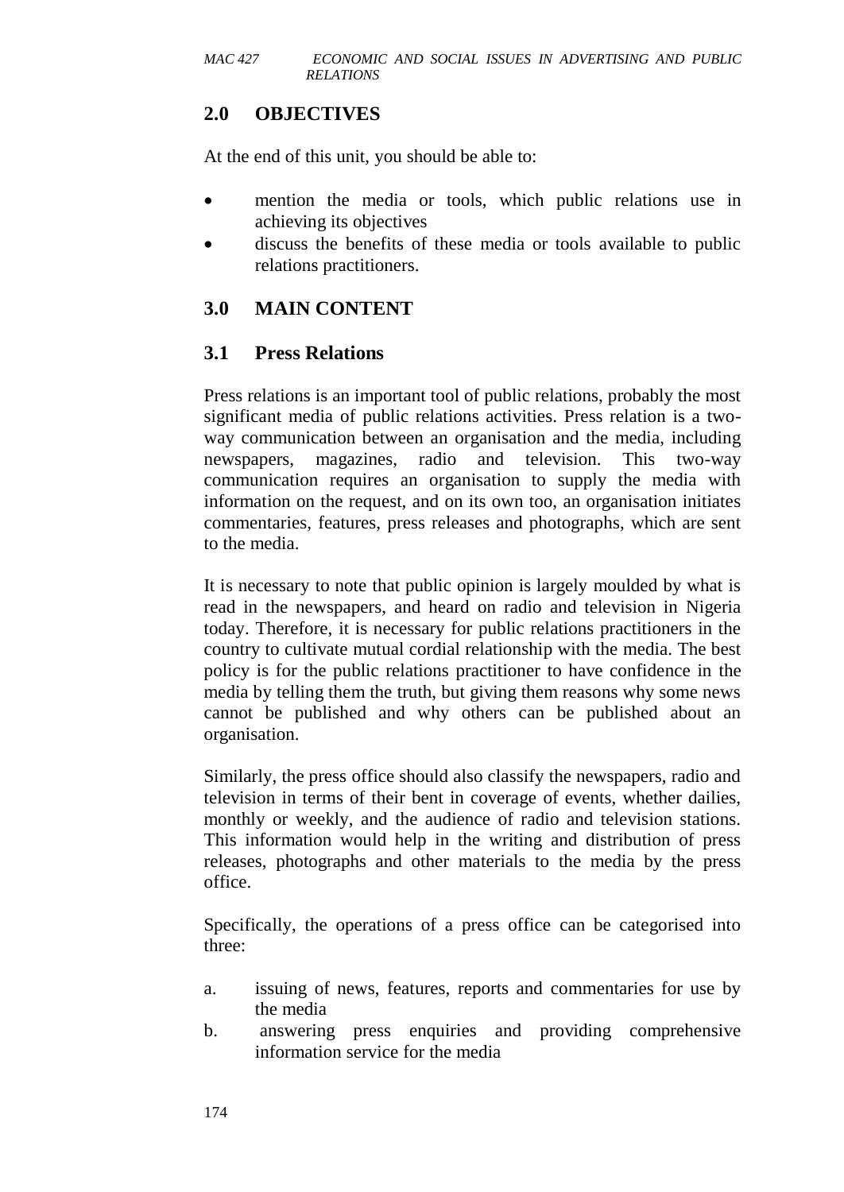## 2.0 OBJECTIVES

At the end of this unit, you should be able to:

- mention the media or tools, which public relations use in achieving its objectives
- discuss the benefits of these media or tools available to public relations practitioners.

## 3.0 MAIN CONTENT

### 3.1 Press Relations

Press relations is an important tool of public relations, probably the most significant media of public relations activities. Press relation is a two-way communication between an organisation and the media, including newspapers, magazines, radio and television. This two-way communication requires an organisation to supply the media with information on the request, and on its own too, an organisation initiates commentaries, features, press releases and photographs, which are sent to the media.

It is necessary to note that public opinion is largely moulded by what is read in the newspapers, and heard on radio and television in Nigeria today. Therefore, it is necessary for public relations practitioners in the country to cultivate mutual cordial relationship with the media. The best policy is for the public relations practitioner to have confidence in the media by telling them the truth, but giving them reasons why some news cannot be published and why others can be published about an organisation.

Similarly, the press office should also classify the newspapers, radio and television in terms of their bent in coverage of events, whether dailies, monthly or weekly, and the audience of radio and television stations. This information would help in the writing and distribution of press releases, photographs and other materials to the media by the press office.

Specifically, the operations of a press office can be categorised into three:

a. issuing of news, features, reports and commentaries for use by the media
b. answering press enquiries and providing comprehensive information service for the media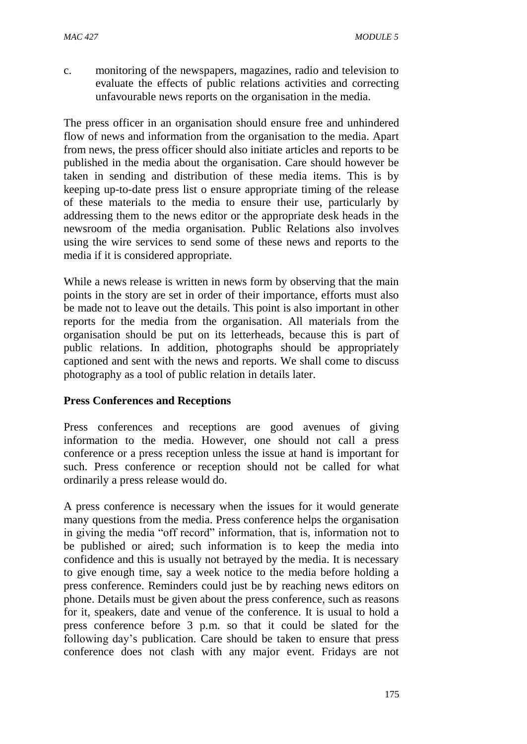c. monitoring of the newspapers, magazines, radio and television to evaluate the effects of public relations activities and correcting unfavourable news reports on the organisation in the media.

The press officer in an organisation should ensure free and unhindered flow of news and information from the organisation to the media. Apart from news, the press officer should also initiate articles and reports to be published in the media about the organisation. Care should however be taken in sending and distribution of these media items. This is by keeping up-to-date press list o ensure appropriate timing of the release of these materials to the media to ensure their use, particularly by addressing them to the news editor or the appropriate desk heads in the newsroom of the media organisation. Public Relations also involves using the wire services to send some of these news and reports to the media if it is considered appropriate.

While a news release is written in news form by observing that the main points in the story are set in order of their importance, efforts must also be made not to leave out the details. This point is also important in other reports for the media from the organisation. All materials from the organisation should be put on its letterheads, because this is part of public relations. In addition, photographs should be appropriately captioned and sent with the news and reports. We shall come to discuss photography as a tool of public relation in details later.

**Press Conferences and Receptions**

Press conferences and receptions are good avenues of giving information to the media. However, one should not call a press conference or a press reception unless the issue at hand is important for such. Press conference or reception should not be called for what ordinarily a press release would do.

A press conference is necessary when the issues for it would generate many questions from the media. Press conference helps the organisation in giving the media "off record" information, that is, information not to be published or aired; such information is to keep the media into confidence and this is usually not betrayed by the media. It is necessary to give enough time, say a week notice to the media before holding a press conference. Reminders could just be by reaching news editors on phone. Details must be given about the press conference, such as reasons for it, speakers, date and venue of the conference. It is usual to hold a press conference before 3 p.m. so that it could be slated for the following day's publication. Care should be taken to ensure that press conference does not clash with any major event. Fridays are not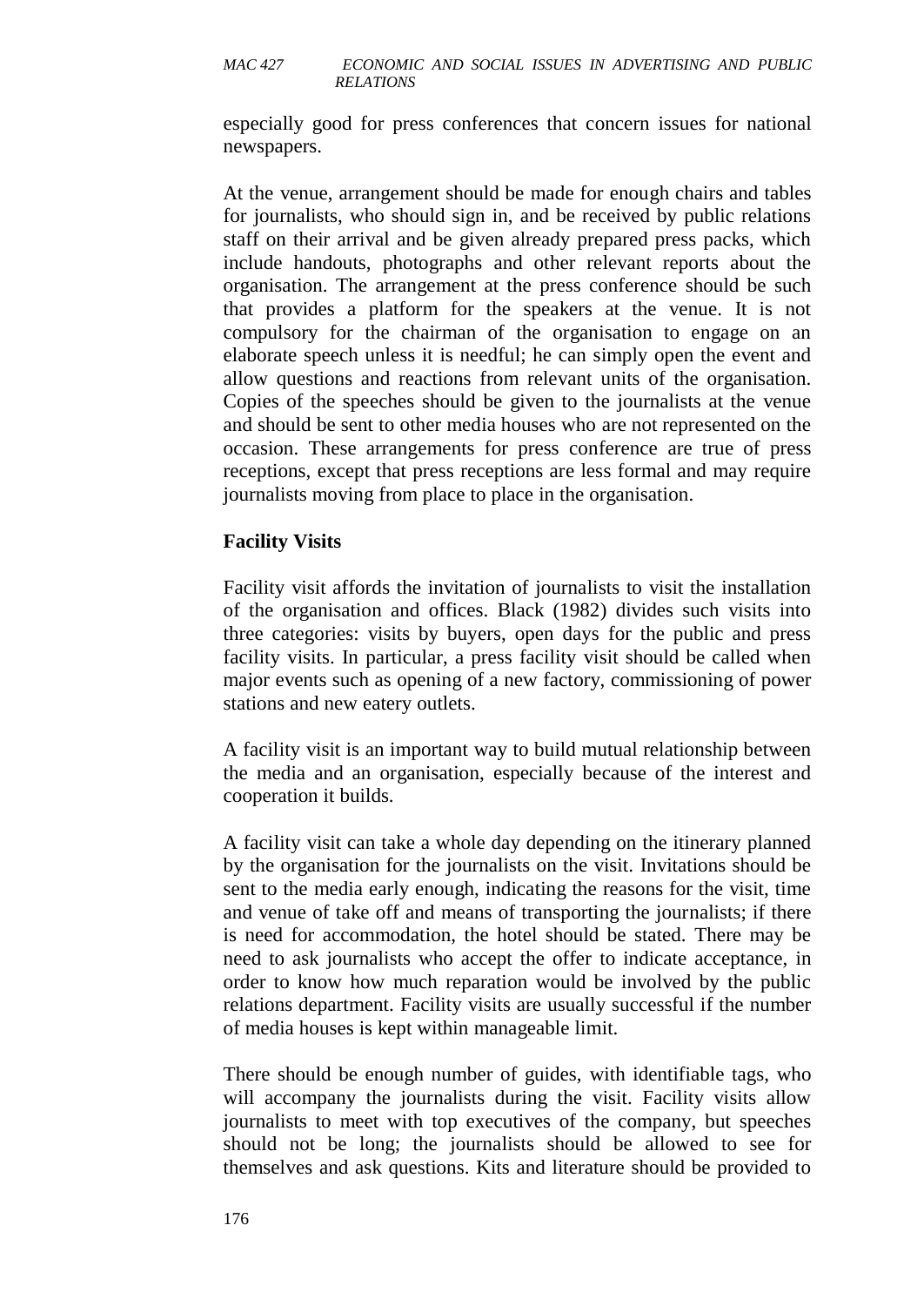especially good for press conferences that concern issues for national newspapers.

At the venue, arrangement should be made for enough chairs and tables for journalists, who should sign in, and be received by public relations staff on their arrival and be given already prepared press packs, which include handouts, photographs and other relevant reports about the organisation. The arrangement at the press conference should be such that provides a platform for the speakers at the venue. It is not compulsory for the chairman of the organisation to engage on an elaborate speech unless it is needful; he can simply open the event and allow questions and reactions from relevant units of the organisation. Copies of the speeches should be given to the journalists at the venue and should be sent to other media houses who are not represented on the occasion. These arrangements for press conference are true of press receptions, except that press receptions are less formal and may require journalists moving from place to place in the organisation.

**Facility Visits**

Facility visit affords the invitation of journalists to visit the installation of the organisation and offices. Black (1982) divides such visits into three categories: visits by buyers, open days for the public and press facility visits. In particular, a press facility visit should be called when major events such as opening of a new factory, commissioning of power stations and new eatery outlets.

A facility visit is an important way to build mutual relationship between the media and an organisation, especially because of the interest and cooperation it builds.

A facility visit can take a whole day depending on the itinerary planned by the organisation for the journalists on the visit. Invitations should be sent to the media early enough, indicating the reasons for the visit, time and venue of take off and means of transporting the journalists; if there is need for accommodation, the hotel should be stated. There may be need to ask journalists who accept the offer to indicate acceptance, in order to know how much reparation would be involved by the public relations department. Facility visits are usually successful if the number of media houses is kept within manageable limit.

There should be enough number of guides, with identifiable tags, who will accompany the journalists during the visit. Facility visits allow journalists to meet with top executives of the company, but speeches should not be long; the journalists should be allowed to see for themselves and ask questions. Kits and literature should be provided to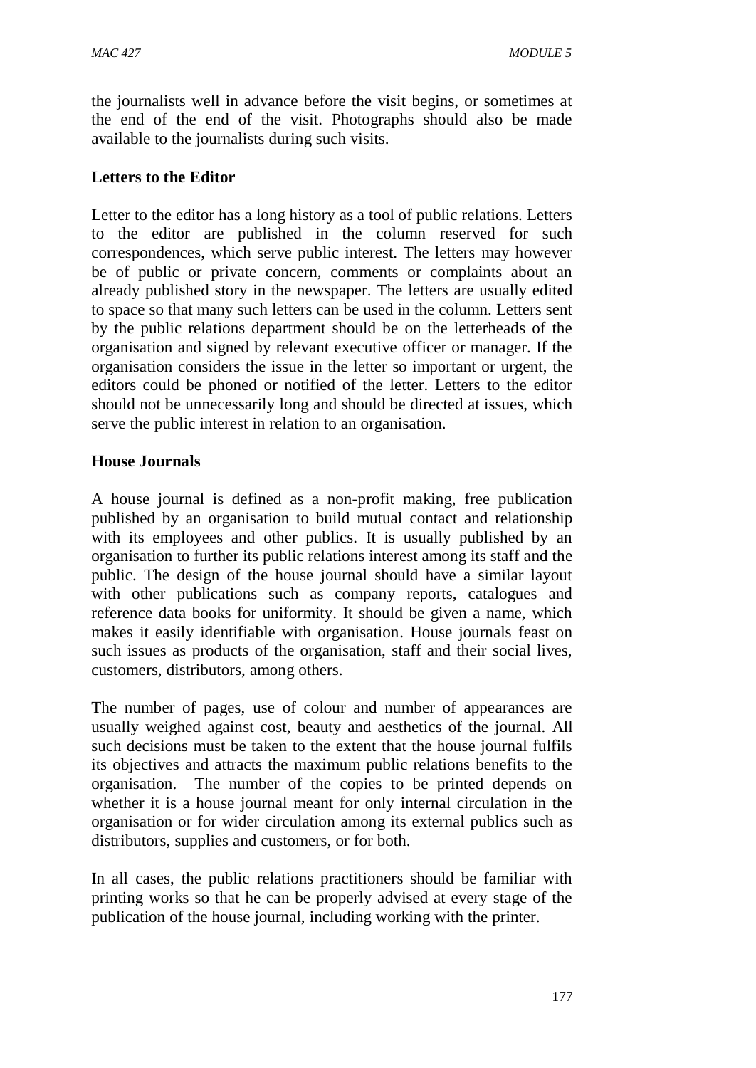the journalists well in advance before the visit begins, or sometimes at the end of the end of the visit. Photographs should also be made available to the journalists during such visits.

**Letters to the Editor**

Letter to the editor has a long history as a tool of public relations. Letters to the editor are published in the column reserved for such correspondences, which serve public interest. The letters may however be of public or private concern, comments or complaints about an already published story in the newspaper. The letters are usually edited to space so that many such letters can be used in the column. Letters sent by the public relations department should be on the letterheads of the organisation and signed by relevant executive officer or manager. If the organisation considers the issue in the letter so important or urgent, the editors could be phoned or notified of the letter. Letters to the editor should not be unnecessarily long and should be directed at issues, which serve the public interest in relation to an organisation.

**House Journals**

A house journal is defined as a non-profit making, free publication published by an organisation to build mutual contact and relationship with its employees and other publics. It is usually published by an organisation to further its public relations interest among its staff and the public. The design of the house journal should have a similar layout with other publications such as company reports, catalogues and reference data books for uniformity. It should be given a name, which makes it easily identifiable with organisation. House journals feast on such issues as products of the organisation, staff and their social lives, customers, distributors, among others.

The number of pages, use of colour and number of appearances are usually weighed against cost, beauty and aesthetics of the journal. All such decisions must be taken to the extent that the house journal fulfils its objectives and attracts the maximum public relations benefits to the organisation. The number of the copies to be printed depends on whether it is a house journal meant for only internal circulation in the organisation or for wider circulation among its external publics such as distributors, supplies and customers, or for both.

In all cases, the public relations practitioners should be familiar with printing works so that he can be properly advised at every stage of the publication of the house journal, including working with the printer.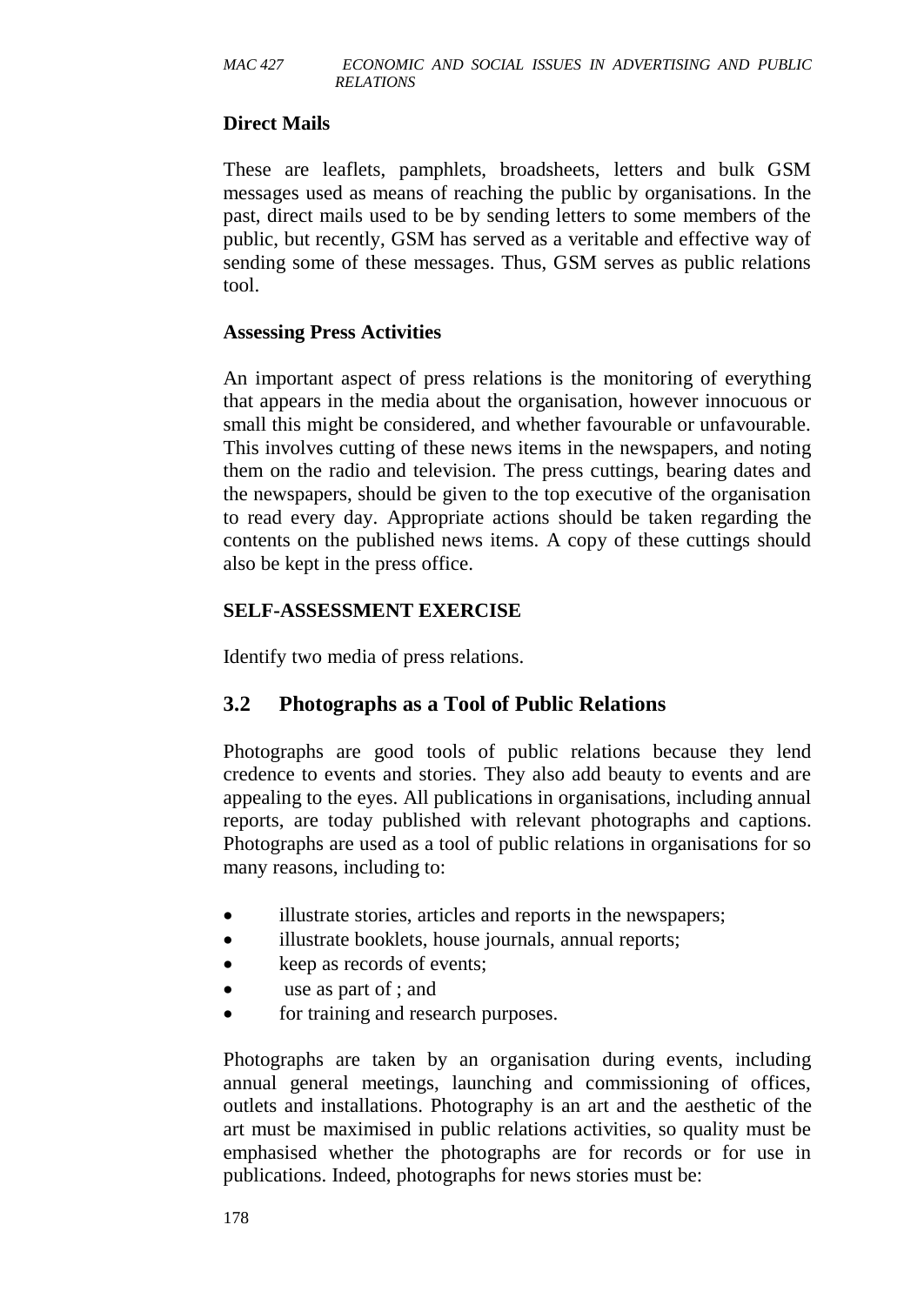**Direct Mails**

These are leaflets, pamphlets, broadsheets, letters and bulk GSM messages used as means of reaching the public by organisations. In the past, direct mails used to be by sending letters to some members of the public, but recently, GSM has served as a veritable and effective way of sending some of these messages. Thus, GSM serves as public relations tool.

**Assessing Press Activities**

An important aspect of press relations is the monitoring of everything that appears in the media about the organisation, however innocuous or small this might be considered, and whether favourable or unfavourable. This involves cutting of these news items in the newspapers, and noting them on the radio and television. The press cuttings, bearing dates and the newspapers, should be given to the top executive of the organisation to read every day. Appropriate actions should be taken regarding the contents on the published news items. A copy of these cuttings should also be kept in the press office.

**SELF-ASSESSMENT EXERCISE**

Identify two media of press relations.

## 3.2 Photographs as a Tool of Public Relations

Photographs are good tools of public relations because they lend credence to events and stories. They also add beauty to events and are appealing to the eyes. All publications in organisations, including annual reports, are today published with relevant photographs and captions. Photographs are used as a tool of public relations in organisations for so many reasons, including to:

- illustrate stories, articles and reports in the newspapers;
- illustrate booklets, house journals, annual reports;
- keep as records of events;
- use as part of ; and
- for training and research purposes.

Photographs are taken by an organisation during events, including annual general meetings, launching and commissioning of offices, outlets and installations. Photography is an art and the aesthetic of the art must be maximised in public relations activities, so quality must be emphasised whether the photographs are for records or for use in publications. Indeed, photographs for news stories must be: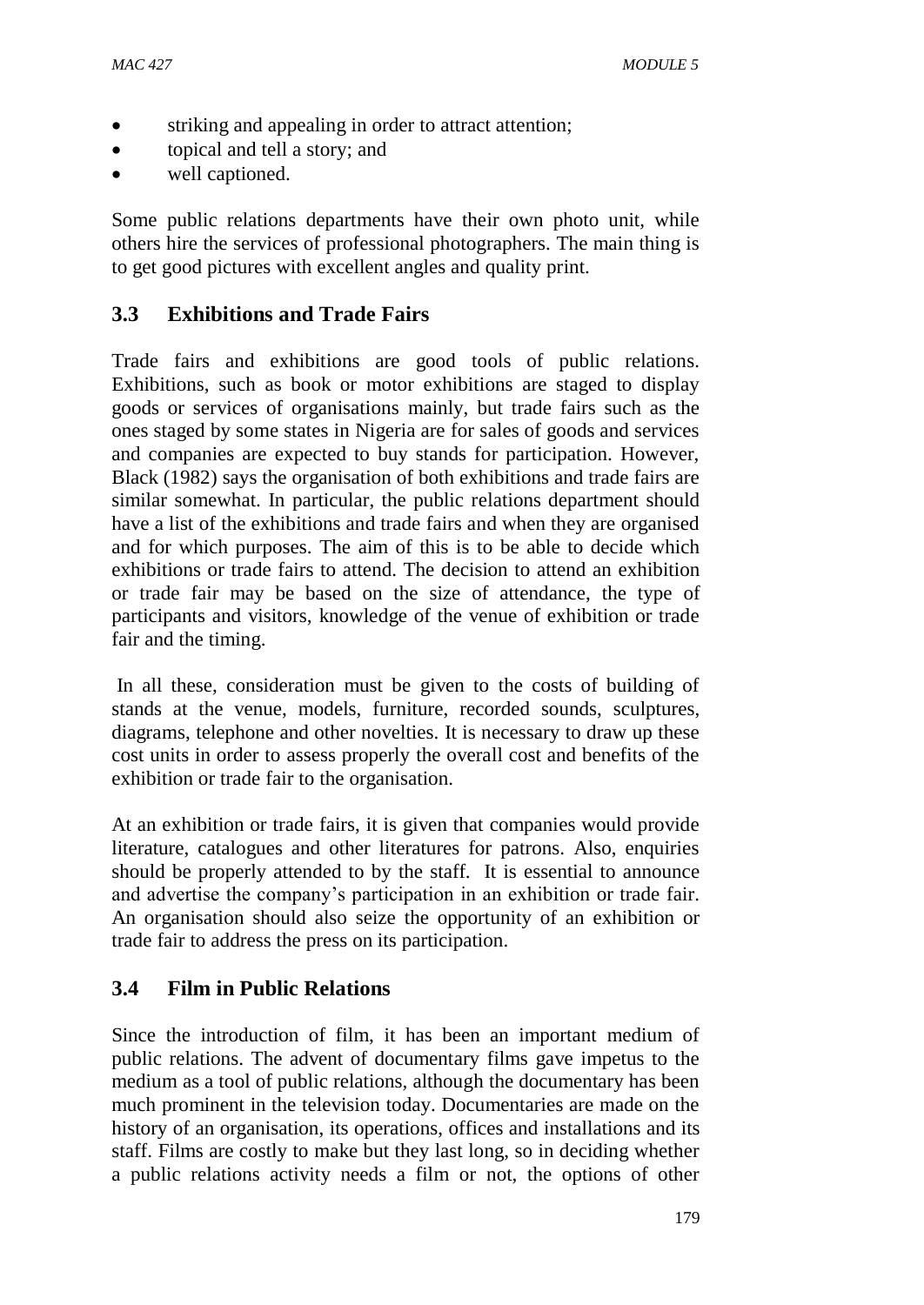- striking and appealing in order to attract attention;
- topical and tell a story; and
- well captioned.

Some public relations departments have their own photo unit, while others hire the services of professional photographers. The main thing is to get good pictures with excellent angles and quality print.

## 3.3 Exhibitions and Trade Fairs

Trade fairs and exhibitions are good tools of public relations. Exhibitions, such as book or motor exhibitions are staged to display goods or services of organisations mainly, but trade fairs such as the ones staged by some states in Nigeria are for sales of goods and services and companies are expected to buy stands for participation. However, Black (1982) says the organisation of both exhibitions and trade fairs are similar somewhat. In particular, the public relations department should have a list of the exhibitions and trade fairs and when they are organised and for which purposes. The aim of this is to be able to decide which exhibitions or trade fairs to attend. The decision to attend an exhibition or trade fair may be based on the size of attendance, the type of participants and visitors, knowledge of the venue of exhibition or trade fair and the timing.

In all these, consideration must be given to the costs of building of stands at the venue, models, furniture, recorded sounds, sculptures, diagrams, telephone and other novelties. It is necessary to draw up these cost units in order to assess properly the overall cost and benefits of the exhibition or trade fair to the organisation.

At an exhibition or trade fairs, it is given that companies would provide literature, catalogues and other literatures for patrons. Also, enquiries should be properly attended to by the staff. It is essential to announce and advertise the company's participation in an exhibition or trade fair. An organisation should also seize the opportunity of an exhibition or trade fair to address the press on its participation.

## 3.4 Film in Public Relations

Since the introduction of film, it has been an important medium of public relations. The advent of documentary films gave impetus to the medium as a tool of public relations, although the documentary has been much prominent in the television today. Documentaries are made on the history of an organisation, its operations, offices and installations and its staff. Films are costly to make but they last long, so in deciding whether a public relations activity needs a film or not, the options of other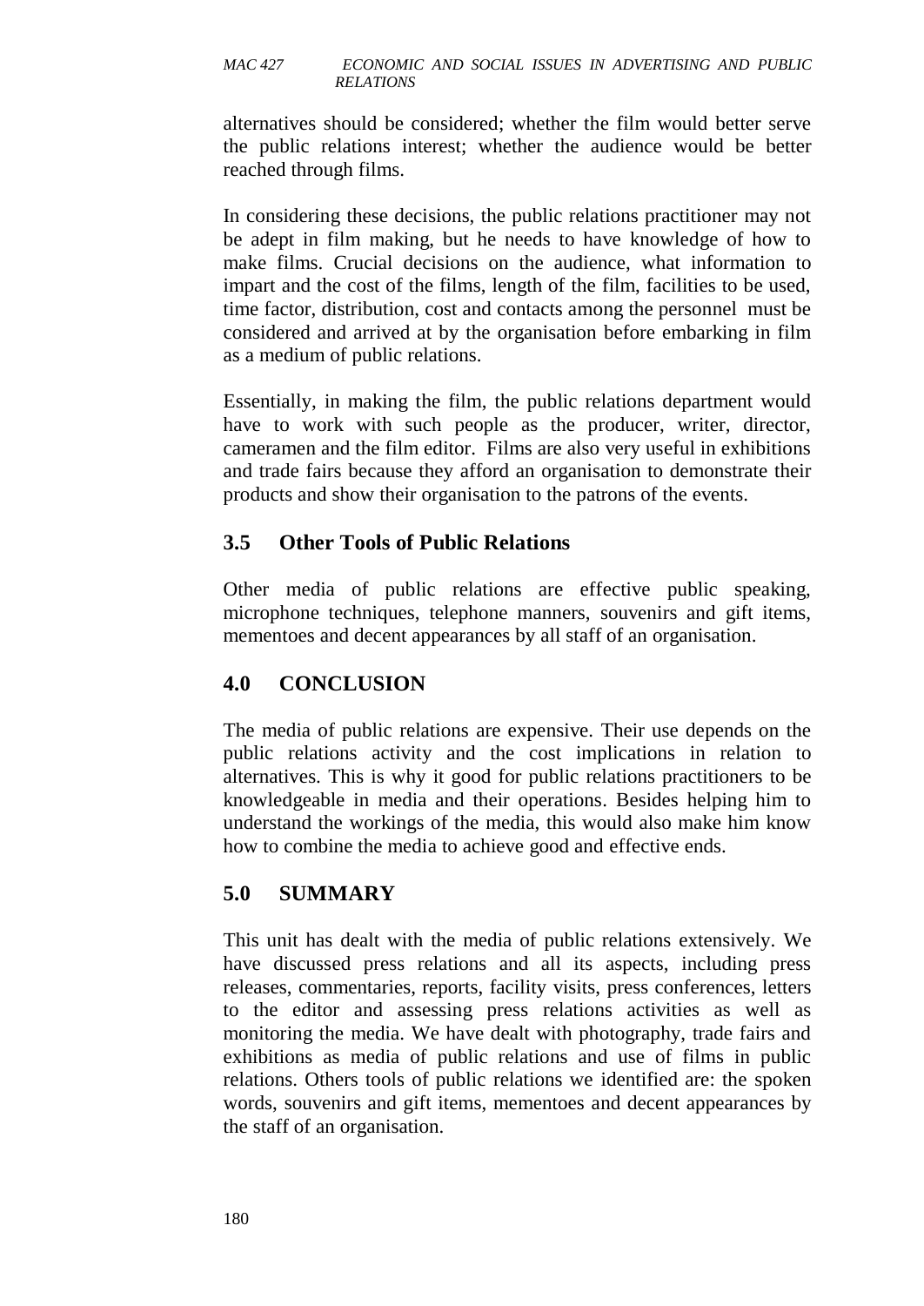alternatives should be considered; whether the film would better serve the public relations interest; whether the audience would be better reached through films.

In considering these decisions, the public relations practitioner may not be adept in film making, but he needs to have knowledge of how to make films. Crucial decisions on the audience, what information to impart and the cost of the films, length of the film, facilities to be used, time factor, distribution, cost and contacts among the personnel must be considered and arrived at by the organisation before embarking in film as a medium of public relations.

Essentially, in making the film, the public relations department would have to work with such people as the producer, writer, director, cameramen and the film editor. Films are also very useful in exhibitions and trade fairs because they afford an organisation to demonstrate their products and show their organisation to the patrons of the events.

## 3.5 Other Tools of Public Relations

Other media of public relations are effective public speaking, microphone techniques, telephone manners, souvenirs and gift items, mementoes and decent appearances by all staff of an organisation.

## 4.0 CONCLUSION

The media of public relations are expensive. Their use depends on the public relations activity and the cost implications in relation to alternatives. This is why it good for public relations practitioners to be knowledgeable in media and their operations. Besides helping him to understand the workings of the media, this would also make him know how to combine the media to achieve good and effective ends.

## 5.0 SUMMARY

This unit has dealt with the media of public relations extensively. We have discussed press relations and all its aspects, including press releases, commentaries, reports, facility visits, press conferences, letters to the editor and assessing press relations activities as well as monitoring the media. We have dealt with photography, trade fairs and exhibitions as media of public relations and use of films in public relations. Others tools of public relations we identified are: the spoken words, souvenirs and gift items, mementoes and decent appearances by the staff of an organisation.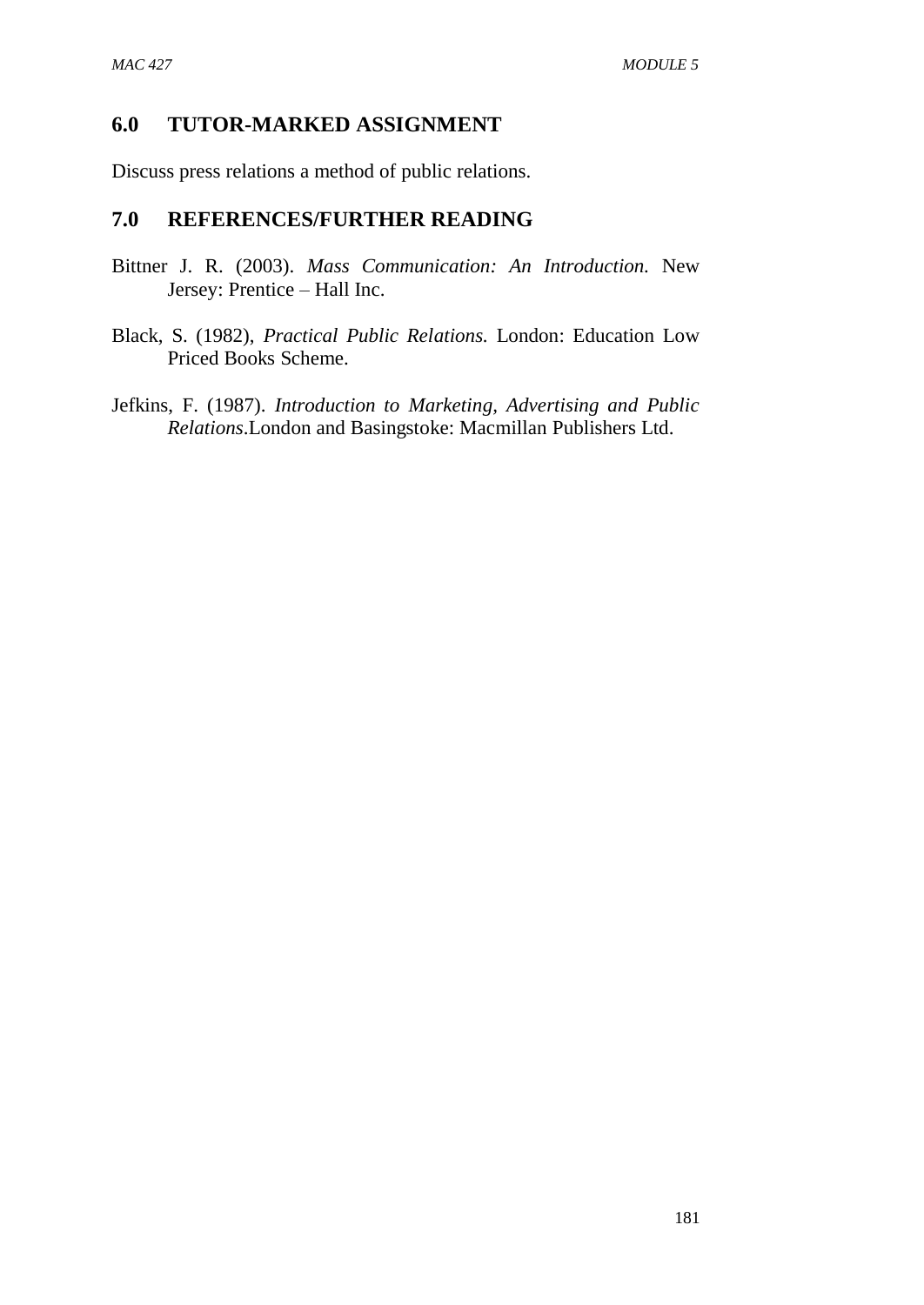## 6.0 TUTOR-MARKED ASSIGNMENT

Discuss press relations a method of public relations.

## 7.0 REFERENCES/FURTHER READING

Bittner J. R. (2003). *Mass Communication: An Introduction.* New Jersey: Prentice – Hall Inc.

Black, S. (1982), *Practical Public Relations.* London: Education Low Priced Books Scheme.

Jefkins, F. (1987). *Introduction to Marketing, Advertising and Public Relations*.London and Basingstoke: Macmillan Publishers Ltd.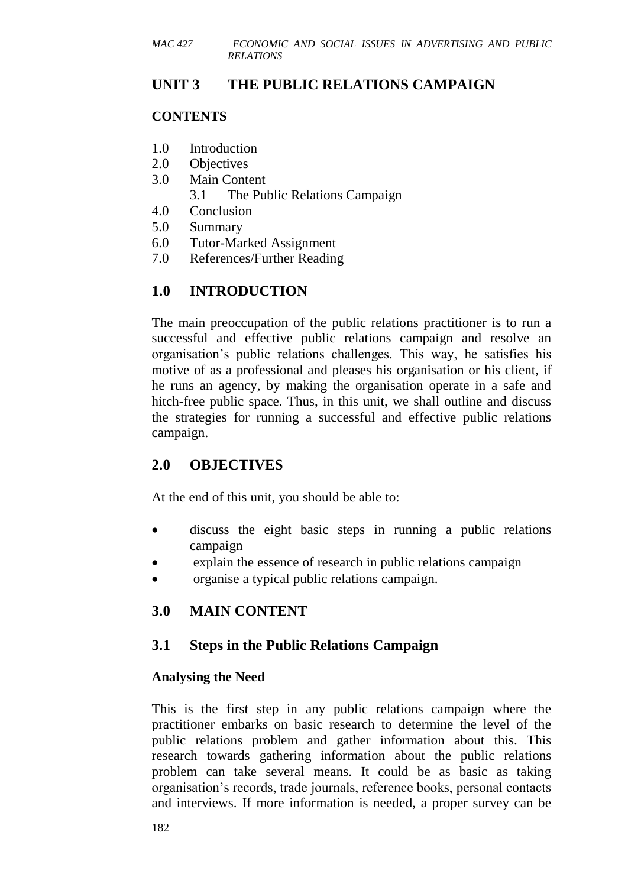# UNIT 3 THE PUBLIC RELATIONS CAMPAIGN

## CONTENTS

1.0 Introduction
2.0 Objectives
3.0 Main Content
  3.1 The Public Relations Campaign
4.0 Conclusion
5.0 Summary
6.0 Tutor-Marked Assignment
7.0 References/Further Reading

## 1.0 INTRODUCTION

The main preoccupation of the public relations practitioner is to run a successful and effective public relations campaign and resolve an organisation's public relations challenges. This way, he satisfies his motive of as a professional and pleases his organisation or his client, if he runs an agency, by making the organisation operate in a safe and hitch-free public space. Thus, in this unit, we shall outline and discuss the strategies for running a successful and effective public relations campaign.

## 2.0 OBJECTIVES

At the end of this unit, you should be able to:

- discuss the eight basic steps in running a public relations campaign
- explain the essence of research in public relations campaign
- organise a typical public relations campaign.

## 3.0 MAIN CONTENT

## 3.1 Steps in the Public Relations Campaign

### Analysing the Need

This is the first step in any public relations campaign where the practitioner embarks on basic research to determine the level of the public relations problem and gather information about this. This research towards gathering information about the public relations problem can take several means. It could be as basic as taking organisation's records, trade journals, reference books, personal contacts and interviews. If more information is needed, a proper survey can be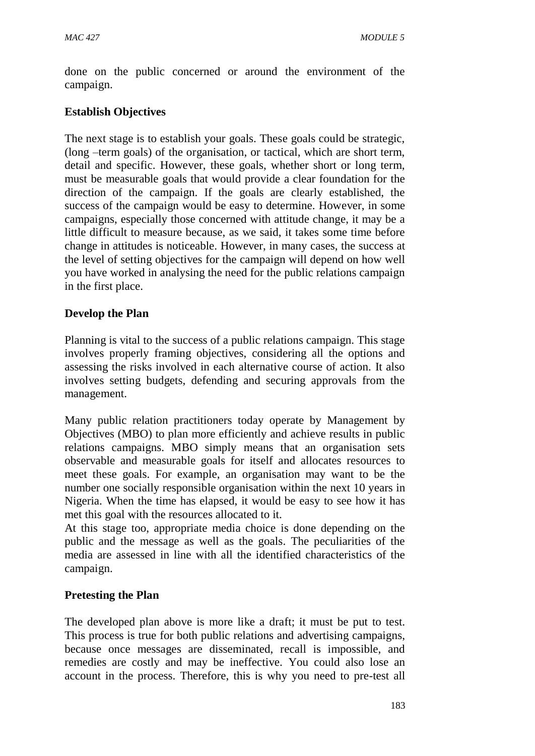done on the public concerned or around the environment of the campaign.

**Establish Objectives**

The next stage is to establish your goals. These goals could be strategic, (long –term goals) of the organisation, or tactical, which are short term, detail and specific. However, these goals, whether short or long term, must be measurable goals that would provide a clear foundation for the direction of the campaign. If the goals are clearly established, the success of the campaign would be easy to determine. However, in some campaigns, especially those concerned with attitude change, it may be a little difficult to measure because, as we said, it takes some time before change in attitudes is noticeable. However, in many cases, the success at the level of setting objectives for the campaign will depend on how well you have worked in analysing the need for the public relations campaign in the first place.

**Develop the Plan**

Planning is vital to the success of a public relations campaign. This stage involves properly framing objectives, considering all the options and assessing the risks involved in each alternative course of action. It also involves setting budgets, defending and securing approvals from the management.

Many public relation practitioners today operate by Management by Objectives (MBO) to plan more efficiently and achieve results in public relations campaigns. MBO simply means that an organisation sets observable and measurable goals for itself and allocates resources to meet these goals. For example, an organisation may want to be the number one socially responsible organisation within the next 10 years in Nigeria. When the time has elapsed, it would be easy to see how it has met this goal with the resources allocated to it.
At this stage too, appropriate media choice is done depending on the public and the message as well as the goals. The peculiarities of the media are assessed in line with all the identified characteristics of the campaign.

**Pretesting the Plan**

The developed plan above is more like a draft; it must be put to test. This process is true for both public relations and advertising campaigns, because once messages are disseminated, recall is impossible, and remedies are costly and may be ineffective. You could also lose an account in the process. Therefore, this is why you need to pre-test all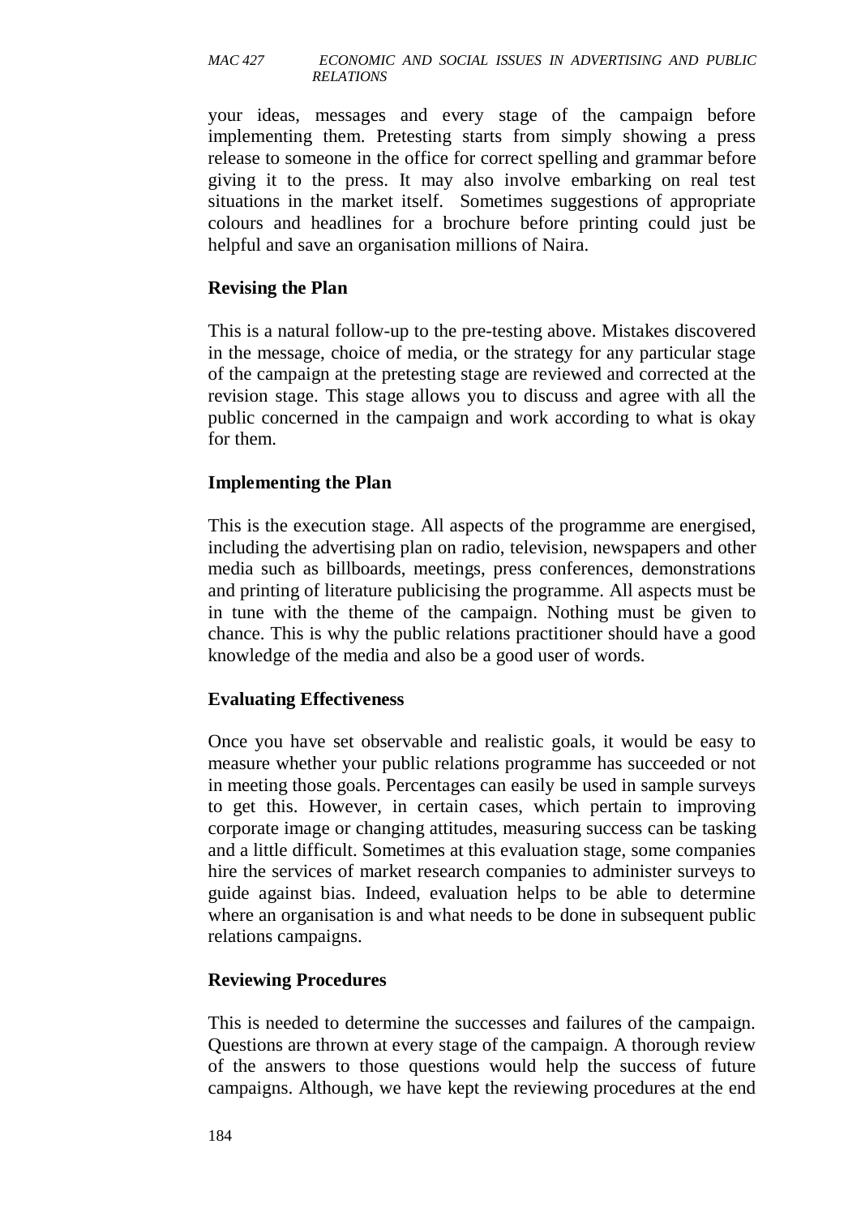your ideas, messages and every stage of the campaign before implementing them. Pretesting starts from simply showing a press release to someone in the office for correct spelling and grammar before giving it to the press. It may also involve embarking on real test situations in the market itself. Sometimes suggestions of appropriate colours and headlines for a brochure before printing could just be helpful and save an organisation millions of Naira.

**Revising the Plan**

This is a natural follow-up to the pre-testing above. Mistakes discovered in the message, choice of media, or the strategy for any particular stage of the campaign at the pretesting stage are reviewed and corrected at the revision stage. This stage allows you to discuss and agree with all the public concerned in the campaign and work according to what is okay for them.

**Implementing the Plan**

This is the execution stage. All aspects of the programme are energised, including the advertising plan on radio, television, newspapers and other media such as billboards, meetings, press conferences, demonstrations and printing of literature publicising the programme. All aspects must be in tune with the theme of the campaign. Nothing must be given to chance. This is why the public relations practitioner should have a good knowledge of the media and also be a good user of words.

**Evaluating Effectiveness**

Once you have set observable and realistic goals, it would be easy to measure whether your public relations programme has succeeded or not in meeting those goals. Percentages can easily be used in sample surveys to get this. However, in certain cases, which pertain to improving corporate image or changing attitudes, measuring success can be tasking and a little difficult. Sometimes at this evaluation stage, some companies hire the services of market research companies to administer surveys to guide against bias. Indeed, evaluation helps to be able to determine where an organisation is and what needs to be done in subsequent public relations campaigns.

**Reviewing Procedures**

This is needed to determine the successes and failures of the campaign. Questions are thrown at every stage of the campaign. A thorough review of the answers to those questions would help the success of future campaigns. Although, we have kept the reviewing procedures at the end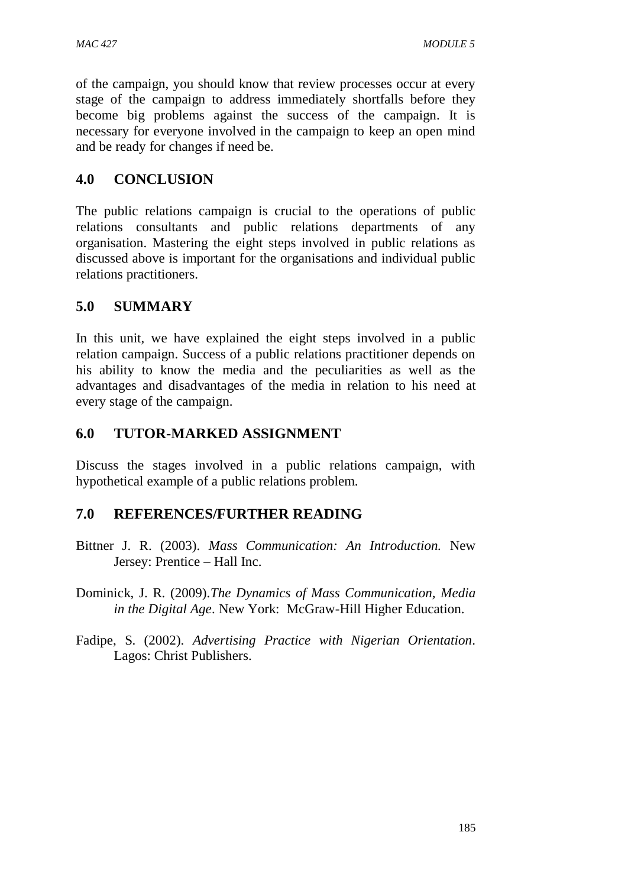of the campaign, you should know that review processes occur at every stage of the campaign to address immediately shortfalls before they become big problems against the success of the campaign. It is necessary for everyone involved in the campaign to keep an open mind and be ready for changes if need be.

## 4.0 CONCLUSION

The public relations campaign is crucial to the operations of public relations consultants and public relations departments of any organisation. Mastering the eight steps involved in public relations as discussed above is important for the organisations and individual public relations practitioners.

## 5.0 SUMMARY

In this unit, we have explained the eight steps involved in a public relation campaign. Success of a public relations practitioner depends on his ability to know the media and the peculiarities as well as the advantages and disadvantages of the media in relation to his need at every stage of the campaign.

## 6.0 TUTOR-MARKED ASSIGNMENT

Discuss the stages involved in a public relations campaign, with hypothetical example of a public relations problem.

## 7.0 REFERENCES/FURTHER READING

Bittner J. R. (2003). *Mass Communication: An Introduction.* New Jersey: Prentice – Hall Inc.

Dominick, J. R. (2009).*The Dynamics of Mass Communication, Media in the Digital Age*. New York: McGraw-Hill Higher Education.

Fadipe, S. (2002). *Advertising Practice with Nigerian Orientation*. Lagos: Christ Publishers.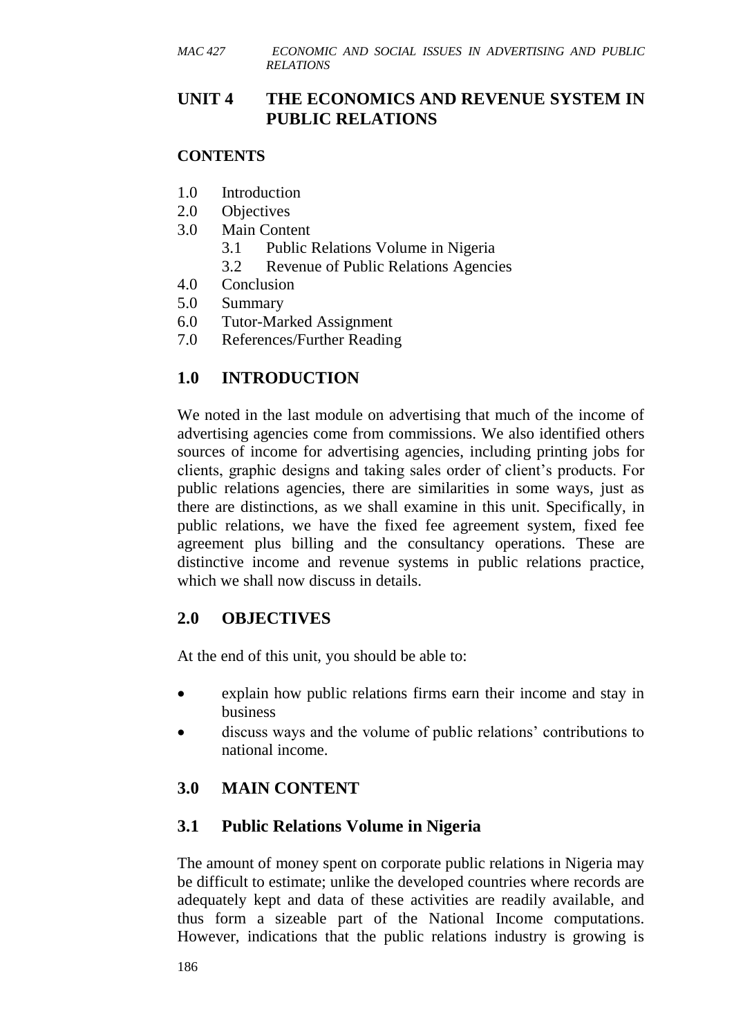# UNIT 4 THE ECONOMICS AND REVENUE SYSTEM IN PUBLIC RELATIONS

## CONTENTS

1.0 Introduction
2.0 Objectives
3.0 Main Content
    3.1 Public Relations Volume in Nigeria
    3.2 Revenue of Public Relations Agencies
4.0 Conclusion
5.0 Summary
6.0 Tutor-Marked Assignment
7.0 References/Further Reading

## 1.0 INTRODUCTION

We noted in the last module on advertising that much of the income of advertising agencies come from commissions. We also identified others sources of income for advertising agencies, including printing jobs for clients, graphic designs and taking sales order of client's products. For public relations agencies, there are similarities in some ways, just as there are distinctions, as we shall examine in this unit. Specifically, in public relations, we have the fixed fee agreement system, fixed fee agreement plus billing and the consultancy operations. These are distinctive income and revenue systems in public relations practice, which we shall now discuss in details.

## 2.0 OBJECTIVES

At the end of this unit, you should be able to:

- explain how public relations firms earn their income and stay in business
- discuss ways and the volume of public relations' contributions to national income.

## 3.0 MAIN CONTENT

### 3.1 Public Relations Volume in Nigeria

The amount of money spent on corporate public relations in Nigeria may be difficult to estimate; unlike the developed countries where records are adequately kept and data of these activities are readily available, and thus form a sizeable part of the National Income computations. However, indications that the public relations industry is growing is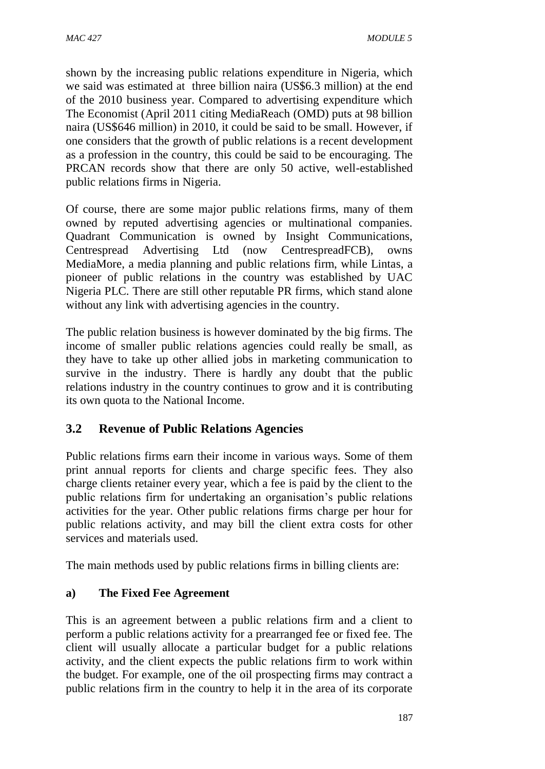shown by the increasing public relations expenditure in Nigeria, which we said was estimated at three billion naira (US$6.3 million) at the end of the 2010 business year. Compared to advertising expenditure which The Economist (April 2011 citing MediaReach (OMD) puts at 98 billion naira (US$646 million) in 2010, it could be said to be small. However, if one considers that the growth of public relations is a recent development as a profession in the country, this could be said to be encouraging. The PRCAN records show that there are only 50 active, well-established public relations firms in Nigeria.

Of course, there are some major public relations firms, many of them owned by reputed advertising agencies or multinational companies. Quadrant Communication is owned by Insight Communications, Centrespread Advertising Ltd (now CentrespreadFCB), owns MediaMore, a media planning and public relations firm, while Lintas, a pioneer of public relations in the country was established by UAC Nigeria PLC. There are still other reputable PR firms, which stand alone without any link with advertising agencies in the country.

The public relation business is however dominated by the big firms. The income of smaller public relations agencies could really be small, as they have to take up other allied jobs in marketing communication to survive in the industry. There is hardly any doubt that the public relations industry in the country continues to grow and it is contributing its own quota to the National Income.

## 3.2 Revenue of Public Relations Agencies

Public relations firms earn their income in various ways. Some of them print annual reports for clients and charge specific fees. They also charge clients retainer every year, which a fee is paid by the client to the public relations firm for undertaking an organisation's public relations activities for the year. Other public relations firms charge per hour for public relations activity, and may bill the client extra costs for other services and materials used.

The main methods used by public relations firms in billing clients are:

### a) The Fixed Fee Agreement

This is an agreement between a public relations firm and a client to perform a public relations activity for a prearranged fee or fixed fee. The client will usually allocate a particular budget for a public relations activity, and the client expects the public relations firm to work within the budget. For example, one of the oil prospecting firms may contract a public relations firm in the country to help it in the area of its corporate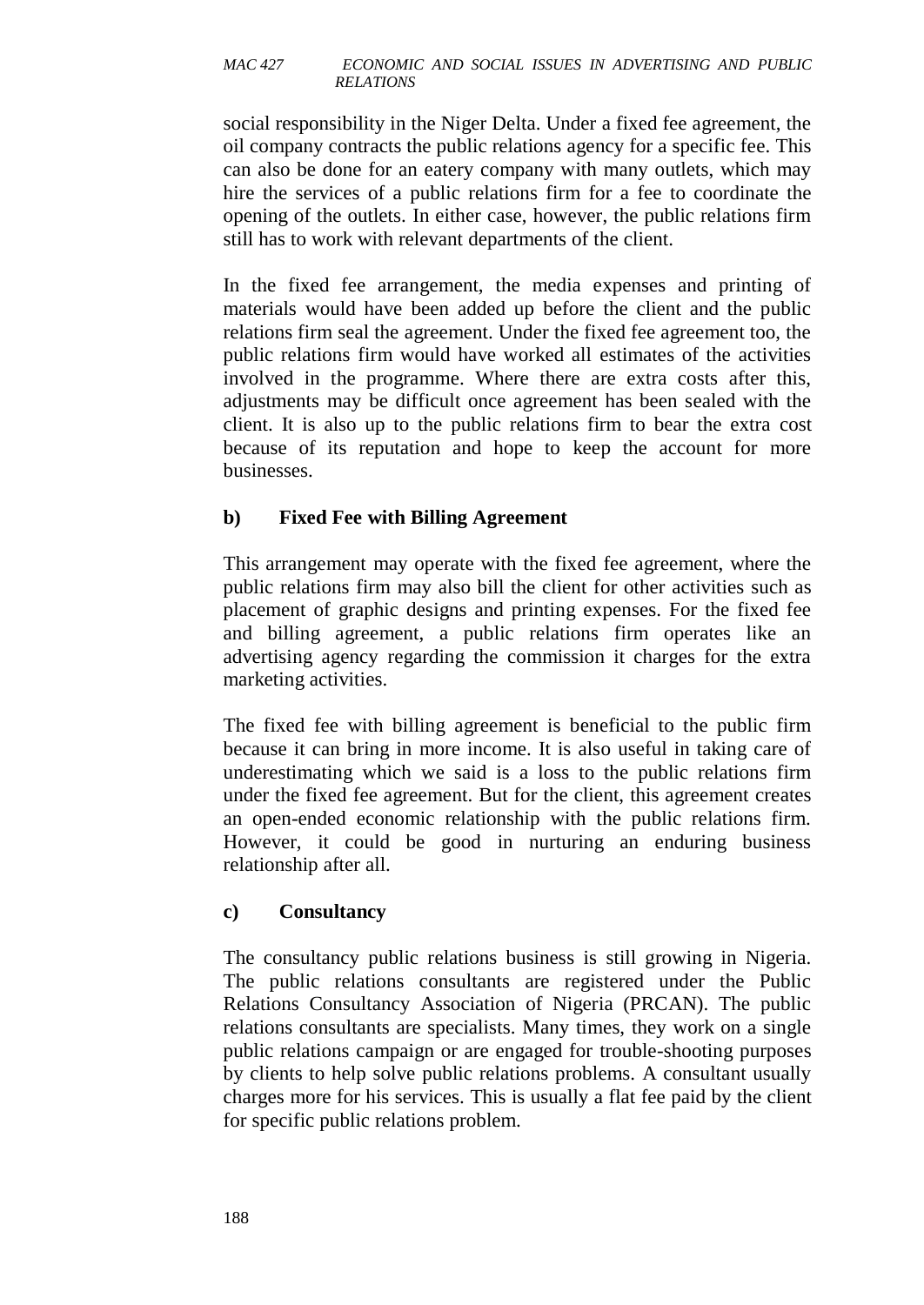social responsibility in the Niger Delta. Under a fixed fee agreement, the oil company contracts the public relations agency for a specific fee. This can also be done for an eatery company with many outlets, which may hire the services of a public relations firm for a fee to coordinate the opening of the outlets. In either case, however, the public relations firm still has to work with relevant departments of the client.

In the fixed fee arrangement, the media expenses and printing of materials would have been added up before the client and the public relations firm seal the agreement. Under the fixed fee agreement too, the public relations firm would have worked all estimates of the activities involved in the programme. Where there are extra costs after this, adjustments may be difficult once agreement has been sealed with the client. It is also up to the public relations firm to bear the extra cost because of its reputation and hope to keep the account for more businesses.

**b) Fixed Fee with Billing Agreement**

This arrangement may operate with the fixed fee agreement, where the public relations firm may also bill the client for other activities such as placement of graphic designs and printing expenses. For the fixed fee and billing agreement, a public relations firm operates like an advertising agency regarding the commission it charges for the extra marketing activities.

The fixed fee with billing agreement is beneficial to the public firm because it can bring in more income. It is also useful in taking care of underestimating which we said is a loss to the public relations firm under the fixed fee agreement. But for the client, this agreement creates an open-ended economic relationship with the public relations firm. However, it could be good in nurturing an enduring business relationship after all.

**c) Consultancy**

The consultancy public relations business is still growing in Nigeria. The public relations consultants are registered under the Public Relations Consultancy Association of Nigeria (PRCAN). The public relations consultants are specialists. Many times, they work on a single public relations campaign or are engaged for trouble-shooting purposes by clients to help solve public relations problems. A consultant usually charges more for his services. This is usually a flat fee paid by the client for specific public relations problem.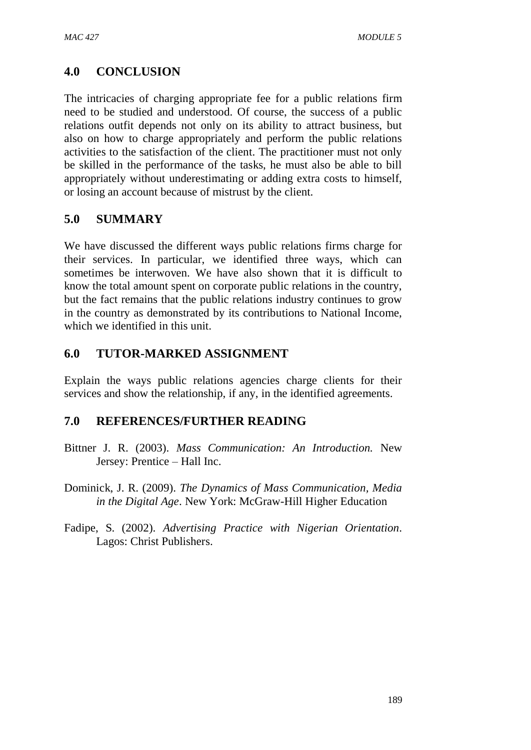## 4.0 CONCLUSION

The intricacies of charging appropriate fee for a public relations firm need to be studied and understood. Of course, the success of a public relations outfit depends not only on its ability to attract business, but also on how to charge appropriately and perform the public relations activities to the satisfaction of the client. The practitioner must not only be skilled in the performance of the tasks, he must also be able to bill appropriately without underestimating or adding extra costs to himself, or losing an account because of mistrust by the client.

## 5.0 SUMMARY

We have discussed the different ways public relations firms charge for their services. In particular, we identified three ways, which can sometimes be interwoven. We have also shown that it is difficult to know the total amount spent on corporate public relations in the country, but the fact remains that the public relations industry continues to grow in the country as demonstrated by its contributions to National Income, which we identified in this unit.

## 6.0 TUTOR-MARKED ASSIGNMENT

Explain the ways public relations agencies charge clients for their services and show the relationship, if any, in the identified agreements.

## 7.0 REFERENCES/FURTHER READING

Bittner J. R. (2003). *Mass Communication: An Introduction.* New Jersey: Prentice – Hall Inc.

Dominick, J. R. (2009). *The Dynamics of Mass Communication, Media in the Digital Age*. New York: McGraw-Hill Higher Education

Fadipe, S. (2002). *Advertising Practice with Nigerian Orientation*. Lagos: Christ Publishers.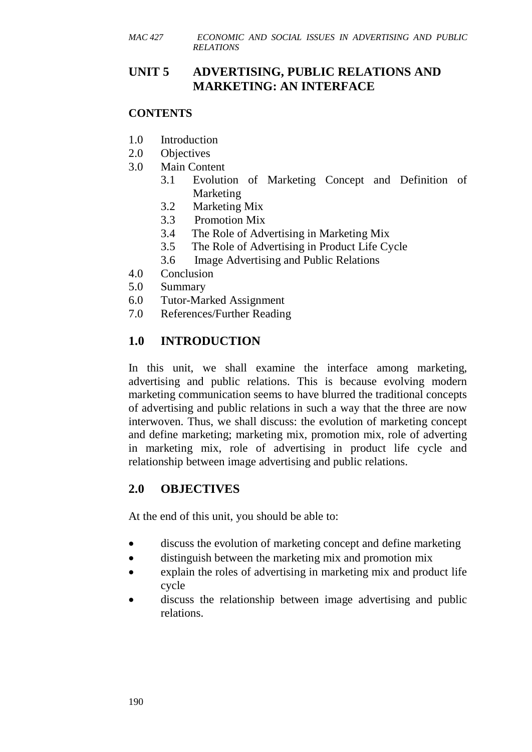# UNIT 5 ADVERTISING, PUBLIC RELATIONS AND MARKETING: AN INTERFACE

## CONTENTS

1.0 Introduction
2.0 Objectives
3.0 Main Content
  3.1 Evolution of Marketing Concept and Definition of Marketing
  3.2 Marketing Mix
  3.3 Promotion Mix
  3.4 The Role of Advertising in Marketing Mix
  3.5 The Role of Advertising in Product Life Cycle
  3.6 Image Advertising and Public Relations
4.0 Conclusion
5.0 Summary
6.0 Tutor-Marked Assignment
7.0 References/Further Reading

## 1.0 INTRODUCTION

In this unit, we shall examine the interface among marketing, advertising and public relations. This is because evolving modern marketing communication seems to have blurred the traditional concepts of advertising and public relations in such a way that the three are now interwoven. Thus, we shall discuss: the evolution of marketing concept and define marketing; marketing mix, promotion mix, role of adverting in marketing mix, role of advertising in product life cycle and relationship between image advertising and public relations.

## 2.0 OBJECTIVES

At the end of this unit, you should be able to:

- discuss the evolution of marketing concept and define marketing
- distinguish between the marketing mix and promotion mix
- explain the roles of advertising in marketing mix and product life cycle
- discuss the relationship between image advertising and public relations.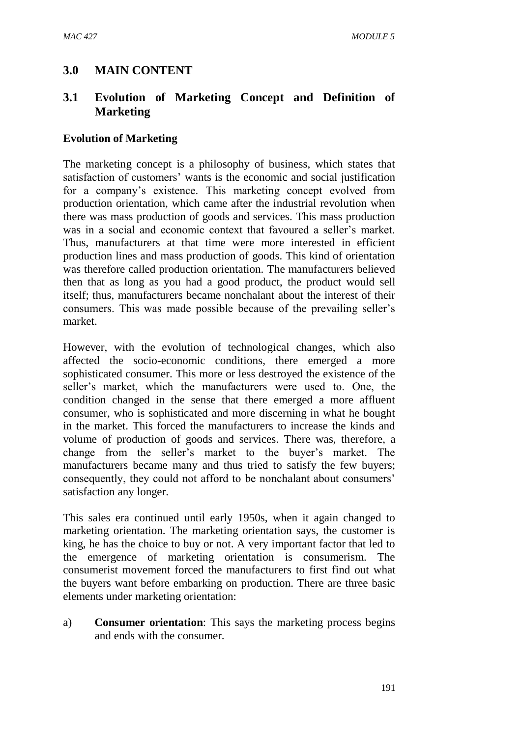## 3.0 MAIN CONTENT

### 3.1 Evolution of Marketing Concept and Definition of Marketing

**Evolution of Marketing**

The marketing concept is a philosophy of business, which states that satisfaction of customers' wants is the economic and social justification for a company's existence. This marketing concept evolved from production orientation, which came after the industrial revolution when there was mass production of goods and services. This mass production was in a social and economic context that favoured a seller's market. Thus, manufacturers at that time were more interested in efficient production lines and mass production of goods. This kind of orientation was therefore called production orientation. The manufacturers believed then that as long as you had a good product, the product would sell itself; thus, manufacturers became nonchalant about the interest of their consumers. This was made possible because of the prevailing seller's market.

However, with the evolution of technological changes, which also affected the socio-economic conditions, there emerged a more sophisticated consumer. This more or less destroyed the existence of the seller's market, which the manufacturers were used to. One, the condition changed in the sense that there emerged a more affluent consumer, who is sophisticated and more discerning in what he bought in the market. This forced the manufacturers to increase the kinds and volume of production of goods and services. There was, therefore, a change from the seller's market to the buyer's market. The manufacturers became many and thus tried to satisfy the few buyers; consequently, they could not afford to be nonchalant about consumers' satisfaction any longer.

This sales era continued until early 1950s, when it again changed to marketing orientation. The marketing orientation says, the customer is king, he has the choice to buy or not. A very important factor that led to the emergence of marketing orientation is consumerism. The consumerist movement forced the manufacturers to first find out what the buyers want before embarking on production. There are three basic elements under marketing orientation:

a) **Consumer orientation**: This says the marketing process begins and ends with the consumer.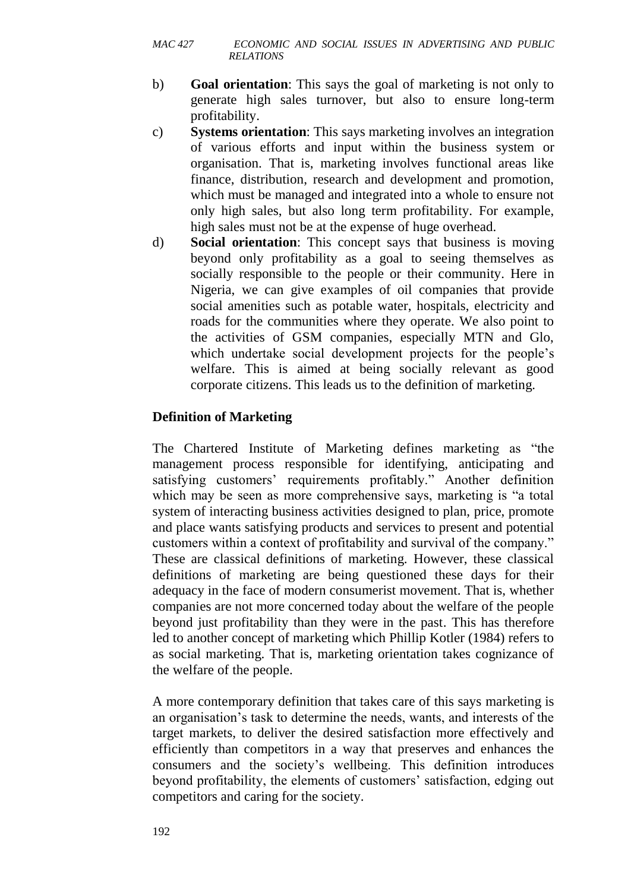b) **Goal orientation**: This says the goal of marketing is not only to generate high sales turnover, but also to ensure long-term profitability.

c) **Systems orientation**: This says marketing involves an integration of various efforts and input within the business system or organisation. That is, marketing involves functional areas like finance, distribution, research and development and promotion, which must be managed and integrated into a whole to ensure not only high sales, but also long term profitability. For example, high sales must not be at the expense of huge overhead.

d) **Social orientation**: This concept says that business is moving beyond only profitability as a goal to seeing themselves as socially responsible to the people or their community. Here in Nigeria, we can give examples of oil companies that provide social amenities such as potable water, hospitals, electricity and roads for the communities where they operate. We also point to the activities of GSM companies, especially MTN and Glo, which undertake social development projects for the people's welfare. This is aimed at being socially relevant as good corporate citizens. This leads us to the definition of marketing.

**Definition of Marketing**

The Chartered Institute of Marketing defines marketing as "the management process responsible for identifying, anticipating and satisfying customers' requirements profitably." Another definition which may be seen as more comprehensive says, marketing is "a total system of interacting business activities designed to plan, price, promote and place wants satisfying products and services to present and potential customers within a context of profitability and survival of the company." These are classical definitions of marketing. However, these classical definitions of marketing are being questioned these days for their adequacy in the face of modern consumerist movement. That is, whether companies are not more concerned today about the welfare of the people beyond just profitability than they were in the past. This has therefore led to another concept of marketing which Phillip Kotler (1984) refers to as social marketing. That is, marketing orientation takes cognizance of the welfare of the people.

A more contemporary definition that takes care of this says marketing is an organisation's task to determine the needs, wants, and interests of the target markets, to deliver the desired satisfaction more effectively and efficiently than competitors in a way that preserves and enhances the consumers and the society's wellbeing. This definition introduces beyond profitability, the elements of customers' satisfaction, edging out competitors and caring for the society.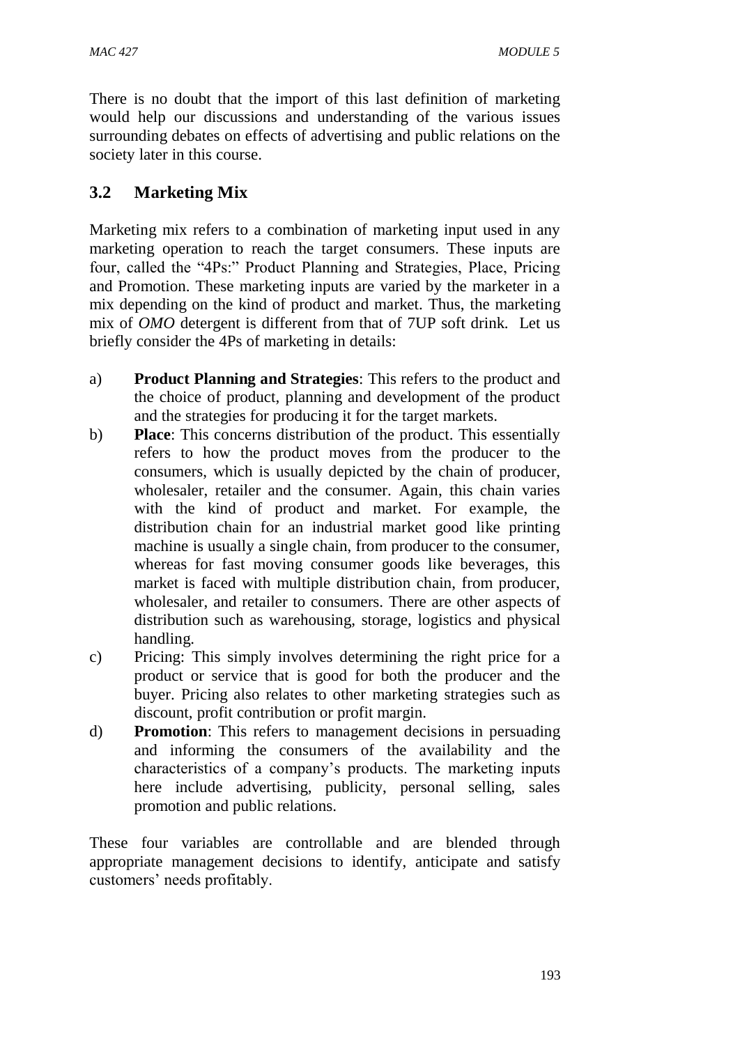There is no doubt that the import of this last definition of marketing would help our discussions and understanding of the various issues surrounding debates on effects of advertising and public relations on the society later in this course.

## 3.2 Marketing Mix

Marketing mix refers to a combination of marketing input used in any marketing operation to reach the target consumers. These inputs are four, called the "4Ps:" Product Planning and Strategies, Place, Pricing and Promotion. These marketing inputs are varied by the marketer in a mix depending on the kind of product and market. Thus, the marketing mix of *OMO* detergent is different from that of 7UP soft drink. Let us briefly consider the 4Ps of marketing in details:

a) **Product Planning and Strategies**: This refers to the product and the choice of product, planning and development of the product and the strategies for producing it for the target markets.

b) **Place**: This concerns distribution of the product. This essentially refers to how the product moves from the producer to the consumers, which is usually depicted by the chain of producer, wholesaler, retailer and the consumer. Again, this chain varies with the kind of product and market. For example, the distribution chain for an industrial market good like printing machine is usually a single chain, from producer to the consumer, whereas for fast moving consumer goods like beverages, this market is faced with multiple distribution chain, from producer, wholesaler, and retailer to consumers. There are other aspects of distribution such as warehousing, storage, logistics and physical handling.

c) Pricing: This simply involves determining the right price for a product or service that is good for both the producer and the buyer. Pricing also relates to other marketing strategies such as discount, profit contribution or profit margin.

d) **Promotion**: This refers to management decisions in persuading and informing the consumers of the availability and the characteristics of a company's products. The marketing inputs here include advertising, publicity, personal selling, sales promotion and public relations.

These four variables are controllable and are blended through appropriate management decisions to identify, anticipate and satisfy customers' needs profitably.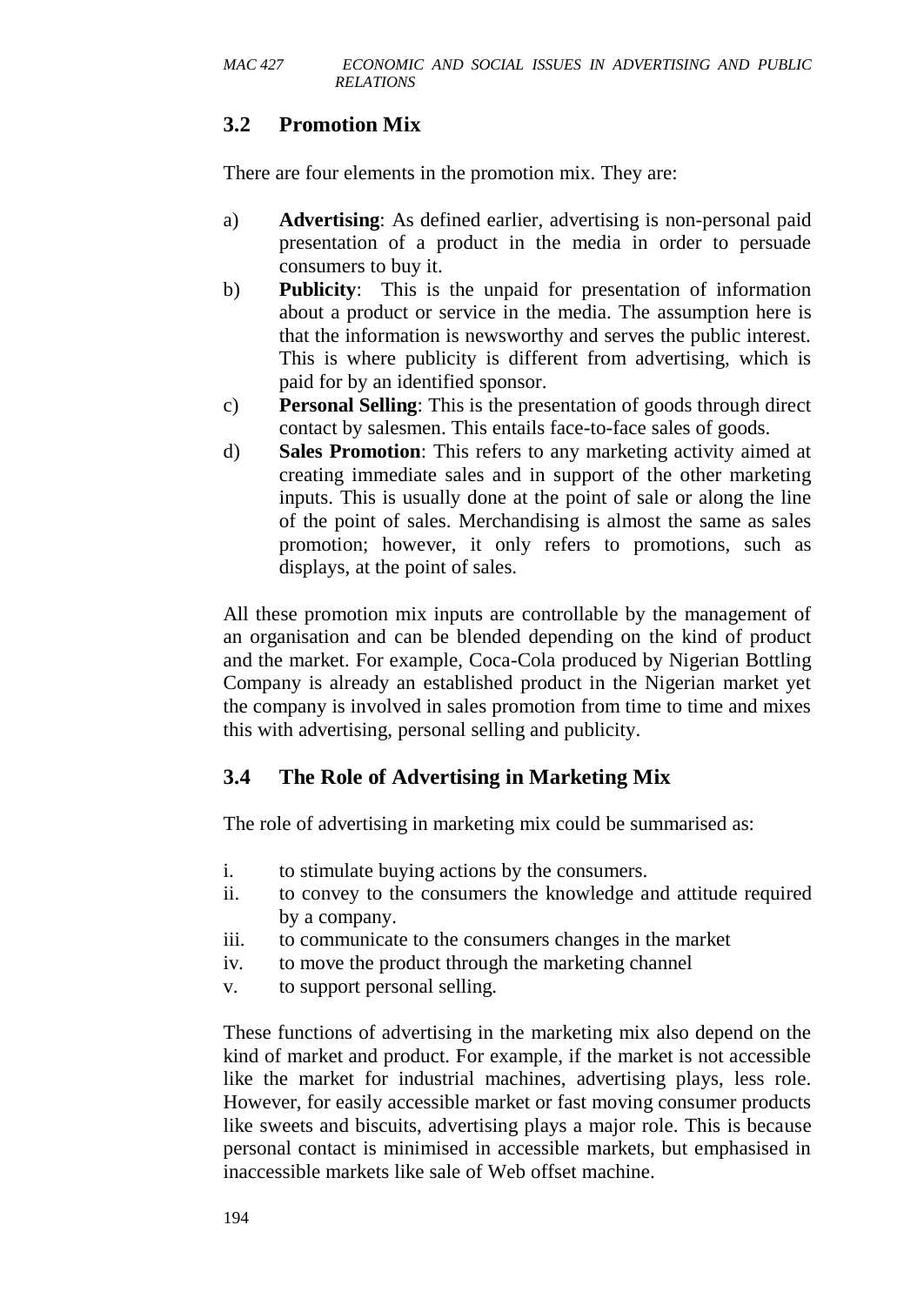## 3.2 Promotion Mix

There are four elements in the promotion mix. They are:

a) **Advertising**: As defined earlier, advertising is non-personal paid presentation of a product in the media in order to persuade consumers to buy it.

b) **Publicity**: This is the unpaid for presentation of information about a product or service in the media. The assumption here is that the information is newsworthy and serves the public interest. This is where publicity is different from advertising, which is paid for by an identified sponsor.

c) **Personal Selling**: This is the presentation of goods through direct contact by salesmen. This entails face-to-face sales of goods.

d) **Sales Promotion**: This refers to any marketing activity aimed at creating immediate sales and in support of the other marketing inputs. This is usually done at the point of sale or along the line of the point of sales. Merchandising is almost the same as sales promotion; however, it only refers to promotions, such as displays, at the point of sales.

All these promotion mix inputs are controllable by the management of an organisation and can be blended depending on the kind of product and the market. For example, Coca-Cola produced by Nigerian Bottling Company is already an established product in the Nigerian market yet the company is involved in sales promotion from time to time and mixes this with advertising, personal selling and publicity.

## 3.4 The Role of Advertising in Marketing Mix

The role of advertising in marketing mix could be summarised as:

i. to stimulate buying actions by the consumers.
ii. to convey to the consumers the knowledge and attitude required by a company.
iii. to communicate to the consumers changes in the market
iv. to move the product through the marketing channel
v. to support personal selling.

These functions of advertising in the marketing mix also depend on the kind of market and product. For example, if the market is not accessible like the market for industrial machines, advertising plays, less role. However, for easily accessible market or fast moving consumer products like sweets and biscuits, advertising plays a major role. This is because personal contact is minimised in accessible markets, but emphasised in inaccessible markets like sale of Web offset machine.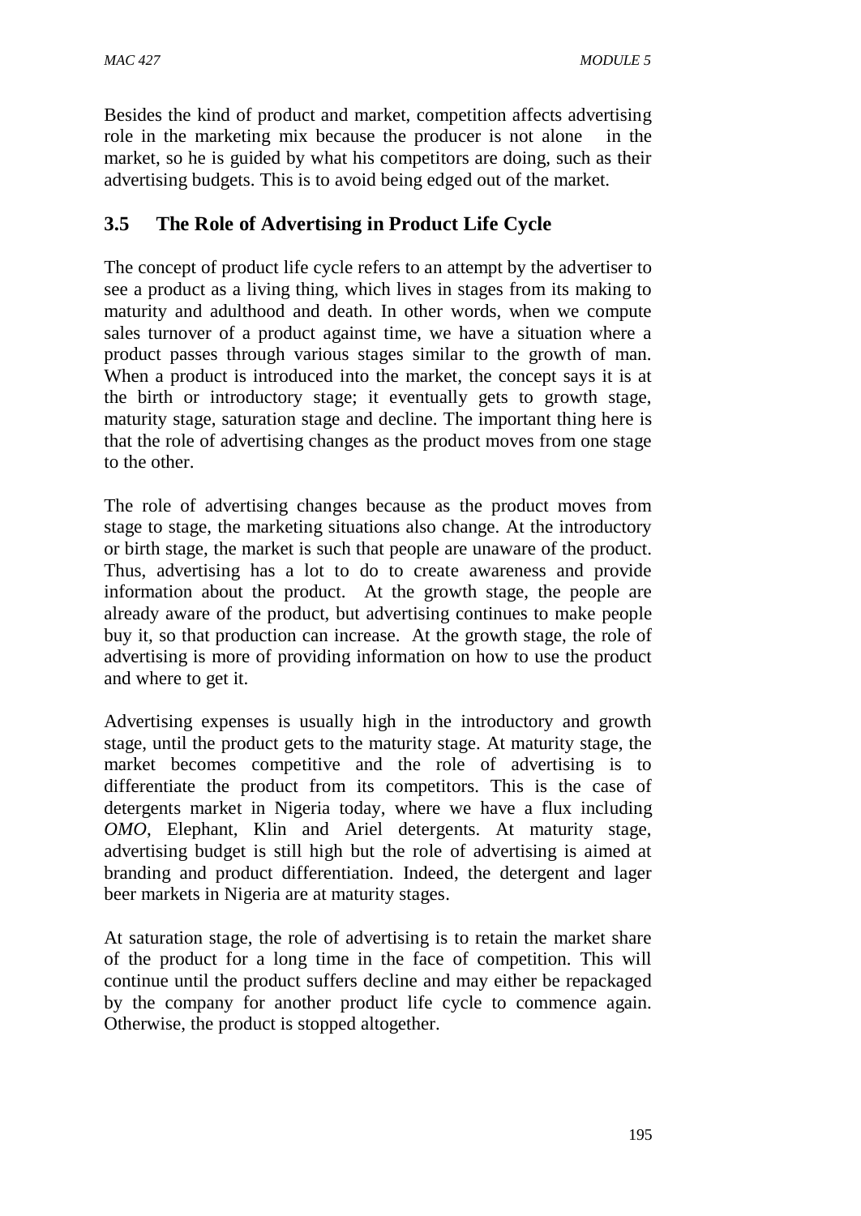Besides the kind of product and market, competition affects advertising role in the marketing mix because the producer is not alone in the market, so he is guided by what his competitors are doing, such as their advertising budgets. This is to avoid being edged out of the market.

## 3.5 The Role of Advertising in Product Life Cycle

The concept of product life cycle refers to an attempt by the advertiser to see a product as a living thing, which lives in stages from its making to maturity and adulthood and death. In other words, when we compute sales turnover of a product against time, we have a situation where a product passes through various stages similar to the growth of man. When a product is introduced into the market, the concept says it is at the birth or introductory stage; it eventually gets to growth stage, maturity stage, saturation stage and decline. The important thing here is that the role of advertising changes as the product moves from one stage to the other.

The role of advertising changes because as the product moves from stage to stage, the marketing situations also change. At the introductory or birth stage, the market is such that people are unaware of the product. Thus, advertising has a lot to do to create awareness and provide information about the product. At the growth stage, the people are already aware of the product, but advertising continues to make people buy it, so that production can increase. At the growth stage, the role of advertising is more of providing information on how to use the product and where to get it.

Advertising expenses is usually high in the introductory and growth stage, until the product gets to the maturity stage. At maturity stage, the market becomes competitive and the role of advertising is to differentiate the product from its competitors. This is the case of detergents market in Nigeria today, where we have a flux including *OMO*, Elephant, Klin and Ariel detergents. At maturity stage, advertising budget is still high but the role of advertising is aimed at branding and product differentiation. Indeed, the detergent and lager beer markets in Nigeria are at maturity stages.

At saturation stage, the role of advertising is to retain the market share of the product for a long time in the face of competition. This will continue until the product suffers decline and may either be repackaged by the company for another product life cycle to commence again. Otherwise, the product is stopped altogether.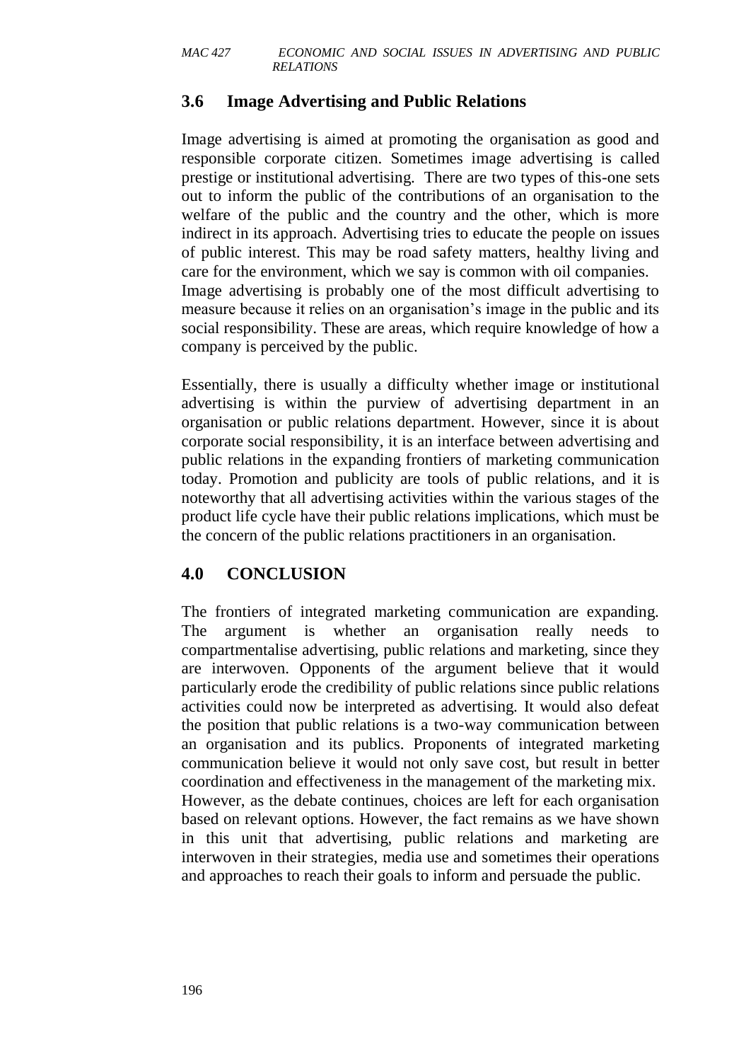## 3.6 Image Advertising and Public Relations

Image advertising is aimed at promoting the organisation as good and responsible corporate citizen. Sometimes image advertising is called prestige or institutional advertising. There are two types of this-one sets out to inform the public of the contributions of an organisation to the welfare of the public and the country and the other, which is more indirect in its approach. Advertising tries to educate the people on issues of public interest. This may be road safety matters, healthy living and care for the environment, which we say is common with oil companies. Image advertising is probably one of the most difficult advertising to measure because it relies on an organisation's image in the public and its social responsibility. These are areas, which require knowledge of how a company is perceived by the public.

Essentially, there is usually a difficulty whether image or institutional advertising is within the purview of advertising department in an organisation or public relations department. However, since it is about corporate social responsibility, it is an interface between advertising and public relations in the expanding frontiers of marketing communication today. Promotion and publicity are tools of public relations, and it is noteworthy that all advertising activities within the various stages of the product life cycle have their public relations implications, which must be the concern of the public relations practitioners in an organisation.

## 4.0 CONCLUSION

The frontiers of integrated marketing communication are expanding. The argument is whether an organisation really needs to compartmentalise advertising, public relations and marketing, since they are interwoven. Opponents of the argument believe that it would particularly erode the credibility of public relations since public relations activities could now be interpreted as advertising. It would also defeat the position that public relations is a two-way communication between an organisation and its publics. Proponents of integrated marketing communication believe it would not only save cost, but result in better coordination and effectiveness in the management of the marketing mix. However, as the debate continues, choices are left for each organisation based on relevant options. However, the fact remains as we have shown in this unit that advertising, public relations and marketing are interwoven in their strategies, media use and sometimes their operations and approaches to reach their goals to inform and persuade the public.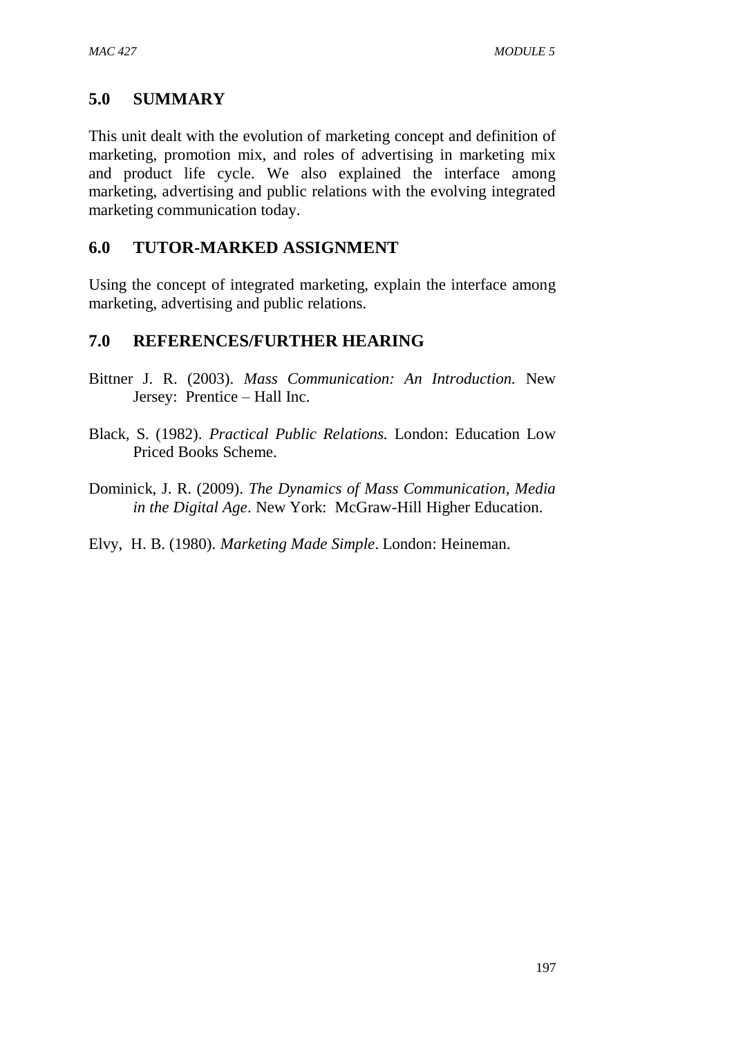## 5.0 SUMMARY

This unit dealt with the evolution of marketing concept and definition of marketing, promotion mix, and roles of advertising in marketing mix and product life cycle. We also explained the interface among marketing, advertising and public relations with the evolving integrated marketing communication today.

## 6.0 TUTOR-MARKED ASSIGNMENT

Using the concept of integrated marketing, explain the interface among marketing, advertising and public relations.

## 7.0 REFERENCES/FURTHER HEARING

Bittner J. R. (2003). *Mass Communication: An Introduction.* New Jersey: Prentice – Hall Inc.

Black, S. (1982). *Practical Public Relations.* London: Education Low Priced Books Scheme.

Dominick, J. R. (2009). *The Dynamics of Mass Communication, Media in the Digital Age*. New York: McGraw-Hill Higher Education.

Elvy, H. B. (1980). *Marketing Made Simple*. London: Heineman.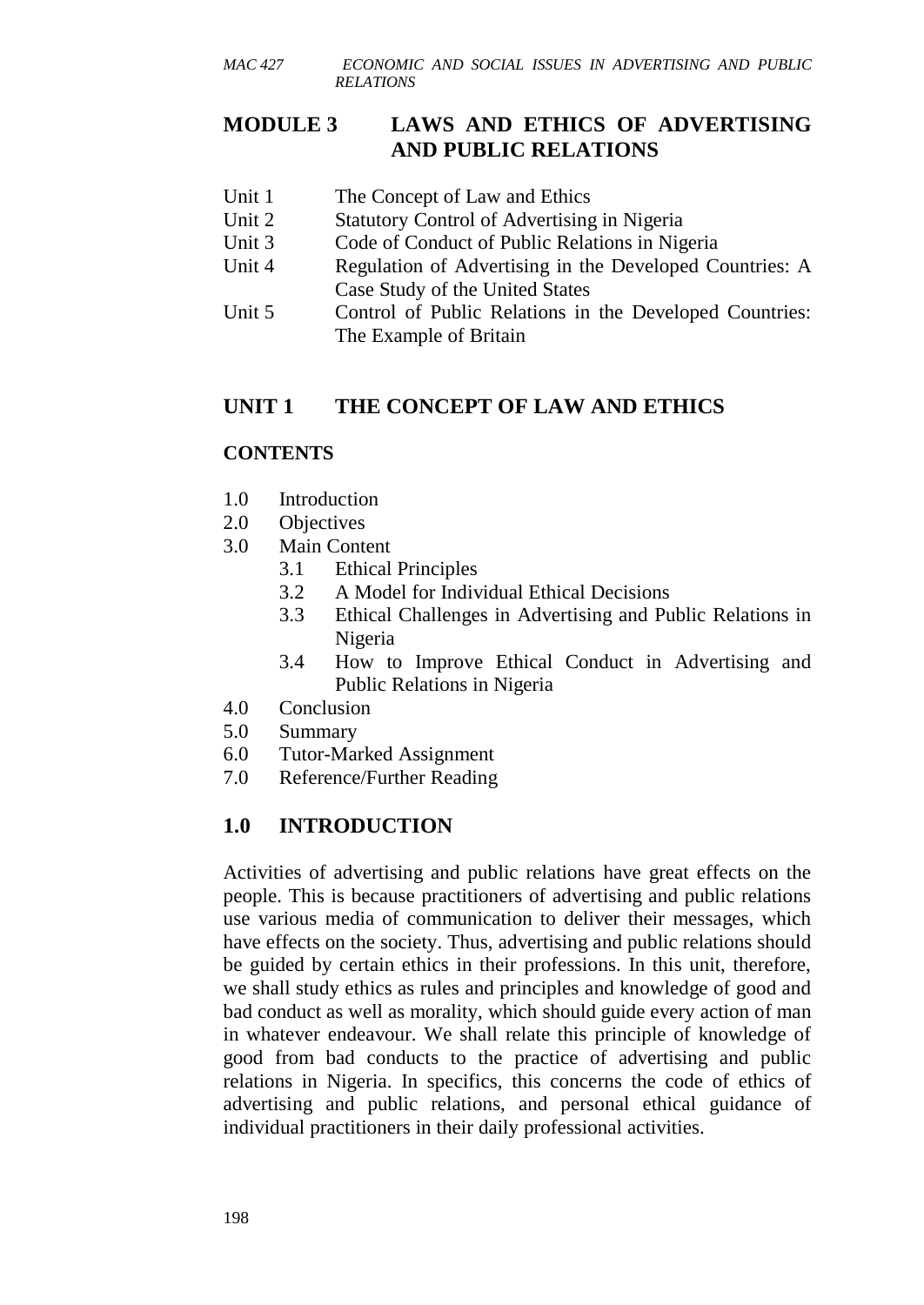# MODULE 3 LAWS AND ETHICS OF ADVERTISING AND PUBLIC RELATIONS

Unit 1 The Concept of Law and Ethics
Unit 2 Statutory Control of Advertising in Nigeria
Unit 3 Code of Conduct of Public Relations in Nigeria
Unit 4 Regulation of Advertising in the Developed Countries: A Case Study of the United States
Unit 5 Control of Public Relations in the Developed Countries: The Example of Britain

## UNIT 1 THE CONCEPT OF LAW AND ETHICS

### CONTENTS

- 1.0 Introduction
- 2.0 Objectives
- 3.0 Main Content
  - 3.1 Ethical Principles
  - 3.2 A Model for Individual Ethical Decisions
  - 3.3 Ethical Challenges in Advertising and Public Relations in Nigeria
  - 3.4 How to Improve Ethical Conduct in Advertising and Public Relations in Nigeria
- 4.0 Conclusion
- 5.0 Summary
- 6.0 Tutor-Marked Assignment
- 7.0 Reference/Further Reading

## 1.0 INTRODUCTION

Activities of advertising and public relations have great effects on the people. This is because practitioners of advertising and public relations use various media of communication to deliver their messages, which have effects on the society. Thus, advertising and public relations should be guided by certain ethics in their professions. In this unit, therefore, we shall study ethics as rules and principles and knowledge of good and bad conduct as well as morality, which should guide every action of man in whatever endeavour. We shall relate this principle of knowledge of good from bad conducts to the practice of advertising and public relations in Nigeria. In specifics, this concerns the code of ethics of advertising and public relations, and personal ethical guidance of individual practitioners in their daily professional activities.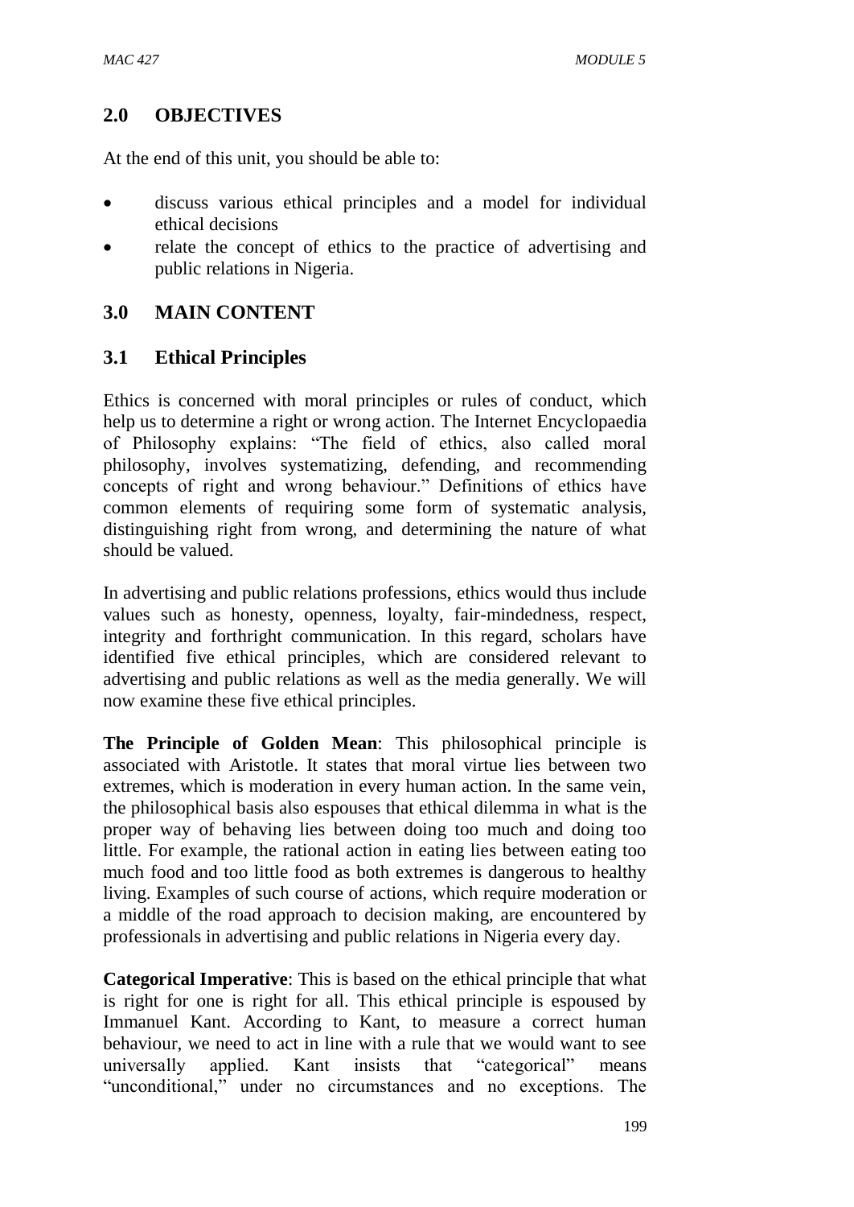## 2.0 OBJECTIVES

At the end of this unit, you should be able to:

- discuss various ethical principles and a model for individual ethical decisions
- relate the concept of ethics to the practice of advertising and public relations in Nigeria.

## 3.0 MAIN CONTENT

### 3.1 Ethical Principles

Ethics is concerned with moral principles or rules of conduct, which help us to determine a right or wrong action. The Internet Encyclopaedia of Philosophy explains: "The field of ethics, also called moral philosophy, involves systematizing, defending, and recommending concepts of right and wrong behaviour." Definitions of ethics have common elements of requiring some form of systematic analysis, distinguishing right from wrong, and determining the nature of what should be valued.

In advertising and public relations professions, ethics would thus include values such as honesty, openness, loyalty, fair-mindedness, respect, integrity and forthright communication. In this regard, scholars have identified five ethical principles, which are considered relevant to advertising and public relations as well as the media generally. We will now examine these five ethical principles.

**The Principle of Golden Mean**: This philosophical principle is associated with Aristotle. It states that moral virtue lies between two extremes, which is moderation in every human action. In the same vein, the philosophical basis also espouses that ethical dilemma in what is the proper way of behaving lies between doing too much and doing too little. For example, the rational action in eating lies between eating too much food and too little food as both extremes is dangerous to healthy living. Examples of such course of actions, which require moderation or a middle of the road approach to decision making, are encountered by professionals in advertising and public relations in Nigeria every day.

**Categorical Imperative**: This is based on the ethical principle that what is right for one is right for all. This ethical principle is espoused by Immanuel Kant. According to Kant, to measure a correct human behaviour, we need to act in line with a rule that we would want to see universally applied. Kant insists that "categorical" means "unconditional," under no circumstances and no exceptions. The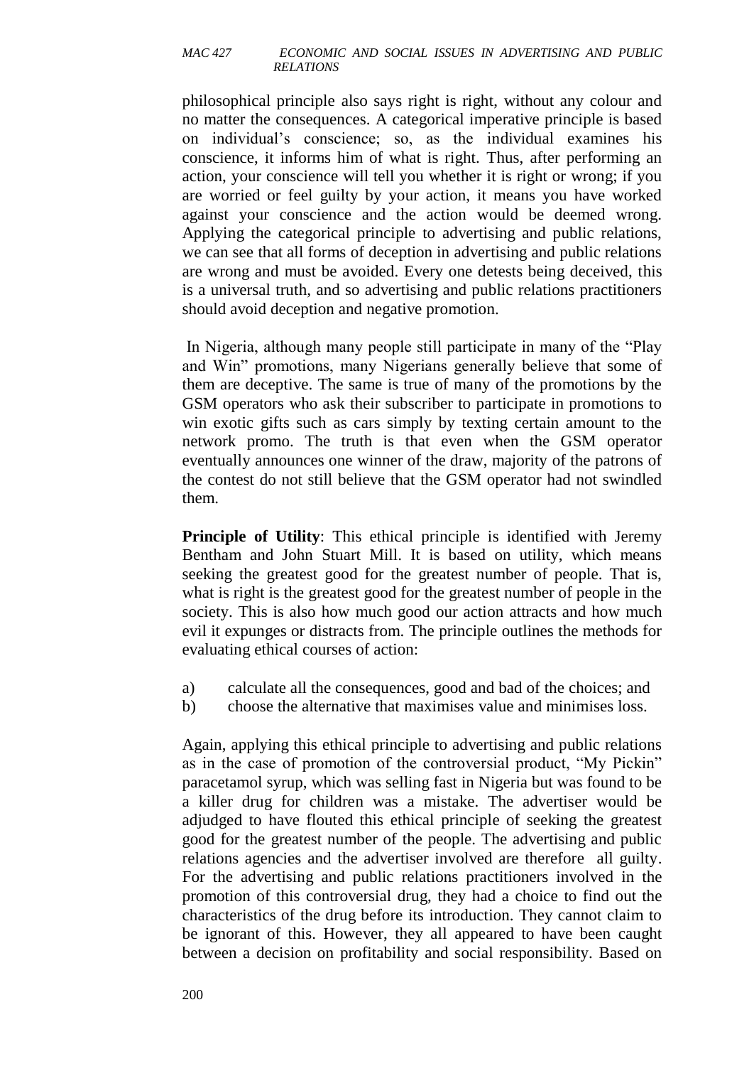philosophical principle also says right is right, without any colour and no matter the consequences. A categorical imperative principle is based on individual's conscience; so, as the individual examines his conscience, it informs him of what is right. Thus, after performing an action, your conscience will tell you whether it is right or wrong; if you are worried or feel guilty by your action, it means you have worked against your conscience and the action would be deemed wrong. Applying the categorical principle to advertising and public relations, we can see that all forms of deception in advertising and public relations are wrong and must be avoided. Every one detests being deceived, this is a universal truth, and so advertising and public relations practitioners should avoid deception and negative promotion.

In Nigeria, although many people still participate in many of the "Play and Win" promotions, many Nigerians generally believe that some of them are deceptive. The same is true of many of the promotions by the GSM operators who ask their subscriber to participate in promotions to win exotic gifts such as cars simply by texting certain amount to the network promo. The truth is that even when the GSM operator eventually announces one winner of the draw, majority of the patrons of the contest do not still believe that the GSM operator had not swindled them.

**Principle of Utility**: This ethical principle is identified with Jeremy Bentham and John Stuart Mill. It is based on utility, which means seeking the greatest good for the greatest number of people. That is, what is right is the greatest good for the greatest number of people in the society. This is also how much good our action attracts and how much evil it expunges or distracts from. The principle outlines the methods for evaluating ethical courses of action:

a) calculate all the consequences, good and bad of the choices; and
b) choose the alternative that maximises value and minimises loss.

Again, applying this ethical principle to advertising and public relations as in the case of promotion of the controversial product, "My Pickin" paracetamol syrup, which was selling fast in Nigeria but was found to be a killer drug for children was a mistake. The advertiser would be adjudged to have flouted this ethical principle of seeking the greatest good for the greatest number of the people. The advertising and public relations agencies and the advertiser involved are therefore all guilty. For the advertising and public relations practitioners involved in the promotion of this controversial drug, they had a choice to find out the characteristics of the drug before its introduction. They cannot claim to be ignorant of this. However, they all appeared to have been caught between a decision on profitability and social responsibility. Based on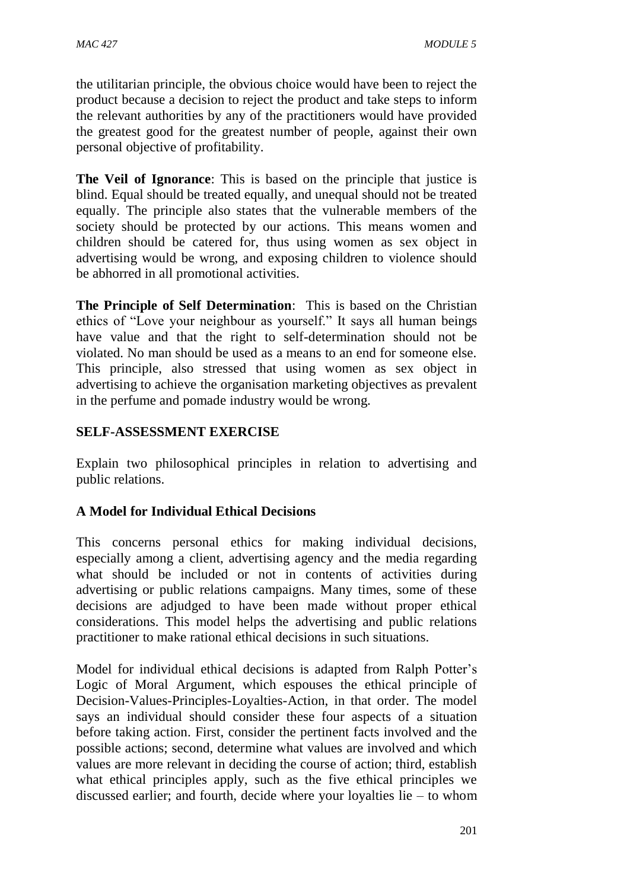the utilitarian principle, the obvious choice would have been to reject the product because a decision to reject the product and take steps to inform the relevant authorities by any of the practitioners would have provided the greatest good for the greatest number of people, against their own personal objective of profitability.

**The Veil of Ignorance**: This is based on the principle that justice is blind. Equal should be treated equally, and unequal should not be treated equally. The principle also states that the vulnerable members of the society should be protected by our actions. This means women and children should be catered for, thus using women as sex object in advertising would be wrong, and exposing children to violence should be abhorred in all promotional activities.

**The Principle of Self Determination**: This is based on the Christian ethics of "Love your neighbour as yourself." It says all human beings have value and that the right to self-determination should not be violated. No man should be used as a means to an end for someone else. This principle, also stressed that using women as sex object in advertising to achieve the organisation marketing objectives as prevalent in the perfume and pomade industry would be wrong.

## SELF-ASSESSMENT EXERCISE

Explain two philosophical principles in relation to advertising and public relations.

## A Model for Individual Ethical Decisions

This concerns personal ethics for making individual decisions, especially among a client, advertising agency and the media regarding what should be included or not in contents of activities during advertising or public relations campaigns. Many times, some of these decisions are adjudged to have been made without proper ethical considerations. This model helps the advertising and public relations practitioner to make rational ethical decisions in such situations.

Model for individual ethical decisions is adapted from Ralph Potter's Logic of Moral Argument, which espouses the ethical principle of Decision-Values-Principles-Loyalties-Action, in that order. The model says an individual should consider these four aspects of a situation before taking action. First, consider the pertinent facts involved and the possible actions; second, determine what values are involved and which values are more relevant in deciding the course of action; third, establish what ethical principles apply, such as the five ethical principles we discussed earlier; and fourth, decide where your loyalties lie – to whom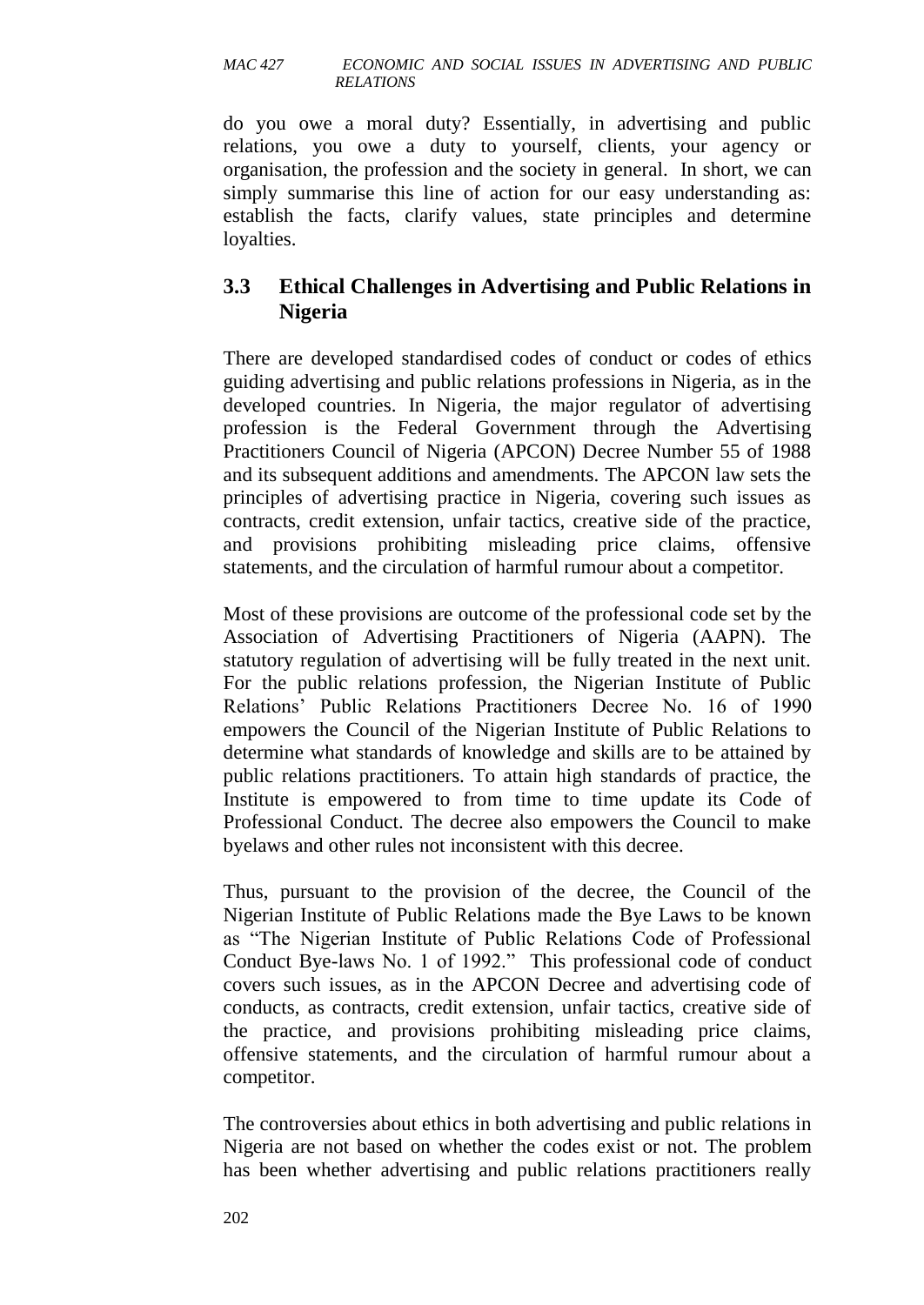do you owe a moral duty? Essentially, in advertising and public relations, you owe a duty to yourself, clients, your agency or organisation, the profession and the society in general. In short, we can simply summarise this line of action for our easy understanding as: establish the facts, clarify values, state principles and determine loyalties.

### 3.3 Ethical Challenges in Advertising and Public Relations in Nigeria

There are developed standardised codes of conduct or codes of ethics guiding advertising and public relations professions in Nigeria, as in the developed countries. In Nigeria, the major regulator of advertising profession is the Federal Government through the Advertising Practitioners Council of Nigeria (APCON) Decree Number 55 of 1988 and its subsequent additions and amendments. The APCON law sets the principles of advertising practice in Nigeria, covering such issues as contracts, credit extension, unfair tactics, creative side of the practice, and provisions prohibiting misleading price claims, offensive statements, and the circulation of harmful rumour about a competitor.

Most of these provisions are outcome of the professional code set by the Association of Advertising Practitioners of Nigeria (AAPN). The statutory regulation of advertising will be fully treated in the next unit. For the public relations profession, the Nigerian Institute of Public Relations' Public Relations Practitioners Decree No. 16 of 1990 empowers the Council of the Nigerian Institute of Public Relations to determine what standards of knowledge and skills are to be attained by public relations practitioners. To attain high standards of practice, the Institute is empowered to from time to time update its Code of Professional Conduct. The decree also empowers the Council to make byelaws and other rules not inconsistent with this decree.

Thus, pursuant to the provision of the decree, the Council of the Nigerian Institute of Public Relations made the Bye Laws to be known as "The Nigerian Institute of Public Relations Code of Professional Conduct Bye-laws No. 1 of 1992." This professional code of conduct covers such issues, as in the APCON Decree and advertising code of conducts, as contracts, credit extension, unfair tactics, creative side of the practice, and provisions prohibiting misleading price claims, offensive statements, and the circulation of harmful rumour about a competitor.

The controversies about ethics in both advertising and public relations in Nigeria are not based on whether the codes exist or not. The problem has been whether advertising and public relations practitioners really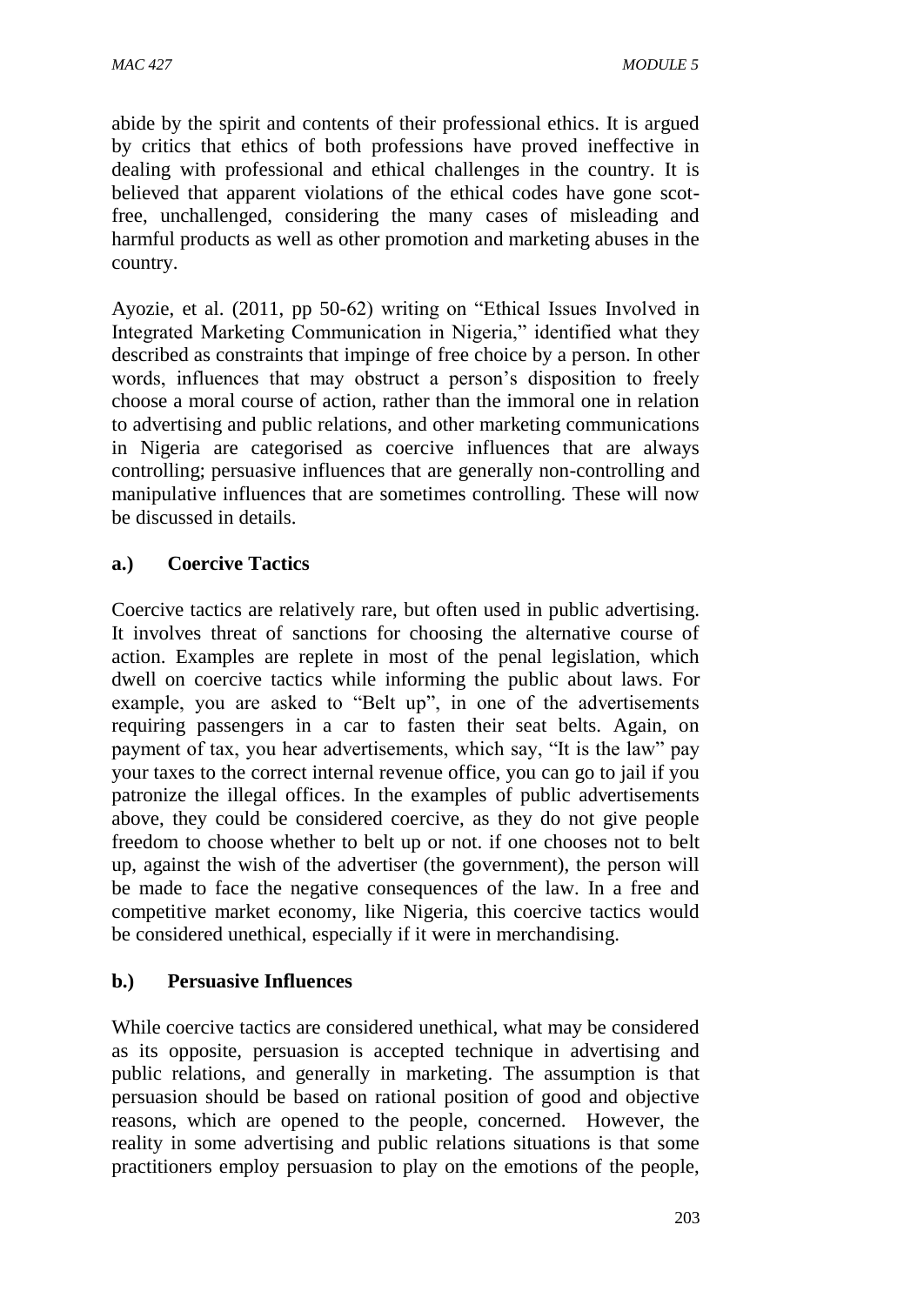abide by the spirit and contents of their professional ethics. It is argued by critics that ethics of both professions have proved ineffective in dealing with professional and ethical challenges in the country. It is believed that apparent violations of the ethical codes have gone scot-free, unchallenged, considering the many cases of misleading and harmful products as well as other promotion and marketing abuses in the country.

Ayozie, et al. (2011, pp 50-62) writing on "Ethical Issues Involved in Integrated Marketing Communication in Nigeria," identified what they described as constraints that impinge of free choice by a person. In other words, influences that may obstruct a person's disposition to freely choose a moral course of action, rather than the immoral one in relation to advertising and public relations, and other marketing communications in Nigeria are categorised as coercive influences that are always controlling; persuasive influences that are generally non-controlling and manipulative influences that are sometimes controlling. These will now be discussed in details.

### a.) Coercive Tactics

Coercive tactics are relatively rare, but often used in public advertising. It involves threat of sanctions for choosing the alternative course of action. Examples are replete in most of the penal legislation, which dwell on coercive tactics while informing the public about laws. For example, you are asked to "Belt up", in one of the advertisements requiring passengers in a car to fasten their seat belts. Again, on payment of tax, you hear advertisements, which say, "It is the law" pay your taxes to the correct internal revenue office, you can go to jail if you patronize the illegal offices. In the examples of public advertisements above, they could be considered coercive, as they do not give people freedom to choose whether to belt up or not. if one chooses not to belt up, against the wish of the advertiser (the government), the person will be made to face the negative consequences of the law. In a free and competitive market economy, like Nigeria, this coercive tactics would be considered unethical, especially if it were in merchandising.

### b.) Persuasive Influences

While coercive tactics are considered unethical, what may be considered as its opposite, persuasion is accepted technique in advertising and public relations, and generally in marketing. The assumption is that persuasion should be based on rational position of good and objective reasons, which are opened to the people, concerned. However, the reality in some advertising and public relations situations is that some practitioners employ persuasion to play on the emotions of the people,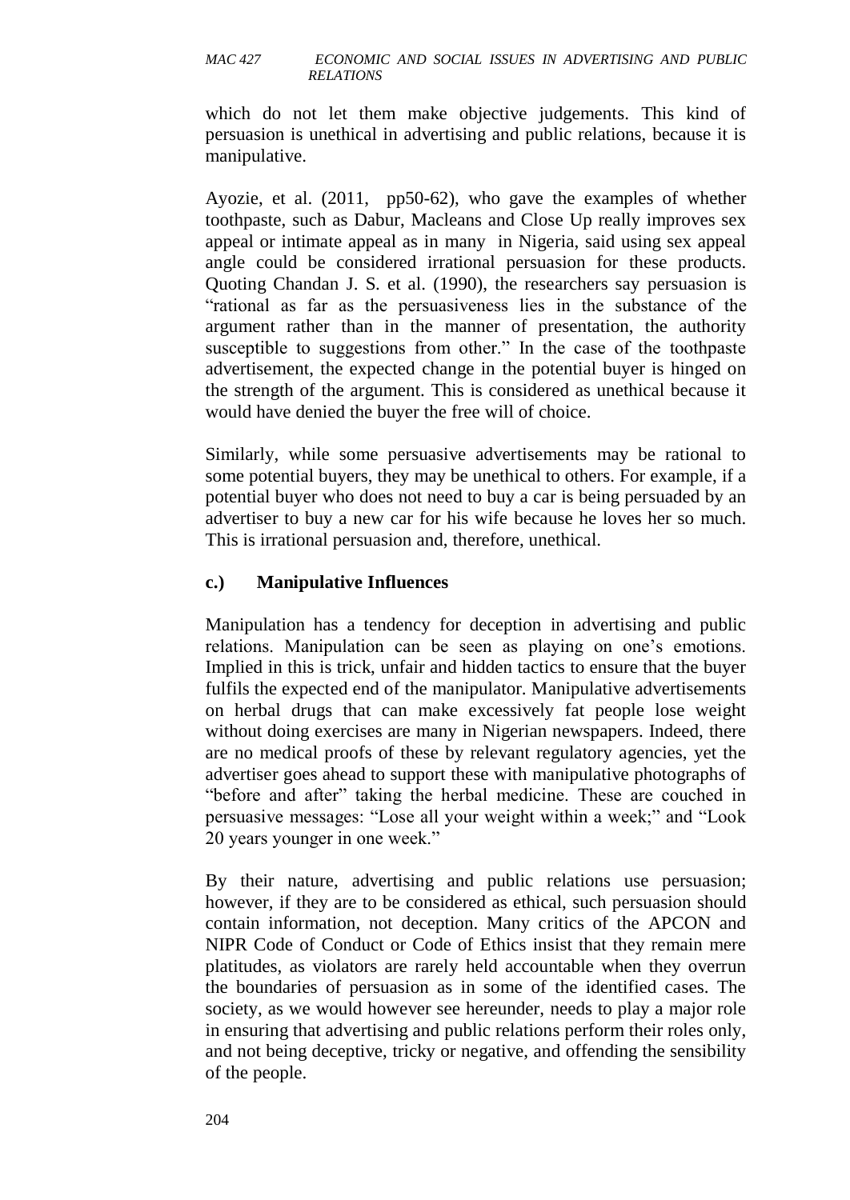which do not let them make objective judgements. This kind of persuasion is unethical in advertising and public relations, because it is manipulative.

Ayozie, et al. (2011, pp50-62), who gave the examples of whether toothpaste, such as Dabur, Macleans and Close Up really improves sex appeal or intimate appeal as in many in Nigeria, said using sex appeal angle could be considered irrational persuasion for these products. Quoting Chandan J. S. et al. (1990), the researchers say persuasion is "rational as far as the persuasiveness lies in the substance of the argument rather than in the manner of presentation, the authority susceptible to suggestions from other." In the case of the toothpaste advertisement, the expected change in the potential buyer is hinged on the strength of the argument. This is considered as unethical because it would have denied the buyer the free will of choice.

Similarly, while some persuasive advertisements may be rational to some potential buyers, they may be unethical to others. For example, if a potential buyer who does not need to buy a car is being persuaded by an advertiser to buy a new car for his wife because he loves her so much. This is irrational persuasion and, therefore, unethical.

### c.) Manipulative Influences

Manipulation has a tendency for deception in advertising and public relations. Manipulation can be seen as playing on one's emotions. Implied in this is trick, unfair and hidden tactics to ensure that the buyer fulfils the expected end of the manipulator. Manipulative advertisements on herbal drugs that can make excessively fat people lose weight without doing exercises are many in Nigerian newspapers. Indeed, there are no medical proofs of these by relevant regulatory agencies, yet the advertiser goes ahead to support these with manipulative photographs of "before and after" taking the herbal medicine. These are couched in persuasive messages: "Lose all your weight within a week;" and "Look 20 years younger in one week."

By their nature, advertising and public relations use persuasion; however, if they are to be considered as ethical, such persuasion should contain information, not deception. Many critics of the APCON and NIPR Code of Conduct or Code of Ethics insist that they remain mere platitudes, as violators are rarely held accountable when they overrun the boundaries of persuasion as in some of the identified cases. The society, as we would however see hereunder, needs to play a major role in ensuring that advertising and public relations perform their roles only, and not being deceptive, tricky or negative, and offending the sensibility of the people.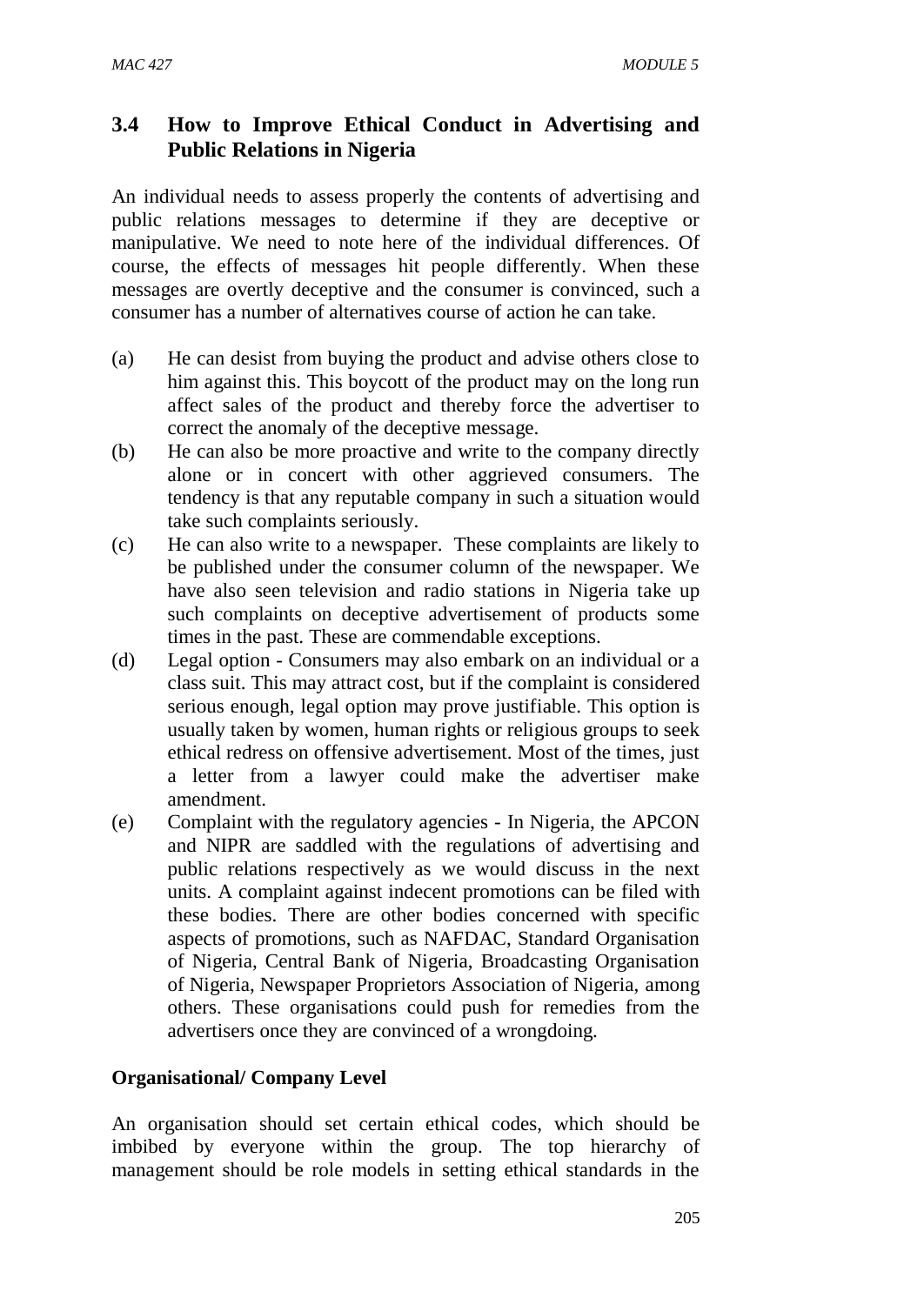## 3.4 How to Improve Ethical Conduct in Advertising and Public Relations in Nigeria

An individual needs to assess properly the contents of advertising and public relations messages to determine if they are deceptive or manipulative. We need to note here of the individual differences. Of course, the effects of messages hit people differently. When these messages are overtly deceptive and the consumer is convinced, such a consumer has a number of alternatives course of action he can take.

(a) He can desist from buying the product and advise others close to him against this. This boycott of the product may on the long run affect sales of the product and thereby force the advertiser to correct the anomaly of the deceptive message.

(b) He can also be more proactive and write to the company directly alone or in concert with other aggrieved consumers. The tendency is that any reputable company in such a situation would take such complaints seriously.

(c) He can also write to a newspaper. These complaints are likely to be published under the consumer column of the newspaper. We have also seen television and radio stations in Nigeria take up such complaints on deceptive advertisement of products some times in the past. These are commendable exceptions.

(d) Legal option - Consumers may also embark on an individual or a class suit. This may attract cost, but if the complaint is considered serious enough, legal option may prove justifiable. This option is usually taken by women, human rights or religious groups to seek ethical redress on offensive advertisement. Most of the times, just a letter from a lawyer could make the advertiser make amendment.

(e) Complaint with the regulatory agencies - In Nigeria, the APCON and NIPR are saddled with the regulations of advertising and public relations respectively as we would discuss in the next units. A complaint against indecent promotions can be filed with these bodies. There are other bodies concerned with specific aspects of promotions, such as NAFDAC, Standard Organisation of Nigeria, Central Bank of Nigeria, Broadcasting Organisation of Nigeria, Newspaper Proprietors Association of Nigeria, among others. These organisations could push for remedies from the advertisers once they are convinced of a wrongdoing.

**Organisational/ Company Level**

An organisation should set certain ethical codes, which should be imbibed by everyone within the group. The top hierarchy of management should be role models in setting ethical standards in the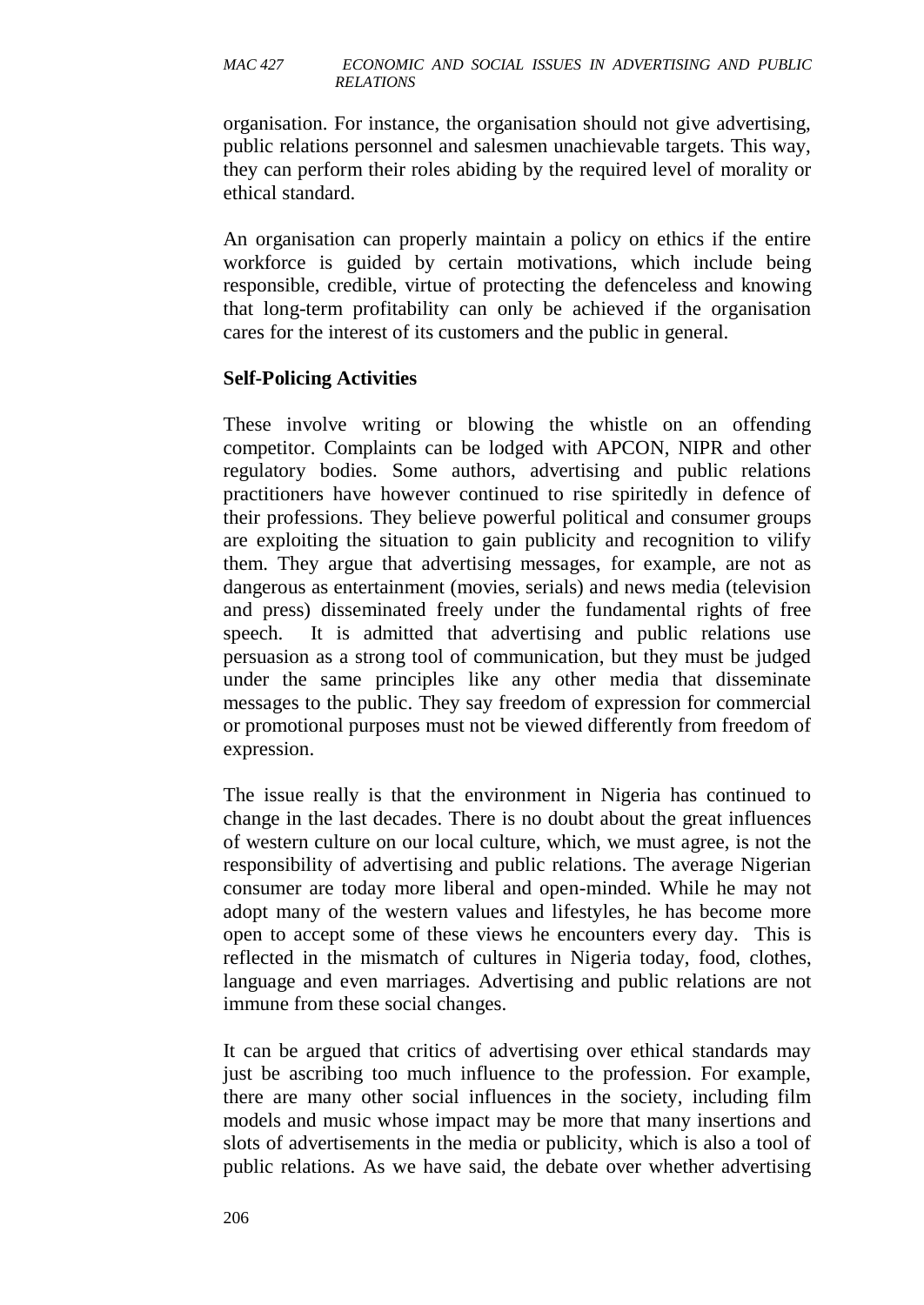organisation. For instance, the organisation should not give advertising, public relations personnel and salesmen unachievable targets. This way, they can perform their roles abiding by the required level of morality or ethical standard.

An organisation can properly maintain a policy on ethics if the entire workforce is guided by certain motivations, which include being responsible, credible, virtue of protecting the defenceless and knowing that long-term profitability can only be achieved if the organisation cares for the interest of its customers and the public in general.

**Self-Policing Activities**

These involve writing or blowing the whistle on an offending competitor. Complaints can be lodged with APCON, NIPR and other regulatory bodies. Some authors, advertising and public relations practitioners have however continued to rise spiritedly in defence of their professions. They believe powerful political and consumer groups are exploiting the situation to gain publicity and recognition to vilify them. They argue that advertising messages, for example, are not as dangerous as entertainment (movies, serials) and news media (television and press) disseminated freely under the fundamental rights of free speech. It is admitted that advertising and public relations use persuasion as a strong tool of communication, but they must be judged under the same principles like any other media that disseminate messages to the public. They say freedom of expression for commercial or promotional purposes must not be viewed differently from freedom of expression.

The issue really is that the environment in Nigeria has continued to change in the last decades. There is no doubt about the great influences of western culture on our local culture, which, we must agree, is not the responsibility of advertising and public relations. The average Nigerian consumer are today more liberal and open-minded. While he may not adopt many of the western values and lifestyles, he has become more open to accept some of these views he encounters every day. This is reflected in the mismatch of cultures in Nigeria today, food, clothes, language and even marriages. Advertising and public relations are not immune from these social changes.

It can be argued that critics of advertising over ethical standards may just be ascribing too much influence to the profession. For example, there are many other social influences in the society, including film models and music whose impact may be more that many insertions and slots of advertisements in the media or publicity, which is also a tool of public relations. As we have said, the debate over whether advertising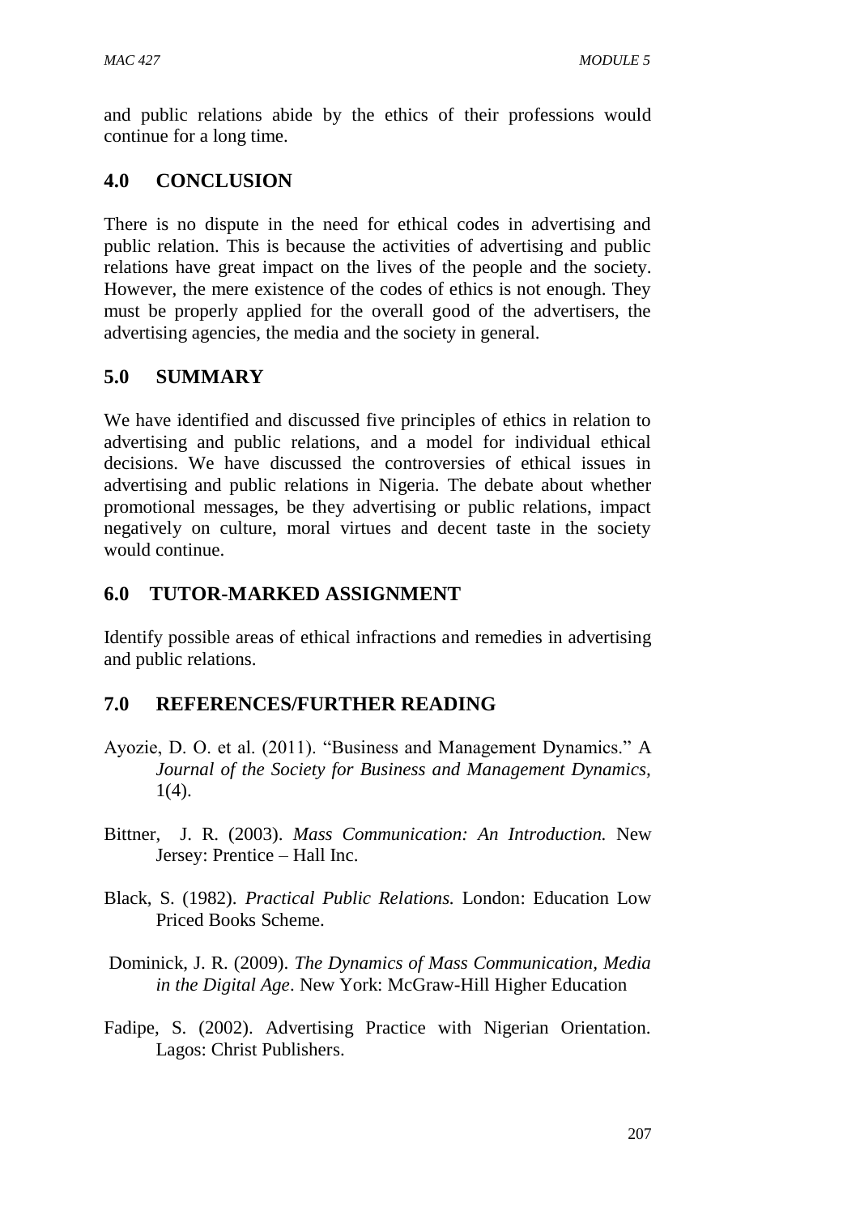and public relations abide by the ethics of their professions would continue for a long time.

## 4.0 CONCLUSION

There is no dispute in the need for ethical codes in advertising and public relation. This is because the activities of advertising and public relations have great impact on the lives of the people and the society. However, the mere existence of the codes of ethics is not enough. They must be properly applied for the overall good of the advertisers, the advertising agencies, the media and the society in general.

## 5.0 SUMMARY

We have identified and discussed five principles of ethics in relation to advertising and public relations, and a model for individual ethical decisions. We have discussed the controversies of ethical issues in advertising and public relations in Nigeria. The debate about whether promotional messages, be they advertising or public relations, impact negatively on culture, moral virtues and decent taste in the society would continue.

## 6.0 TUTOR-MARKED ASSIGNMENT

Identify possible areas of ethical infractions and remedies in advertising and public relations.

## 7.0 REFERENCES/FURTHER READING

Ayozie, D. O. et al. (2011). "Business and Management Dynamics." A *Journal of the Society for Business and Management Dynamics,* 1(4).

Bittner, J. R. (2003). *Mass Communication: An Introduction.* New Jersey: Prentice – Hall Inc.

Black, S. (1982). *Practical Public Relations.* London: Education Low Priced Books Scheme.

Dominick, J. R. (2009). *The Dynamics of Mass Communication, Media in the Digital Age*. New York: McGraw-Hill Higher Education

Fadipe, S. (2002). Advertising Practice with Nigerian Orientation. Lagos: Christ Publishers.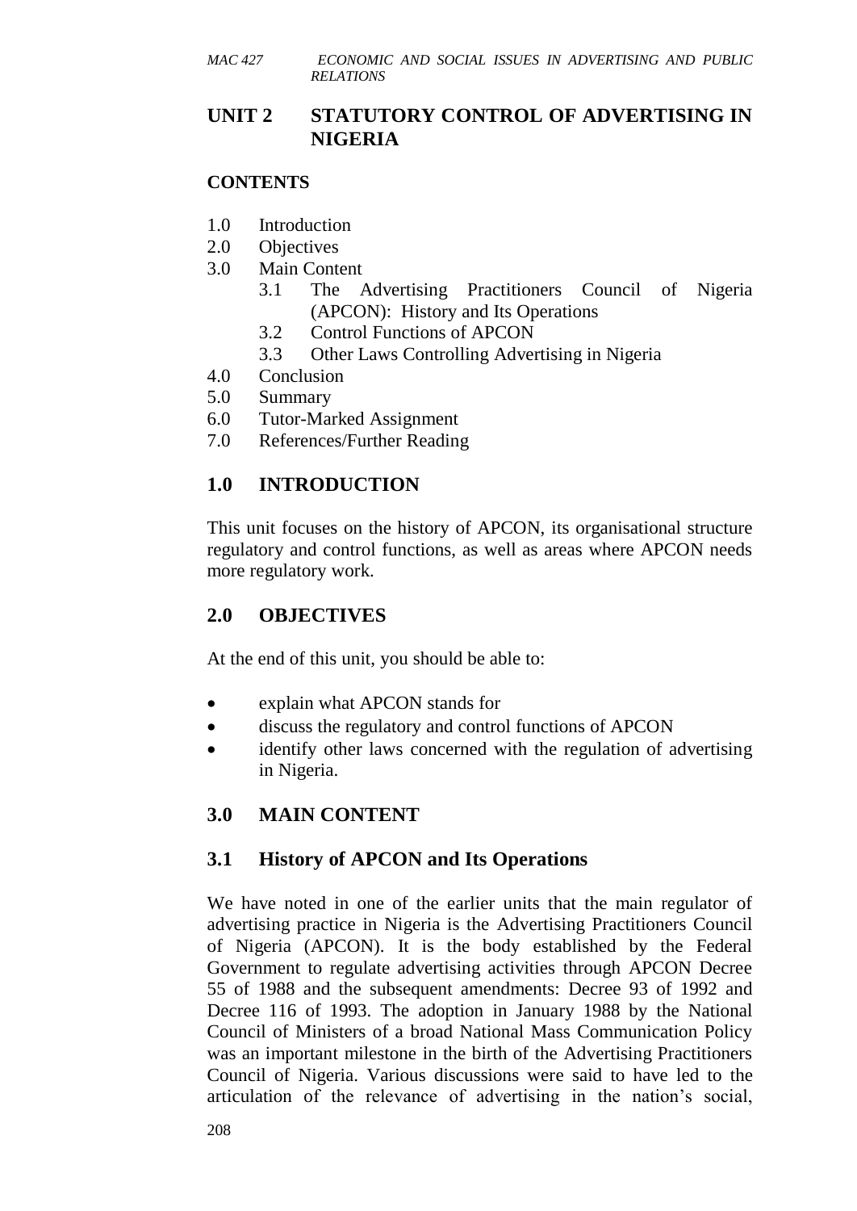## UNIT 2 STATUTORY CONTROL OF ADVERTISING IN NIGERIA

### CONTENTS

1.0 Introduction
2.0 Objectives
3.0 Main Content
   3.1 The Advertising Practitioners Council of Nigeria (APCON): History and Its Operations
   3.2 Control Functions of APCON
   3.3 Other Laws Controlling Advertising in Nigeria
4.0 Conclusion
5.0 Summary
6.0 Tutor-Marked Assignment
7.0 References/Further Reading

## 1.0 INTRODUCTION

This unit focuses on the history of APCON, its organisational structure regulatory and control functions, as well as areas where APCON needs more regulatory work.

## 2.0 OBJECTIVES

At the end of this unit, you should be able to:

- explain what APCON stands for
- discuss the regulatory and control functions of APCON
- identify other laws concerned with the regulation of advertising in Nigeria.

## 3.0 MAIN CONTENT

### 3.1 History of APCON and Its Operations

We have noted in one of the earlier units that the main regulator of advertising practice in Nigeria is the Advertising Practitioners Council of Nigeria (APCON). It is the body established by the Federal Government to regulate advertising activities through APCON Decree 55 of 1988 and the subsequent amendments: Decree 93 of 1992 and Decree 116 of 1993. The adoption in January 1988 by the National Council of Ministers of a broad National Mass Communication Policy was an important milestone in the birth of the Advertising Practitioners Council of Nigeria. Various discussions were said to have led to the articulation of the relevance of advertising in the nation's social,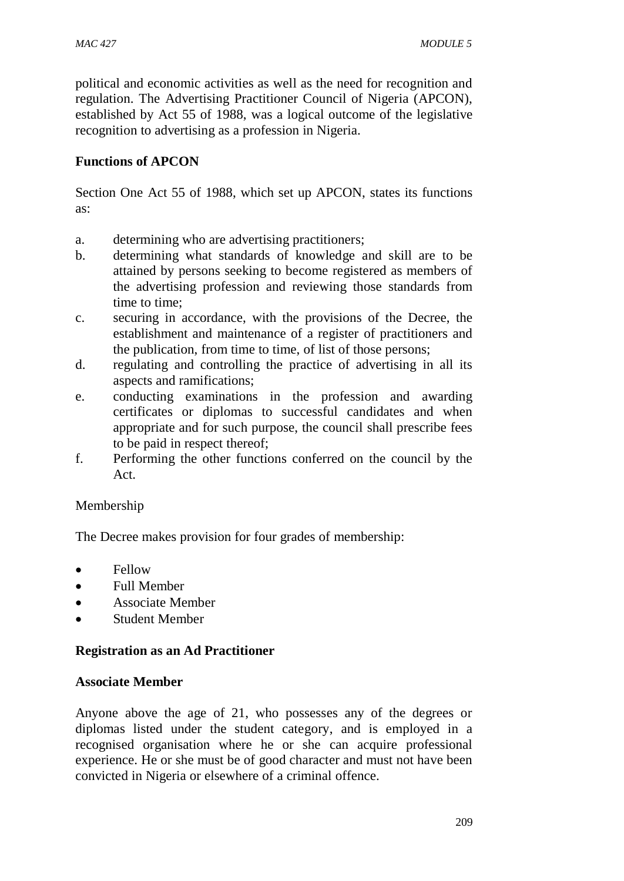political and economic activities as well as the need for recognition and regulation. The Advertising Practitioner Council of Nigeria (APCON), established by Act 55 of 1988, was a logical outcome of the legislative recognition to advertising as a profession in Nigeria.

**Functions of APCON**

Section One Act 55 of 1988, which set up APCON, states its functions as:

a. determining who are advertising practitioners;
b. determining what standards of knowledge and skill are to be attained by persons seeking to become registered as members of the advertising profession and reviewing those standards from time to time;
c. securing in accordance, with the provisions of the Decree, the establishment and maintenance of a register of practitioners and the publication, from time to time, of list of those persons;
d. regulating and controlling the practice of advertising in all its aspects and ramifications;
e. conducting examinations in the profession and awarding certificates or diplomas to successful candidates and when appropriate and for such purpose, the council shall prescribe fees to be paid in respect thereof;
f. Performing the other functions conferred on the council by the Act.

Membership

The Decree makes provision for four grades of membership:

- Fellow
- Full Member
- Associate Member
- Student Member

**Registration as an Ad Practitioner**

**Associate Member**

Anyone above the age of 21, who possesses any of the degrees or diplomas listed under the student category, and is employed in a recognised organisation where he or she can acquire professional experience. He or she must be of good character and must not have been convicted in Nigeria or elsewhere of a criminal offence.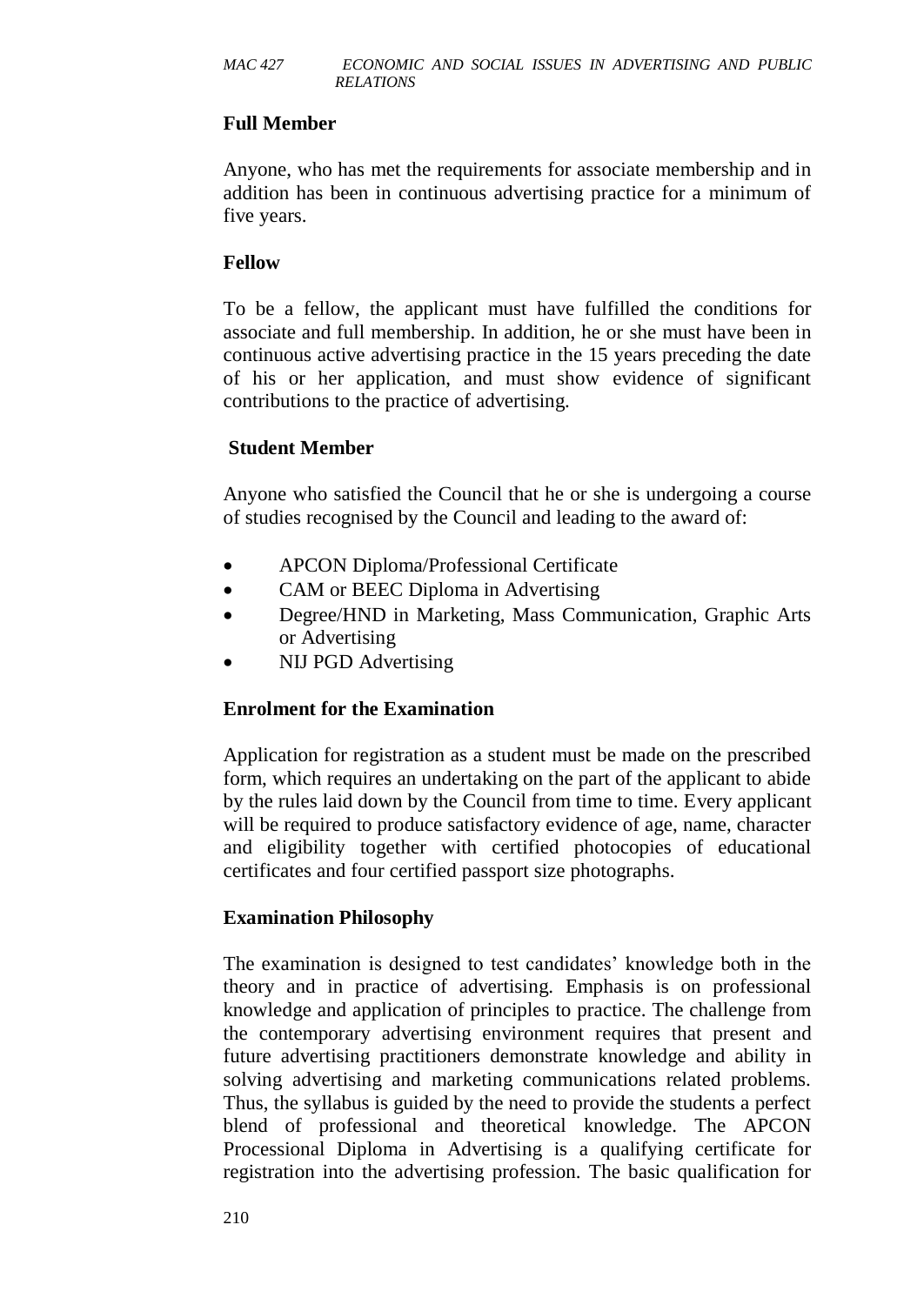**Full Member**

Anyone, who has met the requirements for associate membership and in addition has been in continuous advertising practice for a minimum of five years.

**Fellow**

To be a fellow, the applicant must have fulfilled the conditions for associate and full membership. In addition, he or she must have been in continuous active advertising practice in the 15 years preceding the date of his or her application, and must show evidence of significant contributions to the practice of advertising.

**Student Member**

Anyone who satisfied the Council that he or she is undergoing a course of studies recognised by the Council and leading to the award of:

- APCON Diploma/Professional Certificate
- CAM or BEEC Diploma in Advertising
- Degree/HND in Marketing, Mass Communication, Graphic Arts or Advertising
- NIJ PGD Advertising

**Enrolment for the Examination**

Application for registration as a student must be made on the prescribed form, which requires an undertaking on the part of the applicant to abide by the rules laid down by the Council from time to time. Every applicant will be required to produce satisfactory evidence of age, name, character and eligibility together with certified photocopies of educational certificates and four certified passport size photographs.

**Examination Philosophy**

The examination is designed to test candidates' knowledge both in the theory and in practice of advertising. Emphasis is on professional knowledge and application of principles to practice. The challenge from the contemporary advertising environment requires that present and future advertising practitioners demonstrate knowledge and ability in solving advertising and marketing communications related problems. Thus, the syllabus is guided by the need to provide the students a perfect blend of professional and theoretical knowledge. The APCON Processional Diploma in Advertising is a qualifying certificate for registration into the advertising profession. The basic qualification for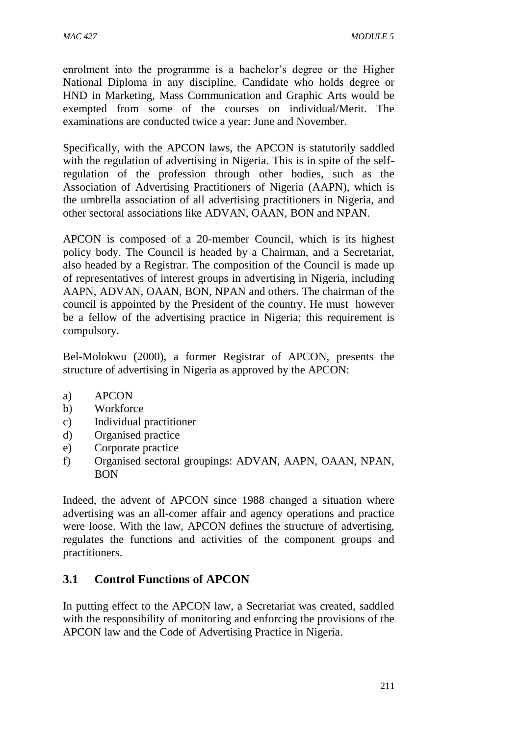enrolment into the programme is a bachelor's degree or the Higher National Diploma in any discipline. Candidate who holds degree or HND in Marketing, Mass Communication and Graphic Arts would be exempted from some of the courses on individual/Merit. The examinations are conducted twice a year: June and November.

Specifically, with the APCON laws, the APCON is statutorily saddled with the regulation of advertising in Nigeria. This is in spite of the self-regulation of the profession through other bodies, such as the Association of Advertising Practitioners of Nigeria (AAPN), which is the umbrella association of all advertising practitioners in Nigeria, and other sectoral associations like ADVAN, OAAN, BON and NPAN.

APCON is composed of a 20-member Council, which is its highest policy body. The Council is headed by a Chairman, and a Secretariat, also headed by a Registrar. The composition of the Council is made up of representatives of interest groups in advertising in Nigeria, including AAPN, ADVAN, OAAN, BON, NPAN and others. The chairman of the council is appointed by the President of the country. He must however be a fellow of the advertising practice in Nigeria; this requirement is compulsory.

Bel-Molokwu (2000), a former Registrar of APCON, presents the structure of advertising in Nigeria as approved by the APCON:

a) APCON
b) Workforce
c) Individual practitioner
d) Organised practice
e) Corporate practice
f) Organised sectoral groupings: ADVAN, AAPN, OAAN, NPAN, BON

Indeed, the advent of APCON since 1988 changed a situation where advertising was an all-comer affair and agency operations and practice were loose. With the law, APCON defines the structure of advertising, regulates the functions and activities of the component groups and practitioners.

## 3.1 Control Functions of APCON

In putting effect to the APCON law, a Secretariat was created, saddled with the responsibility of monitoring and enforcing the provisions of the APCON law and the Code of Advertising Practice in Nigeria.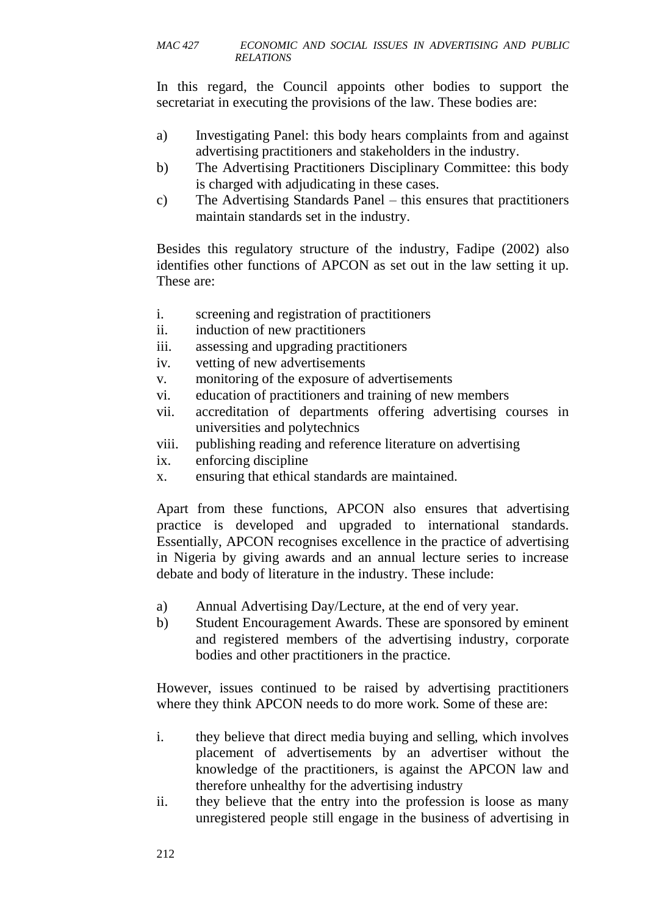In this regard, the Council appoints other bodies to support the secretariat in executing the provisions of the law. These bodies are:

a) Investigating Panel: this body hears complaints from and against advertising practitioners and stakeholders in the industry.
b) The Advertising Practitioners Disciplinary Committee: this body is charged with adjudicating in these cases.
c) The Advertising Standards Panel – this ensures that practitioners maintain standards set in the industry.

Besides this regulatory structure of the industry, Fadipe (2002) also identifies other functions of APCON as set out in the law setting it up. These are:

i. screening and registration of practitioners
ii. induction of new practitioners
iii. assessing and upgrading practitioners
iv. vetting of new advertisements
v. monitoring of the exposure of advertisements
vi. education of practitioners and training of new members
vii. accreditation of departments offering advertising courses in universities and polytechnics
viii. publishing reading and reference literature on advertising
ix. enforcing discipline
x. ensuring that ethical standards are maintained.

Apart from these functions, APCON also ensures that advertising practice is developed and upgraded to international standards. Essentially, APCON recognises excellence in the practice of advertising in Nigeria by giving awards and an annual lecture series to increase debate and body of literature in the industry. These include:

a) Annual Advertising Day/Lecture, at the end of very year.
b) Student Encouragement Awards. These are sponsored by eminent and registered members of the advertising industry, corporate bodies and other practitioners in the practice.

However, issues continued to be raised by advertising practitioners where they think APCON needs to do more work. Some of these are:

i. they believe that direct media buying and selling, which involves placement of advertisements by an advertiser without the knowledge of the practitioners, is against the APCON law and therefore unhealthy for the advertising industry
ii. they believe that the entry into the profession is loose as many unregistered people still engage in the business of advertising in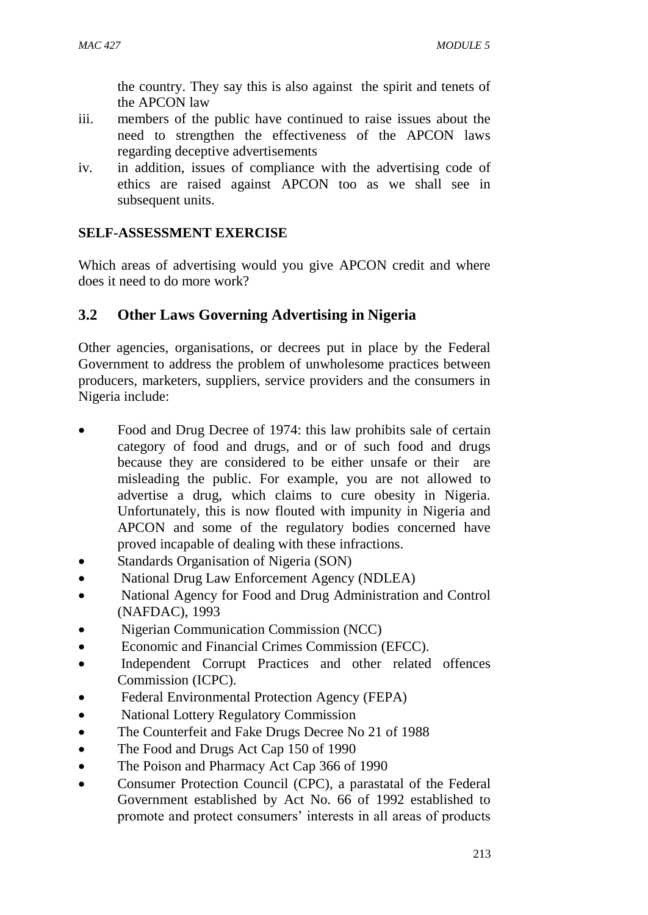the country. They say this is also against the spirit and tenets of the APCON law

iii. members of the public have continued to raise issues about the need to strengthen the effectiveness of the APCON laws regarding deceptive advertisements

iv. in addition, issues of compliance with the advertising code of ethics are raised against APCON too as we shall see in subsequent units.

**SELF-ASSESSMENT EXERCISE**

Which areas of advertising would you give APCON credit and where does it need to do more work?

## 3.2 Other Laws Governing Advertising in Nigeria

Other agencies, organisations, or decrees put in place by the Federal Government to address the problem of unwholesome practices between producers, marketers, suppliers, service providers and the consumers in Nigeria include:

- Food and Drug Decree of 1974: this law prohibits sale of certain category of food and drugs, and or of such food and drugs because they are considered to be either unsafe or their are misleading the public. For example, you are not allowed to advertise a drug, which claims to cure obesity in Nigeria. Unfortunately, this is now flouted with impunity in Nigeria and APCON and some of the regulatory bodies concerned have proved incapable of dealing with these infractions.
- Standards Organisation of Nigeria (SON)
- National Drug Law Enforcement Agency (NDLEA)
- National Agency for Food and Drug Administration and Control (NAFDAC), 1993
- Nigerian Communication Commission (NCC)
- Economic and Financial Crimes Commission (EFCC).
- Independent Corrupt Practices and other related offences Commission (ICPC).
- Federal Environmental Protection Agency (FEPA)
- National Lottery Regulatory Commission
- The Counterfeit and Fake Drugs Decree No 21 of 1988
- The Food and Drugs Act Cap 150 of 1990
- The Poison and Pharmacy Act Cap 366 of 1990
- Consumer Protection Council (CPC), a parastatal of the Federal Government established by Act No. 66 of 1992 established to promote and protect consumers' interests in all areas of products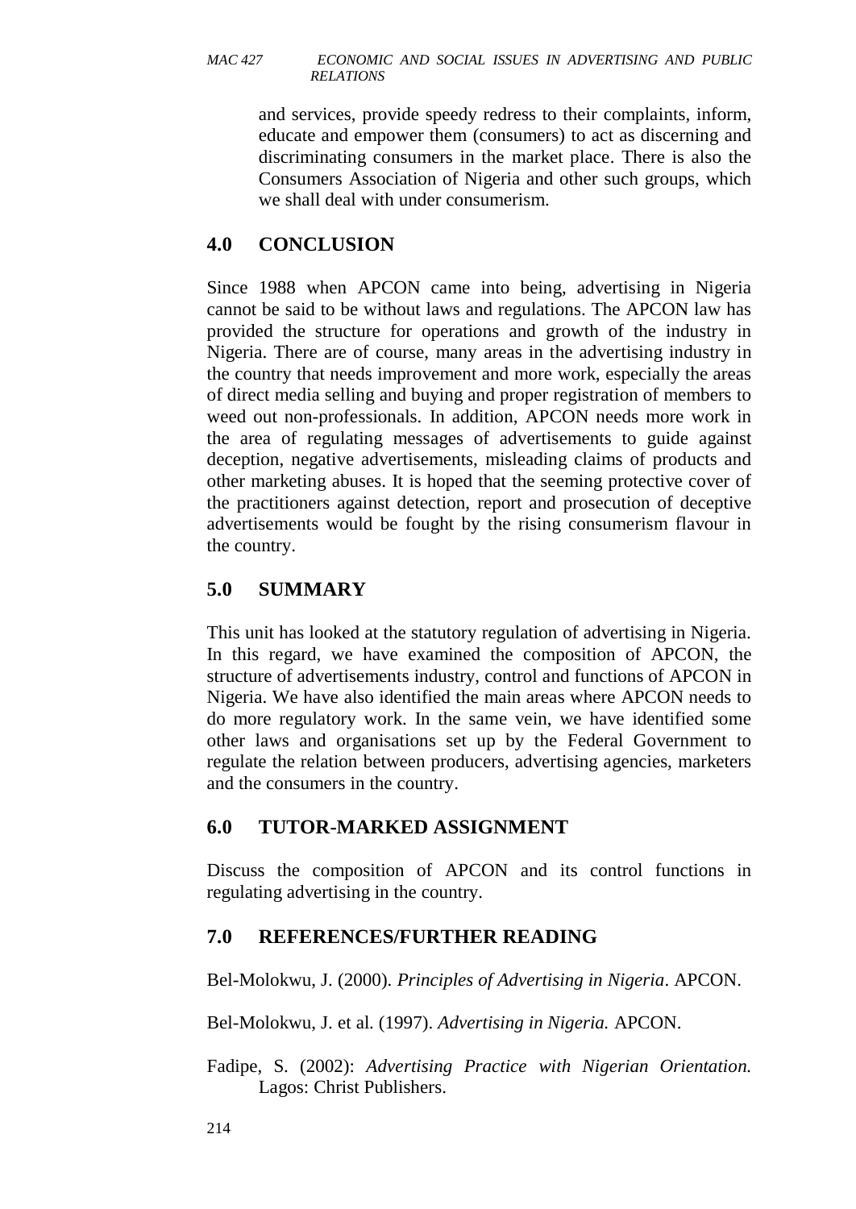and services, provide speedy redress to their complaints, inform, educate and empower them (consumers) to act as discerning and discriminating consumers in the market place. There is also the Consumers Association of Nigeria and other such groups, which we shall deal with under consumerism.

## 4.0 CONCLUSION

Since 1988 when APCON came into being, advertising in Nigeria cannot be said to be without laws and regulations. The APCON law has provided the structure for operations and growth of the industry in Nigeria. There are of course, many areas in the advertising industry in the country that needs improvement and more work, especially the areas of direct media selling and buying and proper registration of members to weed out non-professionals. In addition, APCON needs more work in the area of regulating messages of advertisements to guide against deception, negative advertisements, misleading claims of products and other marketing abuses. It is hoped that the seeming protective cover of the practitioners against detection, report and prosecution of deceptive advertisements would be fought by the rising consumerism flavour in the country.

## 5.0 SUMMARY

This unit has looked at the statutory regulation of advertising in Nigeria. In this regard, we have examined the composition of APCON, the structure of advertisements industry, control and functions of APCON in Nigeria. We have also identified the main areas where APCON needs to do more regulatory work. In the same vein, we have identified some other laws and organisations set up by the Federal Government to regulate the relation between producers, advertising agencies, marketers and the consumers in the country.

## 6.0 TUTOR-MARKED ASSIGNMENT

Discuss the composition of APCON and its control functions in regulating advertising in the country.

## 7.0 REFERENCES/FURTHER READING

Bel-Molokwu, J. (2000). *Principles of Advertising in Nigeria*. APCON.

Bel-Molokwu, J. et al. (1997). *Advertising in Nigeria.* APCON.

Fadipe, S. (2002): *Advertising Practice with Nigerian Orientation.* Lagos: Christ Publishers.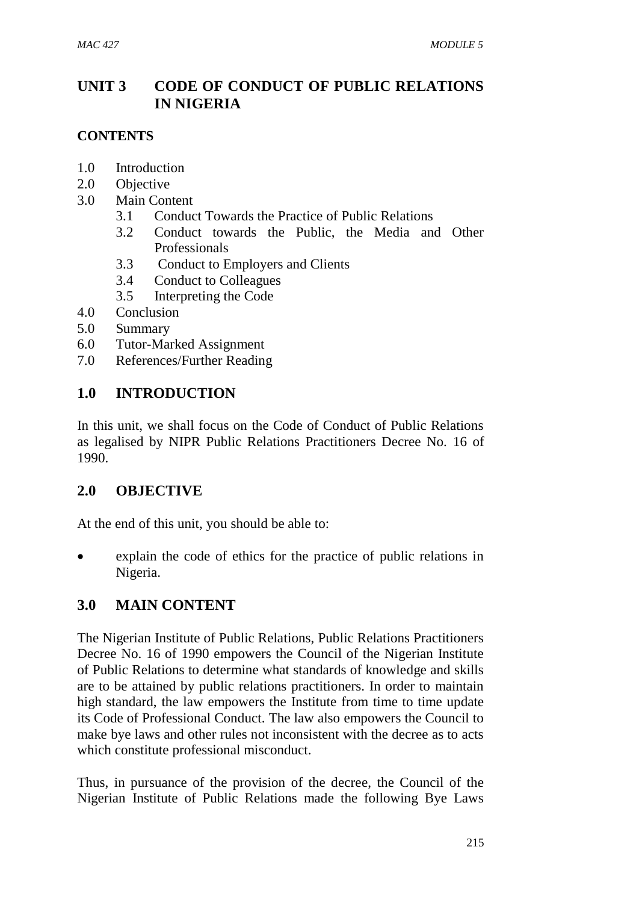## UNIT 3 CODE OF CONDUCT OF PUBLIC RELATIONS IN NIGERIA

### CONTENTS

- 1.0 Introduction
- 2.0 Objective
- 3.0 Main Content
  - 3.1 Conduct Towards the Practice of Public Relations
  - 3.2 Conduct towards the Public, the Media and Other Professionals
  - 3.3 Conduct to Employers and Clients
  - 3.4 Conduct to Colleagues
  - 3.5 Interpreting the Code
- 4.0 Conclusion
- 5.0 Summary
- 6.0 Tutor-Marked Assignment
- 7.0 References/Further Reading

## 1.0 INTRODUCTION

In this unit, we shall focus on the Code of Conduct of Public Relations as legalised by NIPR Public Relations Practitioners Decree No. 16 of 1990.

## 2.0 OBJECTIVE

At the end of this unit, you should be able to:

- explain the code of ethics for the practice of public relations in Nigeria.

## 3.0 MAIN CONTENT

The Nigerian Institute of Public Relations, Public Relations Practitioners Decree No. 16 of 1990 empowers the Council of the Nigerian Institute of Public Relations to determine what standards of knowledge and skills are to be attained by public relations practitioners. In order to maintain high standard, the law empowers the Institute from time to time update its Code of Professional Conduct. The law also empowers the Council to make bye laws and other rules not inconsistent with the decree as to acts which constitute professional misconduct.

Thus, in pursuance of the provision of the decree, the Council of the Nigerian Institute of Public Relations made the following Bye Laws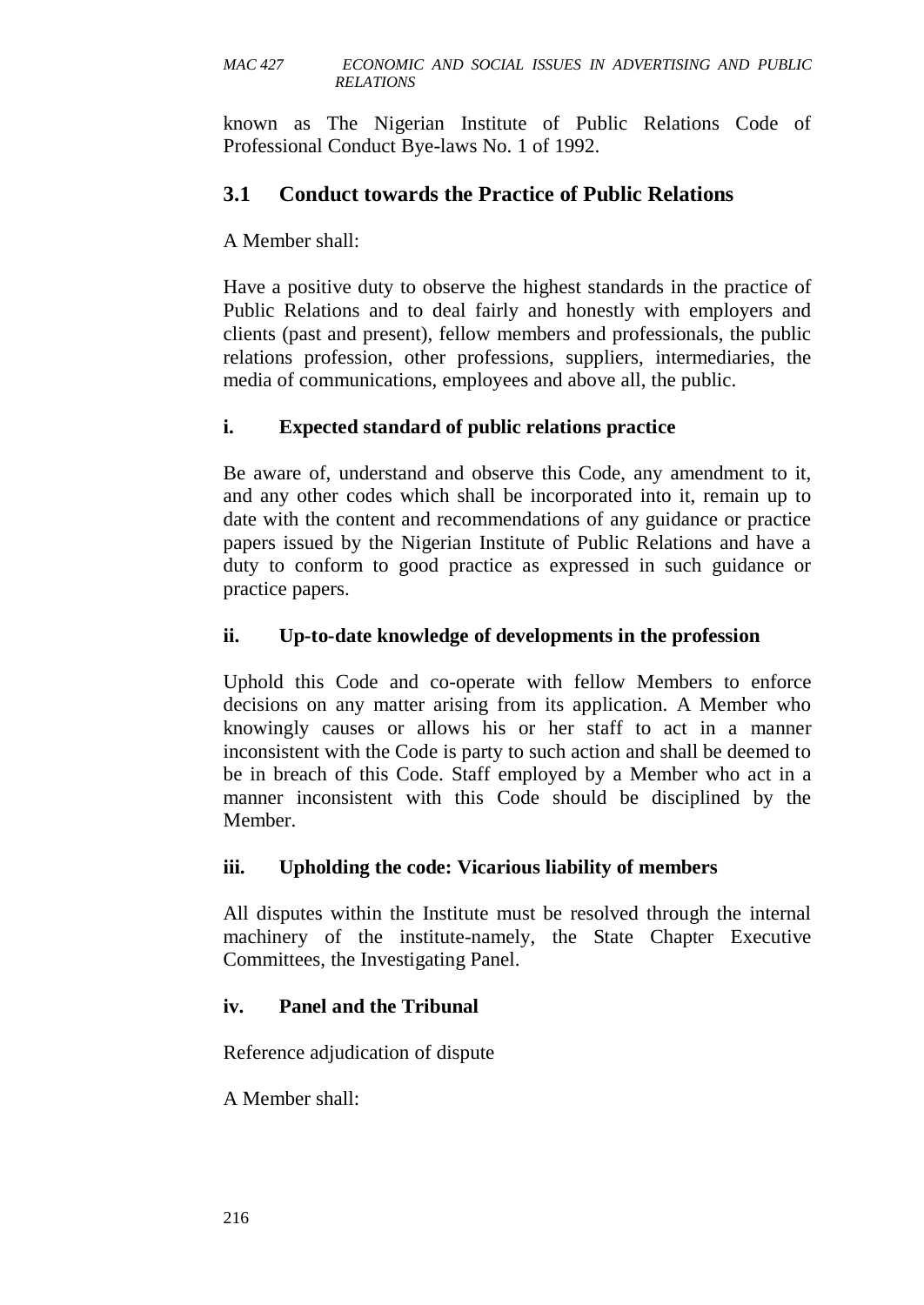known as The Nigerian Institute of Public Relations Code of Professional Conduct Bye-laws No. 1 of 1992.

## 3.1 Conduct towards the Practice of Public Relations

A Member shall:

Have a positive duty to observe the highest standards in the practice of Public Relations and to deal fairly and honestly with employers and clients (past and present), fellow members and professionals, the public relations profession, other professions, suppliers, intermediaries, the media of communications, employees and above all, the public.

### i. Expected standard of public relations practice

Be aware of, understand and observe this Code, any amendment to it, and any other codes which shall be incorporated into it, remain up to date with the content and recommendations of any guidance or practice papers issued by the Nigerian Institute of Public Relations and have a duty to conform to good practice as expressed in such guidance or practice papers.

### ii. Up-to-date knowledge of developments in the profession

Uphold this Code and co-operate with fellow Members to enforce decisions on any matter arising from its application. A Member who knowingly causes or allows his or her staff to act in a manner inconsistent with the Code is party to such action and shall be deemed to be in breach of this Code. Staff employed by a Member who act in a manner inconsistent with this Code should be disciplined by the Member.

### iii. Upholding the code: Vicarious liability of members

All disputes within the Institute must be resolved through the internal machinery of the institute-namely, the State Chapter Executive Committees, the Investigating Panel.

### iv. Panel and the Tribunal

Reference adjudication of dispute

A Member shall: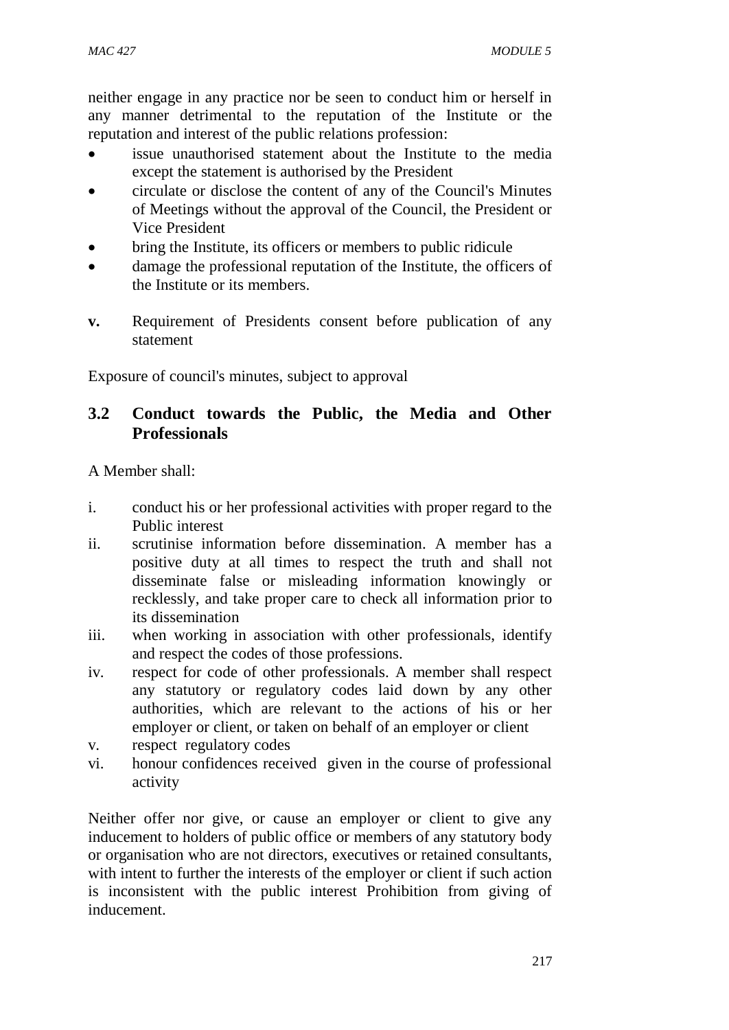neither engage in any practice nor be seen to conduct him or herself in any manner detrimental to the reputation of the Institute or the reputation and interest of the public relations profession:

- issue unauthorised statement about the Institute to the media except the statement is authorised by the President
- circulate or disclose the content of any of the Council's Minutes of Meetings without the approval of the Council, the President or Vice President
- bring the Institute, its officers or members to public ridicule
- damage the professional reputation of the Institute, the officers of the Institute or its members.

**v.** Requirement of Presidents consent before publication of any statement

Exposure of council's minutes, subject to approval

## 3.2 Conduct towards the Public, the Media and Other Professionals

A Member shall:

i. conduct his or her professional activities with proper regard to the Public interest
ii. scrutinise information before dissemination. A member has a positive duty at all times to respect the truth and shall not disseminate false or misleading information knowingly or recklessly, and take proper care to check all information prior to its dissemination
iii. when working in association with other professionals, identify and respect the codes of those professions.
iv. respect for code of other professionals. A member shall respect any statutory or regulatory codes laid down by any other authorities, which are relevant to the actions of his or her employer or client, or taken on behalf of an employer or client
v. respect regulatory codes
vi. honour confidences received given in the course of professional activity

Neither offer nor give, or cause an employer or client to give any inducement to holders of public office or members of any statutory body or organisation who are not directors, executives or retained consultants, with intent to further the interests of the employer or client if such action is inconsistent with the public interest Prohibition from giving of inducement.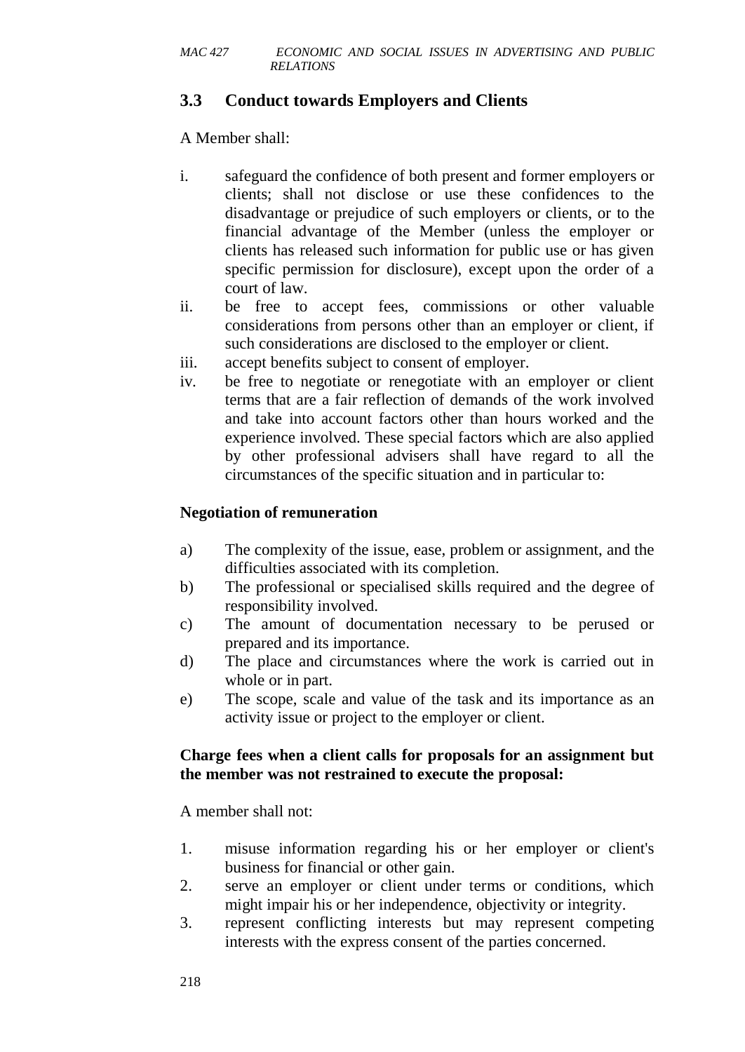### 3.3 Conduct towards Employers and Clients

A Member shall:

i. safeguard the confidence of both present and former employers or clients; shall not disclose or use these confidences to the disadvantage or prejudice of such employers or clients, or to the financial advantage of the Member (unless the employer or clients has released such information for public use or has given specific permission for disclosure), except upon the order of a court of law.
ii. be free to accept fees, commissions or other valuable considerations from persons other than an employer or client, if such considerations are disclosed to the employer or client.
iii. accept benefits subject to consent of employer.
iv. be free to negotiate or renegotiate with an employer or client terms that are a fair reflection of demands of the work involved and take into account factors other than hours worked and the experience involved. These special factors which are also applied by other professional advisers shall have regard to all the circumstances of the specific situation and in particular to:

**Negotiation of remuneration**

a) The complexity of the issue, ease, problem or assignment, and the difficulties associated with its completion.
b) The professional or specialised skills required and the degree of responsibility involved.
c) The amount of documentation necessary to be perused or prepared and its importance.
d) The place and circumstances where the work is carried out in whole or in part.
e) The scope, scale and value of the task and its importance as an activity issue or project to the employer or client.

**Charge fees when a client calls for proposals for an assignment but the member was not restrained to execute the proposal:**

A member shall not:

1. misuse information regarding his or her employer or client's business for financial or other gain.
2. serve an employer or client under terms or conditions, which might impair his or her independence, objectivity or integrity.
3. represent conflicting interests but may represent competing interests with the express consent of the parties concerned.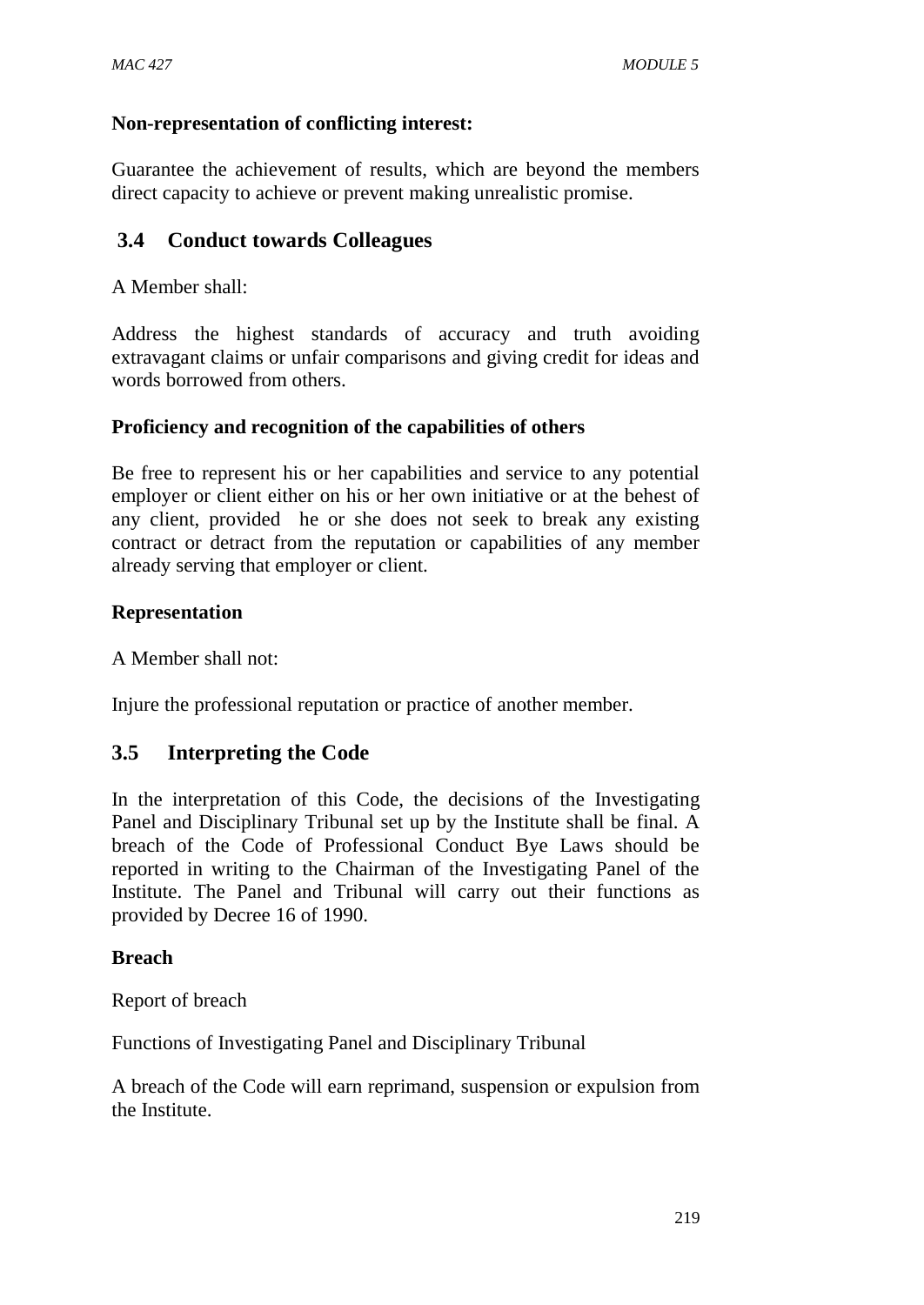**Non-representation of conflicting interest:**

Guarantee the achievement of results, which are beyond the members direct capacity to achieve or prevent making unrealistic promise.

## 3.4 Conduct towards Colleagues

A Member shall:

Address the highest standards of accuracy and truth avoiding extravagant claims or unfair comparisons and giving credit for ideas and words borrowed from others.

**Proficiency and recognition of the capabilities of others**

Be free to represent his or her capabilities and service to any potential employer or client either on his or her own initiative or at the behest of any client, provided he or she does not seek to break any existing contract or detract from the reputation or capabilities of any member already serving that employer or client.

**Representation**

A Member shall not:

Injure the professional reputation or practice of another member.

## 3.5 Interpreting the Code

In the interpretation of this Code, the decisions of the Investigating Panel and Disciplinary Tribunal set up by the Institute shall be final. A breach of the Code of Professional Conduct Bye Laws should be reported in writing to the Chairman of the Investigating Panel of the Institute. The Panel and Tribunal will carry out their functions as provided by Decree 16 of 1990.

**Breach**

Report of breach

Functions of Investigating Panel and Disciplinary Tribunal

A breach of the Code will earn reprimand, suspension or expulsion from the Institute.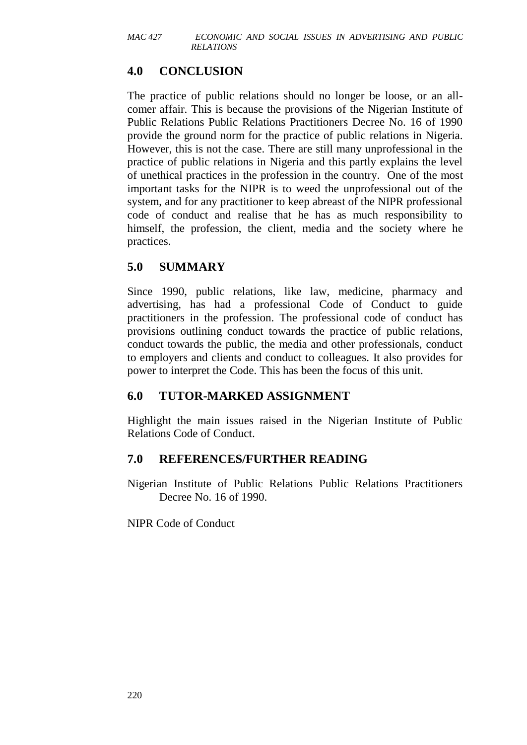## 4.0 CONCLUSION

The practice of public relations should no longer be loose, or an all-comer affair. This is because the provisions of the Nigerian Institute of Public Relations Public Relations Practitioners Decree No. 16 of 1990 provide the ground norm for the practice of public relations in Nigeria. However, this is not the case. There are still many unprofessional in the practice of public relations in Nigeria and this partly explains the level of unethical practices in the profession in the country. One of the most important tasks for the NIPR is to weed the unprofessional out of the system, and for any practitioner to keep abreast of the NIPR professional code of conduct and realise that he has as much responsibility to himself, the profession, the client, media and the society where he practices.

## 5.0 SUMMARY

Since 1990, public relations, like law, medicine, pharmacy and advertising, has had a professional Code of Conduct to guide practitioners in the profession. The professional code of conduct has provisions outlining conduct towards the practice of public relations, conduct towards the public, the media and other professionals, conduct to employers and clients and conduct to colleagues. It also provides for power to interpret the Code. This has been the focus of this unit.

## 6.0 TUTOR-MARKED ASSIGNMENT

Highlight the main issues raised in the Nigerian Institute of Public Relations Code of Conduct.

## 7.0 REFERENCES/FURTHER READING

Nigerian Institute of Public Relations Public Relations Practitioners Decree No. 16 of 1990.

NIPR Code of Conduct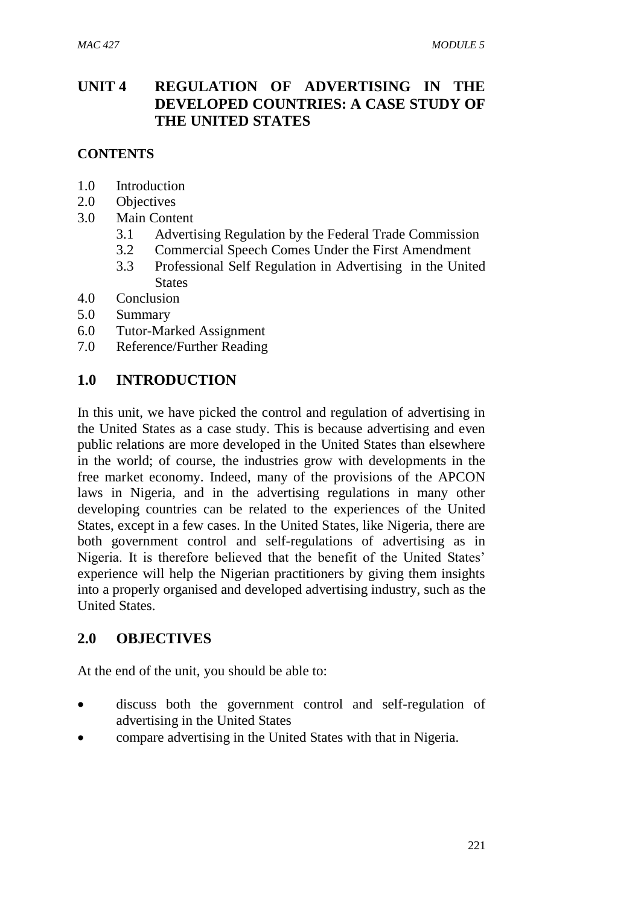## UNIT 4 REGULATION OF ADVERTISING IN THE DEVELOPED COUNTRIES: A CASE STUDY OF THE UNITED STATES

### CONTENTS

1.0 Introduction
2.0 Objectives
3.0 Main Content
 3.1 Advertising Regulation by the Federal Trade Commission
 3.2 Commercial Speech Comes Under the First Amendment
 3.3 Professional Self Regulation in Advertising in the United States
4.0 Conclusion
5.0 Summary
6.0 Tutor-Marked Assignment
7.0 Reference/Further Reading

## 1.0 INTRODUCTION

In this unit, we have picked the control and regulation of advertising in the United States as a case study. This is because advertising and even public relations are more developed in the United States than elsewhere in the world; of course, the industries grow with developments in the free market economy. Indeed, many of the provisions of the APCON laws in Nigeria, and in the advertising regulations in many other developing countries can be related to the experiences of the United States, except in a few cases. In the United States, like Nigeria, there are both government control and self-regulations of advertising as in Nigeria. It is therefore believed that the benefit of the United States' experience will help the Nigerian practitioners by giving them insights into a properly organised and developed advertising industry, such as the United States.

## 2.0 OBJECTIVES

At the end of the unit, you should be able to:

- discuss both the government control and self-regulation of advertising in the United States
- compare advertising in the United States with that in Nigeria.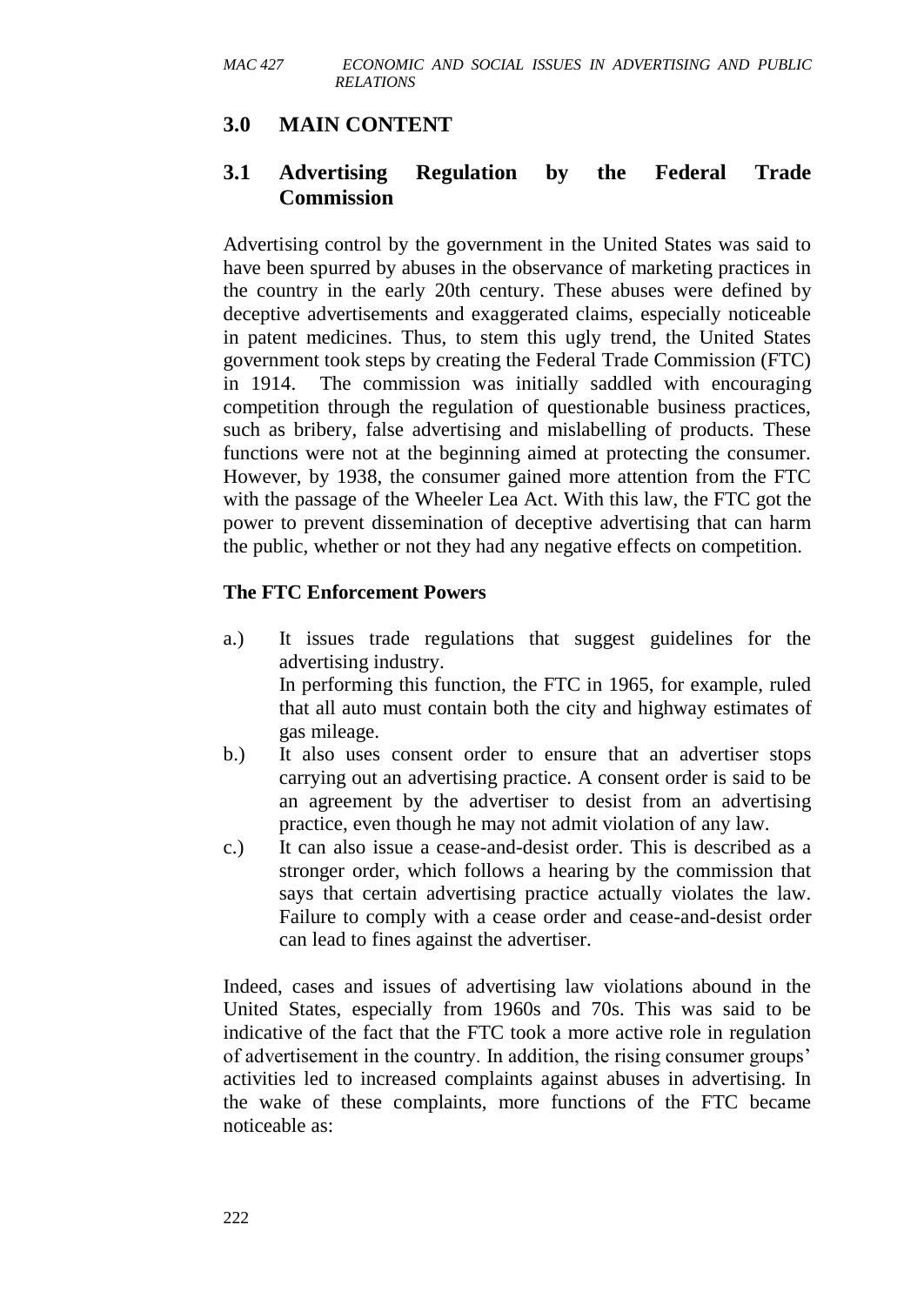## 3.0 MAIN CONTENT

### 3.1 Advertising Regulation by the Federal Trade Commission

Advertising control by the government in the United States was said to have been spurred by abuses in the observance of marketing practices in the country in the early 20th century. These abuses were defined by deceptive advertisements and exaggerated claims, especially noticeable in patent medicines. Thus, to stem this ugly trend, the United States government took steps by creating the Federal Trade Commission (FTC) in 1914. The commission was initially saddled with encouraging competition through the regulation of questionable business practices, such as bribery, false advertising and mislabelling of products. These functions were not at the beginning aimed at protecting the consumer. However, by 1938, the consumer gained more attention from the FTC with the passage of the Wheeler Lea Act. With this law, the FTC got the power to prevent dissemination of deceptive advertising that can harm the public, whether or not they had any negative effects on competition.

**The FTC Enforcement Powers**

a.) It issues trade regulations that suggest guidelines for the advertising industry.
In performing this function, the FTC in 1965, for example, ruled that all auto must contain both the city and highway estimates of gas mileage.

b.) It also uses consent order to ensure that an advertiser stops carrying out an advertising practice. A consent order is said to be an agreement by the advertiser to desist from an advertising practice, even though he may not admit violation of any law.

c.) It can also issue a cease-and-desist order. This is described as a stronger order, which follows a hearing by the commission that says that certain advertising practice actually violates the law. Failure to comply with a cease order and cease-and-desist order can lead to fines against the advertiser.

Indeed, cases and issues of advertising law violations abound in the United States, especially from 1960s and 70s. This was said to be indicative of the fact that the FTC took a more active role in regulation of advertisement in the country. In addition, the rising consumer groups' activities led to increased complaints against abuses in advertising. In the wake of these complaints, more functions of the FTC became noticeable as: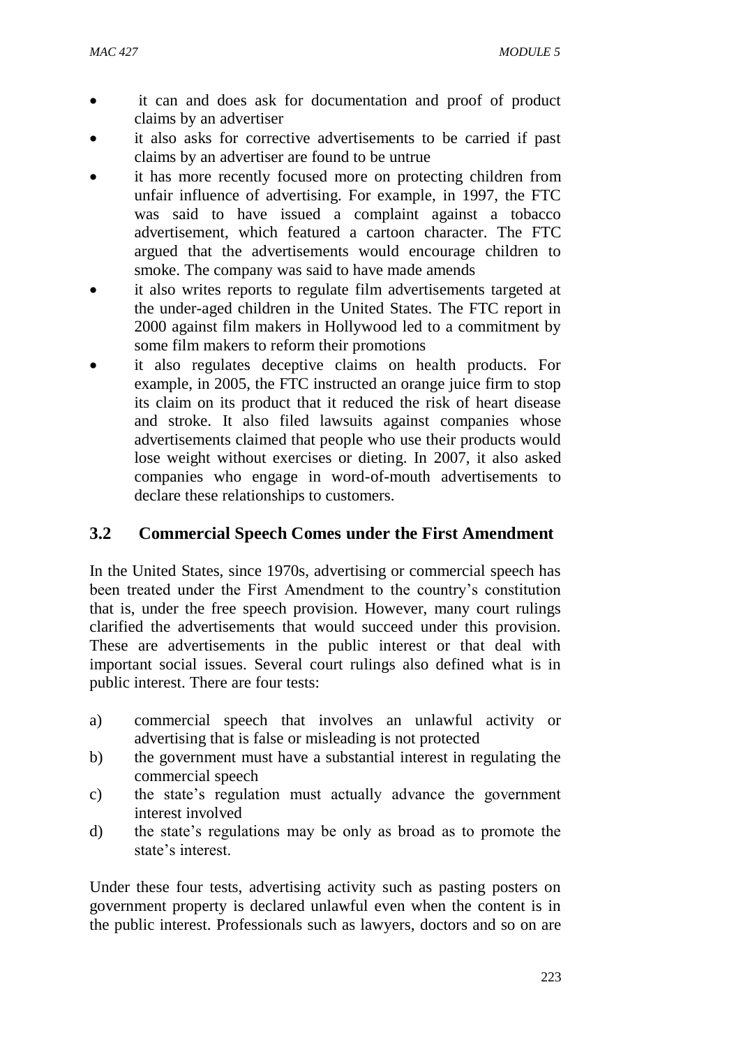- it can and does ask for documentation and proof of product claims by an advertiser
- it also asks for corrective advertisements to be carried if past claims by an advertiser are found to be untrue
- it has more recently focused more on protecting children from unfair influence of advertising. For example, in 1997, the FTC was said to have issued a complaint against a tobacco advertisement, which featured a cartoon character. The FTC argued that the advertisements would encourage children to smoke. The company was said to have made amends
- it also writes reports to regulate film advertisements targeted at the under-aged children in the United States. The FTC report in 2000 against film makers in Hollywood led to a commitment by some film makers to reform their promotions
- it also regulates deceptive claims on health products. For example, in 2005, the FTC instructed an orange juice firm to stop its claim on its product that it reduced the risk of heart disease and stroke. It also filed lawsuits against companies whose advertisements claimed that people who use their products would lose weight without exercises or dieting. In 2007, it also asked companies who engage in word-of-mouth advertisements to declare these relationships to customers.

## 3.2 Commercial Speech Comes under the First Amendment

In the United States, since 1970s, advertising or commercial speech has been treated under the First Amendment to the country's constitution that is, under the free speech provision. However, many court rulings clarified the advertisements that would succeed under this provision. These are advertisements in the public interest or that deal with important social issues. Several court rulings also defined what is in public interest. There are four tests:

a) commercial speech that involves an unlawful activity or advertising that is false or misleading is not protected
b) the government must have a substantial interest in regulating the commercial speech
c) the state's regulation must actually advance the government interest involved
d) the state's regulations may be only as broad as to promote the state's interest.

Under these four tests, advertising activity such as pasting posters on government property is declared unlawful even when the content is in the public interest. Professionals such as lawyers, doctors and so on are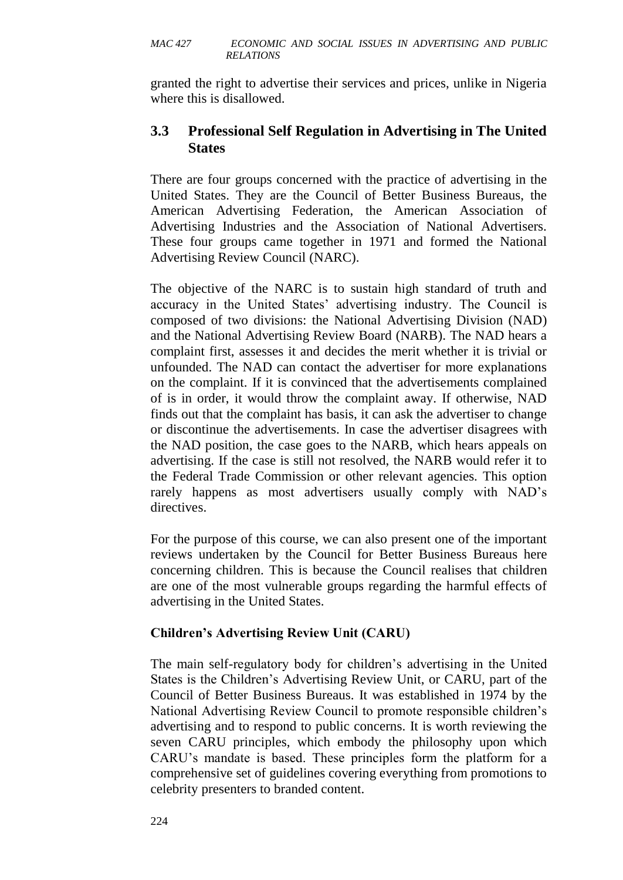granted the right to advertise their services and prices, unlike in Nigeria where this is disallowed.

## 3.3 Professional Self Regulation in Advertising in The United States

There are four groups concerned with the practice of advertising in the United States. They are the Council of Better Business Bureaus, the American Advertising Federation, the American Association of Advertising Industries and the Association of National Advertisers. These four groups came together in 1971 and formed the National Advertising Review Council (NARC).

The objective of the NARC is to sustain high standard of truth and accuracy in the United States' advertising industry. The Council is composed of two divisions: the National Advertising Division (NAD) and the National Advertising Review Board (NARB). The NAD hears a complaint first, assesses it and decides the merit whether it is trivial or unfounded. The NAD can contact the advertiser for more explanations on the complaint. If it is convinced that the advertisements complained of is in order, it would throw the complaint away. If otherwise, NAD finds out that the complaint has basis, it can ask the advertiser to change or discontinue the advertisements. In case the advertiser disagrees with the NAD position, the case goes to the NARB, which hears appeals on advertising. If the case is still not resolved, the NARB would refer it to the Federal Trade Commission or other relevant agencies. This option rarely happens as most advertisers usually comply with NAD's directives.

For the purpose of this course, we can also present one of the important reviews undertaken by the Council for Better Business Bureaus here concerning children. This is because the Council realises that children are one of the most vulnerable groups regarding the harmful effects of advertising in the United States.

**Children's Advertising Review Unit (CARU)**

The main self-regulatory body for children's advertising in the United States is the Children's Advertising Review Unit, or CARU, part of the Council of Better Business Bureaus. It was established in 1974 by the National Advertising Review Council to promote responsible children's advertising and to respond to public concerns. It is worth reviewing the seven CARU principles, which embody the philosophy upon which CARU's mandate is based. These principles form the platform for a comprehensive set of guidelines covering everything from promotions to celebrity presenters to branded content.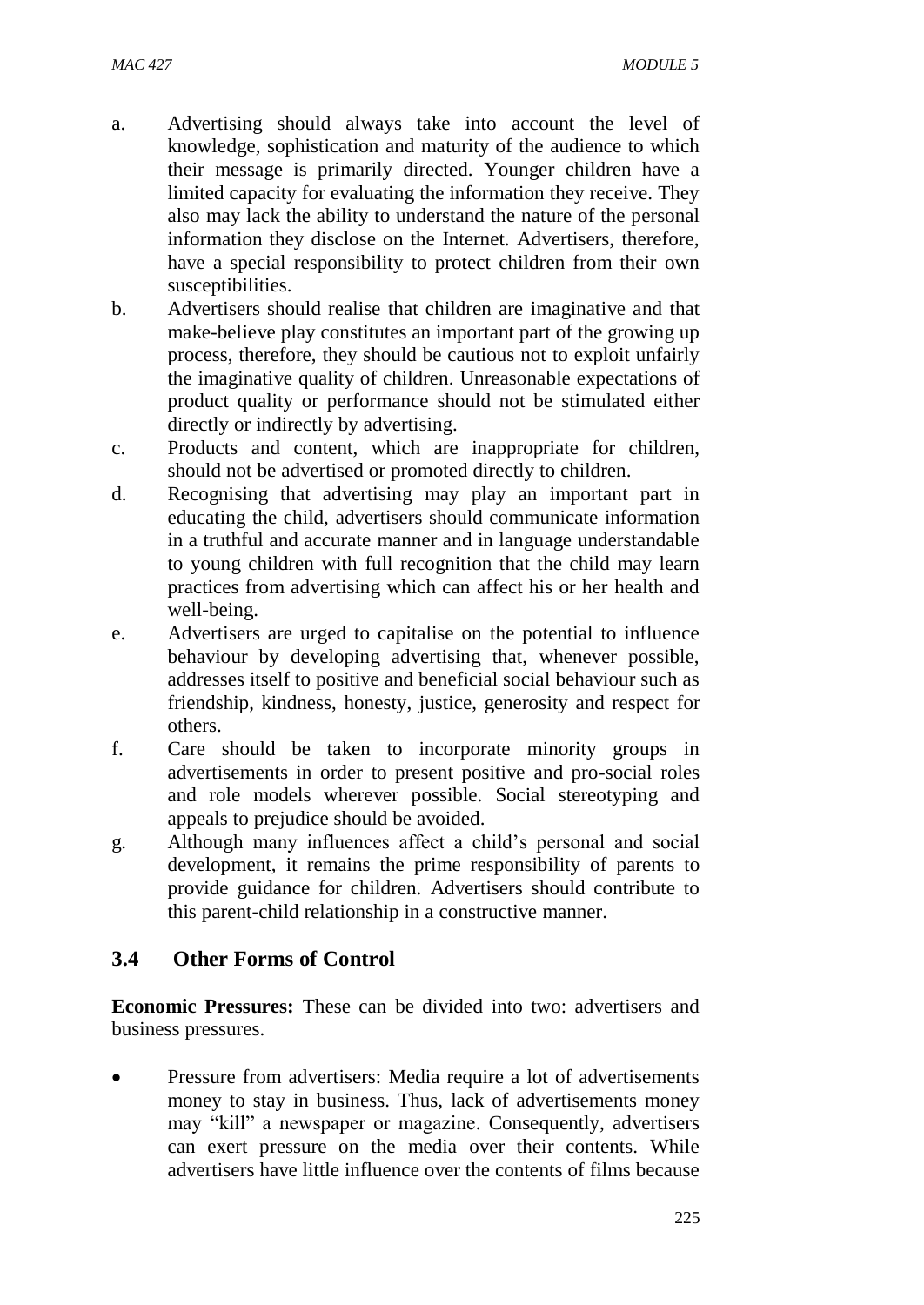a. Advertising should always take into account the level of knowledge, sophistication and maturity of the audience to which their message is primarily directed. Younger children have a limited capacity for evaluating the information they receive. They also may lack the ability to understand the nature of the personal information they disclose on the Internet. Advertisers, therefore, have a special responsibility to protect children from their own susceptibilities.
b. Advertisers should realise that children are imaginative and that make-believe play constitutes an important part of the growing up process, therefore, they should be cautious not to exploit unfairly the imaginative quality of children. Unreasonable expectations of product quality or performance should not be stimulated either directly or indirectly by advertising.
c. Products and content, which are inappropriate for children, should not be advertised or promoted directly to children.
d. Recognising that advertising may play an important part in educating the child, advertisers should communicate information in a truthful and accurate manner and in language understandable to young children with full recognition that the child may learn practices from advertising which can affect his or her health and well-being.
e. Advertisers are urged to capitalise on the potential to influence behaviour by developing advertising that, whenever possible, addresses itself to positive and beneficial social behaviour such as friendship, kindness, honesty, justice, generosity and respect for others.
f. Care should be taken to incorporate minority groups in advertisements in order to present positive and pro-social roles and role models wherever possible. Social stereotyping and appeals to prejudice should be avoided.
g. Although many influences affect a child's personal and social development, it remains the prime responsibility of parents to provide guidance for children. Advertisers should contribute to this parent-child relationship in a constructive manner.

## 3.4 Other Forms of Control

**Economic Pressures:** These can be divided into two: advertisers and business pressures.

- Pressure from advertisers: Media require a lot of advertisements money to stay in business. Thus, lack of advertisements money may "kill" a newspaper or magazine. Consequently, advertisers can exert pressure on the media over their contents. While advertisers have little influence over the contents of films because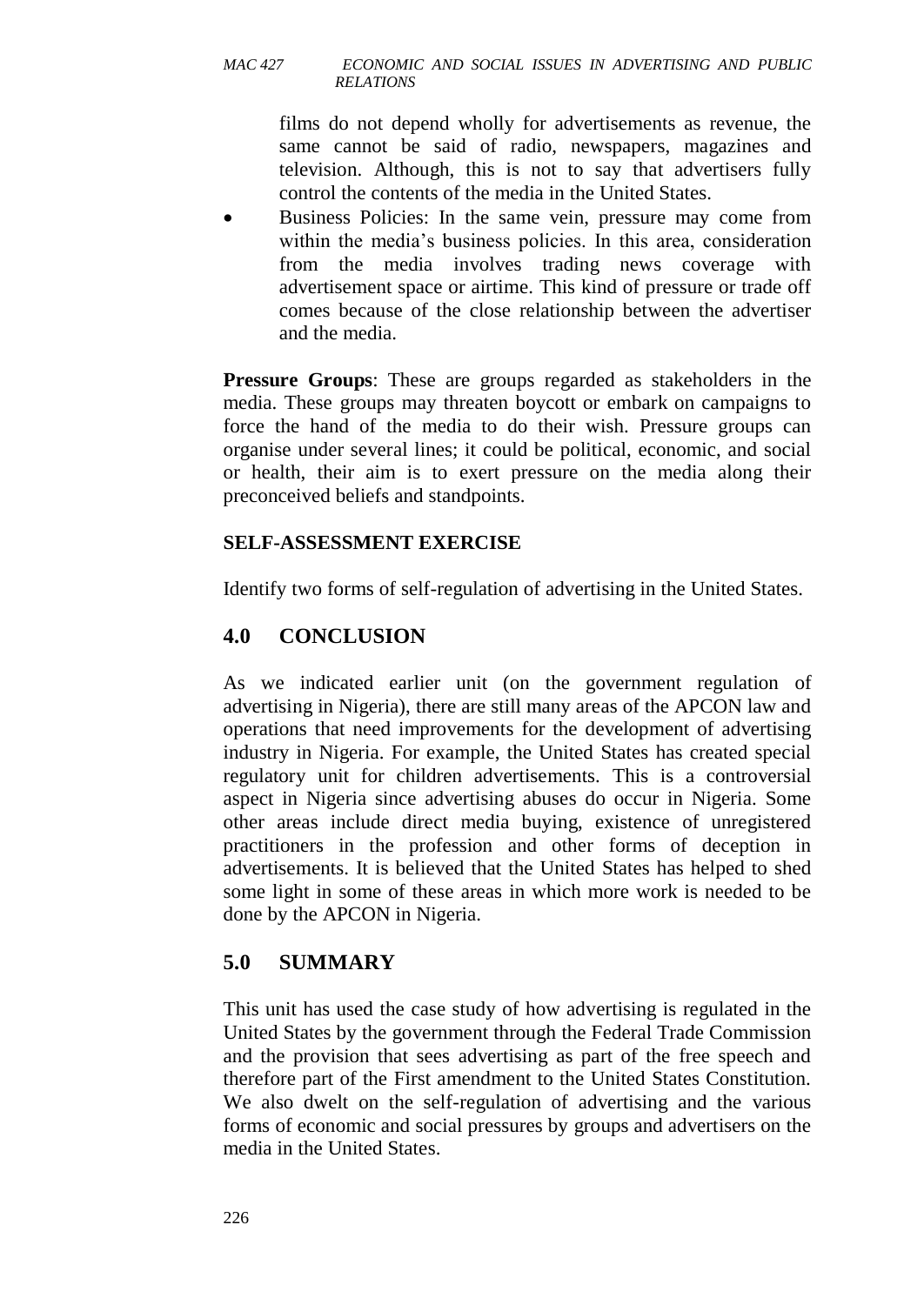films do not depend wholly for advertisements as revenue, the same cannot be said of radio, newspapers, magazines and television. Although, this is not to say that advertisers fully control the contents of the media in the United States.

- Business Policies: In the same vein, pressure may come from within the media's business policies. In this area, consideration from the media involves trading news coverage with advertisement space or airtime. This kind of pressure or trade off comes because of the close relationship between the advertiser and the media.

**Pressure Groups**: These are groups regarded as stakeholders in the media. These groups may threaten boycott or embark on campaigns to force the hand of the media to do their wish. Pressure groups can organise under several lines; it could be political, economic, and social or health, their aim is to exert pressure on the media along their preconceived beliefs and standpoints.

**SELF-ASSESSMENT EXERCISE**

Identify two forms of self-regulation of advertising in the United States.

## 4.0 CONCLUSION

As we indicated earlier unit (on the government regulation of advertising in Nigeria), there are still many areas of the APCON law and operations that need improvements for the development of advertising industry in Nigeria. For example, the United States has created special regulatory unit for children advertisements. This is a controversial aspect in Nigeria since advertising abuses do occur in Nigeria. Some other areas include direct media buying, existence of unregistered practitioners in the profession and other forms of deception in advertisements. It is believed that the United States has helped to shed some light in some of these areas in which more work is needed to be done by the APCON in Nigeria.

## 5.0 SUMMARY

This unit has used the case study of how advertising is regulated in the United States by the government through the Federal Trade Commission and the provision that sees advertising as part of the free speech and therefore part of the First amendment to the United States Constitution. We also dwelt on the self-regulation of advertising and the various forms of economic and social pressures by groups and advertisers on the media in the United States.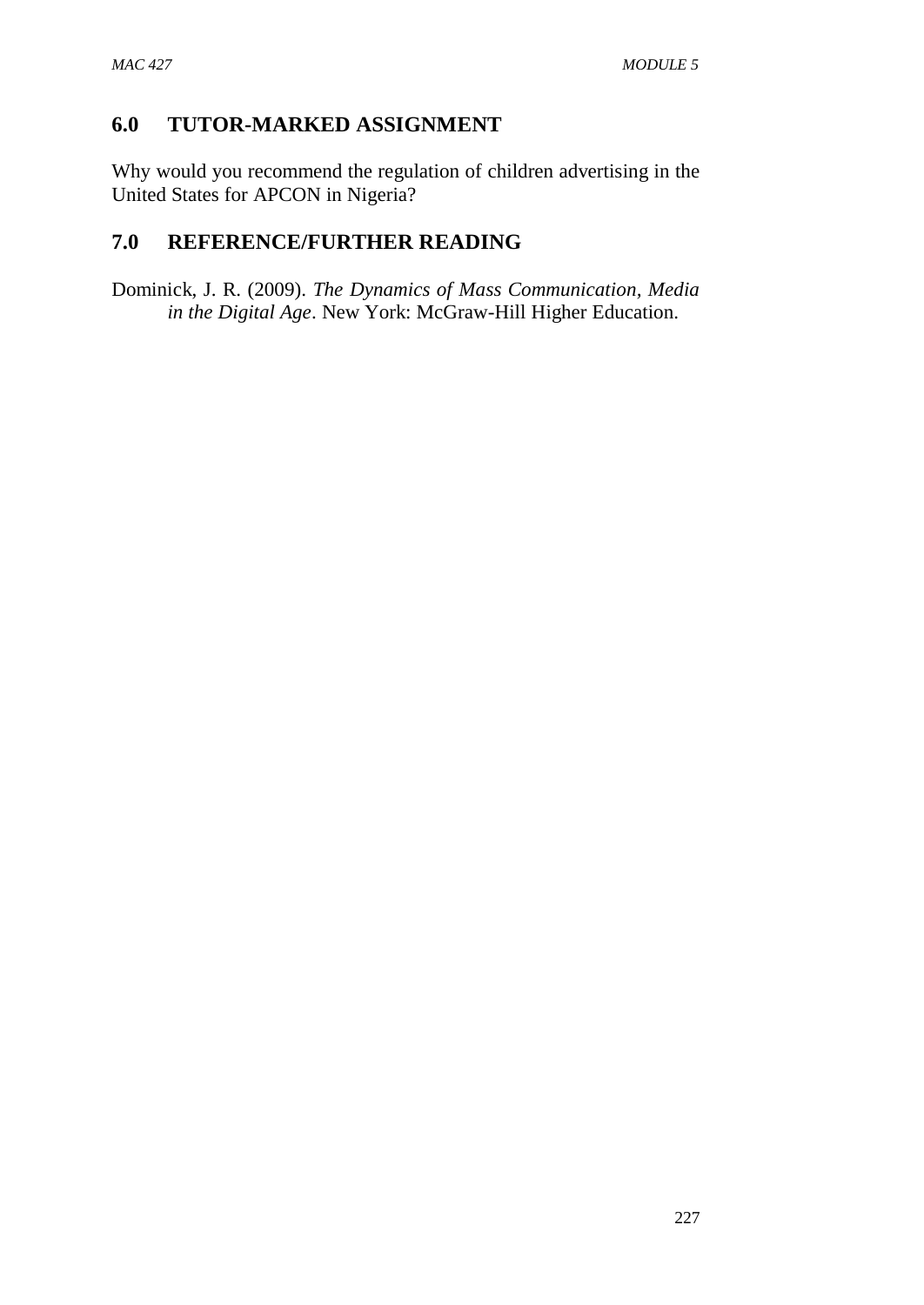## 6.0 TUTOR-MARKED ASSIGNMENT

Why would you recommend the regulation of children advertising in the United States for APCON in Nigeria?

## 7.0 REFERENCE/FURTHER READING

Dominick, J. R. (2009). *The Dynamics of Mass Communication, Media in the Digital Age*. New York: McGraw-Hill Higher Education.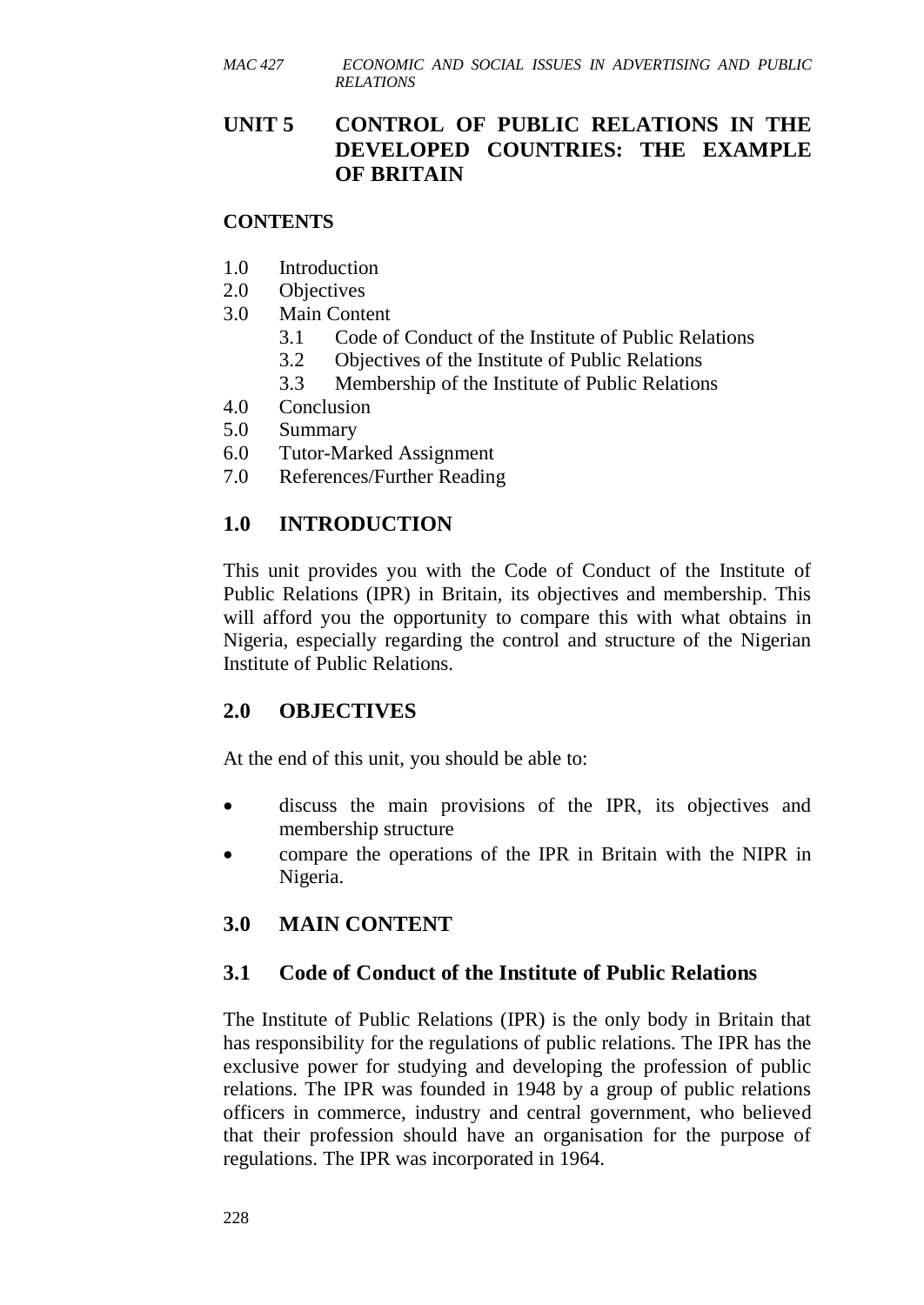# UNIT 5 CONTROL OF PUBLIC RELATIONS IN THE DEVELOPED COUNTRIES: THE EXAMPLE OF BRITAIN

**CONTENTS**

1.0 Introduction
2.0 Objectives
3.0 Main Content
   3.1 Code of Conduct of the Institute of Public Relations
   3.2 Objectives of the Institute of Public Relations
   3.3 Membership of the Institute of Public Relations
4.0 Conclusion
5.0 Summary
6.0 Tutor-Marked Assignment
7.0 References/Further Reading

## 1.0 INTRODUCTION

This unit provides you with the Code of Conduct of the Institute of Public Relations (IPR) in Britain, its objectives and membership. This will afford you the opportunity to compare this with what obtains in Nigeria, especially regarding the control and structure of the Nigerian Institute of Public Relations.

## 2.0 OBJECTIVES

At the end of this unit, you should be able to:

- discuss the main provisions of the IPR, its objectives and membership structure
- compare the operations of the IPR in Britain with the NIPR in Nigeria.

## 3.0 MAIN CONTENT

### 3.1 Code of Conduct of the Institute of Public Relations

The Institute of Public Relations (IPR) is the only body in Britain that has responsibility for the regulations of public relations. The IPR has the exclusive power for studying and developing the profession of public relations. The IPR was founded in 1948 by a group of public relations officers in commerce, industry and central government, who believed that their profession should have an organisation for the purpose of regulations. The IPR was incorporated in 1964.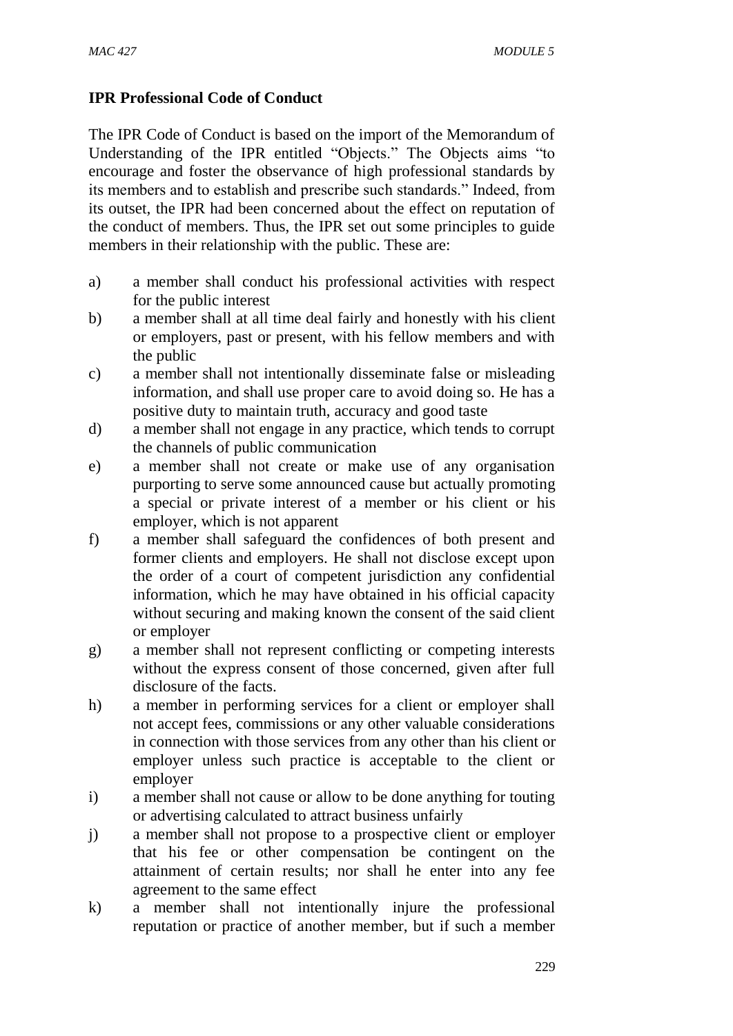**IPR Professional Code of Conduct**

The IPR Code of Conduct is based on the import of the Memorandum of Understanding of the IPR entitled "Objects." The Objects aims "to encourage and foster the observance of high professional standards by its members and to establish and prescribe such standards." Indeed, from its outset, the IPR had been concerned about the effect on reputation of the conduct of members. Thus, the IPR set out some principles to guide members in their relationship with the public. These are:

a) a member shall conduct his professional activities with respect for the public interest
b) a member shall at all time deal fairly and honestly with his client or employers, past or present, with his fellow members and with the public
c) a member shall not intentionally disseminate false or misleading information, and shall use proper care to avoid doing so. He has a positive duty to maintain truth, accuracy and good taste
d) a member shall not engage in any practice, which tends to corrupt the channels of public communication
e) a member shall not create or make use of any organisation purporting to serve some announced cause but actually promoting a special or private interest of a member or his client or his employer, which is not apparent
f) a member shall safeguard the confidences of both present and former clients and employers. He shall not disclose except upon the order of a court of competent jurisdiction any confidential information, which he may have obtained in his official capacity without securing and making known the consent of the said client or employer
g) a member shall not represent conflicting or competing interests without the express consent of those concerned, given after full disclosure of the facts.
h) a member in performing services for a client or employer shall not accept fees, commissions or any other valuable considerations in connection with those services from any other than his client or employer unless such practice is acceptable to the client or employer
i) a member shall not cause or allow to be done anything for touting or advertising calculated to attract business unfairly
j) a member shall not propose to a prospective client or employer that his fee or other compensation be contingent on the attainment of certain results; nor shall he enter into any fee agreement to the same effect
k) a member shall not intentionally injure the professional reputation or practice of another member, but if such a member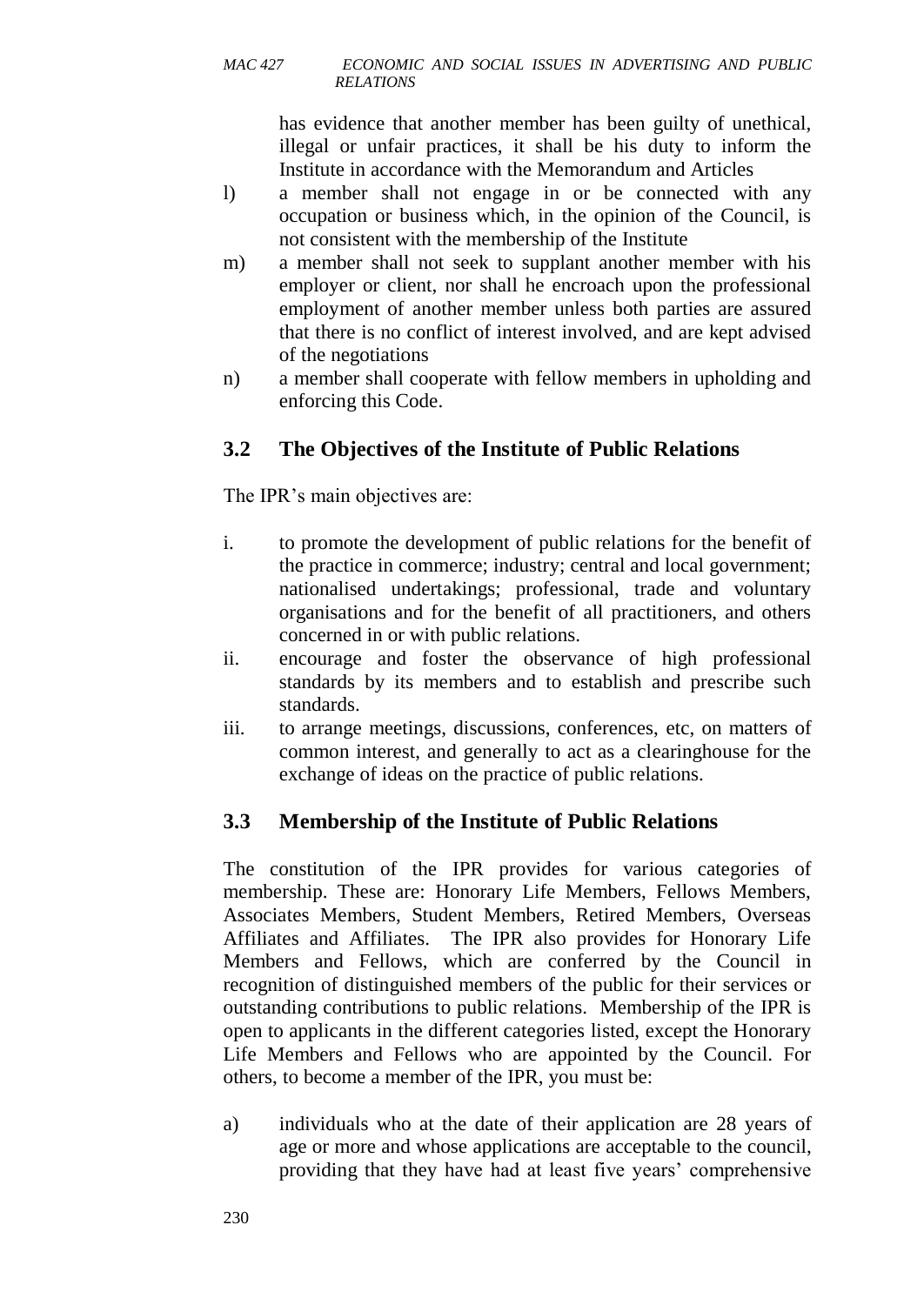has evidence that another member has been guilty of unethical, illegal or unfair practices, it shall be his duty to inform the Institute in accordance with the Memorandum and Articles

l) a member shall not engage in or be connected with any occupation or business which, in the opinion of the Council, is not consistent with the membership of the Institute

m) a member shall not seek to supplant another member with his employer or client, nor shall he encroach upon the professional employment of another member unless both parties are assured that there is no conflict of interest involved, and are kept advised of the negotiations

n) a member shall cooperate with fellow members in upholding and enforcing this Code.

## 3.2 The Objectives of the Institute of Public Relations

The IPR's main objectives are:

i. to promote the development of public relations for the benefit of the practice in commerce; industry; central and local government; nationalised undertakings; professional, trade and voluntary organisations and for the benefit of all practitioners, and others concerned in or with public relations.

ii. encourage and foster the observance of high professional standards by its members and to establish and prescribe such standards.

iii. to arrange meetings, discussions, conferences, etc, on matters of common interest, and generally to act as a clearinghouse for the exchange of ideas on the practice of public relations.

## 3.3 Membership of the Institute of Public Relations

The constitution of the IPR provides for various categories of membership. These are: Honorary Life Members, Fellows Members, Associates Members, Student Members, Retired Members, Overseas Affiliates and Affiliates. The IPR also provides for Honorary Life Members and Fellows, which are conferred by the Council in recognition of distinguished members of the public for their services or outstanding contributions to public relations. Membership of the IPR is open to applicants in the different categories listed, except the Honorary Life Members and Fellows who are appointed by the Council. For others, to become a member of the IPR, you must be:

a) individuals who at the date of their application are 28 years of age or more and whose applications are acceptable to the council, providing that they have had at least five years' comprehensive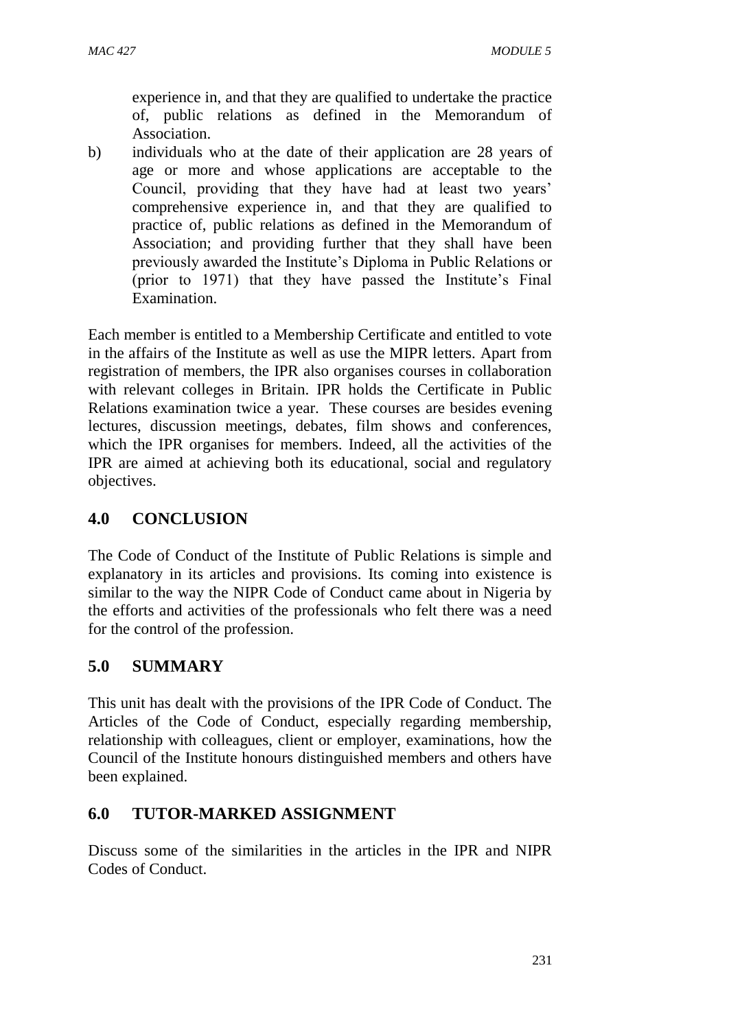experience in, and that they are qualified to undertake the practice of, public relations as defined in the Memorandum of Association.

b) individuals who at the date of their application are 28 years of age or more and whose applications are acceptable to the Council, providing that they have had at least two years' comprehensive experience in, and that they are qualified to practice of, public relations as defined in the Memorandum of Association; and providing further that they shall have been previously awarded the Institute's Diploma in Public Relations or (prior to 1971) that they have passed the Institute's Final Examination.

Each member is entitled to a Membership Certificate and entitled to vote in the affairs of the Institute as well as use the MIPR letters. Apart from registration of members, the IPR also organises courses in collaboration with relevant colleges in Britain. IPR holds the Certificate in Public Relations examination twice a year. These courses are besides evening lectures, discussion meetings, debates, film shows and conferences, which the IPR organises for members. Indeed, all the activities of the IPR are aimed at achieving both its educational, social and regulatory objectives.

## 4.0 CONCLUSION

The Code of Conduct of the Institute of Public Relations is simple and explanatory in its articles and provisions. Its coming into existence is similar to the way the NIPR Code of Conduct came about in Nigeria by the efforts and activities of the professionals who felt there was a need for the control of the profession.

## 5.0 SUMMARY

This unit has dealt with the provisions of the IPR Code of Conduct. The Articles of the Code of Conduct, especially regarding membership, relationship with colleagues, client or employer, examinations, how the Council of the Institute honours distinguished members and others have been explained.

## 6.0 TUTOR-MARKED ASSIGNMENT

Discuss some of the similarities in the articles in the IPR and NIPR Codes of Conduct.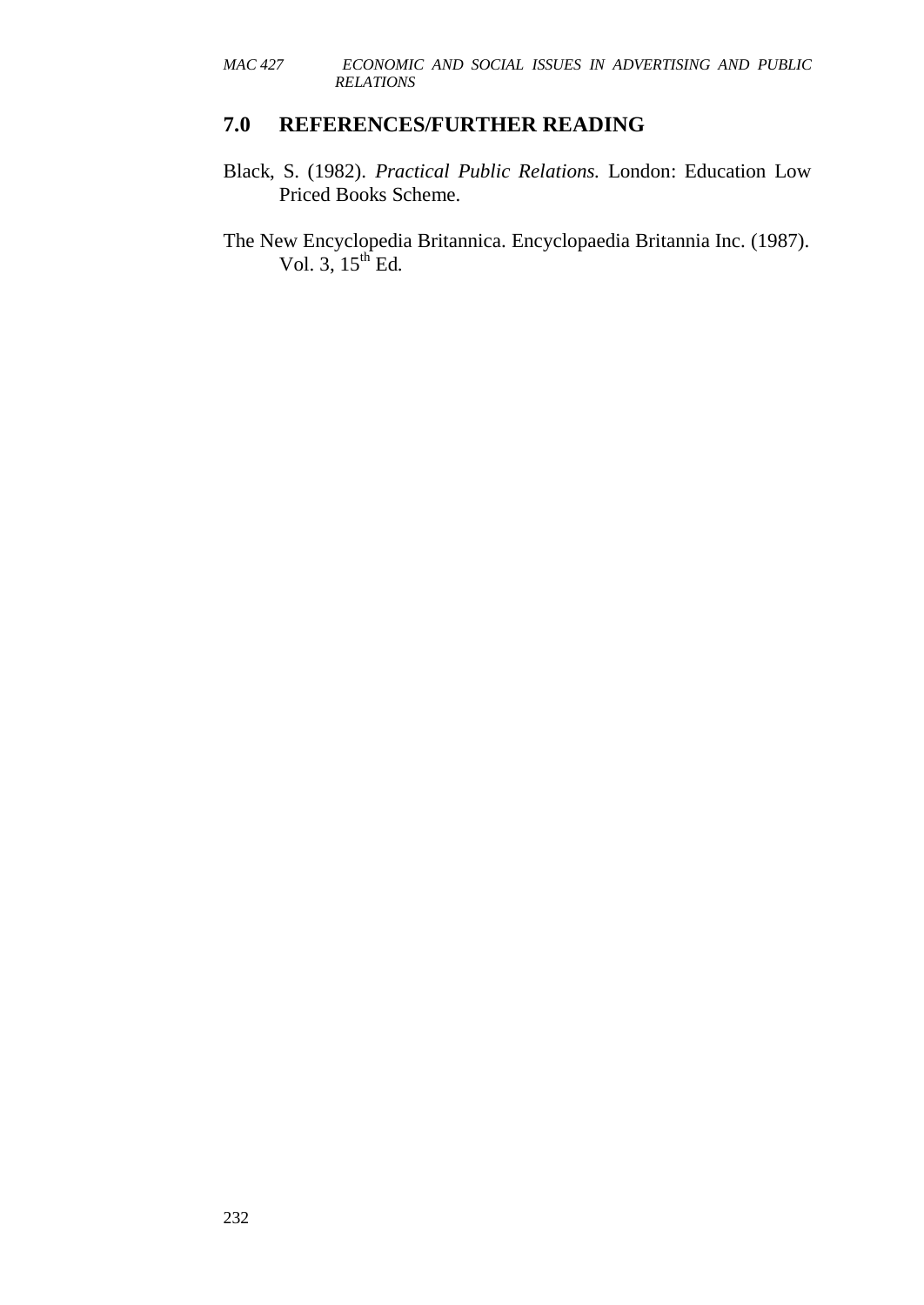## 7.0 REFERENCES/FURTHER READING

Black, S. (1982). *Practical Public Relations.* London: Education Low Priced Books Scheme.

The New Encyclopedia Britannica. Encyclopaedia Britannia Inc. (1987). Vol. 3, 15th Ed.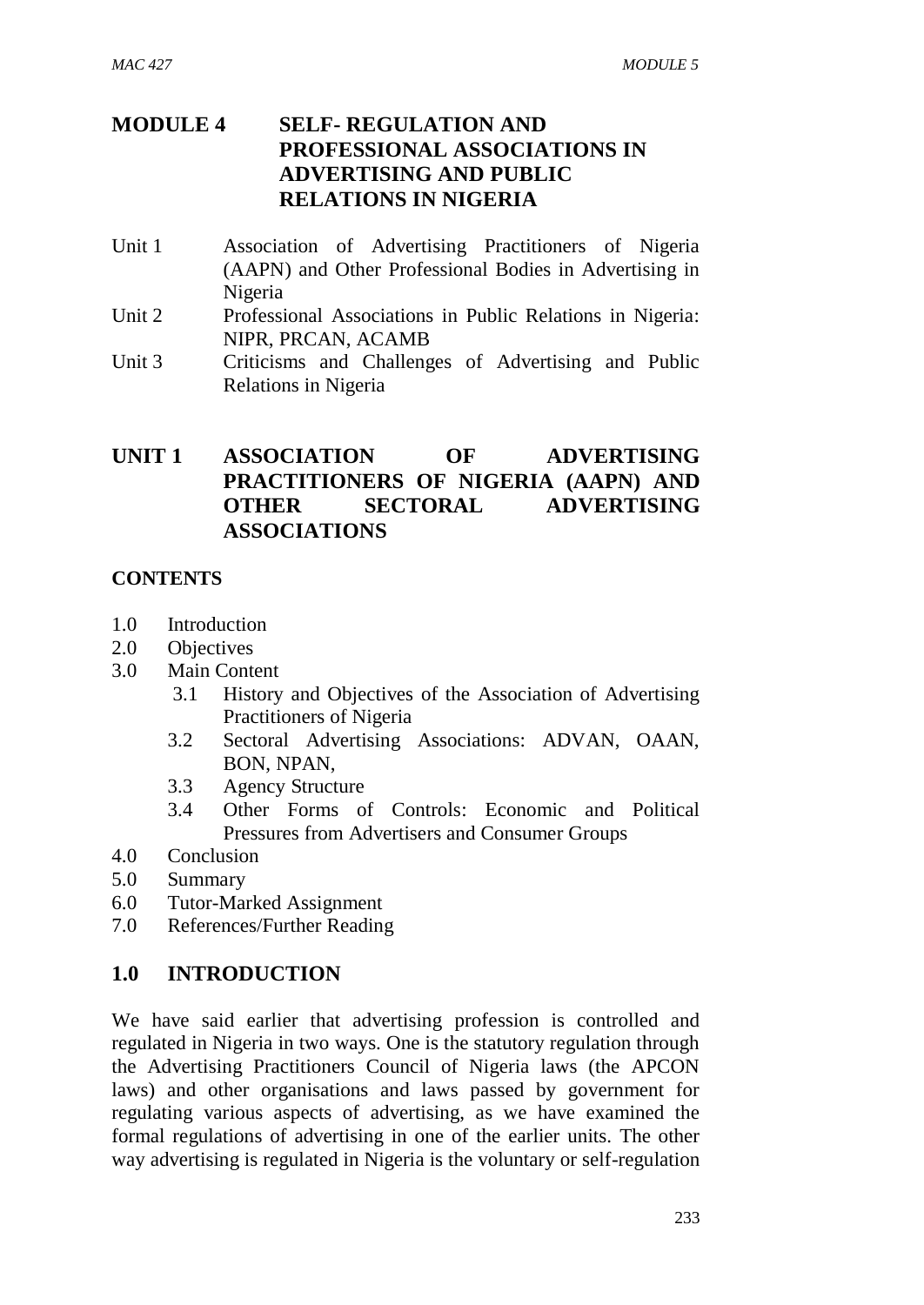# MODULE 4 SELF- REGULATION AND PROFESSIONAL ASSOCIATIONS IN ADVERTISING AND PUBLIC RELATIONS IN NIGERIA

Unit 1 Association of Advertising Practitioners of Nigeria (AAPN) and Other Professional Bodies in Advertising in Nigeria
Unit 2 Professional Associations in Public Relations in Nigeria: NIPR, PRCAN, ACAMB
Unit 3 Criticisms and Challenges of Advertising and Public Relations in Nigeria

## UNIT 1 ASSOCIATION OF ADVERTISING PRACTITIONERS OF NIGERIA (AAPN) AND OTHER SECTORAL ADVERTISING ASSOCIATIONS

**CONTENTS**

1.0 Introduction
2.0 Objectives
3.0 Main Content
  3.1 History and Objectives of the Association of Advertising Practitioners of Nigeria
  3.2 Sectoral Advertising Associations: ADVAN, OAAN, BON, NPAN,
  3.3 Agency Structure
  3.4 Other Forms of Controls: Economic and Political Pressures from Advertisers and Consumer Groups
4.0 Conclusion
5.0 Summary
6.0 Tutor-Marked Assignment
7.0 References/Further Reading

## 1.0 INTRODUCTION

We have said earlier that advertising profession is controlled and regulated in Nigeria in two ways. One is the statutory regulation through the Advertising Practitioners Council of Nigeria laws (the APCON laws) and other organisations and laws passed by government for regulating various aspects of advertising, as we have examined the formal regulations of advertising in one of the earlier units. The other way advertising is regulated in Nigeria is the voluntary or self-regulation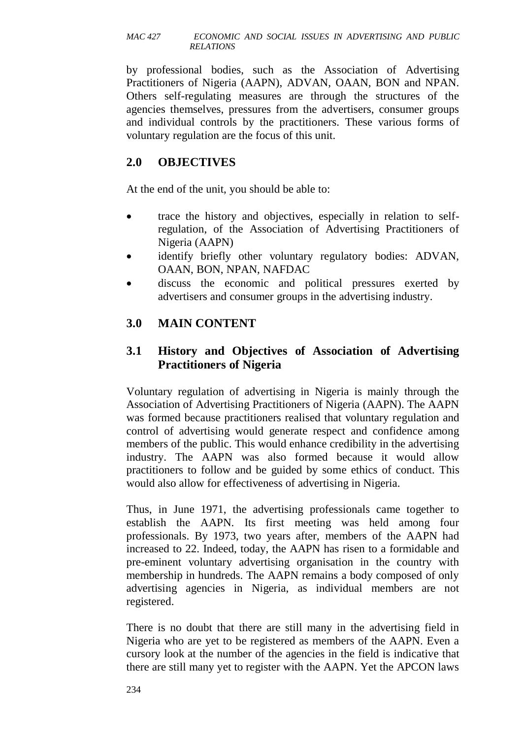by professional bodies, such as the Association of Advertising Practitioners of Nigeria (AAPN), ADVAN, OAAN, BON and NPAN. Others self-regulating measures are through the structures of the agencies themselves, pressures from the advertisers, consumer groups and individual controls by the practitioners. These various forms of voluntary regulation are the focus of this unit.

## 2.0 OBJECTIVES

At the end of the unit, you should be able to:

- trace the history and objectives, especially in relation to self-regulation, of the Association of Advertising Practitioners of Nigeria (AAPN)
- identify briefly other voluntary regulatory bodies: ADVAN, OAAN, BON, NPAN, NAFDAC
- discuss the economic and political pressures exerted by advertisers and consumer groups in the advertising industry.

## 3.0 MAIN CONTENT

### 3.1 History and Objectives of Association of Advertising Practitioners of Nigeria

Voluntary regulation of advertising in Nigeria is mainly through the Association of Advertising Practitioners of Nigeria (AAPN). The AAPN was formed because practitioners realised that voluntary regulation and control of advertising would generate respect and confidence among members of the public. This would enhance credibility in the advertising industry. The AAPN was also formed because it would allow practitioners to follow and be guided by some ethics of conduct. This would also allow for effectiveness of advertising in Nigeria.

Thus, in June 1971, the advertising professionals came together to establish the AAPN. Its first meeting was held among four professionals. By 1973, two years after, members of the AAPN had increased to 22. Indeed, today, the AAPN has risen to a formidable and pre-eminent voluntary advertising organisation in the country with membership in hundreds. The AAPN remains a body composed of only advertising agencies in Nigeria, as individual members are not registered.

There is no doubt that there are still many in the advertising field in Nigeria who are yet to be registered as members of the AAPN. Even a cursory look at the number of the agencies in the field is indicative that there are still many yet to register with the AAPN. Yet the APCON laws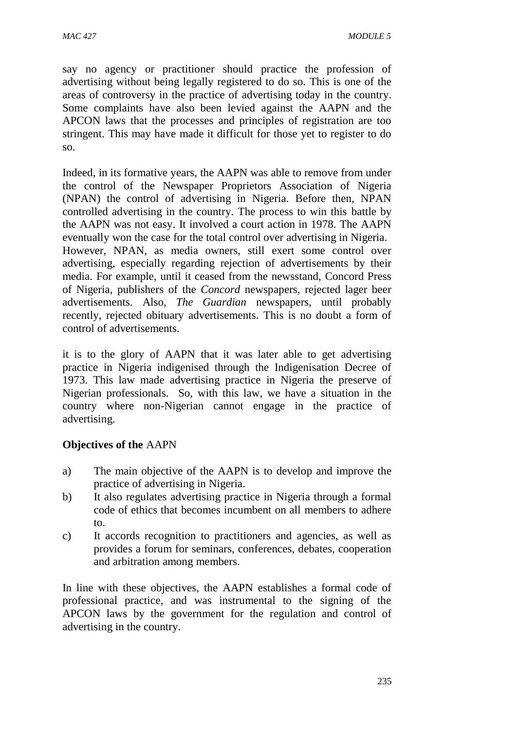say no agency or practitioner should practice the profession of advertising without being legally registered to do so. This is one of the areas of controversy in the practice of advertising today in the country. Some complaints have also been levied against the AAPN and the APCON laws that the processes and principles of registration are too stringent. This may have made it difficult for those yet to register to do so.

Indeed, in its formative years, the AAPN was able to remove from under the control of the Newspaper Proprietors Association of Nigeria (NPAN) the control of advertising in Nigeria. Before then, NPAN controlled advertising in the country. The process to win this battle by the AAPN was not easy. It involved a court action in 1978. The AAPN eventually won the case for the total control over advertising in Nigeria. However, NPAN, as media owners, still exert some control over advertising, especially regarding rejection of advertisements by their media. For example, until it ceased from the newsstand, Concord Press of Nigeria, publishers of the *Concord* newspapers, rejected lager beer advertisements. Also, *The Guardian* newspapers, until probably recently, rejected obituary advertisements. This is no doubt a form of control of advertisements.

it is to the glory of AAPN that it was later able to get advertising practice in Nigeria indigenised through the Indigenisation Decree of 1973. This law made advertising practice in Nigeria the preserve of Nigerian professionals. So, with this law, we have a situation in the country where non-Nigerian cannot engage in the practice of advertising.

**Objectives of the** AAPN

a) The main objective of the AAPN is to develop and improve the practice of advertising in Nigeria.
b) It also regulates advertising practice in Nigeria through a formal code of ethics that becomes incumbent on all members to adhere to.
c) It accords recognition to practitioners and agencies, as well as provides a forum for seminars, conferences, debates, cooperation and arbitration among members.

In line with these objectives, the AAPN establishes a formal code of professional practice, and was instrumental to the signing of the APCON laws by the government for the regulation and control of advertising in the country.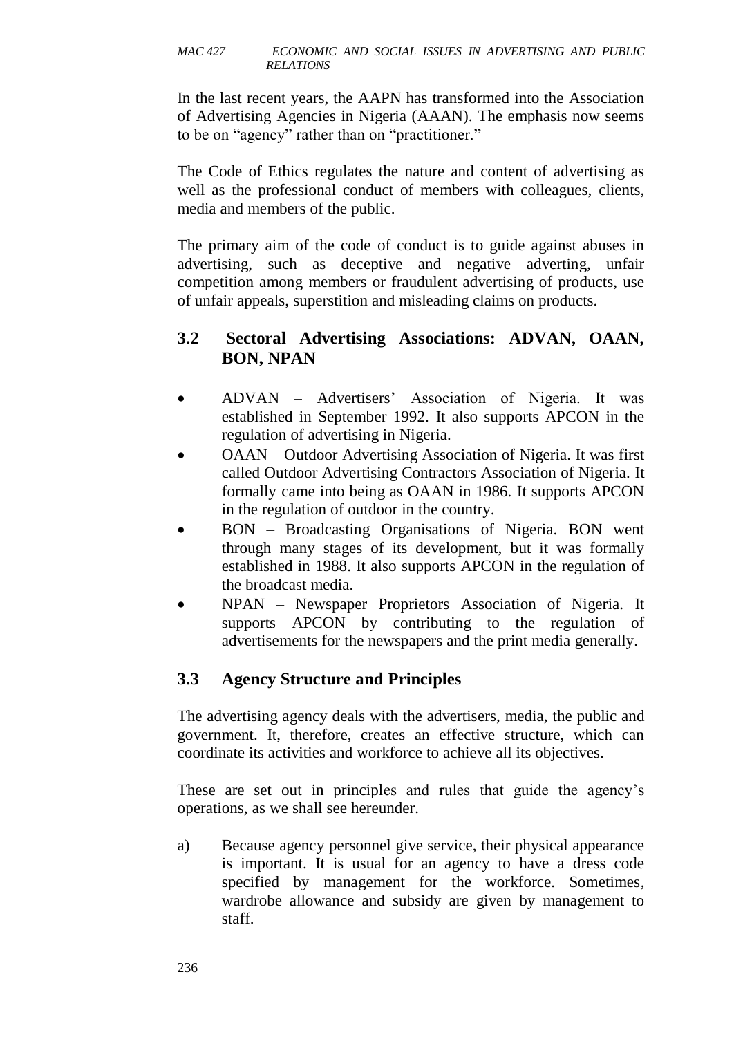In the last recent years, the AAPN has transformed into the Association of Advertising Agencies in Nigeria (AAAN). The emphasis now seems to be on "agency" rather than on "practitioner."

The Code of Ethics regulates the nature and content of advertising as well as the professional conduct of members with colleagues, clients, media and members of the public.

The primary aim of the code of conduct is to guide against abuses in advertising, such as deceptive and negative adverting, unfair competition among members or fraudulent advertising of products, use of unfair appeals, superstition and misleading claims on products.

### 3.2 Sectoral Advertising Associations: ADVAN, OAAN, BON, NPAN

- ADVAN – Advertisers' Association of Nigeria. It was established in September 1992. It also supports APCON in the regulation of advertising in Nigeria.
- OAAN – Outdoor Advertising Association of Nigeria. It was first called Outdoor Advertising Contractors Association of Nigeria. It formally came into being as OAAN in 1986. It supports APCON in the regulation of outdoor in the country.
- BON – Broadcasting Organisations of Nigeria. BON went through many stages of its development, but it was formally established in 1988. It also supports APCON in the regulation of the broadcast media.
- NPAN – Newspaper Proprietors Association of Nigeria. It supports APCON by contributing to the regulation of advertisements for the newspapers and the print media generally.

### 3.3 Agency Structure and Principles

The advertising agency deals with the advertisers, media, the public and government. It, therefore, creates an effective structure, which can coordinate its activities and workforce to achieve all its objectives.

These are set out in principles and rules that guide the agency's operations, as we shall see hereunder.

a) Because agency personnel give service, their physical appearance is important. It is usual for an agency to have a dress code specified by management for the workforce. Sometimes, wardrobe allowance and subsidy are given by management to staff.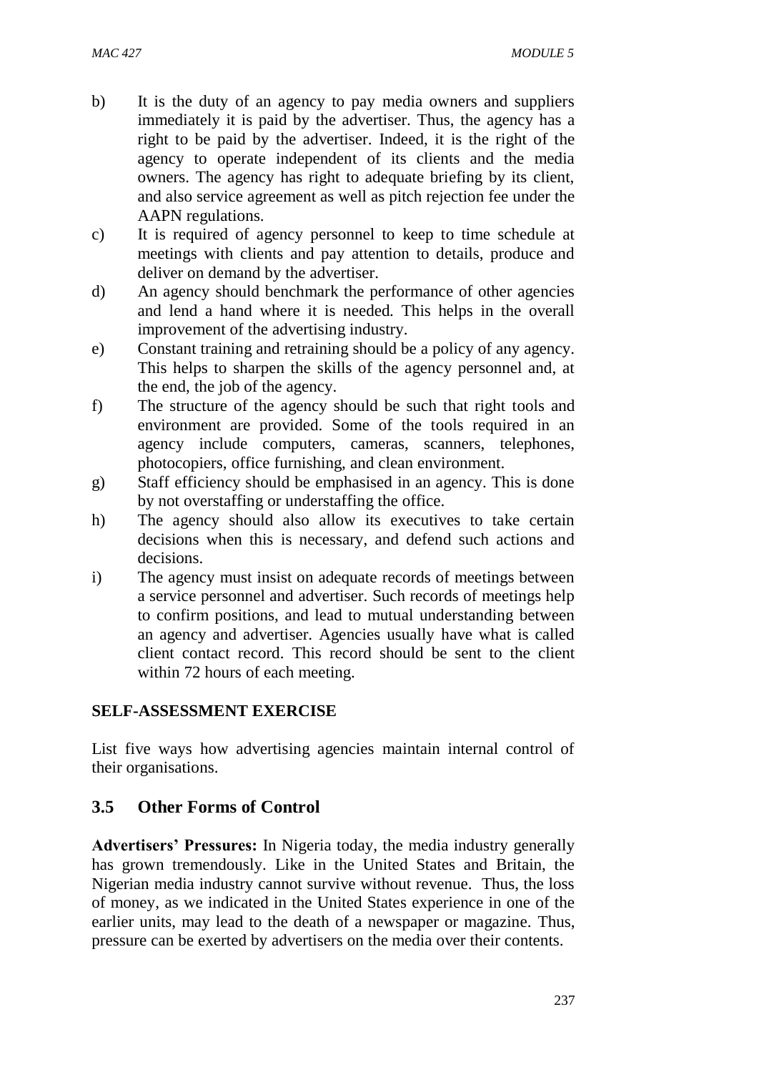b) It is the duty of an agency to pay media owners and suppliers immediately it is paid by the advertiser. Thus, the agency has a right to be paid by the advertiser. Indeed, it is the right of the agency to operate independent of its clients and the media owners. The agency has right to adequate briefing by its client, and also service agreement as well as pitch rejection fee under the AAPN regulations.

c) It is required of agency personnel to keep to time schedule at meetings with clients and pay attention to details, produce and deliver on demand by the advertiser.

d) An agency should benchmark the performance of other agencies and lend a hand where it is needed. This helps in the overall improvement of the advertising industry.

e) Constant training and retraining should be a policy of any agency. This helps to sharpen the skills of the agency personnel and, at the end, the job of the agency.

f) The structure of the agency should be such that right tools and environment are provided. Some of the tools required in an agency include computers, cameras, scanners, telephones, photocopiers, office furnishing, and clean environment.

g) Staff efficiency should be emphasised in an agency. This is done by not overstaffing or understaffing the office.

h) The agency should also allow its executives to take certain decisions when this is necessary, and defend such actions and decisions.

i) The agency must insist on adequate records of meetings between a service personnel and advertiser. Such records of meetings help to confirm positions, and lead to mutual understanding between an agency and advertiser. Agencies usually have what is called client contact record. This record should be sent to the client within 72 hours of each meeting.

**SELF-ASSESSMENT EXERCISE**

List five ways how advertising agencies maintain internal control of their organisations.

## 3.5 Other Forms of Control

**Advertisers' Pressures:** In Nigeria today, the media industry generally has grown tremendously. Like in the United States and Britain, the Nigerian media industry cannot survive without revenue. Thus, the loss of money, as we indicated in the United States experience in one of the earlier units, may lead to the death of a newspaper or magazine. Thus, pressure can be exerted by advertisers on the media over their contents.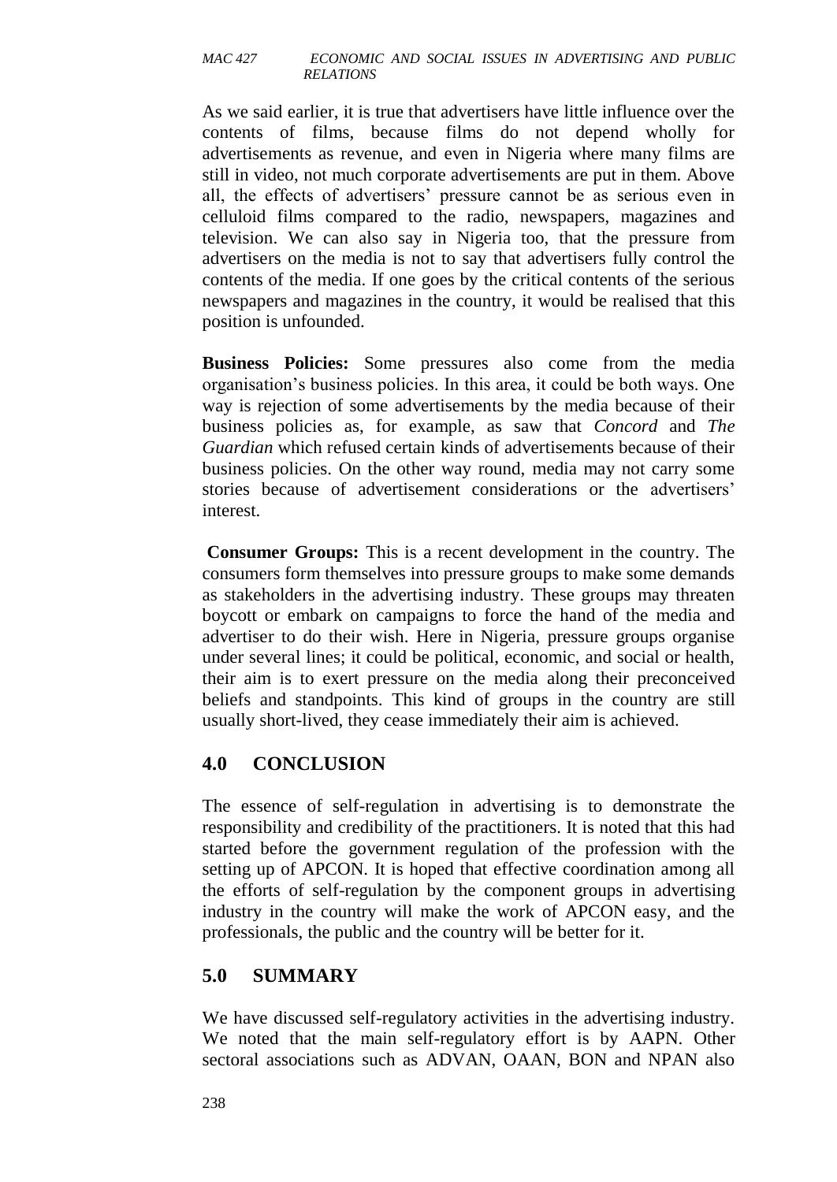As we said earlier, it is true that advertisers have little influence over the contents of films, because films do not depend wholly for advertisements as revenue, and even in Nigeria where many films are still in video, not much corporate advertisements are put in them. Above all, the effects of advertisers' pressure cannot be as serious even in celluloid films compared to the radio, newspapers, magazines and television. We can also say in Nigeria too, that the pressure from advertisers on the media is not to say that advertisers fully control the contents of the media. If one goes by the critical contents of the serious newspapers and magazines in the country, it would be realised that this position is unfounded.

**Business Policies:** Some pressures also come from the media organisation's business policies. In this area, it could be both ways. One way is rejection of some advertisements by the media because of their business policies as, for example, as saw that *Concord* and *The Guardian* which refused certain kinds of advertisements because of their business policies. On the other way round, media may not carry some stories because of advertisement considerations or the advertisers' interest.

**Consumer Groups:** This is a recent development in the country. The consumers form themselves into pressure groups to make some demands as stakeholders in the advertising industry. These groups may threaten boycott or embark on campaigns to force the hand of the media and advertiser to do their wish. Here in Nigeria, pressure groups organise under several lines; it could be political, economic, and social or health, their aim is to exert pressure on the media along their preconceived beliefs and standpoints. This kind of groups in the country are still usually short-lived, they cease immediately their aim is achieved.

## 4.0 CONCLUSION

The essence of self-regulation in advertising is to demonstrate the responsibility and credibility of the practitioners. It is noted that this had started before the government regulation of the profession with the setting up of APCON. It is hoped that effective coordination among all the efforts of self-regulation by the component groups in advertising industry in the country will make the work of APCON easy, and the professionals, the public and the country will be better for it.

## 5.0 SUMMARY

We have discussed self-regulatory activities in the advertising industry. We noted that the main self-regulatory effort is by AAPN. Other sectoral associations such as ADVAN, OAAN, BON and NPAN also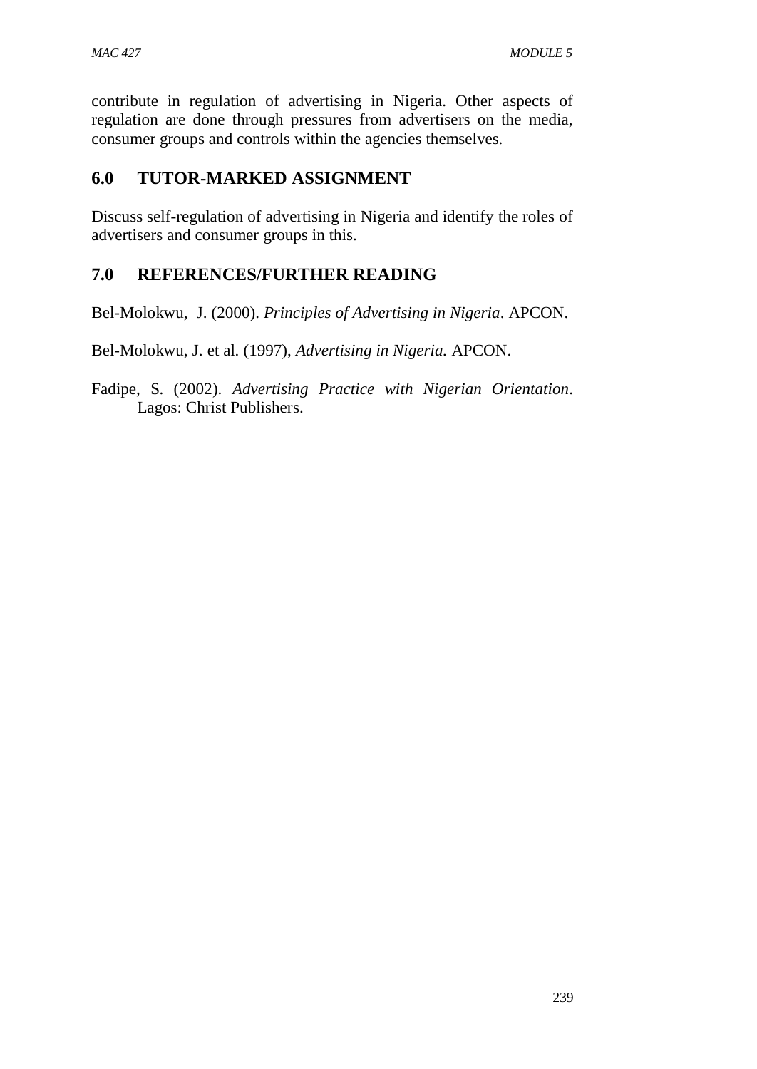contribute in regulation of advertising in Nigeria. Other aspects of regulation are done through pressures from advertisers on the media, consumer groups and controls within the agencies themselves.

## 6.0 TUTOR-MARKED ASSIGNMENT

Discuss self-regulation of advertising in Nigeria and identify the roles of advertisers and consumer groups in this.

## 7.0 REFERENCES/FURTHER READING

Bel-Molokwu, J. (2000). *Principles of Advertising in Nigeria*. APCON.

Bel-Molokwu, J. et al. (1997), *Advertising in Nigeria.* APCON.

Fadipe, S. (2002). *Advertising Practice with Nigerian Orientation*. Lagos: Christ Publishers.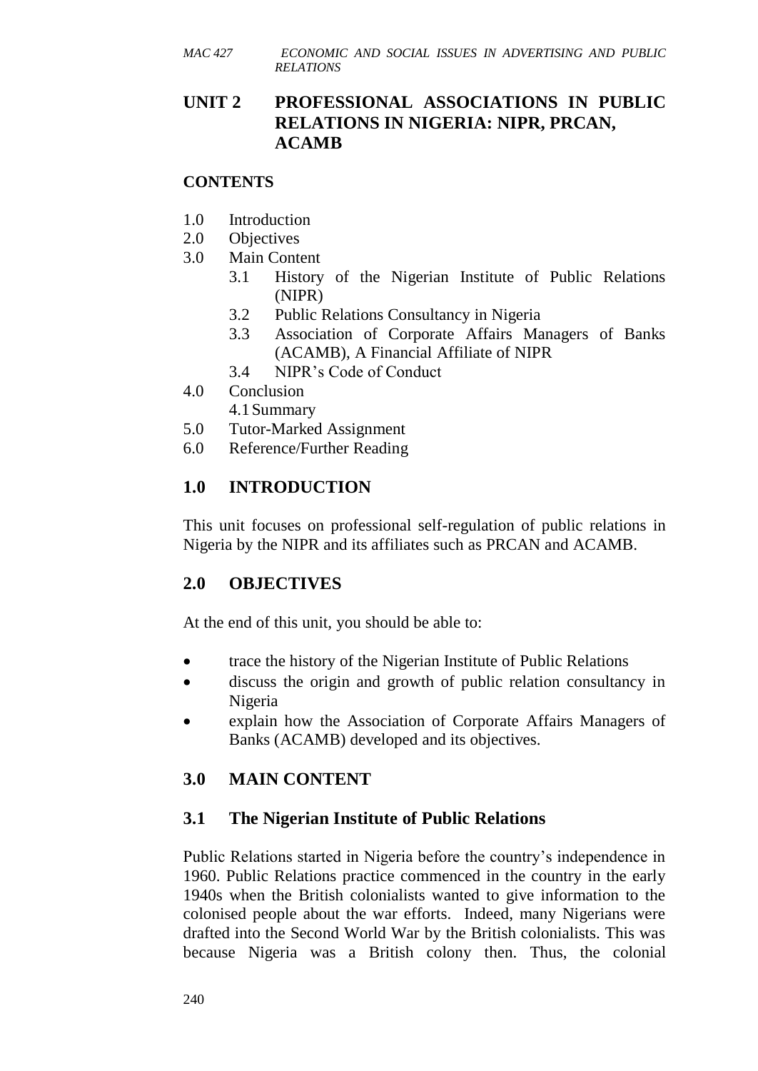## UNIT 2 PROFESSIONAL ASSOCIATIONS IN PUBLIC RELATIONS IN NIGERIA: NIPR, PRCAN, ACAMB

### CONTENTS

1.0 Introduction
2.0 Objectives
3.0 Main Content
    3.1 History of the Nigerian Institute of Public Relations (NIPR)
    3.2 Public Relations Consultancy in Nigeria
    3.3 Association of Corporate Affairs Managers of Banks (ACAMB), A Financial Affiliate of NIPR
    3.4 NIPR's Code of Conduct
4.0 Conclusion
    4.1 Summary
5.0 Tutor-Marked Assignment
6.0 Reference/Further Reading

### 1.0 INTRODUCTION

This unit focuses on professional self-regulation of public relations in Nigeria by the NIPR and its affiliates such as PRCAN and ACAMB.

### 2.0 OBJECTIVES

At the end of this unit, you should be able to:

- trace the history of the Nigerian Institute of Public Relations
- discuss the origin and growth of public relation consultancy in Nigeria
- explain how the Association of Corporate Affairs Managers of Banks (ACAMB) developed and its objectives.

### 3.0 MAIN CONTENT

### 3.1 The Nigerian Institute of Public Relations

Public Relations started in Nigeria before the country's independence in 1960. Public Relations practice commenced in the country in the early 1940s when the British colonialists wanted to give information to the colonised people about the war efforts. Indeed, many Nigerians were drafted into the Second World War by the British colonialists. This was because Nigeria was a British colony then. Thus, the colonial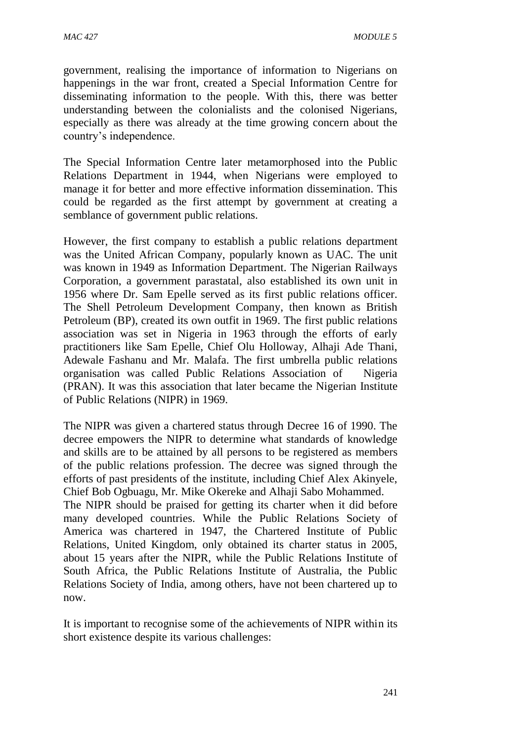government, realising the importance of information to Nigerians on happenings in the war front, created a Special Information Centre for disseminating information to the people. With this, there was better understanding between the colonialists and the colonised Nigerians, especially as there was already at the time growing concern about the country's independence.

The Special Information Centre later metamorphosed into the Public Relations Department in 1944, when Nigerians were employed to manage it for better and more effective information dissemination. This could be regarded as the first attempt by government at creating a semblance of government public relations.

However, the first company to establish a public relations department was the United African Company, popularly known as UAC. The unit was known in 1949 as Information Department. The Nigerian Railways Corporation, a government parastatal, also established its own unit in 1956 where Dr. Sam Epelle served as its first public relations officer. The Shell Petroleum Development Company, then known as British Petroleum (BP), created its own outfit in 1969. The first public relations association was set in Nigeria in 1963 through the efforts of early practitioners like Sam Epelle, Chief Olu Holloway, Alhaji Ade Thani, Adewale Fashanu and Mr. Malafa. The first umbrella public relations organisation was called Public Relations Association of Nigeria (PRAN). It was this association that later became the Nigerian Institute of Public Relations (NIPR) in 1969.

The NIPR was given a chartered status through Decree 16 of 1990. The decree empowers the NIPR to determine what standards of knowledge and skills are to be attained by all persons to be registered as members of the public relations profession. The decree was signed through the efforts of past presidents of the institute, including Chief Alex Akinyele, Chief Bob Ogbuagu, Mr. Mike Okereke and Alhaji Sabo Mohammed.

The NIPR should be praised for getting its charter when it did before many developed countries. While the Public Relations Society of America was chartered in 1947, the Chartered Institute of Public Relations, United Kingdom, only obtained its charter status in 2005, about 15 years after the NIPR, while the Public Relations Institute of South Africa, the Public Relations Institute of Australia, the Public Relations Society of India, among others, have not been chartered up to now.

It is important to recognise some of the achievements of NIPR within its short existence despite its various challenges: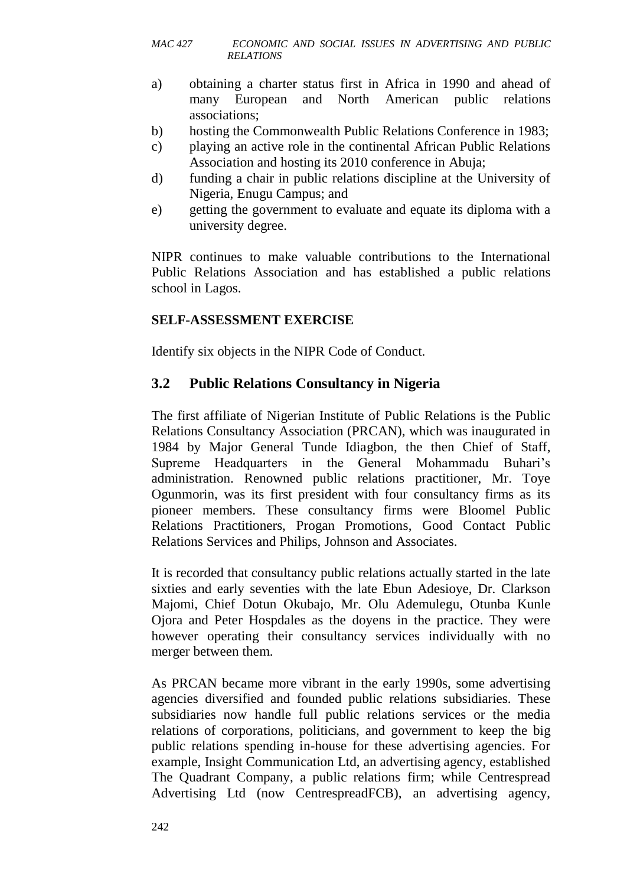a) obtaining a charter status first in Africa in 1990 and ahead of many European and North American public relations associations;
b) hosting the Commonwealth Public Relations Conference in 1983;
c) playing an active role in the continental African Public Relations Association and hosting its 2010 conference in Abuja;
d) funding a chair in public relations discipline at the University of Nigeria, Enugu Campus; and
e) getting the government to evaluate and equate its diploma with a university degree.

NIPR continues to make valuable contributions to the International Public Relations Association and has established a public relations school in Lagos.

**SELF-ASSESSMENT EXERCISE**

Identify six objects in the NIPR Code of Conduct.

## 3.2 Public Relations Consultancy in Nigeria

The first affiliate of Nigerian Institute of Public Relations is the Public Relations Consultancy Association (PRCAN), which was inaugurated in 1984 by Major General Tunde Idiagbon, the then Chief of Staff, Supreme Headquarters in the General Mohammadu Buhari's administration. Renowned public relations practitioner, Mr. Toye Ogunmorin, was its first president with four consultancy firms as its pioneer members. These consultancy firms were Bloomel Public Relations Practitioners, Progan Promotions, Good Contact Public Relations Services and Philips, Johnson and Associates.

It is recorded that consultancy public relations actually started in the late sixties and early seventies with the late Ebun Adesioye, Dr. Clarkson Majomi, Chief Dotun Okubajo, Mr. Olu Ademulegu, Otunba Kunle Ojora and Peter Hospdales as the doyens in the practice. They were however operating their consultancy services individually with no merger between them.

As PRCAN became more vibrant in the early 1990s, some advertising agencies diversified and founded public relations subsidiaries. These subsidiaries now handle full public relations services or the media relations of corporations, politicians, and government to keep the big public relations spending in-house for these advertising agencies. For example, Insight Communication Ltd, an advertising agency, established The Quadrant Company, a public relations firm; while Centrespread Advertising Ltd (now CentrespreadFCB), an advertising agency,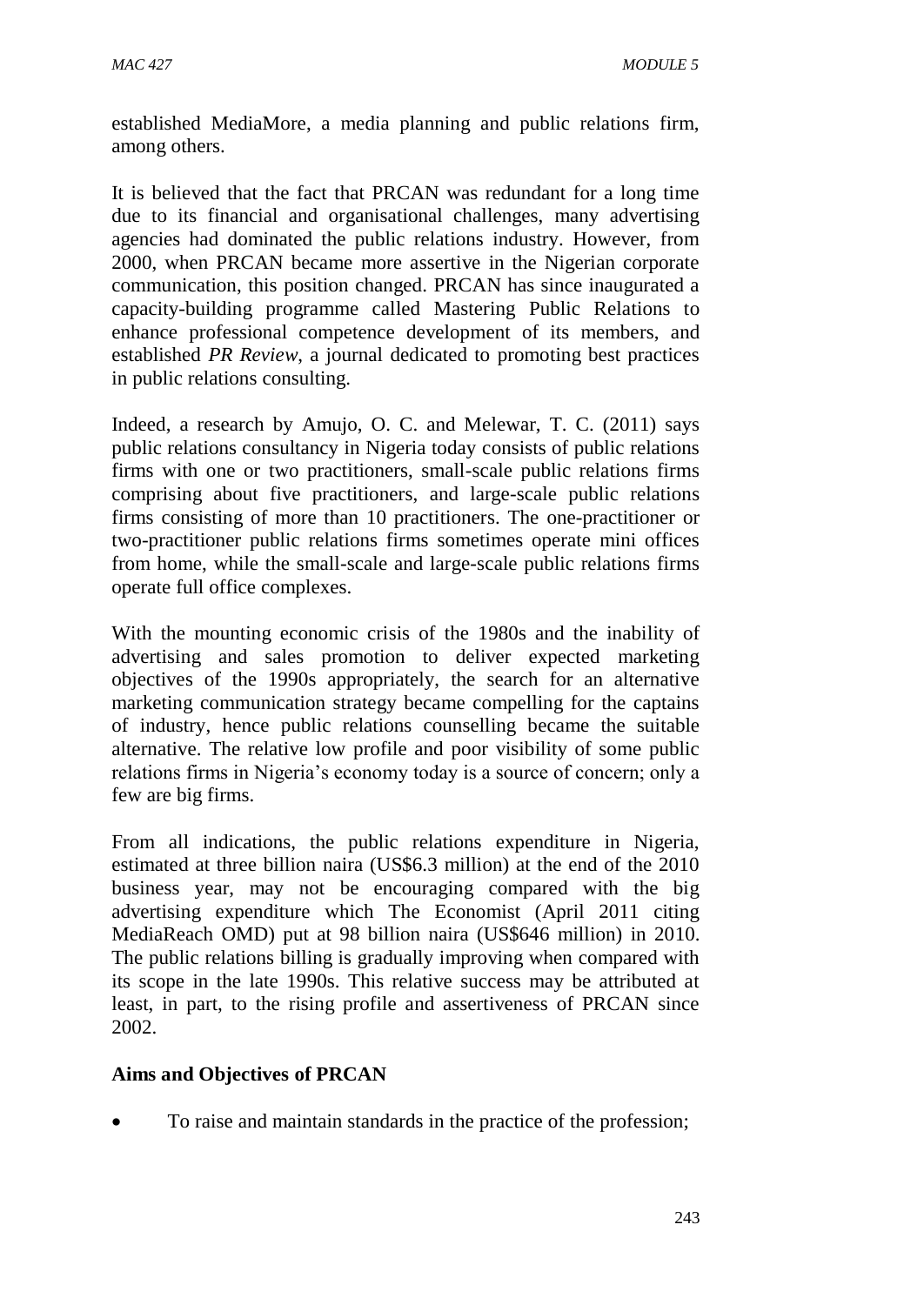established MediaMore, a media planning and public relations firm, among others.

It is believed that the fact that PRCAN was redundant for a long time due to its financial and organisational challenges, many advertising agencies had dominated the public relations industry. However, from 2000, when PRCAN became more assertive in the Nigerian corporate communication, this position changed. PRCAN has since inaugurated a capacity-building programme called Mastering Public Relations to enhance professional competence development of its members, and established *PR Review*, a journal dedicated to promoting best practices in public relations consulting.

Indeed, a research by Amujo, O. C. and Melewar, T. C. (2011) says public relations consultancy in Nigeria today consists of public relations firms with one or two practitioners, small-scale public relations firms comprising about five practitioners, and large-scale public relations firms consisting of more than 10 practitioners. The one-practitioner or two-practitioner public relations firms sometimes operate mini offices from home, while the small-scale and large-scale public relations firms operate full office complexes.

With the mounting economic crisis of the 1980s and the inability of advertising and sales promotion to deliver expected marketing objectives of the 1990s appropriately, the search for an alternative marketing communication strategy became compelling for the captains of industry, hence public relations counselling became the suitable alternative. The relative low profile and poor visibility of some public relations firms in Nigeria's economy today is a source of concern; only a few are big firms.

From all indications, the public relations expenditure in Nigeria, estimated at three billion naira (US$6.3 million) at the end of the 2010 business year, may not be encouraging compared with the big advertising expenditure which The Economist (April 2011 citing MediaReach OMD) put at 98 billion naira (US$646 million) in 2010. The public relations billing is gradually improving when compared with its scope in the late 1990s. This relative success may be attributed at least, in part, to the rising profile and assertiveness of PRCAN since 2002.

**Aims and Objectives of PRCAN**

- To raise and maintain standards in the practice of the profession;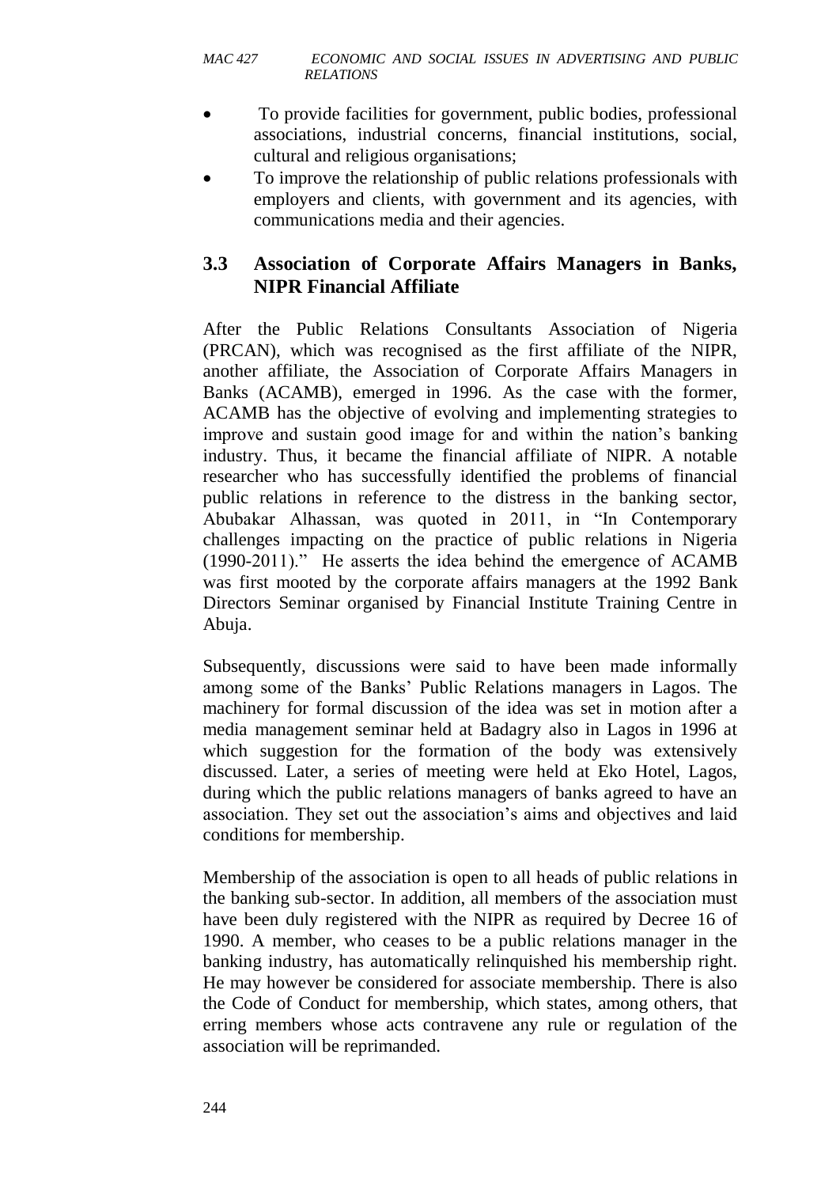- To provide facilities for government, public bodies, professional associations, industrial concerns, financial institutions, social, cultural and religious organisations;
- To improve the relationship of public relations professionals with employers and clients, with government and its agencies, with communications media and their agencies.

## 3.3 Association of Corporate Affairs Managers in Banks, NIPR Financial Affiliate

After the Public Relations Consultants Association of Nigeria (PRCAN), which was recognised as the first affiliate of the NIPR, another affiliate, the Association of Corporate Affairs Managers in Banks (ACAMB), emerged in 1996. As the case with the former, ACAMB has the objective of evolving and implementing strategies to improve and sustain good image for and within the nation's banking industry. Thus, it became the financial affiliate of NIPR. A notable researcher who has successfully identified the problems of financial public relations in reference to the distress in the banking sector, Abubakar Alhassan, was quoted in 2011, in "In Contemporary challenges impacting on the practice of public relations in Nigeria (1990-2011)." He asserts the idea behind the emergence of ACAMB was first mooted by the corporate affairs managers at the 1992 Bank Directors Seminar organised by Financial Institute Training Centre in Abuja.

Subsequently, discussions were said to have been made informally among some of the Banks' Public Relations managers in Lagos. The machinery for formal discussion of the idea was set in motion after a media management seminar held at Badagry also in Lagos in 1996 at which suggestion for the formation of the body was extensively discussed. Later, a series of meeting were held at Eko Hotel, Lagos, during which the public relations managers of banks agreed to have an association. They set out the association's aims and objectives and laid conditions for membership.

Membership of the association is open to all heads of public relations in the banking sub-sector. In addition, all members of the association must have been duly registered with the NIPR as required by Decree 16 of 1990. A member, who ceases to be a public relations manager in the banking industry, has automatically relinquished his membership right. He may however be considered for associate membership. There is also the Code of Conduct for membership, which states, among others, that erring members whose acts contravene any rule or regulation of the association will be reprimanded.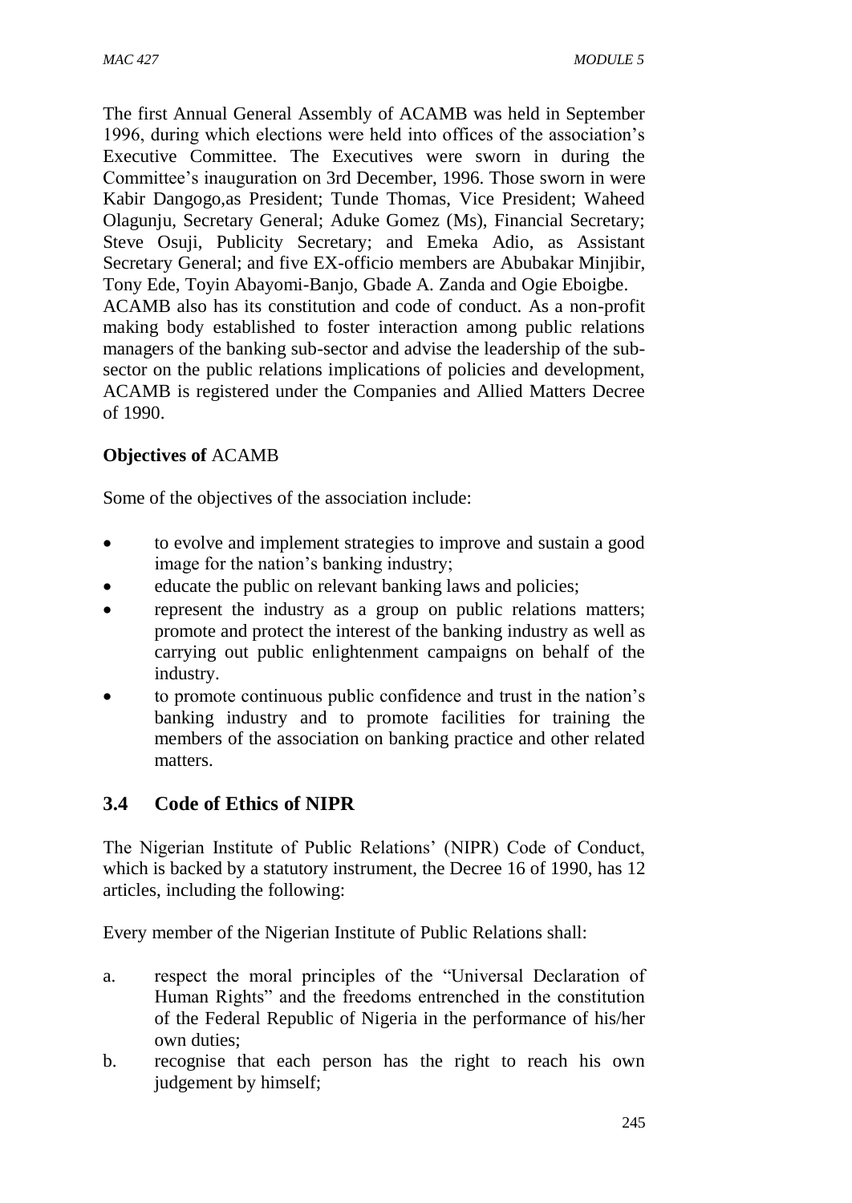The first Annual General Assembly of ACAMB was held in September 1996, during which elections were held into offices of the association's Executive Committee. The Executives were sworn in during the Committee's inauguration on 3rd December, 1996. Those sworn in were Kabir Dangogo,as President; Tunde Thomas, Vice President; Waheed Olagunju, Secretary General; Aduke Gomez (Ms), Financial Secretary; Steve Osuji, Publicity Secretary; and Emeka Adio, as Assistant Secretary General; and five EX-officio members are Abubakar Minjibir, Tony Ede, Toyin Abayomi-Banjo, Gbade A. Zanda and Ogie Eboigbe.

ACAMB also has its constitution and code of conduct. As a non-profit making body established to foster interaction among public relations managers of the banking sub-sector and advise the leadership of the sub-sector on the public relations implications of policies and development, ACAMB is registered under the Companies and Allied Matters Decree of 1990.

**Objectives of** ACAMB

Some of the objectives of the association include:

- to evolve and implement strategies to improve and sustain a good image for the nation's banking industry;
- educate the public on relevant banking laws and policies;
- represent the industry as a group on public relations matters; promote and protect the interest of the banking industry as well as carrying out public enlightenment campaigns on behalf of the industry.
- to promote continuous public confidence and trust in the nation's banking industry and to promote facilities for training the members of the association on banking practice and other related matters.

## 3.4 Code of Ethics of NIPR

The Nigerian Institute of Public Relations' (NIPR) Code of Conduct, which is backed by a statutory instrument, the Decree 16 of 1990, has 12 articles, including the following:

Every member of the Nigerian Institute of Public Relations shall:

a. respect the moral principles of the "Universal Declaration of Human Rights" and the freedoms entrenched in the constitution of the Federal Republic of Nigeria in the performance of his/her own duties;

b. recognise that each person has the right to reach his own judgement by himself;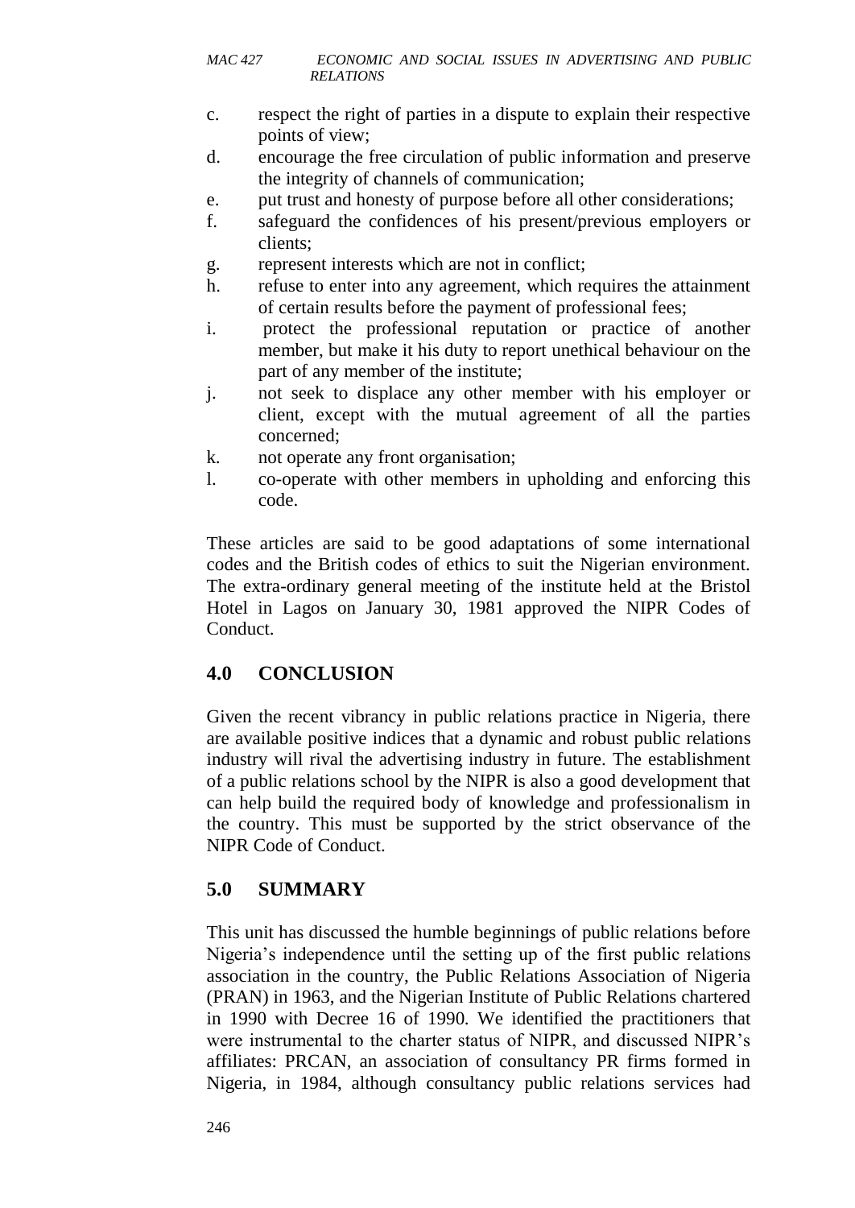c. respect the right of parties in a dispute to explain their respective points of view;
d. encourage the free circulation of public information and preserve the integrity of channels of communication;
e. put trust and honesty of purpose before all other considerations;
f. safeguard the confidences of his present/previous employers or clients;
g. represent interests which are not in conflict;
h. refuse to enter into any agreement, which requires the attainment of certain results before the payment of professional fees;
i. protect the professional reputation or practice of another member, but make it his duty to report unethical behaviour on the part of any member of the institute;
j. not seek to displace any other member with his employer or client, except with the mutual agreement of all the parties concerned;
k. not operate any front organisation;
l. co-operate with other members in upholding and enforcing this code.

These articles are said to be good adaptations of some international codes and the British codes of ethics to suit the Nigerian environment. The extra-ordinary general meeting of the institute held at the Bristol Hotel in Lagos on January 30, 1981 approved the NIPR Codes of Conduct.

## 4.0 CONCLUSION

Given the recent vibrancy in public relations practice in Nigeria, there are available positive indices that a dynamic and robust public relations industry will rival the advertising industry in future. The establishment of a public relations school by the NIPR is also a good development that can help build the required body of knowledge and professionalism in the country. This must be supported by the strict observance of the NIPR Code of Conduct.

## 5.0 SUMMARY

This unit has discussed the humble beginnings of public relations before Nigeria's independence until the setting up of the first public relations association in the country, the Public Relations Association of Nigeria (PRAN) in 1963, and the Nigerian Institute of Public Relations chartered in 1990 with Decree 16 of 1990. We identified the practitioners that were instrumental to the charter status of NIPR, and discussed NIPR's affiliates: PRCAN, an association of consultancy PR firms formed in Nigeria, in 1984, although consultancy public relations services had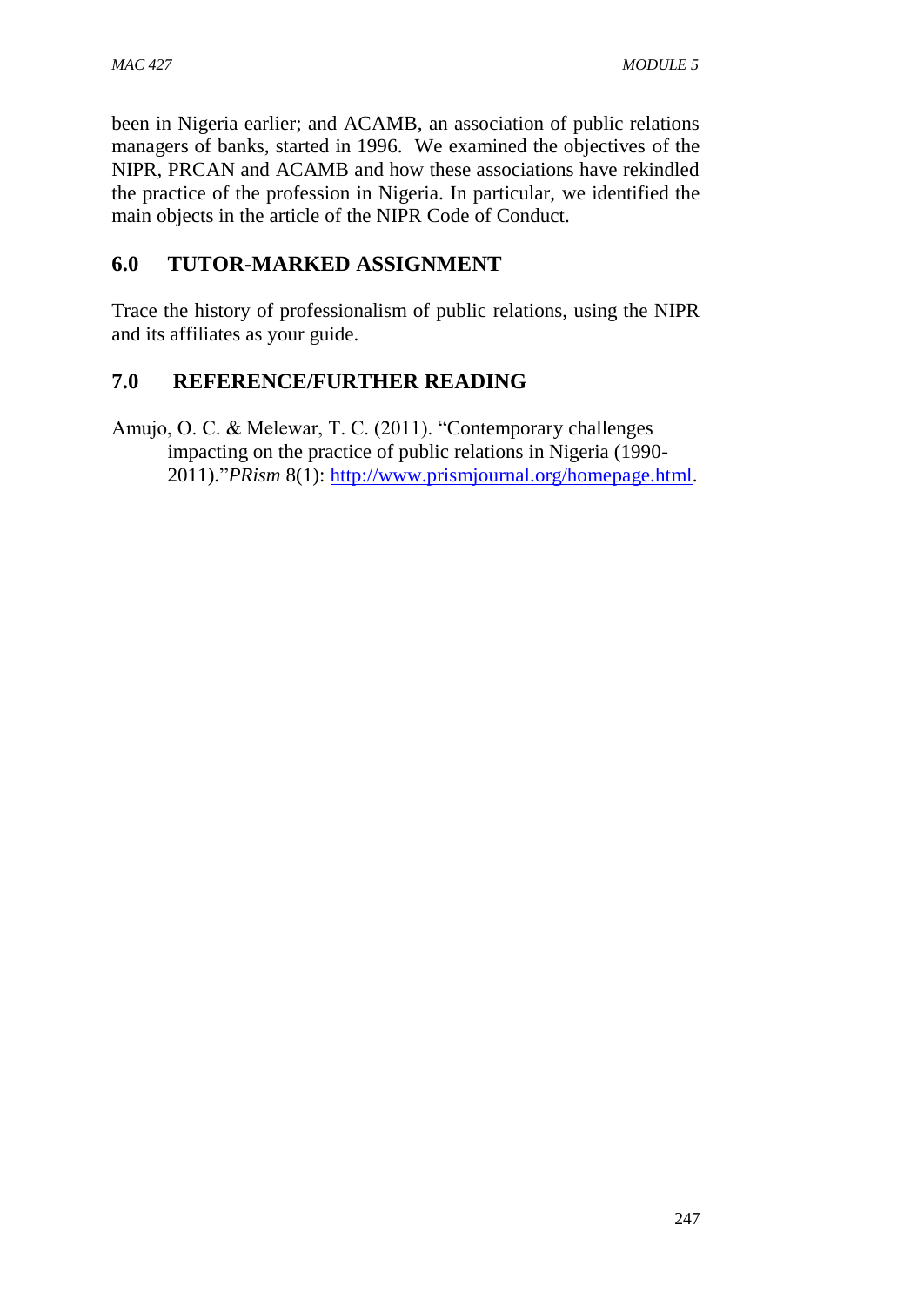been in Nigeria earlier; and ACAMB, an association of public relations managers of banks, started in 1996. We examined the objectives of the NIPR, PRCAN and ACAMB and how these associations have rekindled the practice of the profession in Nigeria. In particular, we identified the main objects in the article of the NIPR Code of Conduct.

## 6.0 TUTOR-MARKED ASSIGNMENT

Trace the history of professionalism of public relations, using the NIPR and its affiliates as your guide.

## 7.0 REFERENCE/FURTHER READING

Amujo, O. C. & Melewar, T. C. (2011). "Contemporary challenges impacting on the practice of public relations in Nigeria (1990-2011)."*PRism* 8(1): [http://www.prismjournal.org/homepage.html](http://www.prismjournal.org/homepage.html).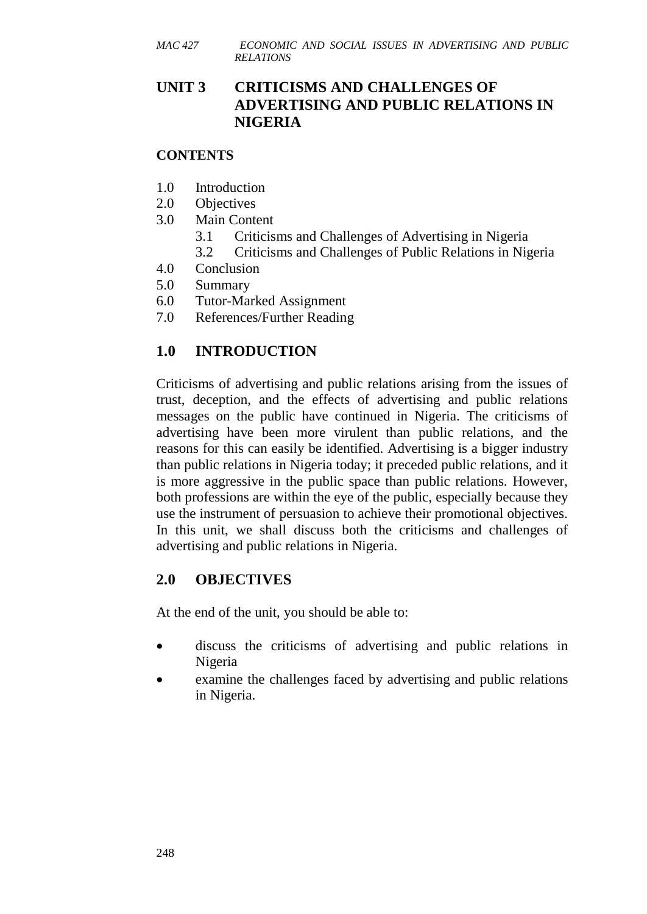# UNIT 3 CRITICISMS AND CHALLENGES OF ADVERTISING AND PUBLIC RELATIONS IN NIGERIA

## CONTENTS

- 1.0 Introduction
- 2.0 Objectives
- 3.0 Main Content
  - 3.1 Criticisms and Challenges of Advertising in Nigeria
  - 3.2 Criticisms and Challenges of Public Relations in Nigeria
- 4.0 Conclusion
- 5.0 Summary
- 6.0 Tutor-Marked Assignment
- 7.0 References/Further Reading

## 1.0 INTRODUCTION

Criticisms of advertising and public relations arising from the issues of trust, deception, and the effects of advertising and public relations messages on the public have continued in Nigeria. The criticisms of advertising have been more virulent than public relations, and the reasons for this can easily be identified. Advertising is a bigger industry than public relations in Nigeria today; it preceded public relations, and it is more aggressive in the public space than public relations. However, both professions are within the eye of the public, especially because they use the instrument of persuasion to achieve their promotional objectives. In this unit, we shall discuss both the criticisms and challenges of advertising and public relations in Nigeria.

## 2.0 OBJECTIVES

At the end of the unit, you should be able to:

- discuss the criticisms of advertising and public relations in Nigeria
- examine the challenges faced by advertising and public relations in Nigeria.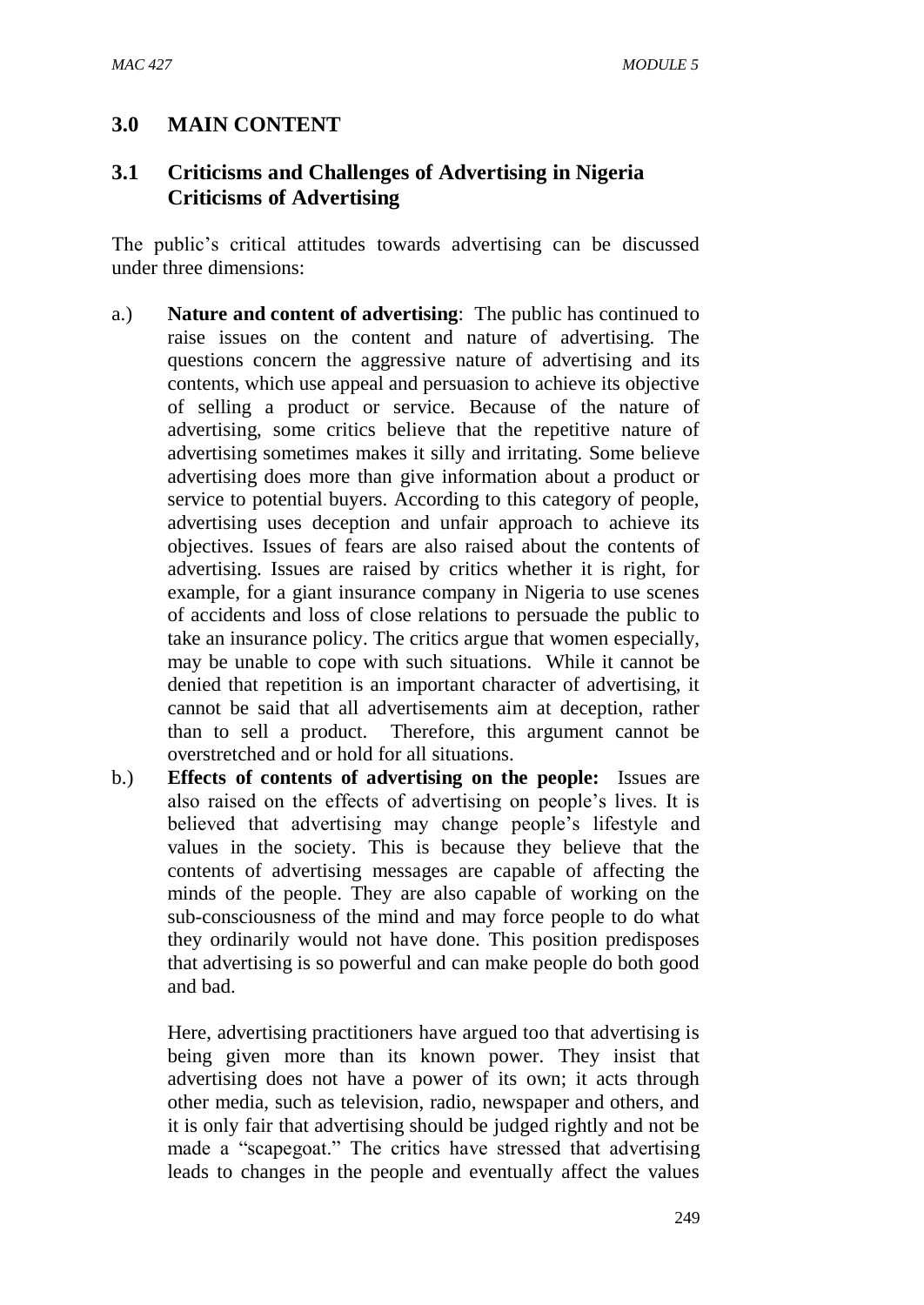## 3.0 MAIN CONTENT

### 3.1 Criticisms and Challenges of Advertising in Nigeria Criticisms of Advertising

The public's critical attitudes towards advertising can be discussed under three dimensions:

a.) **Nature and content of advertising**: The public has continued to raise issues on the content and nature of advertising. The questions concern the aggressive nature of advertising and its contents, which use appeal and persuasion to achieve its objective of selling a product or service. Because of the nature of advertising, some critics believe that the repetitive nature of advertising sometimes makes it silly and irritating. Some believe advertising does more than give information about a product or service to potential buyers. According to this category of people, advertising uses deception and unfair approach to achieve its objectives. Issues of fears are also raised about the contents of advertising. Issues are raised by critics whether it is right, for example, for a giant insurance company in Nigeria to use scenes of accidents and loss of close relations to persuade the public to take an insurance policy. The critics argue that women especially, may be unable to cope with such situations. While it cannot be denied that repetition is an important character of advertising, it cannot be said that all advertisements aim at deception, rather than to sell a product. Therefore, this argument cannot be overstretched and or hold for all situations.

b.) **Effects of contents of advertising on the people:** Issues are also raised on the effects of advertising on people's lives. It is believed that advertising may change people's lifestyle and values in the society. This is because they believe that the contents of advertising messages are capable of affecting the minds of the people. They are also capable of working on the sub-consciousness of the mind and may force people to do what they ordinarily would not have done. This position predisposes that advertising is so powerful and can make people do both good and bad.

Here, advertising practitioners have argued too that advertising is being given more than its known power. They insist that advertising does not have a power of its own; it acts through other media, such as television, radio, newspaper and others, and it is only fair that advertising should be judged rightly and not be made a "scapegoat." The critics have stressed that advertising leads to changes in the people and eventually affect the values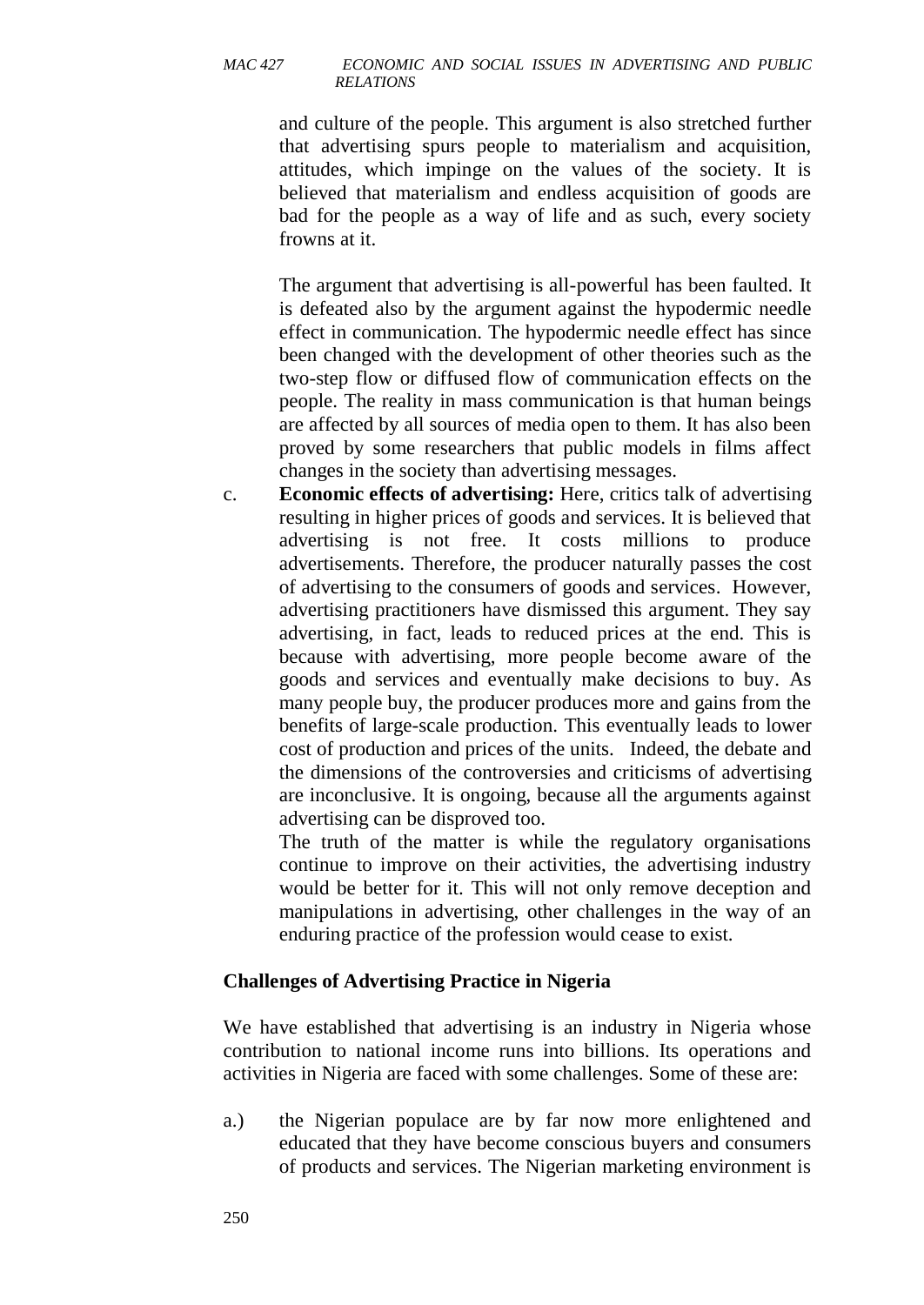and culture of the people. This argument is also stretched further that advertising spurs people to materialism and acquisition, attitudes, which impinge on the values of the society. It is believed that materialism and endless acquisition of goods are bad for the people as a way of life and as such, every society frowns at it.

The argument that advertising is all-powerful has been faulted. It is defeated also by the argument against the hypodermic needle effect in communication. The hypodermic needle effect has since been changed with the development of other theories such as the two-step flow or diffused flow of communication effects on the people. The reality in mass communication is that human beings are affected by all sources of media open to them. It has also been proved by some researchers that public models in films affect changes in the society than advertising messages.

c. **Economic effects of advertising:** Here, critics talk of advertising resulting in higher prices of goods and services. It is believed that advertising is not free. It costs millions to produce advertisements. Therefore, the producer naturally passes the cost of advertising to the consumers of goods and services. However, advertising practitioners have dismissed this argument. They say advertising, in fact, leads to reduced prices at the end. This is because with advertising, more people become aware of the goods and services and eventually make decisions to buy. As many people buy, the producer produces more and gains from the benefits of large-scale production. This eventually leads to lower cost of production and prices of the units. Indeed, the debate and the dimensions of the controversies and criticisms of advertising are inconclusive. It is ongoing, because all the arguments against advertising can be disproved too.

The truth of the matter is while the regulatory organisations continue to improve on their activities, the advertising industry would be better for it. This will not only remove deception and manipulations in advertising, other challenges in the way of an enduring practice of the profession would cease to exist.

**Challenges of Advertising Practice in Nigeria**

We have established that advertising is an industry in Nigeria whose contribution to national income runs into billions. Its operations and activities in Nigeria are faced with some challenges. Some of these are:

a.) the Nigerian populace are by far now more enlightened and educated that they have become conscious buyers and consumers of products and services. The Nigerian marketing environment is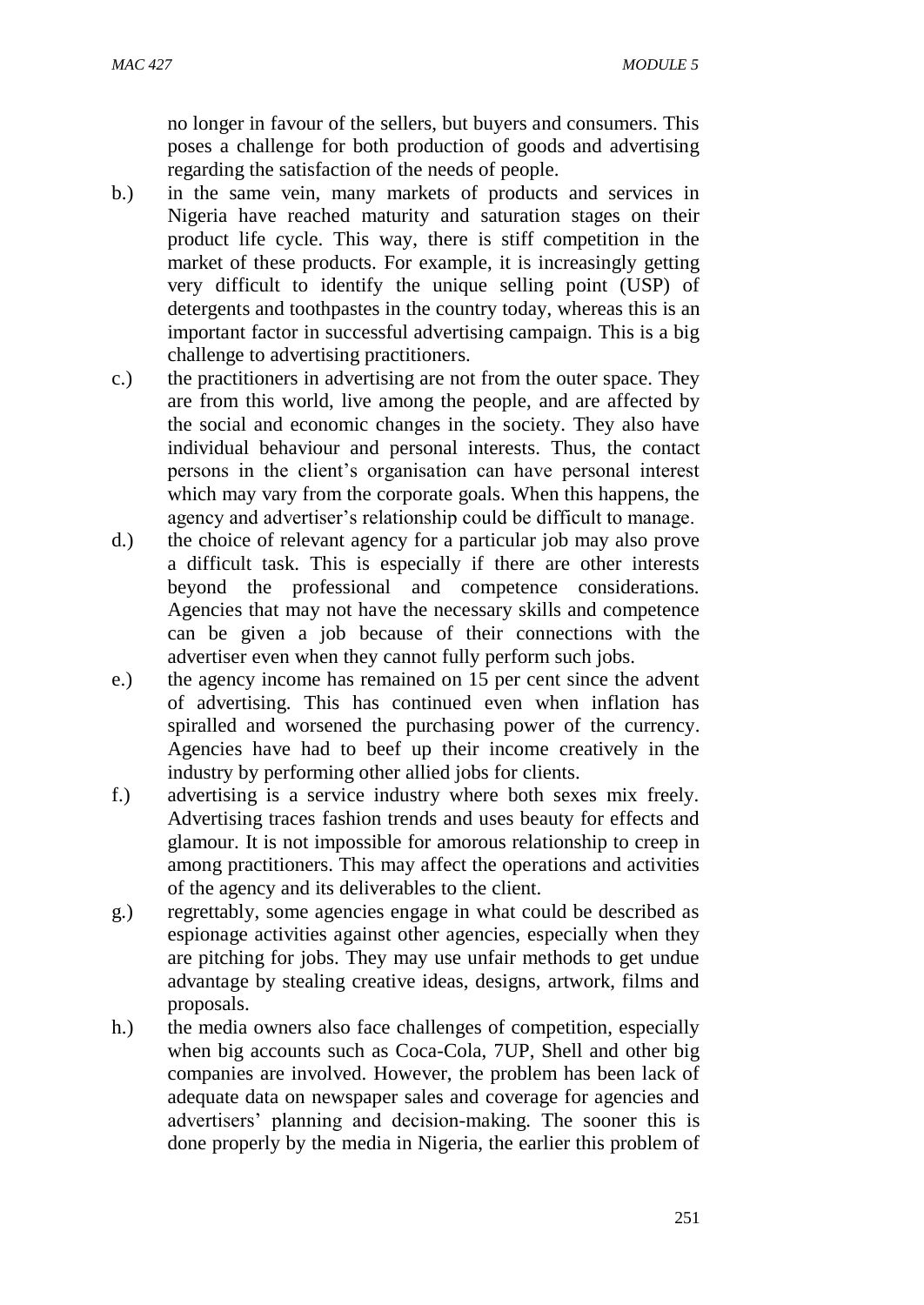no longer in favour of the sellers, but buyers and consumers. This poses a challenge for both production of goods and advertising regarding the satisfaction of the needs of people.

b.) in the same vein, many markets of products and services in Nigeria have reached maturity and saturation stages on their product life cycle. This way, there is stiff competition in the market of these products. For example, it is increasingly getting very difficult to identify the unique selling point (USP) of detergents and toothpastes in the country today, whereas this is an important factor in successful advertising campaign. This is a big challenge to advertising practitioners.

c.) the practitioners in advertising are not from the outer space. They are from this world, live among the people, and are affected by the social and economic changes in the society. They also have individual behaviour and personal interests. Thus, the contact persons in the client's organisation can have personal interest which may vary from the corporate goals. When this happens, the agency and advertiser's relationship could be difficult to manage.

d.) the choice of relevant agency for a particular job may also prove a difficult task. This is especially if there are other interests beyond the professional and competence considerations. Agencies that may not have the necessary skills and competence can be given a job because of their connections with the advertiser even when they cannot fully perform such jobs.

e.) the agency income has remained on 15 per cent since the advent of advertising. This has continued even when inflation has spiralled and worsened the purchasing power of the currency. Agencies have had to beef up their income creatively in the industry by performing other allied jobs for clients.

f.) advertising is a service industry where both sexes mix freely. Advertising traces fashion trends and uses beauty for effects and glamour. It is not impossible for amorous relationship to creep in among practitioners. This may affect the operations and activities of the agency and its deliverables to the client.

g.) regrettably, some agencies engage in what could be described as espionage activities against other agencies, especially when they are pitching for jobs. They may use unfair methods to get undue advantage by stealing creative ideas, designs, artwork, films and proposals.

h.) the media owners also face challenges of competition, especially when big accounts such as Coca-Cola, 7UP, Shell and other big companies are involved. However, the problem has been lack of adequate data on newspaper sales and coverage for agencies and advertisers' planning and decision-making. The sooner this is done properly by the media in Nigeria, the earlier this problem of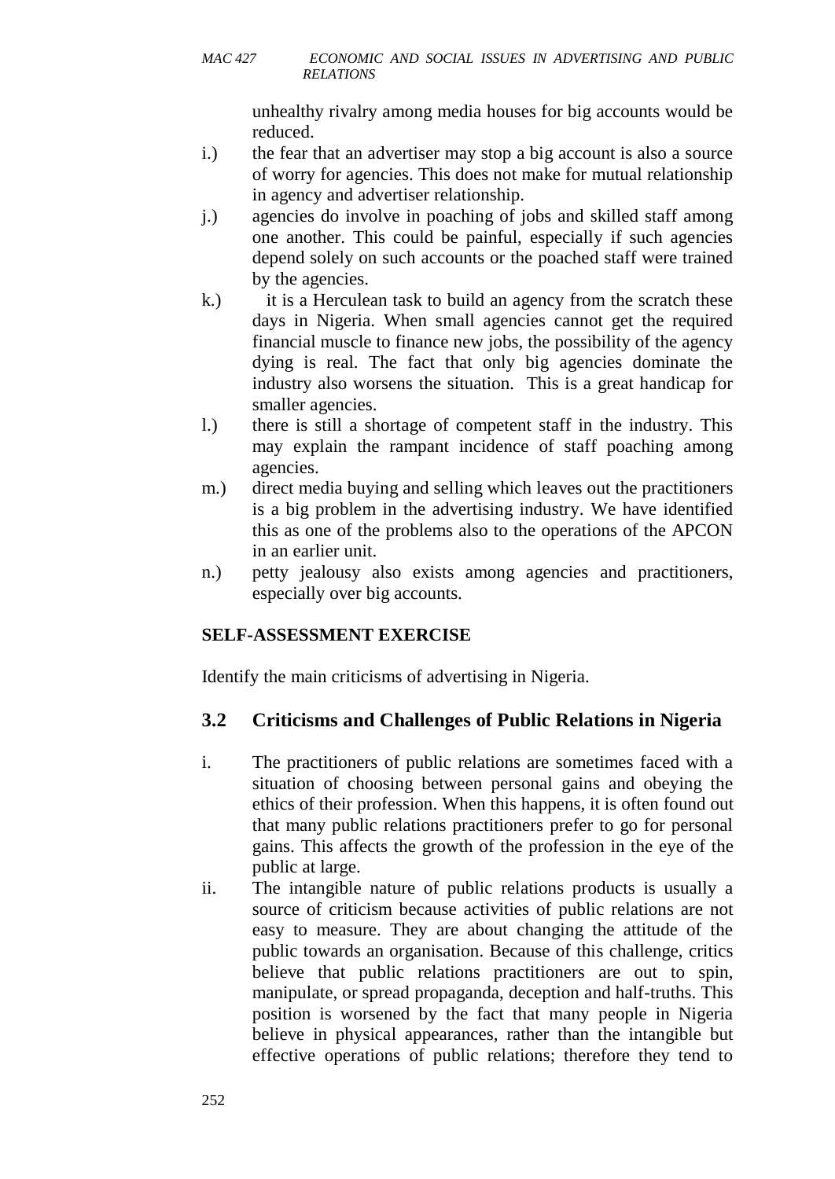unhealthy rivalry among media houses for big accounts would be reduced.

i.) the fear that an advertiser may stop a big account is also a source of worry for agencies. This does not make for mutual relationship in agency and advertiser relationship.

j.) agencies do involve in poaching of jobs and skilled staff among one another. This could be painful, especially if such agencies depend solely on such accounts or the poached staff were trained by the agencies.

k.) it is a Herculean task to build an agency from the scratch these days in Nigeria. When small agencies cannot get the required financial muscle to finance new jobs, the possibility of the agency dying is real. The fact that only big agencies dominate the industry also worsens the situation. This is a great handicap for smaller agencies.

l.) there is still a shortage of competent staff in the industry. This may explain the rampant incidence of staff poaching among agencies.

m.) direct media buying and selling which leaves out the practitioners is a big problem in the advertising industry. We have identified this as one of the problems also to the operations of the APCON in an earlier unit.

n.) petty jealousy also exists among agencies and practitioners, especially over big accounts.

**SELF-ASSESSMENT EXERCISE**

Identify the main criticisms of advertising in Nigeria.

## 3.2 Criticisms and Challenges of Public Relations in Nigeria

i. The practitioners of public relations are sometimes faced with a situation of choosing between personal gains and obeying the ethics of their profession. When this happens, it is often found out that many public relations practitioners prefer to go for personal gains. This affects the growth of the profession in the eye of the public at large.

ii. The intangible nature of public relations products is usually a source of criticism because activities of public relations are not easy to measure. They are about changing the attitude of the public towards an organisation. Because of this challenge, critics believe that public relations practitioners are out to spin, manipulate, or spread propaganda, deception and half-truths. This position is worsened by the fact that many people in Nigeria believe in physical appearances, rather than the intangible but effective operations of public relations; therefore they tend to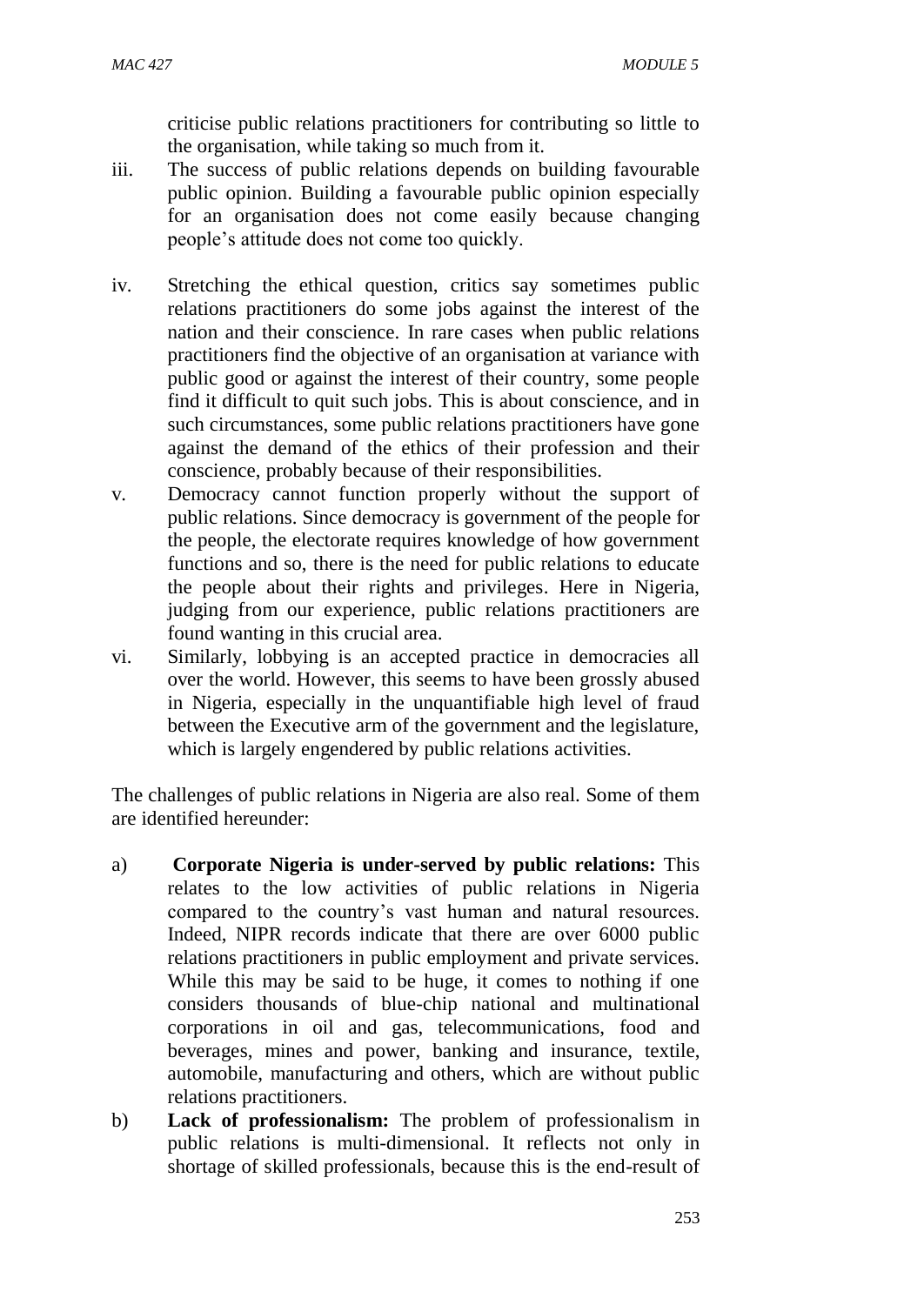criticise public relations practitioners for contributing so little to the organisation, while taking so much from it.

iii. The success of public relations depends on building favourable public opinion. Building a favourable public opinion especially for an organisation does not come easily because changing people's attitude does not come too quickly.

iv. Stretching the ethical question, critics say sometimes public relations practitioners do some jobs against the interest of the nation and their conscience. In rare cases when public relations practitioners find the objective of an organisation at variance with public good or against the interest of their country, some people find it difficult to quit such jobs. This is about conscience, and in such circumstances, some public relations practitioners have gone against the demand of the ethics of their profession and their conscience, probably because of their responsibilities.

v. Democracy cannot function properly without the support of public relations. Since democracy is government of the people for the people, the electorate requires knowledge of how government functions and so, there is the need for public relations to educate the people about their rights and privileges. Here in Nigeria, judging from our experience, public relations practitioners are found wanting in this crucial area.

vi. Similarly, lobbying is an accepted practice in democracies all over the world. However, this seems to have been grossly abused in Nigeria, especially in the unquantifiable high level of fraud between the Executive arm of the government and the legislature, which is largely engendered by public relations activities.

The challenges of public relations in Nigeria are also real. Some of them are identified hereunder:

a) **Corporate Nigeria is under-served by public relations:** This relates to the low activities of public relations in Nigeria compared to the country's vast human and natural resources. Indeed, NIPR records indicate that there are over 6000 public relations practitioners in public employment and private services. While this may be said to be huge, it comes to nothing if one considers thousands of blue-chip national and multinational corporations in oil and gas, telecommunications, food and beverages, mines and power, banking and insurance, textile, automobile, manufacturing and others, which are without public relations practitioners.

b) **Lack of professionalism:** The problem of professionalism in public relations is multi-dimensional. It reflects not only in shortage of skilled professionals, because this is the end-result of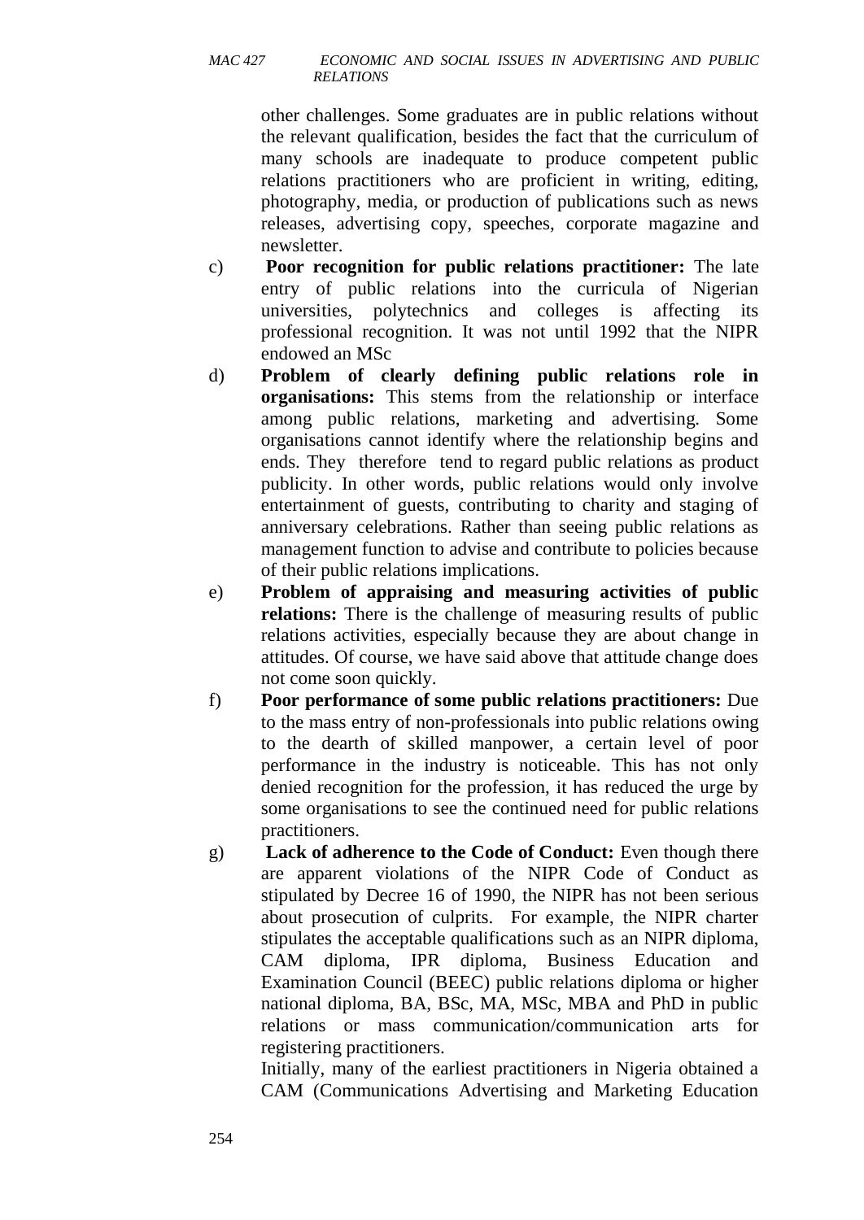other challenges. Some graduates are in public relations without the relevant qualification, besides the fact that the curriculum of many schools are inadequate to produce competent public relations practitioners who are proficient in writing, editing, photography, media, or production of publications such as news releases, advertising copy, speeches, corporate magazine and newsletter.

c) **Poor recognition for public relations practitioner:** The late entry of public relations into the curricula of Nigerian universities, polytechnics and colleges is affecting its professional recognition. It was not until 1992 that the NIPR endowed an MSc

d) **Problem of clearly defining public relations role in organisations:** This stems from the relationship or interface among public relations, marketing and advertising. Some organisations cannot identify where the relationship begins and ends. They therefore tend to regard public relations as product publicity. In other words, public relations would only involve entertainment of guests, contributing to charity and staging of anniversary celebrations. Rather than seeing public relations as management function to advise and contribute to policies because of their public relations implications.

e) **Problem of appraising and measuring activities of public relations:** There is the challenge of measuring results of public relations activities, especially because they are about change in attitudes. Of course, we have said above that attitude change does not come soon quickly.

f) **Poor performance of some public relations practitioners:** Due to the mass entry of non-professionals into public relations owing to the dearth of skilled manpower, a certain level of poor performance in the industry is noticeable. This has not only denied recognition for the profession, it has reduced the urge by some organisations to see the continued need for public relations practitioners.

g) **Lack of adherence to the Code of Conduct:** Even though there are apparent violations of the NIPR Code of Conduct as stipulated by Decree 16 of 1990, the NIPR has not been serious about prosecution of culprits. For example, the NIPR charter stipulates the acceptable qualifications such as an NIPR diploma, CAM diploma, IPR diploma, Business Education and Examination Council (BEEC) public relations diploma or higher national diploma, BA, BSc, MA, MSc, MBA and PhD in public relations or mass communication/communication arts for registering practitioners.

Initially, many of the earliest practitioners in Nigeria obtained a CAM (Communications Advertising and Marketing Education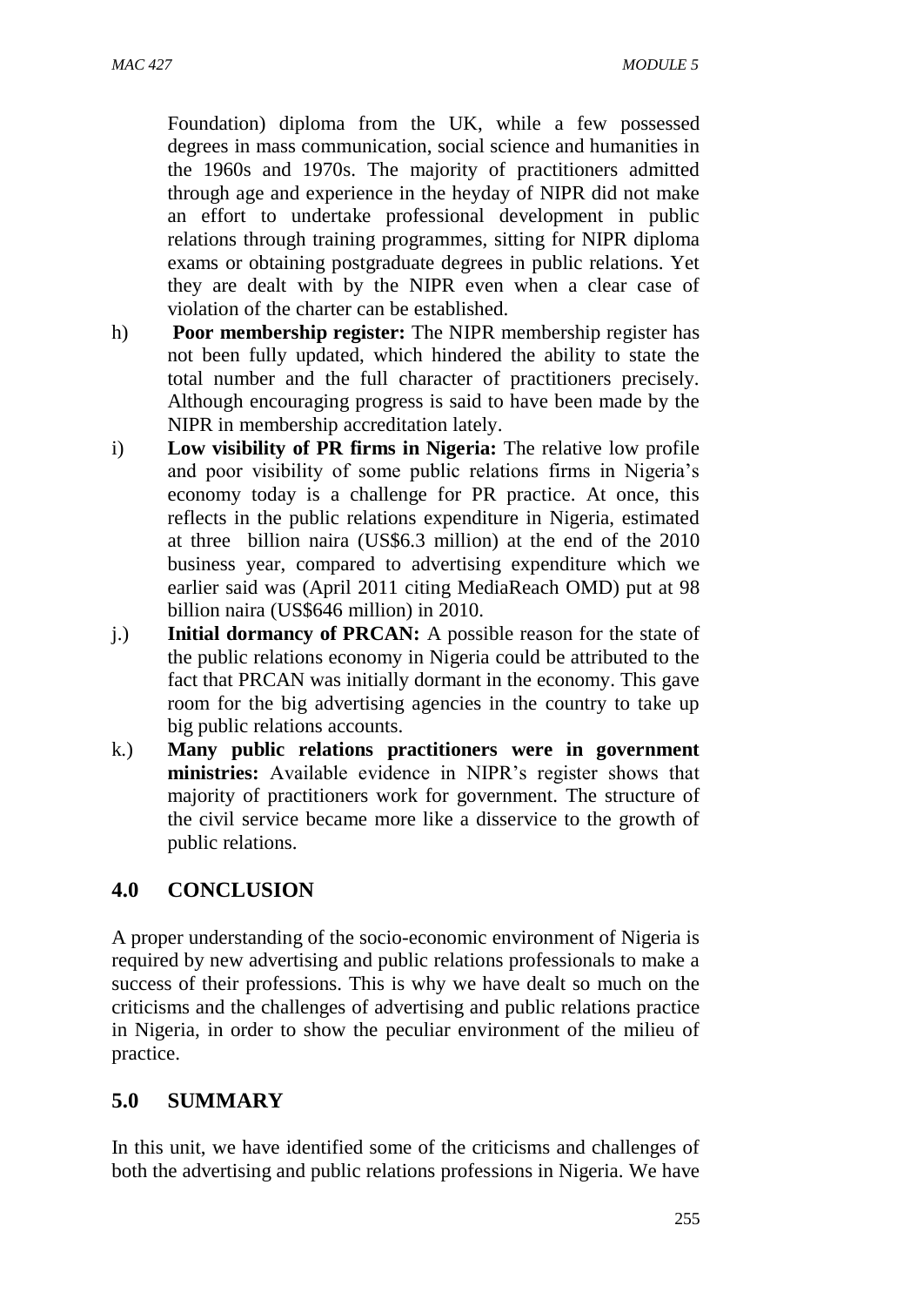Foundation) diploma from the UK, while a few possessed degrees in mass communication, social science and humanities in the 1960s and 1970s. The majority of practitioners admitted through age and experience in the heyday of NIPR did not make an effort to undertake professional development in public relations through training programmes, sitting for NIPR diploma exams or obtaining postgraduate degrees in public relations. Yet they are dealt with by the NIPR even when a clear case of violation of the charter can be established.

h) **Poor membership register:** The NIPR membership register has not been fully updated, which hindered the ability to state the total number and the full character of practitioners precisely. Although encouraging progress is said to have been made by the NIPR in membership accreditation lately.

i) **Low visibility of PR firms in Nigeria:** The relative low profile and poor visibility of some public relations firms in Nigeria's economy today is a challenge for PR practice. At once, this reflects in the public relations expenditure in Nigeria, estimated at three billion naira (US$6.3 million) at the end of the 2010 business year, compared to advertising expenditure which we earlier said was (April 2011 citing MediaReach OMD) put at 98 billion naira (US$646 million) in 2010.

j.) **Initial dormancy of PRCAN:** A possible reason for the state of the public relations economy in Nigeria could be attributed to the fact that PRCAN was initially dormant in the economy. This gave room for the big advertising agencies in the country to take up big public relations accounts.

k.) **Many public relations practitioners were in government ministries:** Available evidence in NIPR's register shows that majority of practitioners work for government. The structure of the civil service became more like a disservice to the growth of public relations.

## 4.0 CONCLUSION

A proper understanding of the socio-economic environment of Nigeria is required by new advertising and public relations professionals to make a success of their professions. This is why we have dealt so much on the criticisms and the challenges of advertising and public relations practice in Nigeria, in order to show the peculiar environment of the milieu of practice.

## 5.0 SUMMARY

In this unit, we have identified some of the criticisms and challenges of both the advertising and public relations professions in Nigeria. We have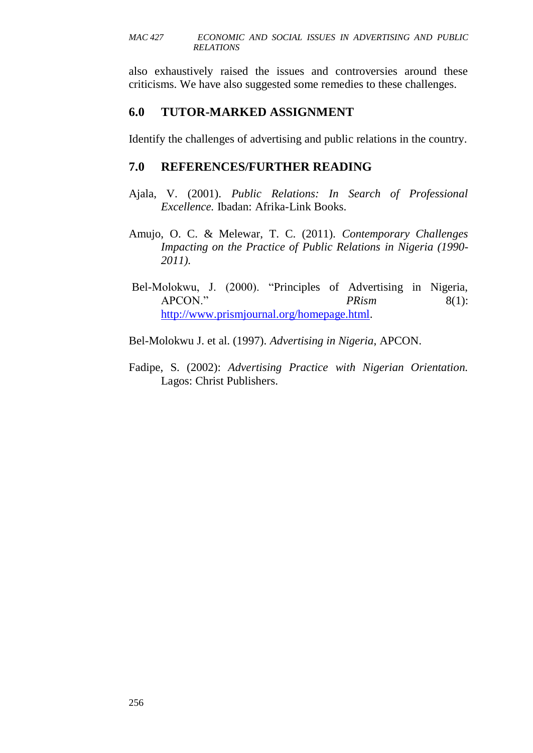also exhaustively raised the issues and controversies around these criticisms. We have also suggested some remedies to these challenges.

## 6.0 TUTOR-MARKED ASSIGNMENT

Identify the challenges of advertising and public relations in the country.

## 7.0 REFERENCES/FURTHER READING

Ajala, V. (2001). *Public Relations: In Search of Professional Excellence.* Ibadan: Afrika-Link Books.

Amujo, O. C. & Melewar, T. C. (2011). *Contemporary Challenges Impacting on the Practice of Public Relations in Nigeria (1990-2011).*

Bel-Molokwu, J. (2000). "Principles of Advertising in Nigeria, APCON." *PRism* 8(1): http://www.prismjournal.org/homepage.html.

Bel-Molokwu J. et al. (1997). *Advertising in Nigeria*, APCON.

Fadipe, S. (2002): *Advertising Practice with Nigerian Orientation.* Lagos: Christ Publishers.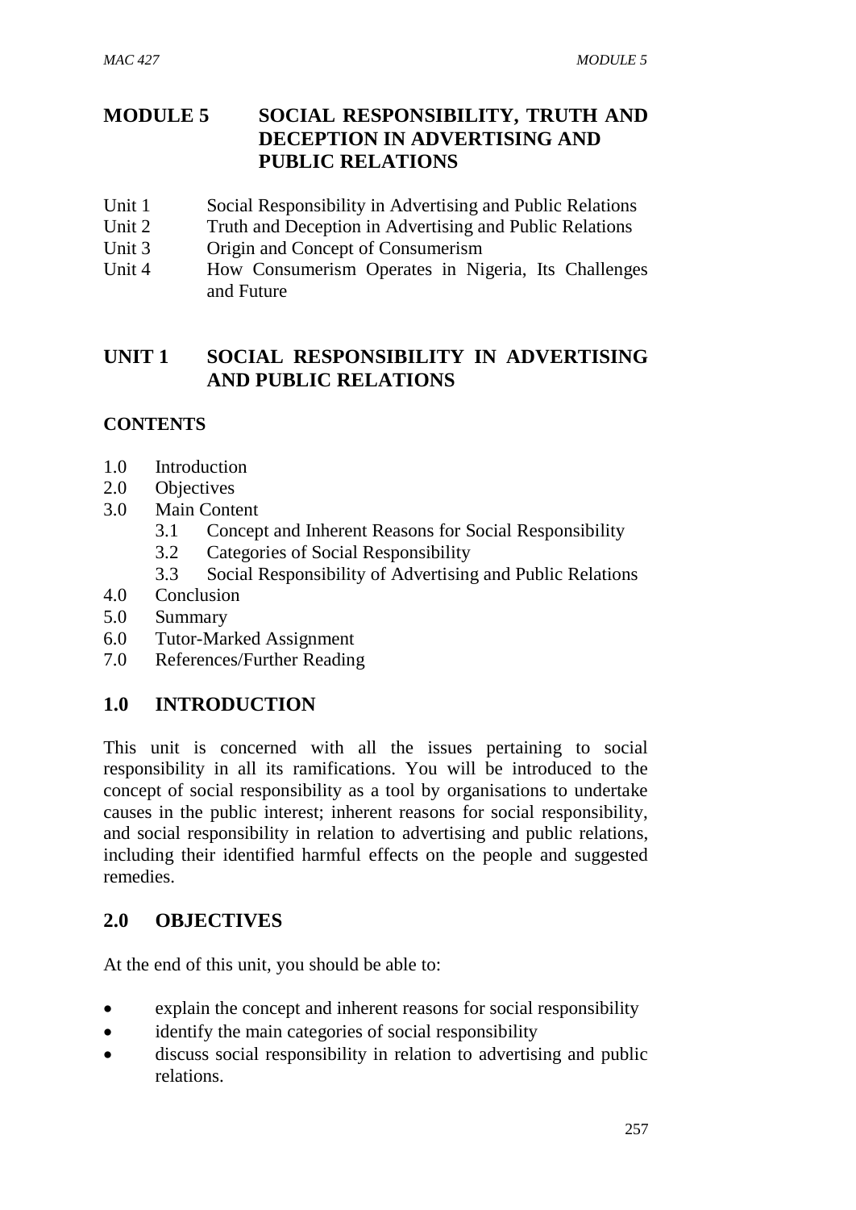# MODULE 5 SOCIAL RESPONSIBILITY, TRUTH AND DECEPTION IN ADVERTISING AND PUBLIC RELATIONS

- Unit 1 Social Responsibility in Advertising and Public Relations
- Unit 2 Truth and Deception in Advertising and Public Relations
- Unit 3 Origin and Concept of Consumerism
- Unit 4 How Consumerism Operates in Nigeria, Its Challenges and Future

## UNIT 1 SOCIAL RESPONSIBILITY IN ADVERTISING AND PUBLIC RELATIONS

### CONTENTS

- 1.0 Introduction
- 2.0 Objectives
- 3.0 Main Content
  - 3.1 Concept and Inherent Reasons for Social Responsibility
  - 3.2 Categories of Social Responsibility
  - 3.3 Social Responsibility of Advertising and Public Relations
- 4.0 Conclusion
- 5.0 Summary
- 6.0 Tutor-Marked Assignment
- 7.0 References/Further Reading

## 1.0 INTRODUCTION

This unit is concerned with all the issues pertaining to social responsibility in all its ramifications. You will be introduced to the concept of social responsibility as a tool by organisations to undertake causes in the public interest; inherent reasons for social responsibility, and social responsibility in relation to advertising and public relations, including their identified harmful effects on the people and suggested remedies.

## 2.0 OBJECTIVES

At the end of this unit, you should be able to:

- explain the concept and inherent reasons for social responsibility
- identify the main categories of social responsibility
- discuss social responsibility in relation to advertising and public relations.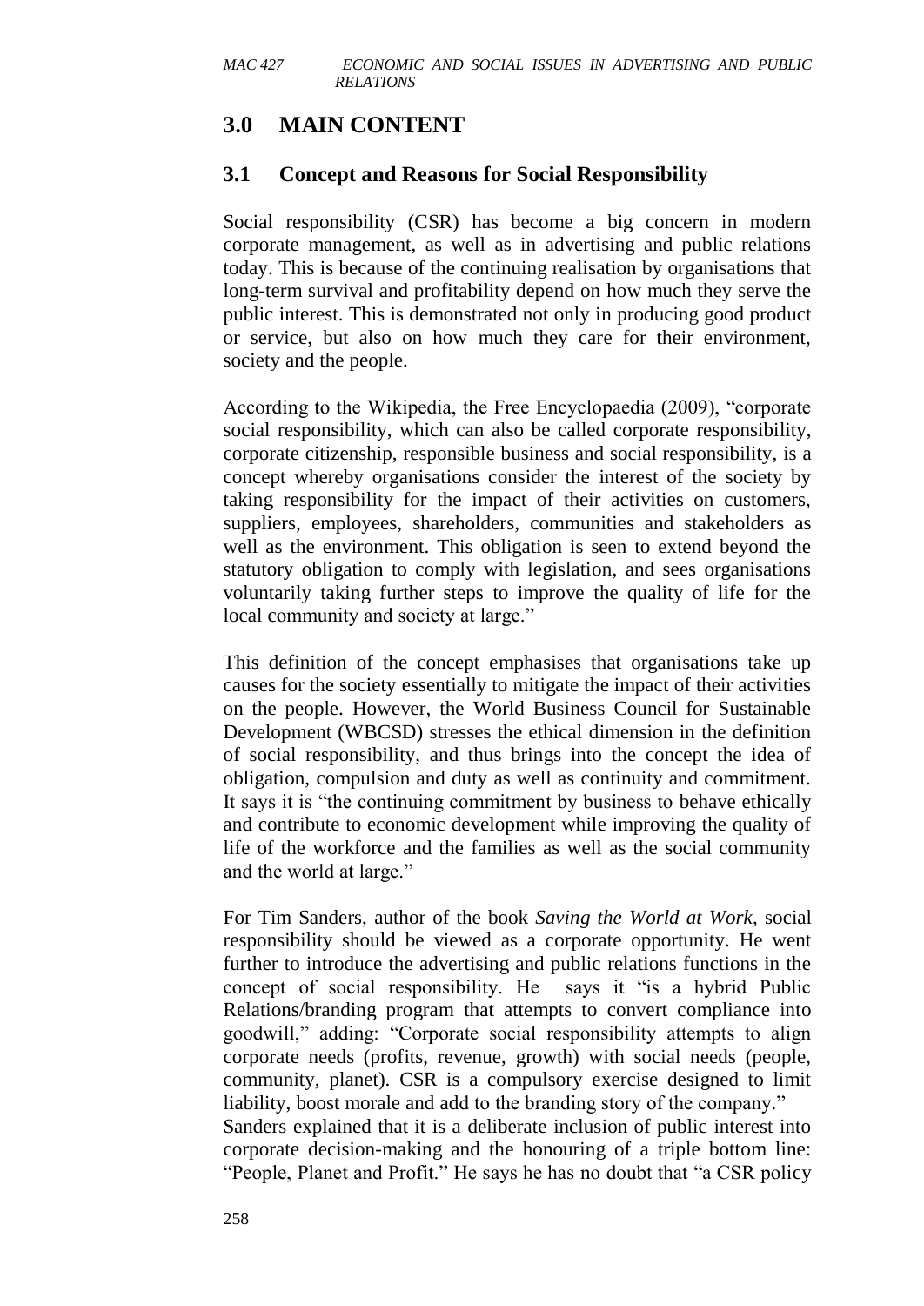## 3.0 MAIN CONTENT

### 3.1 Concept and Reasons for Social Responsibility

Social responsibility (CSR) has become a big concern in modern corporate management, as well as in advertising and public relations today. This is because of the continuing realisation by organisations that long-term survival and profitability depend on how much they serve the public interest. This is demonstrated not only in producing good product or service, but also on how much they care for their environment, society and the people.

According to the Wikipedia, the Free Encyclopaedia (2009), "corporate social responsibility, which can also be called corporate responsibility, corporate citizenship, responsible business and social responsibility, is a concept whereby organisations consider the interest of the society by taking responsibility for the impact of their activities on customers, suppliers, employees, shareholders, communities and stakeholders as well as the environment. This obligation is seen to extend beyond the statutory obligation to comply with legislation, and sees organisations voluntarily taking further steps to improve the quality of life for the local community and society at large."

This definition of the concept emphasises that organisations take up causes for the society essentially to mitigate the impact of their activities on the people. However, the World Business Council for Sustainable Development (WBCSD) stresses the ethical dimension in the definition of social responsibility, and thus brings into the concept the idea of obligation, compulsion and duty as well as continuity and commitment. It says it is "the continuing commitment by business to behave ethically and contribute to economic development while improving the quality of life of the workforce and the families as well as the social community and the world at large."

For Tim Sanders, author of the book *Saving the World at Work*, social responsibility should be viewed as a corporate opportunity. He went further to introduce the advertising and public relations functions in the concept of social responsibility. He says it "is a hybrid Public Relations/branding program that attempts to convert compliance into goodwill," adding: "Corporate social responsibility attempts to align corporate needs (profits, revenue, growth) with social needs (people, community, planet). CSR is a compulsory exercise designed to limit liability, boost morale and add to the branding story of the company."

Sanders explained that it is a deliberate inclusion of public interest into corporate decision-making and the honouring of a triple bottom line: "People, Planet and Profit." He says he has no doubt that "a CSR policy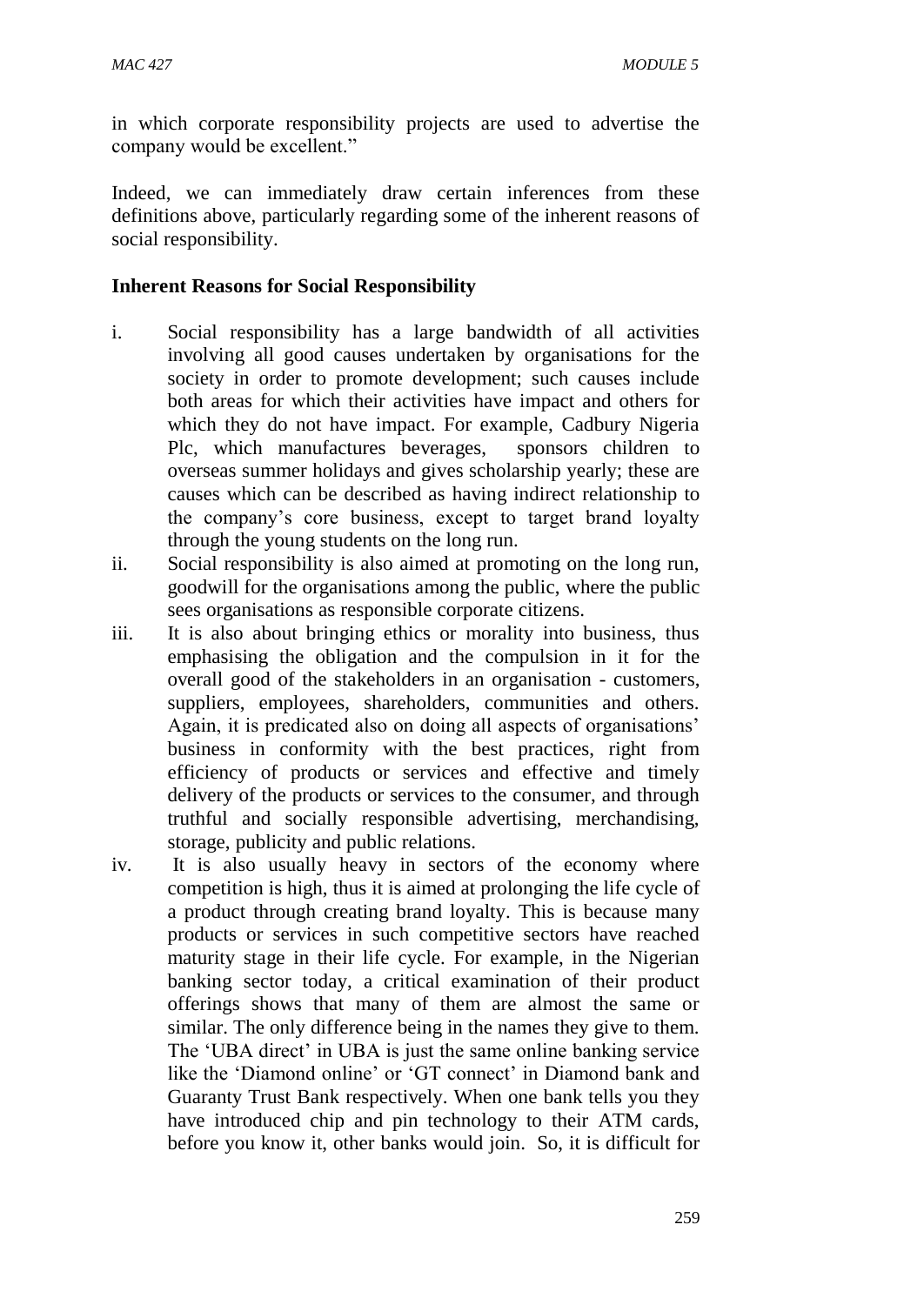in which corporate responsibility projects are used to advertise the company would be excellent."

Indeed, we can immediately draw certain inferences from these definitions above, particularly regarding some of the inherent reasons of social responsibility.

**Inherent Reasons for Social Responsibility**

i. Social responsibility has a large bandwidth of all activities involving all good causes undertaken by organisations for the society in order to promote development; such causes include both areas for which their activities have impact and others for which they do not have impact. For example, Cadbury Nigeria Plc, which manufactures beverages, sponsors children to overseas summer holidays and gives scholarship yearly; these are causes which can be described as having indirect relationship to the company's core business, except to target brand loyalty through the young students on the long run.

ii. Social responsibility is also aimed at promoting on the long run, goodwill for the organisations among the public, where the public sees organisations as responsible corporate citizens.

iii. It is also about bringing ethics or morality into business, thus emphasising the obligation and the compulsion in it for the overall good of the stakeholders in an organisation - customers, suppliers, employees, shareholders, communities and others. Again, it is predicated also on doing all aspects of organisations' business in conformity with the best practices, right from efficiency of products or services and effective and timely delivery of the products or services to the consumer, and through truthful and socially responsible advertising, merchandising, storage, publicity and public relations.

iv. It is also usually heavy in sectors of the economy where competition is high, thus it is aimed at prolonging the life cycle of a product through creating brand loyalty. This is because many products or services in such competitive sectors have reached maturity stage in their life cycle. For example, in the Nigerian banking sector today, a critical examination of their product offerings shows that many of them are almost the same or similar. The only difference being in the names they give to them. The 'UBA direct' in UBA is just the same online banking service like the 'Diamond online' or 'GT connect' in Diamond bank and Guaranty Trust Bank respectively. When one bank tells you they have introduced chip and pin technology to their ATM cards, before you know it, other banks would join. So, it is difficult for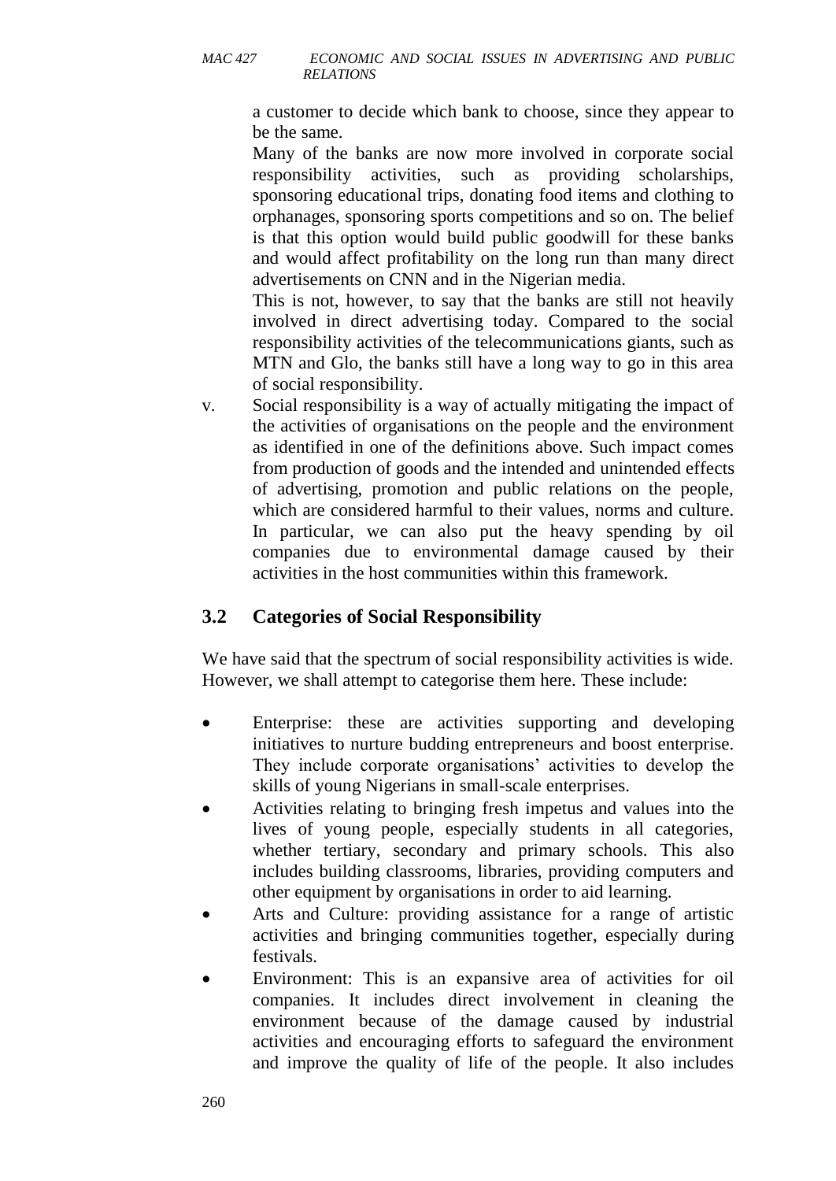a customer to decide which bank to choose, since they appear to be the same.

Many of the banks are now more involved in corporate social responsibility activities, such as providing scholarships, sponsoring educational trips, donating food items and clothing to orphanages, sponsoring sports competitions and so on. The belief is that this option would build public goodwill for these banks and would affect profitability on the long run than many direct advertisements on CNN and in the Nigerian media.

This is not, however, to say that the banks are still not heavily involved in direct advertising today. Compared to the social responsibility activities of the telecommunications giants, such as MTN and Glo, the banks still have a long way to go in this area of social responsibility.

v. Social responsibility is a way of actually mitigating the impact of the activities of organisations on the people and the environment as identified in one of the definitions above. Such impact comes from production of goods and the intended and unintended effects of advertising, promotion and public relations on the people, which are considered harmful to their values, norms and culture. In particular, we can also put the heavy spending by oil companies due to environmental damage caused by their activities in the host communities within this framework.

## 3.2 Categories of Social Responsibility

We have said that the spectrum of social responsibility activities is wide. However, we shall attempt to categorise them here. These include:

- Enterprise: these are activities supporting and developing initiatives to nurture budding entrepreneurs and boost enterprise. They include corporate organisations' activities to develop the skills of young Nigerians in small-scale enterprises.
- Activities relating to bringing fresh impetus and values into the lives of young people, especially students in all categories, whether tertiary, secondary and primary schools. This also includes building classrooms, libraries, providing computers and other equipment by organisations in order to aid learning.
- Arts and Culture: providing assistance for a range of artistic activities and bringing communities together, especially during festivals.
- Environment: This is an expansive area of activities for oil companies. It includes direct involvement in cleaning the environment because of the damage caused by industrial activities and encouraging efforts to safeguard the environment and improve the quality of life of the people. It also includes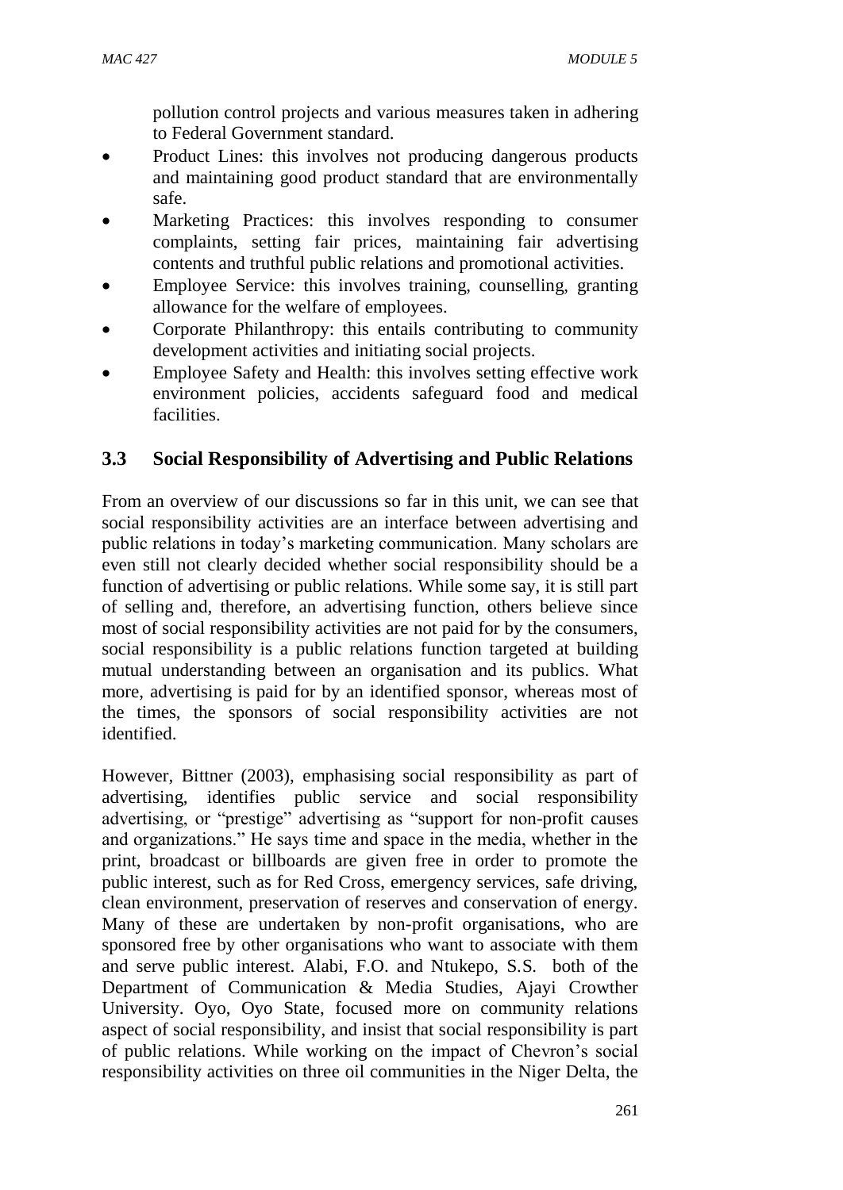pollution control projects and various measures taken in adhering to Federal Government standard.

- Product Lines: this involves not producing dangerous products and maintaining good product standard that are environmentally safe.
- Marketing Practices: this involves responding to consumer complaints, setting fair prices, maintaining fair advertising contents and truthful public relations and promotional activities.
- Employee Service: this involves training, counselling, granting allowance for the welfare of employees.
- Corporate Philanthropy: this entails contributing to community development activities and initiating social projects.
- Employee Safety and Health: this involves setting effective work environment policies, accidents safeguard food and medical facilities.

## 3.3 Social Responsibility of Advertising and Public Relations

From an overview of our discussions so far in this unit, we can see that social responsibility activities are an interface between advertising and public relations in today's marketing communication. Many scholars are even still not clearly decided whether social responsibility should be a function of advertising or public relations. While some say, it is still part of selling and, therefore, an advertising function, others believe since most of social responsibility activities are not paid for by the consumers, social responsibility is a public relations function targeted at building mutual understanding between an organisation and its publics. What more, advertising is paid for by an identified sponsor, whereas most of the times, the sponsors of social responsibility activities are not identified.

However, Bittner (2003), emphasising social responsibility as part of advertising, identifies public service and social responsibility advertising, or "prestige" advertising as "support for non-profit causes and organizations." He says time and space in the media, whether in the print, broadcast or billboards are given free in order to promote the public interest, such as for Red Cross, emergency services, safe driving, clean environment, preservation of reserves and conservation of energy. Many of these are undertaken by non-profit organisations, who are sponsored free by other organisations who want to associate with them and serve public interest. Alabi, F.O. and Ntukepo, S.S. both of the Department of Communication & Media Studies, Ajayi Crowther University. Oyo, Oyo State, focused more on community relations aspect of social responsibility, and insist that social responsibility is part of public relations. While working on the impact of Chevron's social responsibility activities on three oil communities in the Niger Delta, the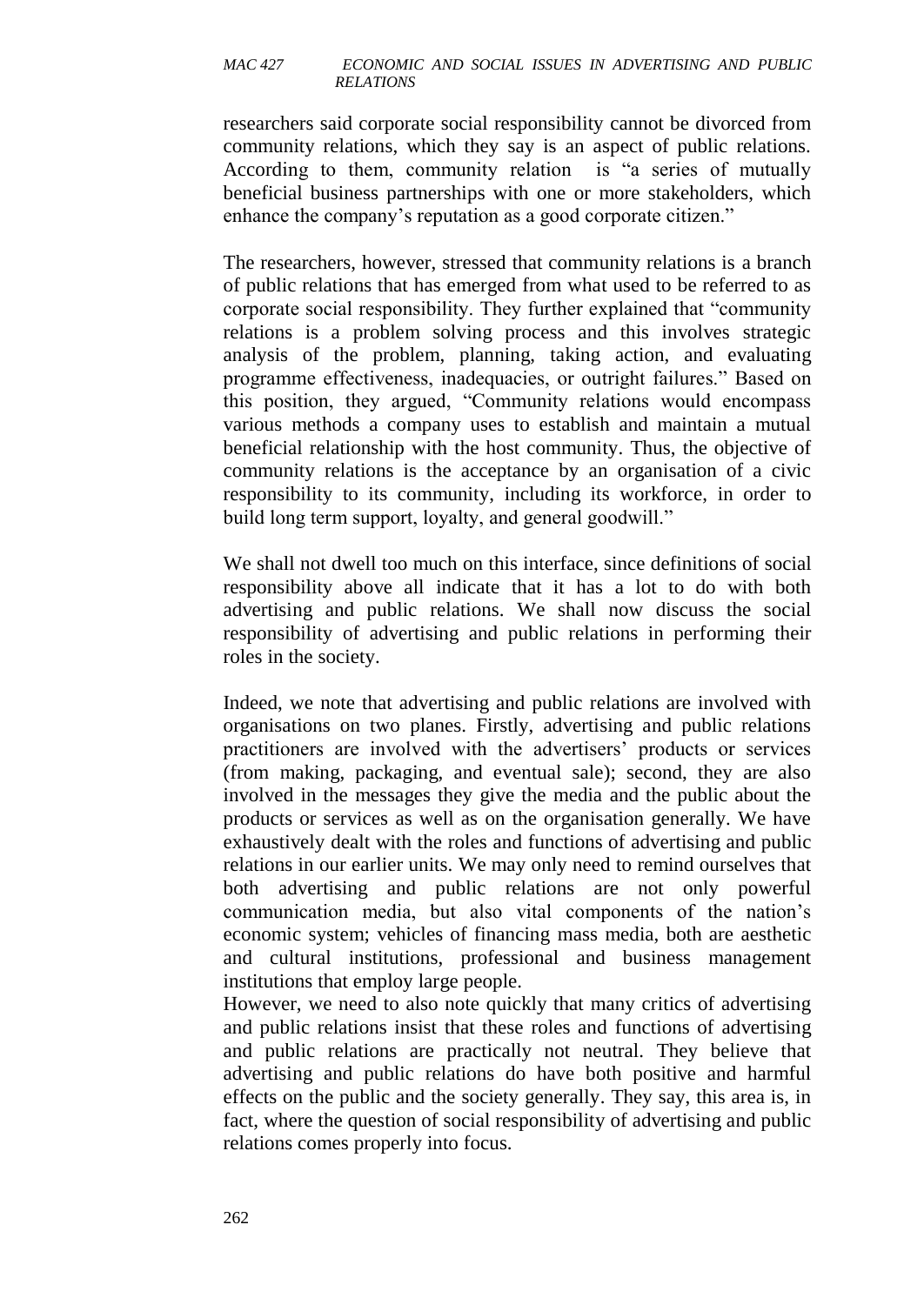researchers said corporate social responsibility cannot be divorced from community relations, which they say is an aspect of public relations. According to them, community relation is "a series of mutually beneficial business partnerships with one or more stakeholders, which enhance the company's reputation as a good corporate citizen."

The researchers, however, stressed that community relations is a branch of public relations that has emerged from what used to be referred to as corporate social responsibility. They further explained that "community relations is a problem solving process and this involves strategic analysis of the problem, planning, taking action, and evaluating programme effectiveness, inadequacies, or outright failures." Based on this position, they argued, "Community relations would encompass various methods a company uses to establish and maintain a mutual beneficial relationship with the host community. Thus, the objective of community relations is the acceptance by an organisation of a civic responsibility to its community, including its workforce, in order to build long term support, loyalty, and general goodwill."

We shall not dwell too much on this interface, since definitions of social responsibility above all indicate that it has a lot to do with both advertising and public relations. We shall now discuss the social responsibility of advertising and public relations in performing their roles in the society.

Indeed, we note that advertising and public relations are involved with organisations on two planes. Firstly, advertising and public relations practitioners are involved with the advertisers' products or services (from making, packaging, and eventual sale); second, they are also involved in the messages they give the media and the public about the products or services as well as on the organisation generally. We have exhaustively dealt with the roles and functions of advertising and public relations in our earlier units. We may only need to remind ourselves that both advertising and public relations are not only powerful communication media, but also vital components of the nation's economic system; vehicles of financing mass media, both are aesthetic and cultural institutions, professional and business management institutions that employ large people.

However, we need to also note quickly that many critics of advertising and public relations insist that these roles and functions of advertising and public relations are practically not neutral. They believe that advertising and public relations do have both positive and harmful effects on the public and the society generally. They say, this area is, in fact, where the question of social responsibility of advertising and public relations comes properly into focus.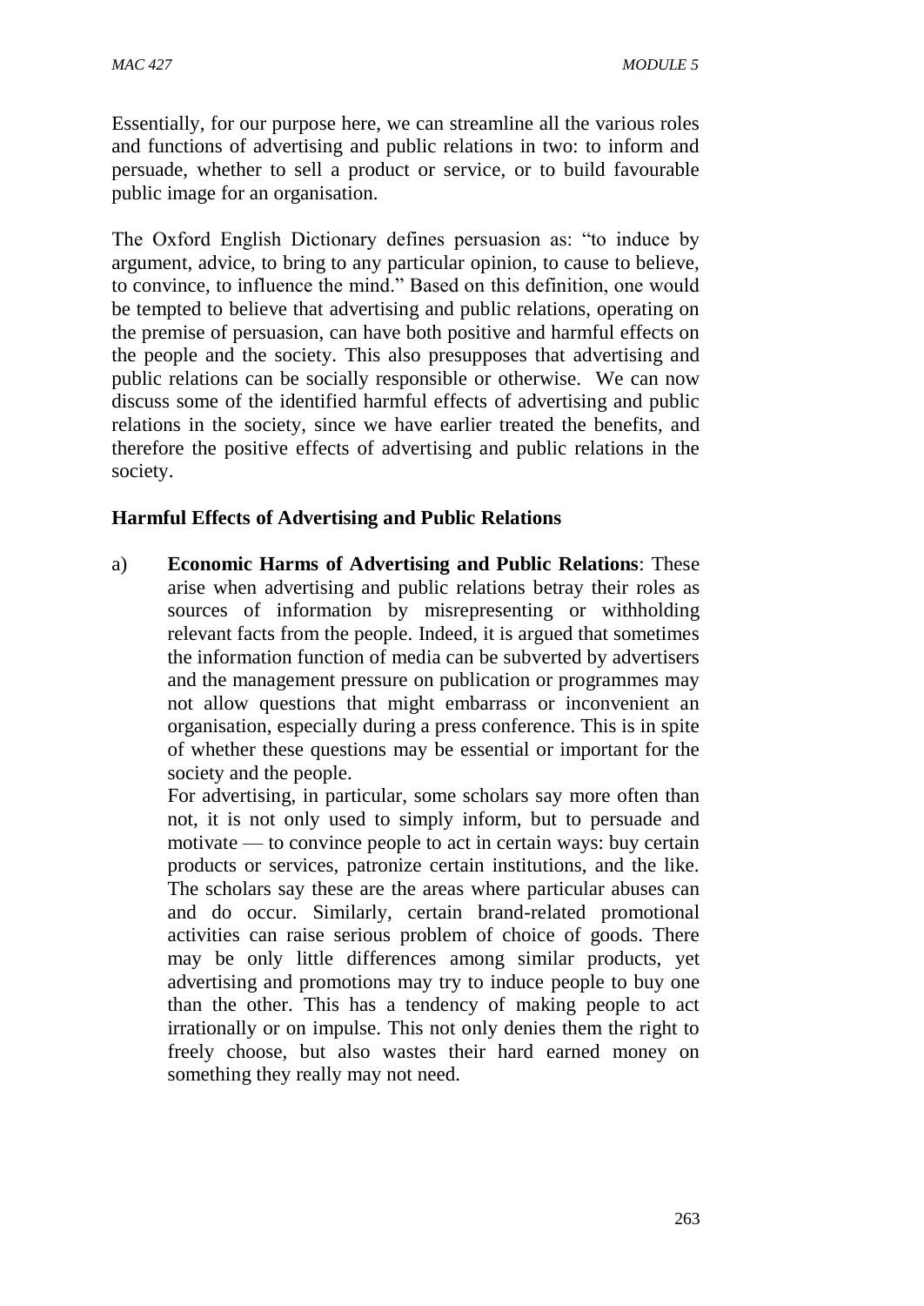Essentially, for our purpose here, we can streamline all the various roles and functions of advertising and public relations in two: to inform and persuade, whether to sell a product or service, or to build favourable public image for an organisation.

The Oxford English Dictionary defines persuasion as: "to induce by argument, advice, to bring to any particular opinion, to cause to believe, to convince, to influence the mind." Based on this definition, one would be tempted to believe that advertising and public relations, operating on the premise of persuasion, can have both positive and harmful effects on the people and the society. This also presupposes that advertising and public relations can be socially responsible or otherwise. We can now discuss some of the identified harmful effects of advertising and public relations in the society, since we have earlier treated the benefits, and therefore the positive effects of advertising and public relations in the society.

**Harmful Effects of Advertising and Public Relations**

a) **Economic Harms of Advertising and Public Relations**: These arise when advertising and public relations betray their roles as sources of information by misrepresenting or withholding relevant facts from the people. Indeed, it is argued that sometimes the information function of media can be subverted by advertisers and the management pressure on publication or programmes may not allow questions that might embarrass or inconvenient an organisation, especially during a press conference. This is in spite of whether these questions may be essential or important for the society and the people.

   For advertising, in particular, some scholars say more often than not, it is not only used to simply inform, but to persuade and motivate — to convince people to act in certain ways: buy certain products or services, patronize certain institutions, and the like. The scholars say these are the areas where particular abuses can and do occur. Similarly, certain brand-related promotional activities can raise serious problem of choice of goods. There may be only little differences among similar products, yet advertising and promotions may try to induce people to buy one than the other. This has a tendency of making people to act irrationally or on impulse. This not only denies them the right to freely choose, but also wastes their hard earned money on something they really may not need.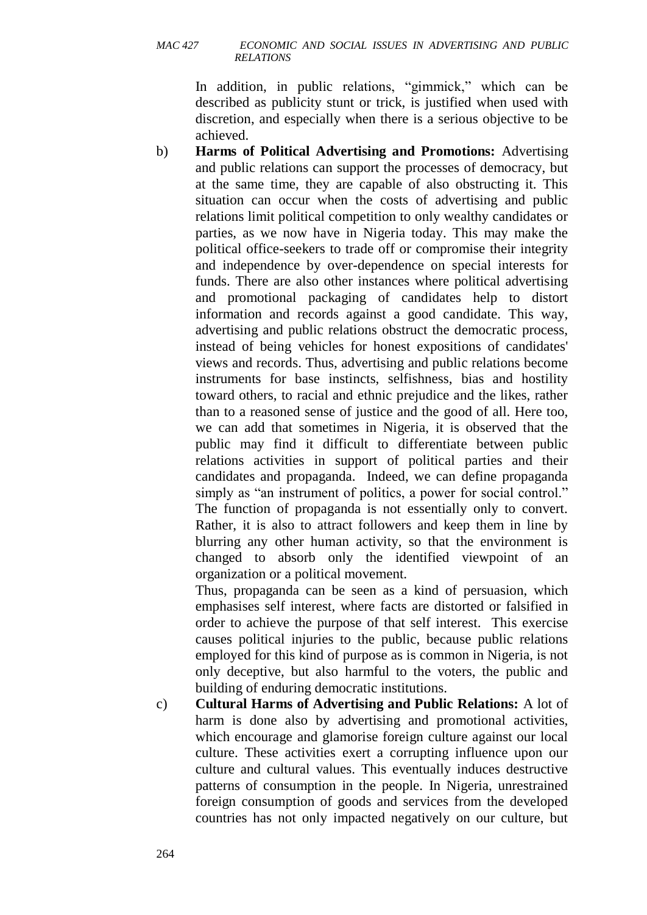In addition, in public relations, "gimmick," which can be described as publicity stunt or trick, is justified when used with discretion, and especially when there is a serious objective to be achieved.

b) **Harms of Political Advertising and Promotions:** Advertising and public relations can support the processes of democracy, but at the same time, they are capable of also obstructing it. This situation can occur when the costs of advertising and public relations limit political competition to only wealthy candidates or parties, as we now have in Nigeria today. This may make the political office-seekers to trade off or compromise their integrity and independence by over-dependence on special interests for funds. There are also other instances where political advertising and promotional packaging of candidates help to distort information and records against a good candidate. This way, advertising and public relations obstruct the democratic process, instead of being vehicles for honest expositions of candidates' views and records. Thus, advertising and public relations become instruments for base instincts, selfishness, bias and hostility toward others, to racial and ethnic prejudice and the likes, rather than to a reasoned sense of justice and the good of all. Here too, we can add that sometimes in Nigeria, it is observed that the public may find it difficult to differentiate between public relations activities in support of political parties and their candidates and propaganda. Indeed, we can define propaganda simply as "an instrument of politics, a power for social control." The function of propaganda is not essentially only to convert. Rather, it is also to attract followers and keep them in line by blurring any other human activity, so that the environment is changed to absorb only the identified viewpoint of an organization or a political movement.

   Thus, propaganda can be seen as a kind of persuasion, which emphasises self interest, where facts are distorted or falsified in order to achieve the purpose of that self interest. This exercise causes political injuries to the public, because public relations employed for this kind of purpose as is common in Nigeria, is not only deceptive, but also harmful to the voters, the public and building of enduring democratic institutions.

c) **Cultural Harms of Advertising and Public Relations:** A lot of harm is done also by advertising and promotional activities, which encourage and glamorise foreign culture against our local culture. These activities exert a corrupting influence upon our culture and cultural values. This eventually induces destructive patterns of consumption in the people. In Nigeria, unrestrained foreign consumption of goods and services from the developed countries has not only impacted negatively on our culture, but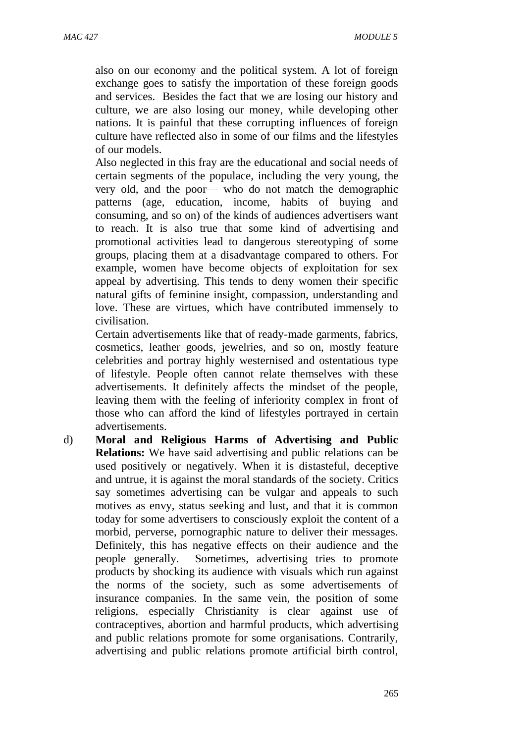also on our economy and the political system. A lot of foreign exchange goes to satisfy the importation of these foreign goods and services. Besides the fact that we are losing our history and culture, we are also losing our money, while developing other nations. It is painful that these corrupting influences of foreign culture have reflected also in some of our films and the lifestyles of our models.

Also neglected in this fray are the educational and social needs of certain segments of the populace, including the very young, the very old, and the poor— who do not match the demographic patterns (age, education, income, habits of buying and consuming, and so on) of the kinds of audiences advertisers want to reach. It is also true that some kind of advertising and promotional activities lead to dangerous stereotyping of some groups, placing them at a disadvantage compared to others. For example, women have become objects of exploitation for sex appeal by advertising. This tends to deny women their specific natural gifts of feminine insight, compassion, understanding and love. These are virtues, which have contributed immensely to civilisation.

Certain advertisements like that of ready-made garments, fabrics, cosmetics, leather goods, jewelries, and so on, mostly feature celebrities and portray highly westernised and ostentatious type of lifestyle. People often cannot relate themselves with these advertisements. It definitely affects the mindset of the people, leaving them with the feeling of inferiority complex in front of those who can afford the kind of lifestyles portrayed in certain advertisements.

d) **Moral and Religious Harms of Advertising and Public Relations:** We have said advertising and public relations can be used positively or negatively. When it is distasteful, deceptive and untrue, it is against the moral standards of the society. Critics say sometimes advertising can be vulgar and appeals to such motives as envy, status seeking and lust, and that it is common today for some advertisers to consciously exploit the content of a morbid, perverse, pornographic nature to deliver their messages. Definitely, this has negative effects on their audience and the people generally. Sometimes, advertising tries to promote products by shocking its audience with visuals which run against the norms of the society, such as some advertisements of insurance companies. In the same vein, the position of some religions, especially Christianity is clear against use of contraceptives, abortion and harmful products, which advertising and public relations promote for some organisations. Contrarily, advertising and public relations promote artificial birth control,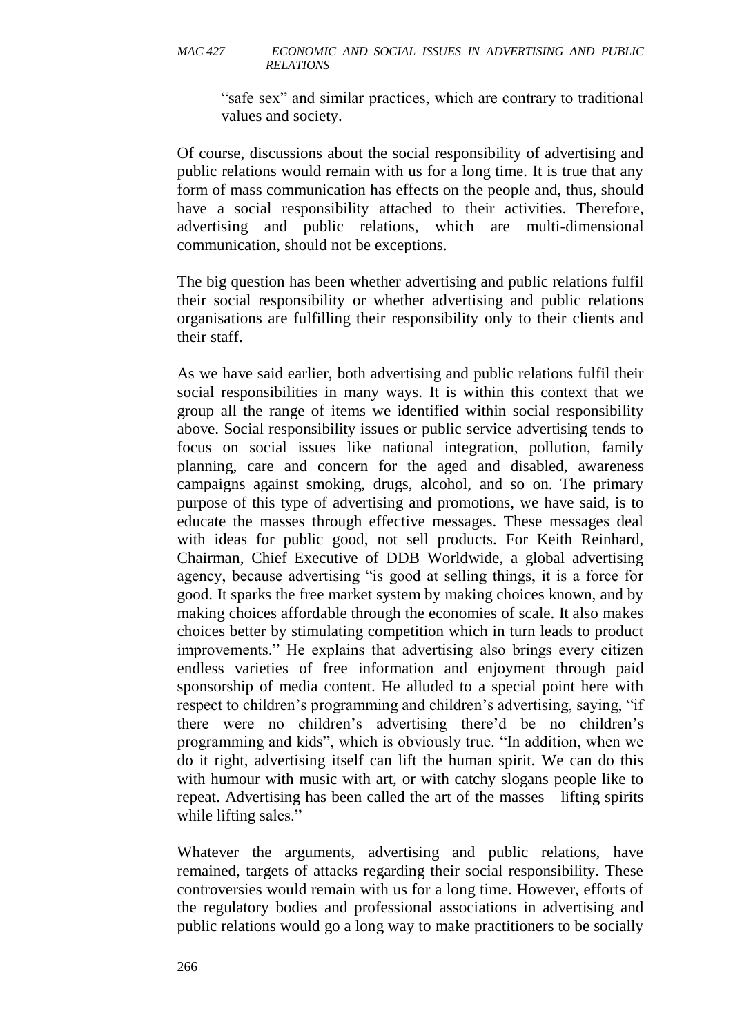"safe sex" and similar practices, which are contrary to traditional values and society.

Of course, discussions about the social responsibility of advertising and public relations would remain with us for a long time. It is true that any form of mass communication has effects on the people and, thus, should have a social responsibility attached to their activities. Therefore, advertising and public relations, which are multi-dimensional communication, should not be exceptions.

The big question has been whether advertising and public relations fulfil their social responsibility or whether advertising and public relations organisations are fulfilling their responsibility only to their clients and their staff.

As we have said earlier, both advertising and public relations fulfil their social responsibilities in many ways. It is within this context that we group all the range of items we identified within social responsibility above. Social responsibility issues or public service advertising tends to focus on social issues like national integration, pollution, family planning, care and concern for the aged and disabled, awareness campaigns against smoking, drugs, alcohol, and so on. The primary purpose of this type of advertising and promotions, we have said, is to educate the masses through effective messages. These messages deal with ideas for public good, not sell products. For Keith Reinhard, Chairman, Chief Executive of DDB Worldwide, a global advertising agency, because advertising "is good at selling things, it is a force for good. It sparks the free market system by making choices known, and by making choices affordable through the economies of scale. It also makes choices better by stimulating competition which in turn leads to product improvements." He explains that advertising also brings every citizen endless varieties of free information and enjoyment through paid sponsorship of media content. He alluded to a special point here with respect to children's programming and children's advertising, saying, "if there were no children's advertising there'd be no children's programming and kids", which is obviously true. "In addition, when we do it right, advertising itself can lift the human spirit. We can do this with humour with music with art, or with catchy slogans people like to repeat. Advertising has been called the art of the masses—lifting spirits while lifting sales."

Whatever the arguments, advertising and public relations, have remained, targets of attacks regarding their social responsibility. These controversies would remain with us for a long time. However, efforts of the regulatory bodies and professional associations in advertising and public relations would go a long way to make practitioners to be socially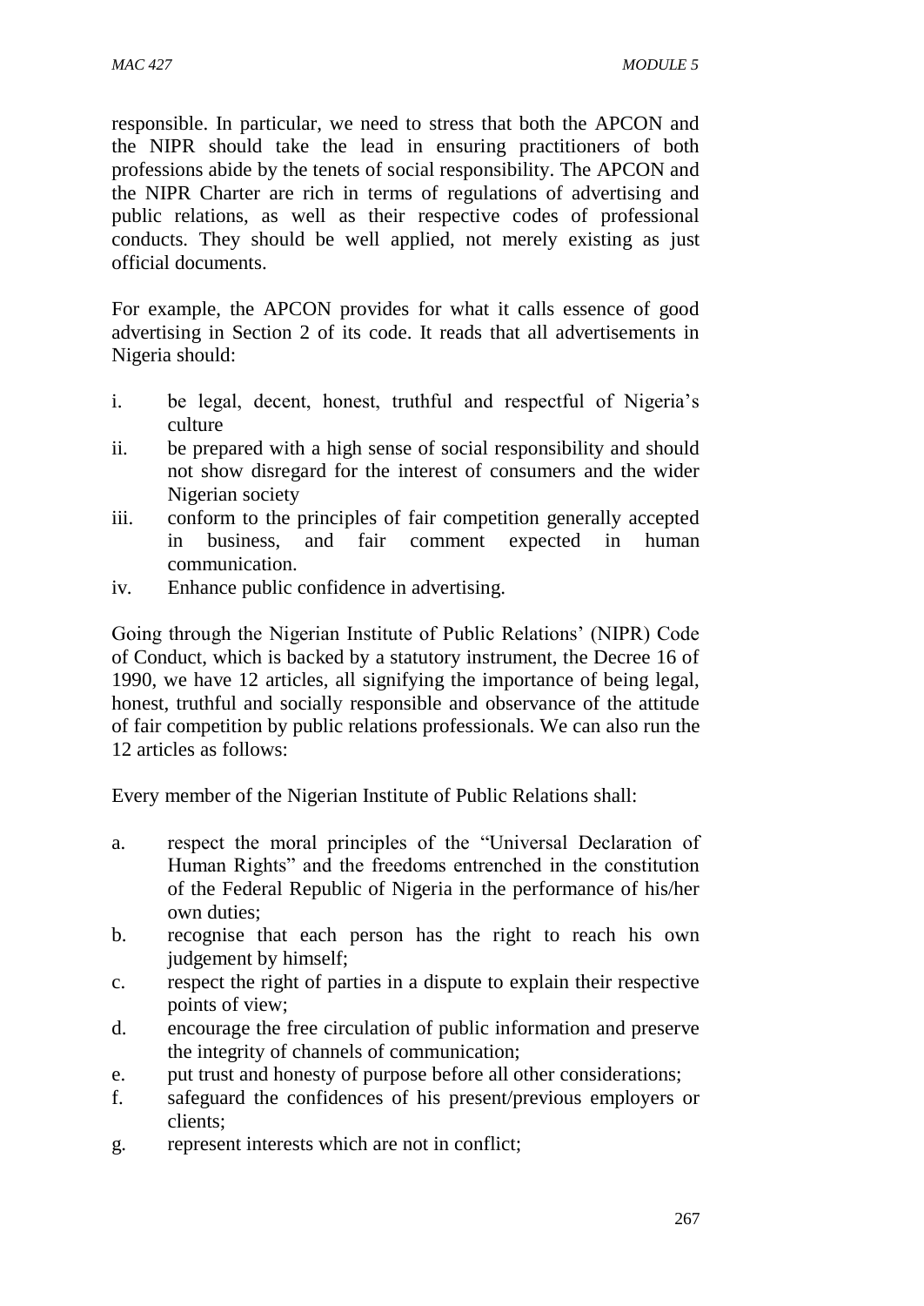responsible. In particular, we need to stress that both the APCON and the NIPR should take the lead in ensuring practitioners of both professions abide by the tenets of social responsibility. The APCON and the NIPR Charter are rich in terms of regulations of advertising and public relations, as well as their respective codes of professional conducts. They should be well applied, not merely existing as just official documents.

For example, the APCON provides for what it calls essence of good advertising in Section 2 of its code. It reads that all advertisements in Nigeria should:

i. be legal, decent, honest, truthful and respectful of Nigeria's culture
ii. be prepared with a high sense of social responsibility and should not show disregard for the interest of consumers and the wider Nigerian society
iii. conform to the principles of fair competition generally accepted in business, and fair comment expected in human communication.
iv. Enhance public confidence in advertising.

Going through the Nigerian Institute of Public Relations' (NIPR) Code of Conduct, which is backed by a statutory instrument, the Decree 16 of 1990, we have 12 articles, all signifying the importance of being legal, honest, truthful and socially responsible and observance of the attitude of fair competition by public relations professionals. We can also run the 12 articles as follows:

Every member of the Nigerian Institute of Public Relations shall:

a. respect the moral principles of the "Universal Declaration of Human Rights" and the freedoms entrenched in the constitution of the Federal Republic of Nigeria in the performance of his/her own duties;
b. recognise that each person has the right to reach his own judgement by himself;
c. respect the right of parties in a dispute to explain their respective points of view;
d. encourage the free circulation of public information and preserve the integrity of channels of communication;
e. put trust and honesty of purpose before all other considerations;
f. safeguard the confidences of his present/previous employers or clients;
g. represent interests which are not in conflict;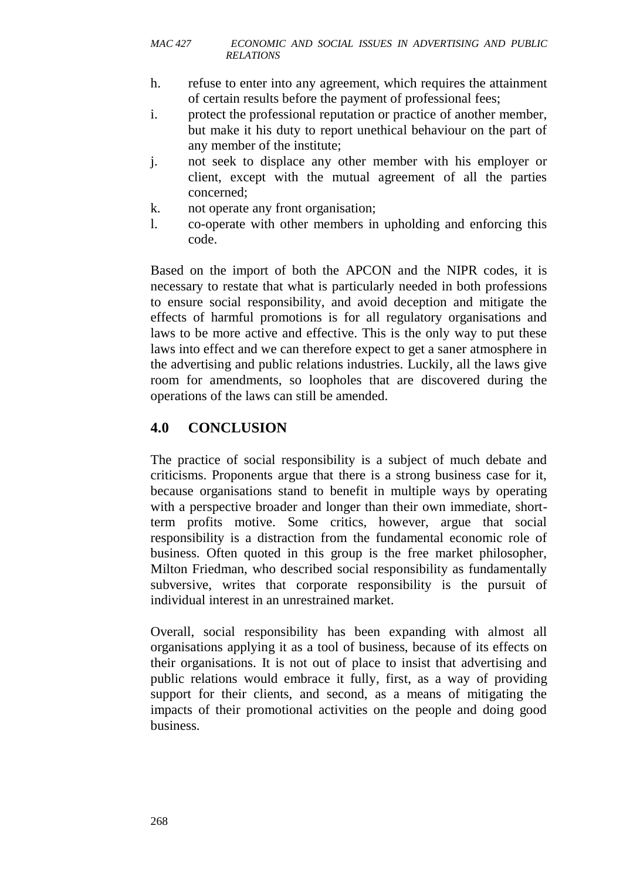h. refuse to enter into any agreement, which requires the attainment of certain results before the payment of professional fees;
i. protect the professional reputation or practice of another member, but make it his duty to report unethical behaviour on the part of any member of the institute;
j. not seek to displace any other member with his employer or client, except with the mutual agreement of all the parties concerned;
k. not operate any front organisation;
l. co-operate with other members in upholding and enforcing this code.

Based on the import of both the APCON and the NIPR codes, it is necessary to restate that what is particularly needed in both professions to ensure social responsibility, and avoid deception and mitigate the effects of harmful promotions is for all regulatory organisations and laws to be more active and effective. This is the only way to put these laws into effect and we can therefore expect to get a saner atmosphere in the advertising and public relations industries. Luckily, all the laws give room for amendments, so loopholes that are discovered during the operations of the laws can still be amended.

## 4.0 CONCLUSION

The practice of social responsibility is a subject of much debate and criticisms. Proponents argue that there is a strong business case for it, because organisations stand to benefit in multiple ways by operating with a perspective broader and longer than their own immediate, short-term profits motive. Some critics, however, argue that social responsibility is a distraction from the fundamental economic role of business. Often quoted in this group is the free market philosopher, Milton Friedman, who described social responsibility as fundamentally subversive, writes that corporate responsibility is the pursuit of individual interest in an unrestrained market.

Overall, social responsibility has been expanding with almost all organisations applying it as a tool of business, because of its effects on their organisations. It is not out of place to insist that advertising and public relations would embrace it fully, first, as a way of providing support for their clients, and second, as a means of mitigating the impacts of their promotional activities on the people and doing good business.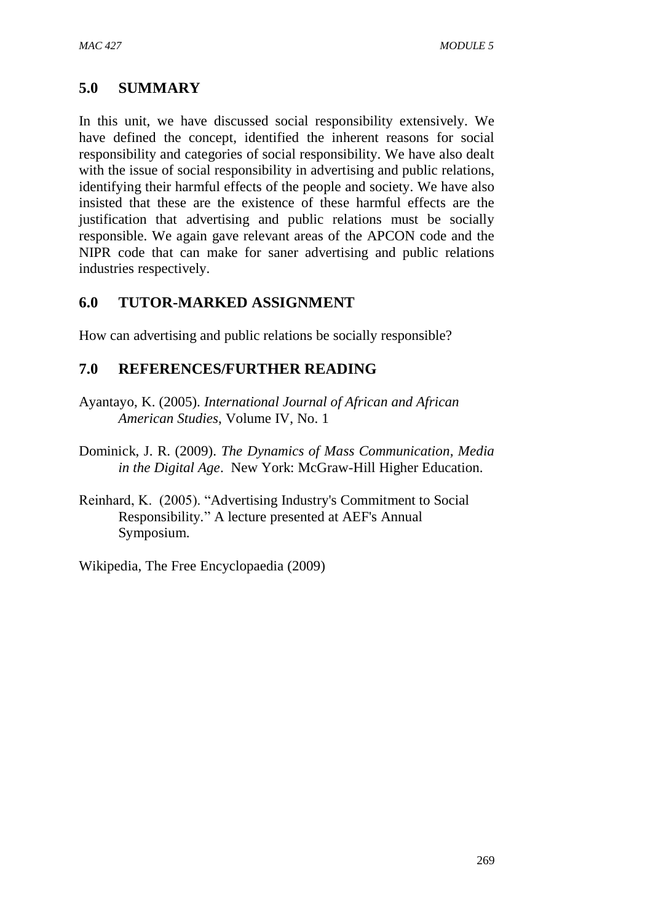## 5.0 SUMMARY

In this unit, we have discussed social responsibility extensively. We have defined the concept, identified the inherent reasons for social responsibility and categories of social responsibility. We have also dealt with the issue of social responsibility in advertising and public relations, identifying their harmful effects of the people and society. We have also insisted that these are the existence of these harmful effects are the justification that advertising and public relations must be socially responsible. We again gave relevant areas of the APCON code and the NIPR code that can make for saner advertising and public relations industries respectively.

## 6.0 TUTOR-MARKED ASSIGNMENT

How can advertising and public relations be socially responsible?

## 7.0 REFERENCES/FURTHER READING

Ayantayo, K. (2005). *International Journal of African and African American Studies*, Volume IV, No. 1

Dominick, J. R. (2009). *The Dynamics of Mass Communication, Media in the Digital Age*. New York: McGraw-Hill Higher Education.

Reinhard, K. (2005). "Advertising Industry's Commitment to Social Responsibility." A lecture presented at AEF's Annual Symposium.

Wikipedia, The Free Encyclopaedia (2009)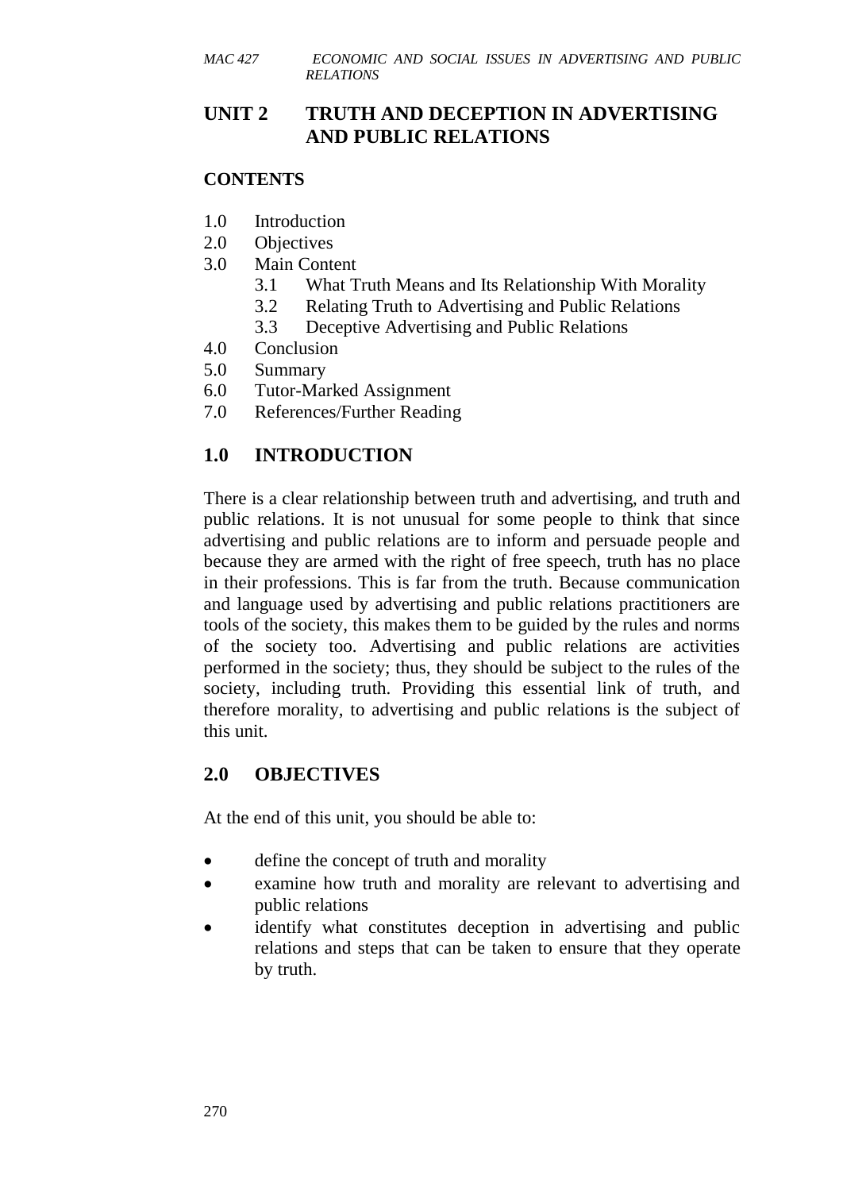## UNIT 2 TRUTH AND DECEPTION IN ADVERTISING AND PUBLIC RELATIONS

### CONTENTS

1.0 Introduction
2.0 Objectives
3.0 Main Content
 3.1 What Truth Means and Its Relationship With Morality
 3.2 Relating Truth to Advertising and Public Relations
 3.3 Deceptive Advertising and Public Relations
4.0 Conclusion
5.0 Summary
6.0 Tutor-Marked Assignment
7.0 References/Further Reading

### 1.0 INTRODUCTION

There is a clear relationship between truth and advertising, and truth and public relations. It is not unusual for some people to think that since advertising and public relations are to inform and persuade people and because they are armed with the right of free speech, truth has no place in their professions. This is far from the truth. Because communication and language used by advertising and public relations practitioners are tools of the society, this makes them to be guided by the rules and norms of the society too. Advertising and public relations are activities performed in the society; thus, they should be subject to the rules of the society, including truth. Providing this essential link of truth, and therefore morality, to advertising and public relations is the subject of this unit.

### 2.0 OBJECTIVES

At the end of this unit, you should be able to:

- define the concept of truth and morality
- examine how truth and morality are relevant to advertising and public relations
- identify what constitutes deception in advertising and public relations and steps that can be taken to ensure that they operate by truth.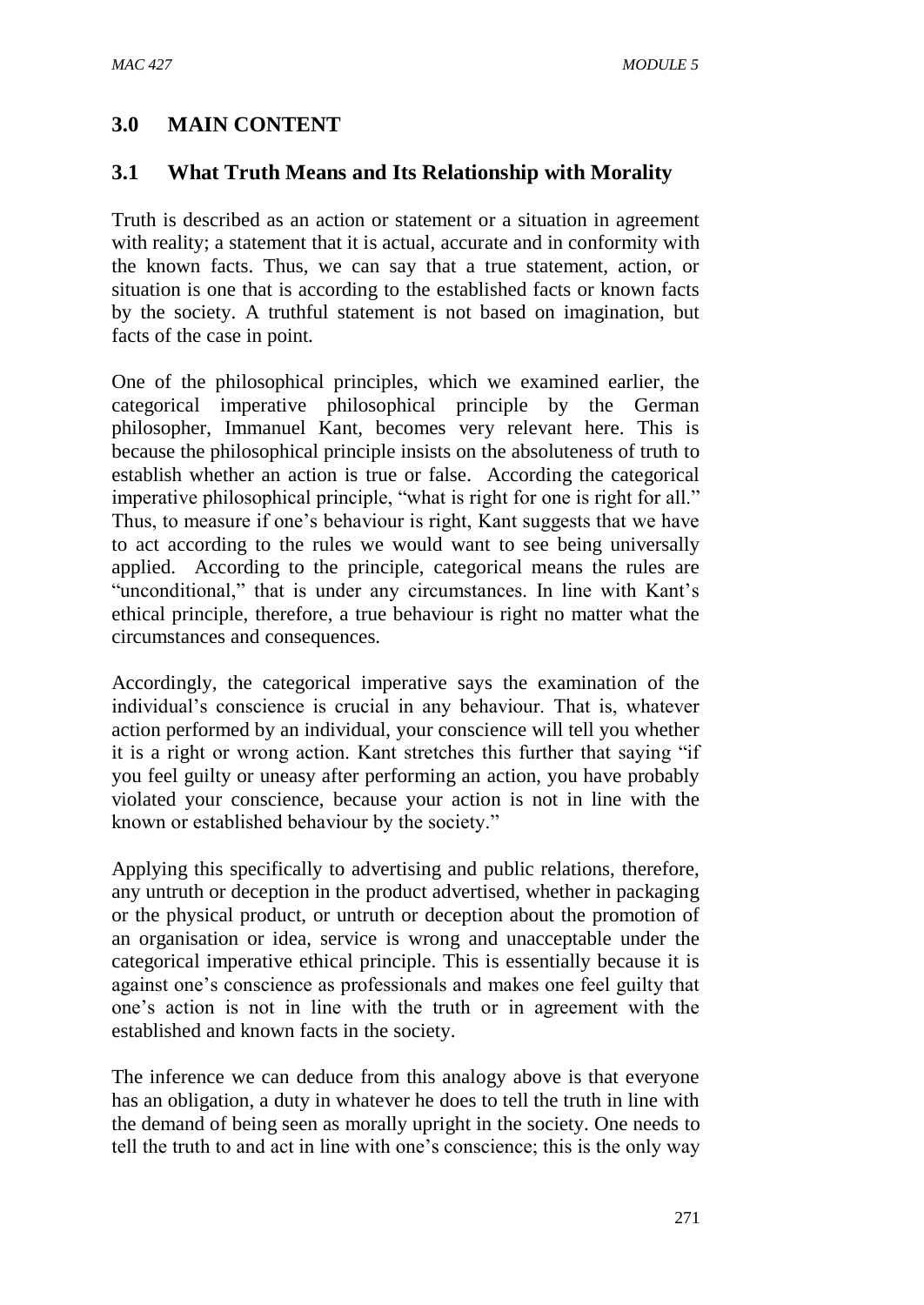## 3.0 MAIN CONTENT

### 3.1 What Truth Means and Its Relationship with Morality

Truth is described as an action or statement or a situation in agreement with reality; a statement that it is actual, accurate and in conformity with the known facts. Thus, we can say that a true statement, action, or situation is one that is according to the established facts or known facts by the society. A truthful statement is not based on imagination, but facts of the case in point.

One of the philosophical principles, which we examined earlier, the categorical imperative philosophical principle by the German philosopher, Immanuel Kant, becomes very relevant here. This is because the philosophical principle insists on the absoluteness of truth to establish whether an action is true or false. According the categorical imperative philosophical principle, "what is right for one is right for all." Thus, to measure if one's behaviour is right, Kant suggests that we have to act according to the rules we would want to see being universally applied. According to the principle, categorical means the rules are "unconditional," that is under any circumstances. In line with Kant's ethical principle, therefore, a true behaviour is right no matter what the circumstances and consequences.

Accordingly, the categorical imperative says the examination of the individual's conscience is crucial in any behaviour. That is, whatever action performed by an individual, your conscience will tell you whether it is a right or wrong action. Kant stretches this further that saying "if you feel guilty or uneasy after performing an action, you have probably violated your conscience, because your action is not in line with the known or established behaviour by the society."

Applying this specifically to advertising and public relations, therefore, any untruth or deception in the product advertised, whether in packaging or the physical product, or untruth or deception about the promotion of an organisation or idea, service is wrong and unacceptable under the categorical imperative ethical principle. This is essentially because it is against one's conscience as professionals and makes one feel guilty that one's action is not in line with the truth or in agreement with the established and known facts in the society.

The inference we can deduce from this analogy above is that everyone has an obligation, a duty in whatever he does to tell the truth in line with the demand of being seen as morally upright in the society. One needs to tell the truth to and act in line with one's conscience; this is the only way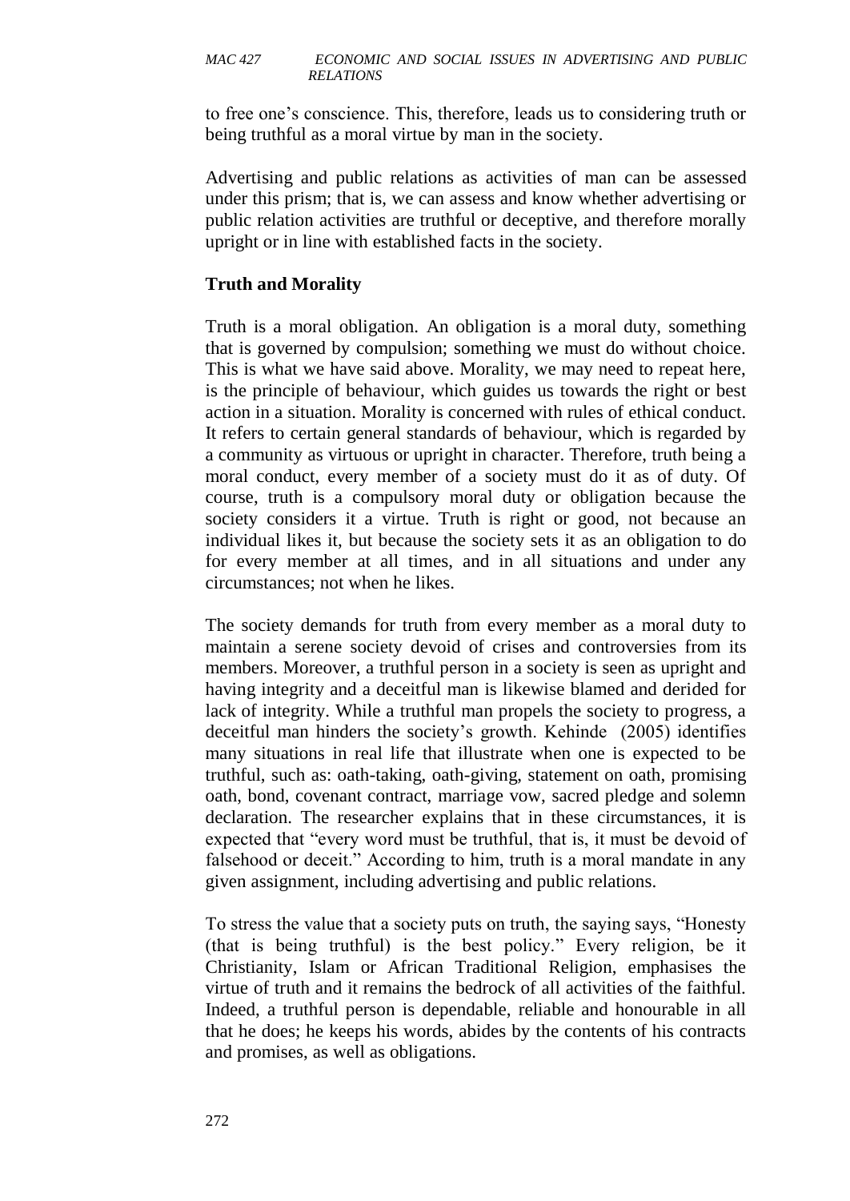to free one's conscience. This, therefore, leads us to considering truth or being truthful as a moral virtue by man in the society.

Advertising and public relations as activities of man can be assessed under this prism; that is, we can assess and know whether advertising or public relation activities are truthful or deceptive, and therefore morally upright or in line with established facts in the society.

**Truth and Morality**

Truth is a moral obligation. An obligation is a moral duty, something that is governed by compulsion; something we must do without choice. This is what we have said above. Morality, we may need to repeat here, is the principle of behaviour, which guides us towards the right or best action in a situation. Morality is concerned with rules of ethical conduct. It refers to certain general standards of behaviour, which is regarded by a community as virtuous or upright in character. Therefore, truth being a moral conduct, every member of a society must do it as of duty. Of course, truth is a compulsory moral duty or obligation because the society considers it a virtue. Truth is right or good, not because an individual likes it, but because the society sets it as an obligation to do for every member at all times, and in all situations and under any circumstances; not when he likes.

The society demands for truth from every member as a moral duty to maintain a serene society devoid of crises and controversies from its members. Moreover, a truthful person in a society is seen as upright and having integrity and a deceitful man is likewise blamed and derided for lack of integrity. While a truthful man propels the society to progress, a deceitful man hinders the society's growth. Kehinde (2005) identifies many situations in real life that illustrate when one is expected to be truthful, such as: oath-taking, oath-giving, statement on oath, promising oath, bond, covenant contract, marriage vow, sacred pledge and solemn declaration. The researcher explains that in these circumstances, it is expected that "every word must be truthful, that is, it must be devoid of falsehood or deceit." According to him, truth is a moral mandate in any given assignment, including advertising and public relations.

To stress the value that a society puts on truth, the saying says, "Honesty (that is being truthful) is the best policy." Every religion, be it Christianity, Islam or African Traditional Religion, emphasises the virtue of truth and it remains the bedrock of all activities of the faithful. Indeed, a truthful person is dependable, reliable and honourable in all that he does; he keeps his words, abides by the contents of his contracts and promises, as well as obligations.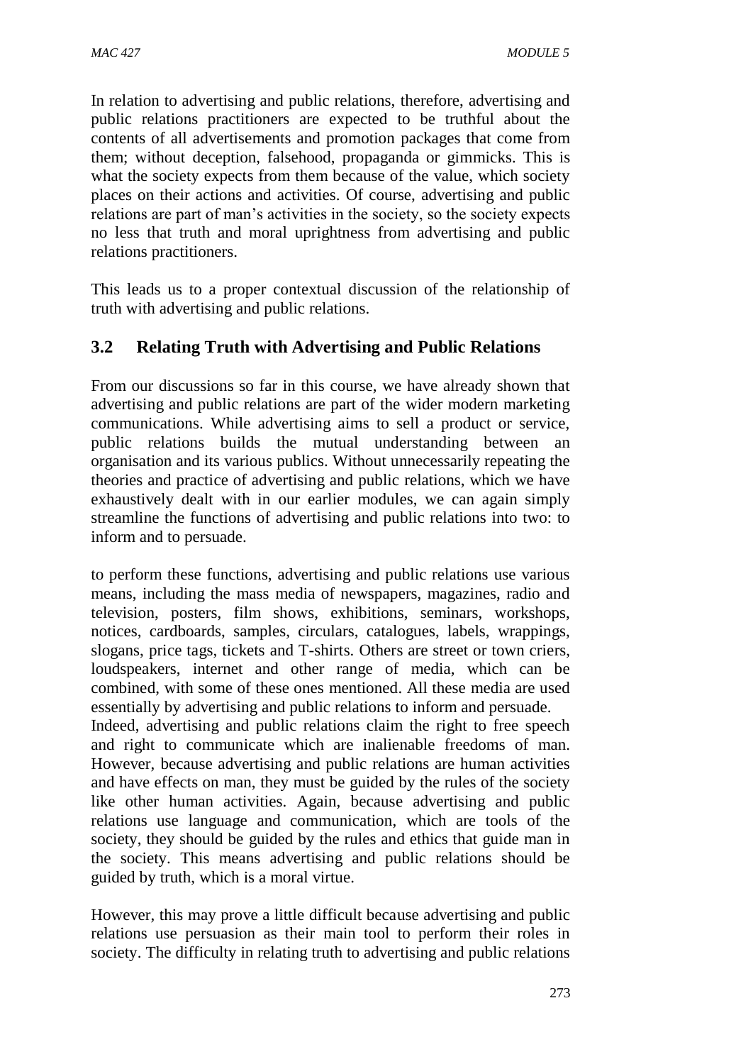In relation to advertising and public relations, therefore, advertising and public relations practitioners are expected to be truthful about the contents of all advertisements and promotion packages that come from them; without deception, falsehood, propaganda or gimmicks. This is what the society expects from them because of the value, which society places on their actions and activities. Of course, advertising and public relations are part of man's activities in the society, so the society expects no less that truth and moral uprightness from advertising and public relations practitioners.

This leads us to a proper contextual discussion of the relationship of truth with advertising and public relations.

## 3.2 Relating Truth with Advertising and Public Relations

From our discussions so far in this course, we have already shown that advertising and public relations are part of the wider modern marketing communications. While advertising aims to sell a product or service, public relations builds the mutual understanding between an organisation and its various publics. Without unnecessarily repeating the theories and practice of advertising and public relations, which we have exhaustively dealt with in our earlier modules, we can again simply streamline the functions of advertising and public relations into two: to inform and to persuade.

to perform these functions, advertising and public relations use various means, including the mass media of newspapers, magazines, radio and television, posters, film shows, exhibitions, seminars, workshops, notices, cardboards, samples, circulars, catalogues, labels, wrappings, slogans, price tags, tickets and T-shirts. Others are street or town criers, loudspeakers, internet and other range of media, which can be combined, with some of these ones mentioned. All these media are used essentially by advertising and public relations to inform and persuade.
Indeed, advertising and public relations claim the right to free speech and right to communicate which are inalienable freedoms of man. However, because advertising and public relations are human activities and have effects on man, they must be guided by the rules of the society like other human activities. Again, because advertising and public relations use language and communication, which are tools of the society, they should be guided by the rules and ethics that guide man in the society. This means advertising and public relations should be guided by truth, which is a moral virtue.

However, this may prove a little difficult because advertising and public relations use persuasion as their main tool to perform their roles in society. The difficulty in relating truth to advertising and public relations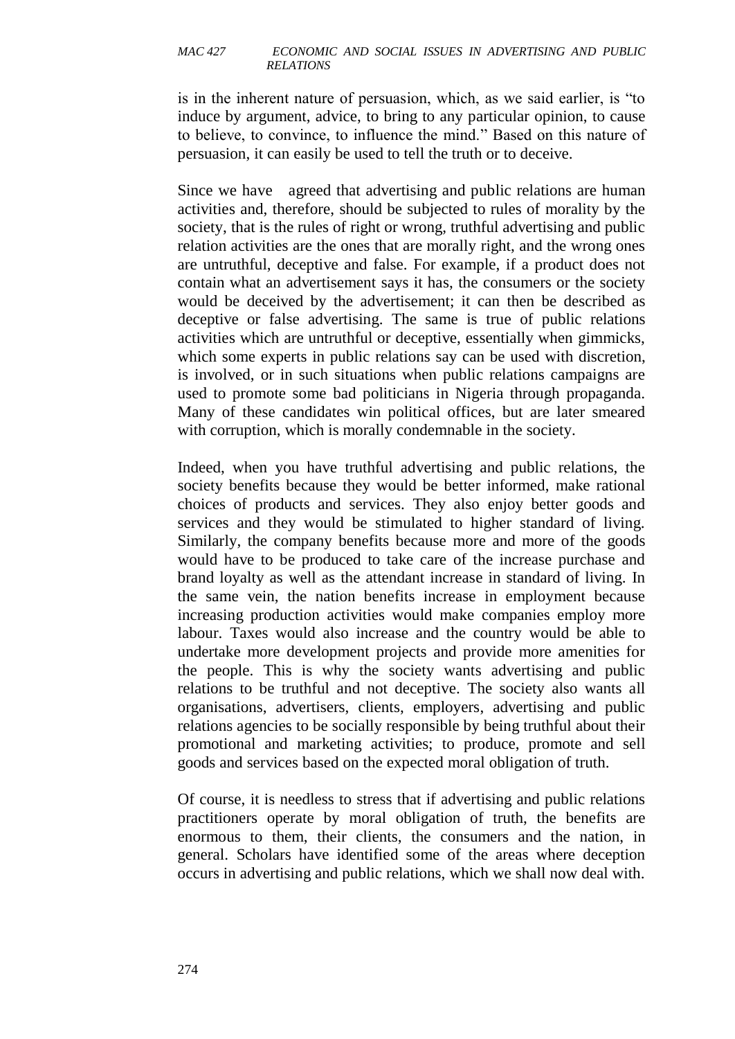is in the inherent nature of persuasion, which, as we said earlier, is "to induce by argument, advice, to bring to any particular opinion, to cause to believe, to convince, to influence the mind." Based on this nature of persuasion, it can easily be used to tell the truth or to deceive.

Since we have agreed that advertising and public relations are human activities and, therefore, should be subjected to rules of morality by the society, that is the rules of right or wrong, truthful advertising and public relation activities are the ones that are morally right, and the wrong ones are untruthful, deceptive and false. For example, if a product does not contain what an advertisement says it has, the consumers or the society would be deceived by the advertisement; it can then be described as deceptive or false advertising. The same is true of public relations activities which are untruthful or deceptive, essentially when gimmicks, which some experts in public relations say can be used with discretion, is involved, or in such situations when public relations campaigns are used to promote some bad politicians in Nigeria through propaganda. Many of these candidates win political offices, but are later smeared with corruption, which is morally condemnable in the society.

Indeed, when you have truthful advertising and public relations, the society benefits because they would be better informed, make rational choices of products and services. They also enjoy better goods and services and they would be stimulated to higher standard of living. Similarly, the company benefits because more and more of the goods would have to be produced to take care of the increase purchase and brand loyalty as well as the attendant increase in standard of living. In the same vein, the nation benefits increase in employment because increasing production activities would make companies employ more labour. Taxes would also increase and the country would be able to undertake more development projects and provide more amenities for the people. This is why the society wants advertising and public relations to be truthful and not deceptive. The society also wants all organisations, advertisers, clients, employers, advertising and public relations agencies to be socially responsible by being truthful about their promotional and marketing activities; to produce, promote and sell goods and services based on the expected moral obligation of truth.

Of course, it is needless to stress that if advertising and public relations practitioners operate by moral obligation of truth, the benefits are enormous to them, their clients, the consumers and the nation, in general. Scholars have identified some of the areas where deception occurs in advertising and public relations, which we shall now deal with.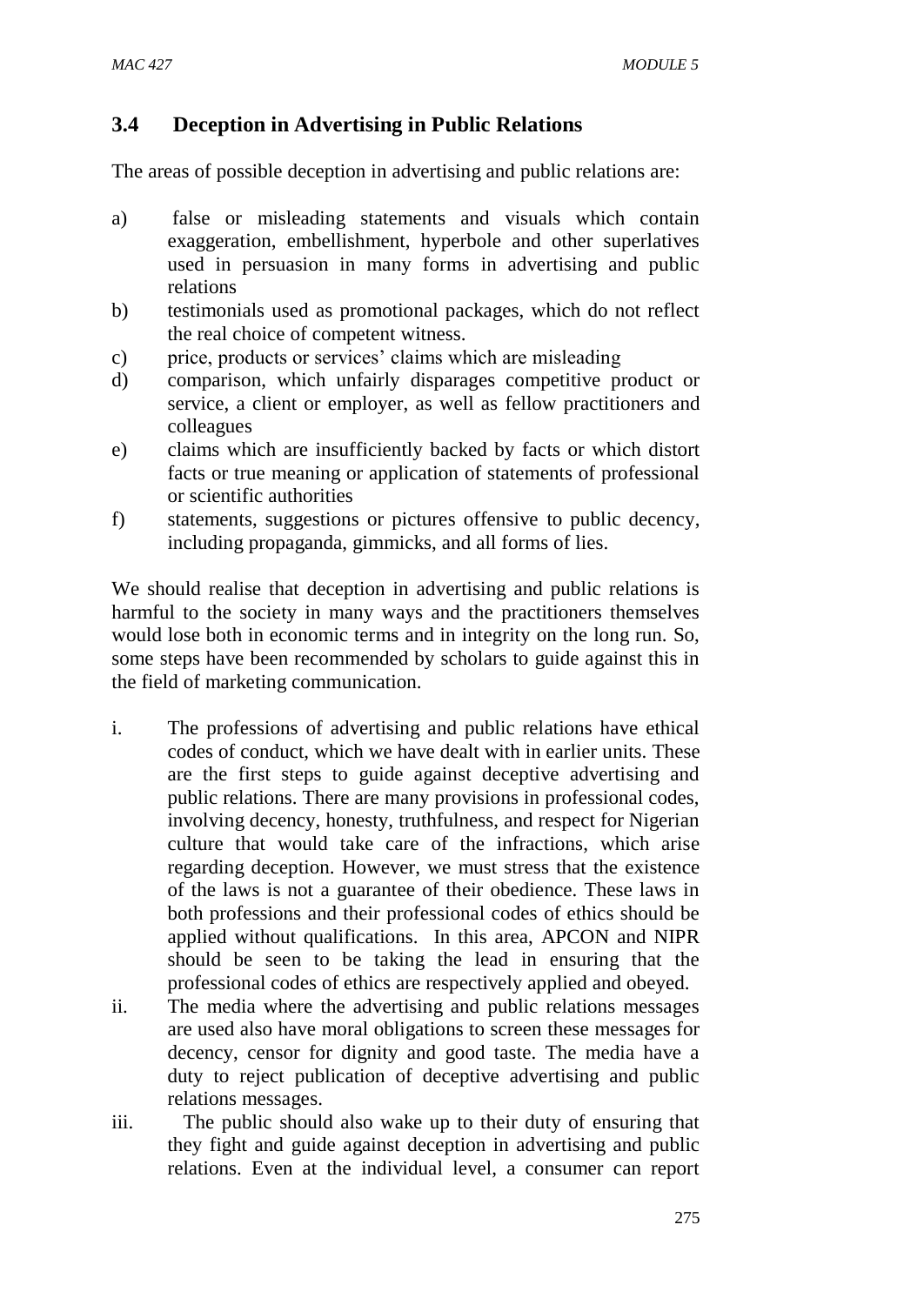### 3.4 Deception in Advertising in Public Relations

The areas of possible deception in advertising and public relations are:

a) false or misleading statements and visuals which contain exaggeration, embellishment, hyperbole and other superlatives used in persuasion in many forms in advertising and public relations
b) testimonials used as promotional packages, which do not reflect the real choice of competent witness.
c) price, products or services' claims which are misleading
d) comparison, which unfairly disparages competitive product or service, a client or employer, as well as fellow practitioners and colleagues
e) claims which are insufficiently backed by facts or which distort facts or true meaning or application of statements of professional or scientific authorities
f) statements, suggestions or pictures offensive to public decency, including propaganda, gimmicks, and all forms of lies.

We should realise that deception in advertising and public relations is harmful to the society in many ways and the practitioners themselves would lose both in economic terms and in integrity on the long run. So, some steps have been recommended by scholars to guide against this in the field of marketing communication.

i. The professions of advertising and public relations have ethical codes of conduct, which we have dealt with in earlier units. These are the first steps to guide against deceptive advertising and public relations. There are many provisions in professional codes, involving decency, honesty, truthfulness, and respect for Nigerian culture that would take care of the infractions, which arise regarding deception. However, we must stress that the existence of the laws is not a guarantee of their obedience. These laws in both professions and their professional codes of ethics should be applied without qualifications. In this area, APCON and NIPR should be seen to be taking the lead in ensuring that the professional codes of ethics are respectively applied and obeyed.
ii. The media where the advertising and public relations messages are used also have moral obligations to screen these messages for decency, censor for dignity and good taste. The media have a duty to reject publication of deceptive advertising and public relations messages.
iii. The public should also wake up to their duty of ensuring that they fight and guide against deception in advertising and public relations. Even at the individual level, a consumer can report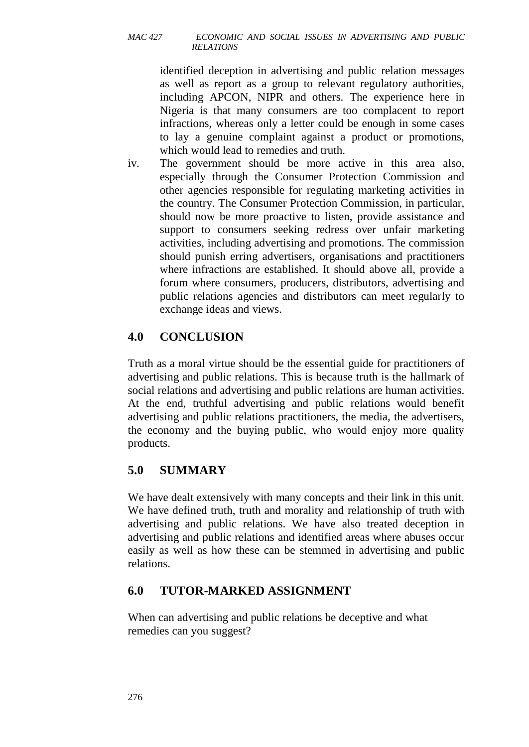identified deception in advertising and public relation messages as well as report as a group to relevant regulatory authorities, including APCON, NIPR and others. The experience here in Nigeria is that many consumers are too complacent to report infractions, whereas only a letter could be enough in some cases to lay a genuine complaint against a product or promotions, which would lead to remedies and truth.

iv. The government should be more active in this area also, especially through the Consumer Protection Commission and other agencies responsible for regulating marketing activities in the country. The Consumer Protection Commission, in particular, should now be more proactive to listen, provide assistance and support to consumers seeking redress over unfair marketing activities, including advertising and promotions. The commission should punish erring advertisers, organisations and practitioners where infractions are established. It should above all, provide a forum where consumers, producers, distributors, advertising and public relations agencies and distributors can meet regularly to exchange ideas and views.

## 4.0 CONCLUSION

Truth as a moral virtue should be the essential guide for practitioners of advertising and public relations. This is because truth is the hallmark of social relations and advertising and public relations are human activities. At the end, truthful advertising and public relations would benefit advertising and public relations practitioners, the media, the advertisers, the economy and the buying public, who would enjoy more quality products.

## 5.0 SUMMARY

We have dealt extensively with many concepts and their link in this unit. We have defined truth, truth and morality and relationship of truth with advertising and public relations. We have also treated deception in advertising and public relations and identified areas where abuses occur easily as well as how these can be stemmed in advertising and public relations.

## 6.0 TUTOR-MARKED ASSIGNMENT

When can advertising and public relations be deceptive and what remedies can you suggest?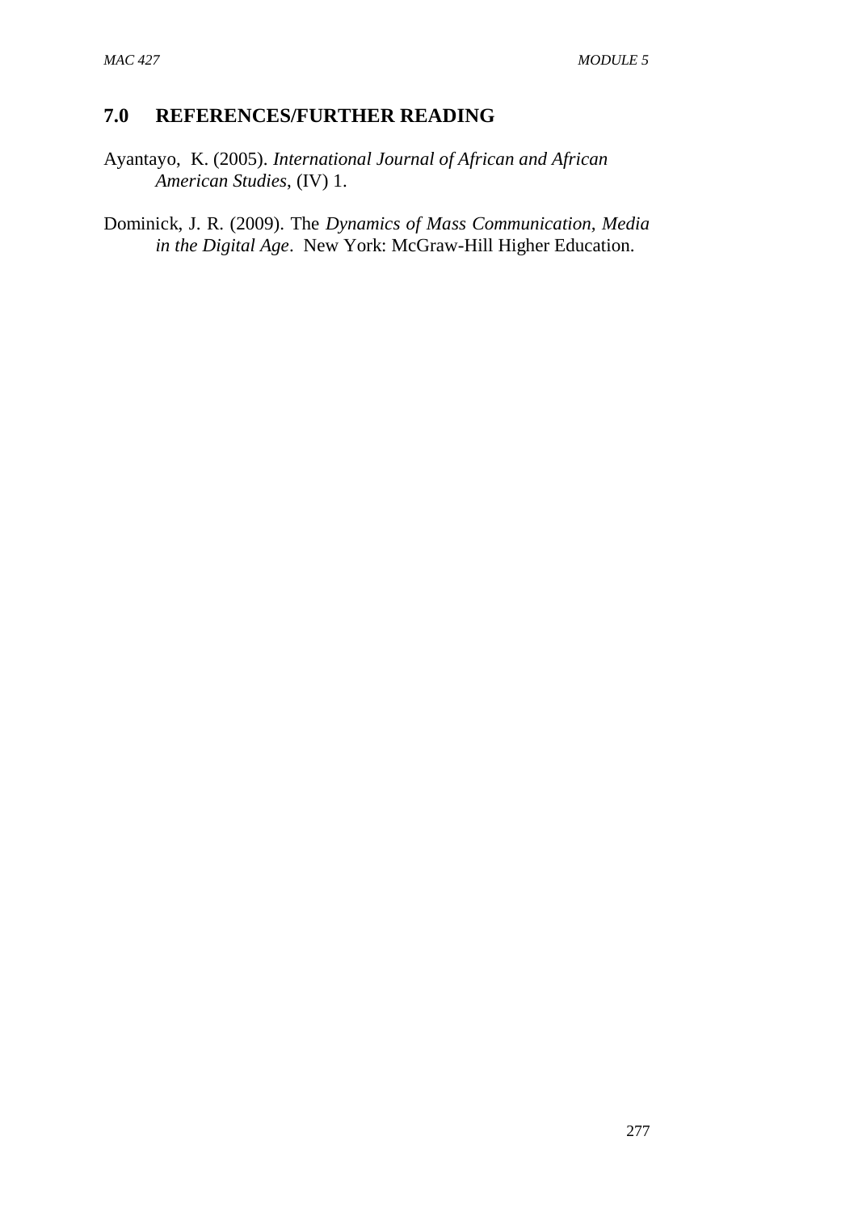## 7.0 REFERENCES/FURTHER READING

Ayantayo, K. (2005). *International Journal of African and African American Studies*, (IV) 1.

Dominick, J. R. (2009). The *Dynamics of Mass Communication, Media in the Digital Age*. New York: McGraw-Hill Higher Education.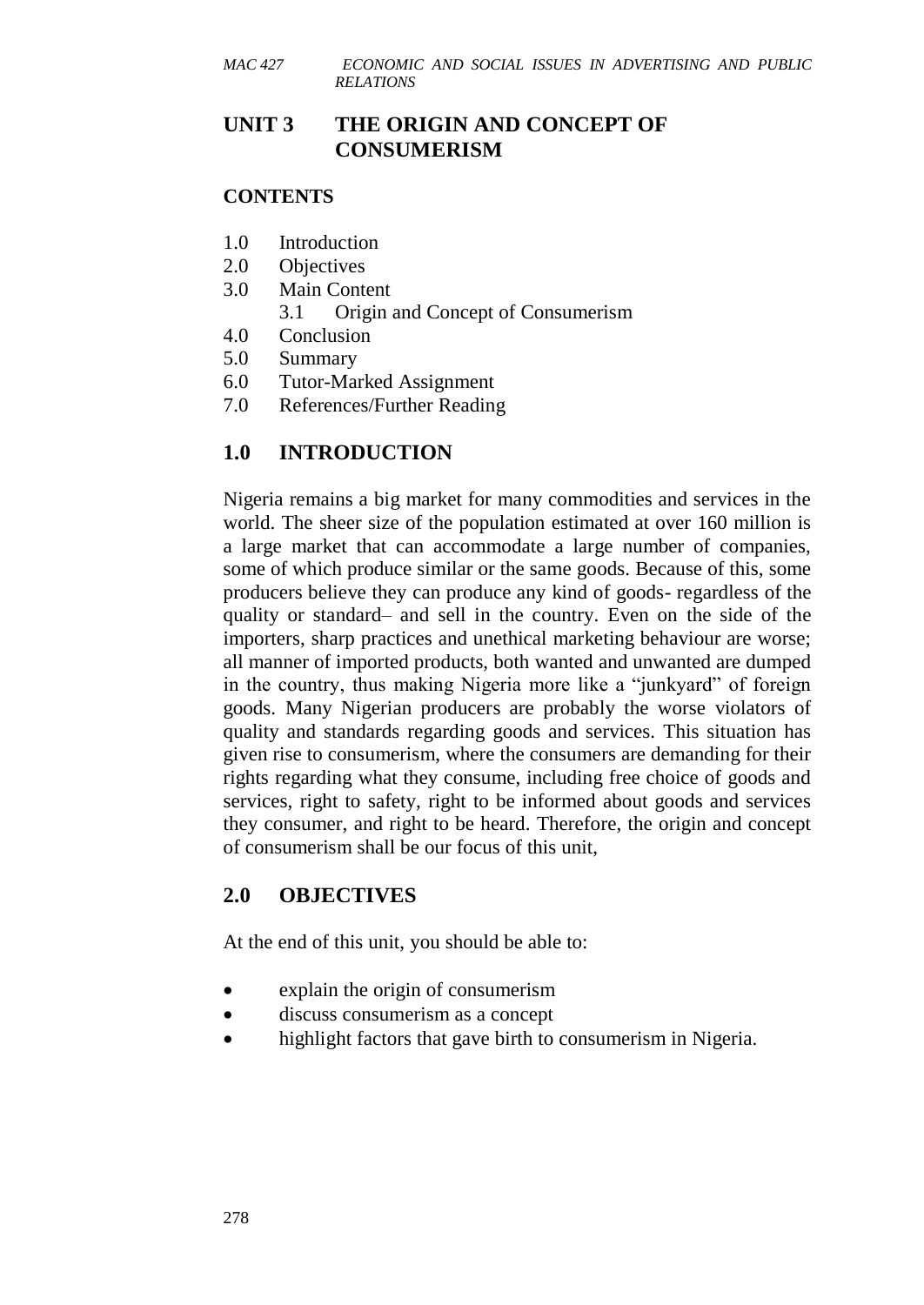# UNIT 3 THE ORIGIN AND CONCEPT OF CONSUMERISM

## CONTENTS

1.0 Introduction
2.0 Objectives
3.0 Main Content
  3.1 Origin and Concept of Consumerism
4.0 Conclusion
5.0 Summary
6.0 Tutor-Marked Assignment
7.0 References/Further Reading

## 1.0 INTRODUCTION

Nigeria remains a big market for many commodities and services in the world. The sheer size of the population estimated at over 160 million is a large market that can accommodate a large number of companies, some of which produce similar or the same goods. Because of this, some producers believe they can produce any kind of goods- regardless of the quality or standard– and sell in the country. Even on the side of the importers, sharp practices and unethical marketing behaviour are worse; all manner of imported products, both wanted and unwanted are dumped in the country, thus making Nigeria more like a "junkyard" of foreign goods. Many Nigerian producers are probably the worse violators of quality and standards regarding goods and services. This situation has given rise to consumerism, where the consumers are demanding for their rights regarding what they consume, including free choice of goods and services, right to safety, right to be informed about goods and services they consumer, and right to be heard. Therefore, the origin and concept of consumerism shall be our focus of this unit,

## 2.0 OBJECTIVES

At the end of this unit, you should be able to:

- explain the origin of consumerism
- discuss consumerism as a concept
- highlight factors that gave birth to consumerism in Nigeria.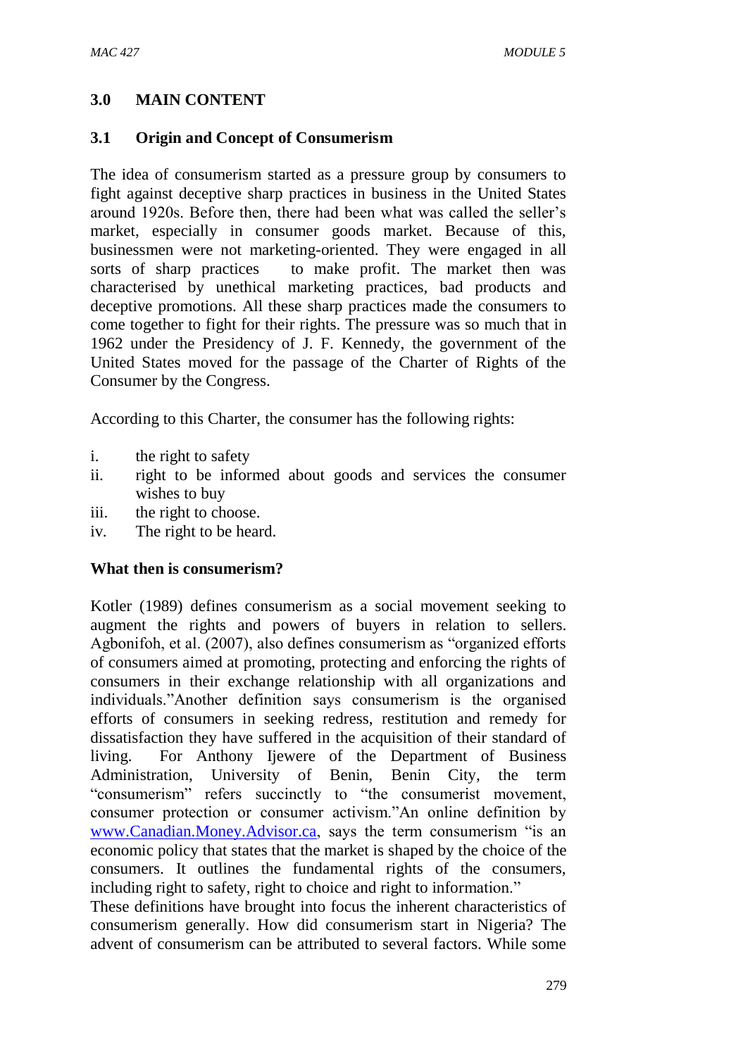## 3.0 MAIN CONTENT

### 3.1 Origin and Concept of Consumerism

The idea of consumerism started as a pressure group by consumers to fight against deceptive sharp practices in business in the United States around 1920s. Before then, there had been what was called the seller's market, especially in consumer goods market. Because of this, businessmen were not marketing-oriented. They were engaged in all sorts of sharp practices to make profit. The market then was characterised by unethical marketing practices, bad products and deceptive promotions. All these sharp practices made the consumers to come together to fight for their rights. The pressure was so much that in 1962 under the Presidency of J. F. Kennedy, the government of the United States moved for the passage of the Charter of Rights of the Consumer by the Congress.

According to this Charter, the consumer has the following rights:

i. the right to safety
ii. right to be informed about goods and services the consumer wishes to buy
iii. the right to choose.
iv. The right to be heard.

**What then is consumerism?**

Kotler (1989) defines consumerism as a social movement seeking to augment the rights and powers of buyers in relation to sellers. Agbonifoh, et al. (2007), also defines consumerism as "organized efforts of consumers aimed at promoting, protecting and enforcing the rights of consumers in their exchange relationship with all organizations and individuals."Another definition says consumerism is the organised efforts of consumers in seeking redress, restitution and remedy for dissatisfaction they have suffered in the acquisition of their standard of living. For Anthony Ijewere of the Department of Business Administration, University of Benin, Benin City, the term "consumerism" refers succinctly to "the consumerist movement, consumer protection or consumer activism."An online definition by [www.Canadian.Money.Advisor.ca](www.Canadian.Money.Advisor.ca), says the term consumerism "is an economic policy that states that the market is shaped by the choice of the consumers. It outlines the fundamental rights of the consumers, including right to safety, right to choice and right to information."
These definitions have brought into focus the inherent characteristics of consumerism generally. How did consumerism start in Nigeria? The advent of consumerism can be attributed to several factors. While some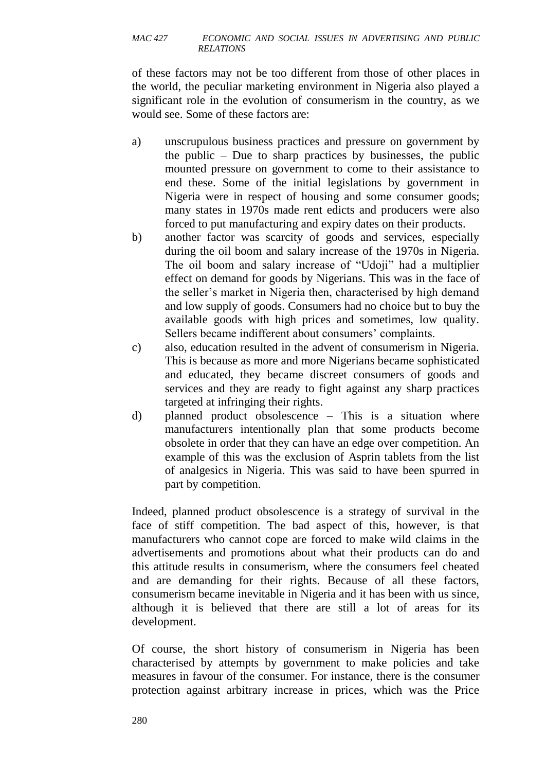of these factors may not be too different from those of other places in the world, the peculiar marketing environment in Nigeria also played a significant role in the evolution of consumerism in the country, as we would see. Some of these factors are:

a) unscrupulous business practices and pressure on government by the public – Due to sharp practices by businesses, the public mounted pressure on government to come to their assistance to end these. Some of the initial legislations by government in Nigeria were in respect of housing and some consumer goods; many states in 1970s made rent edicts and producers were also forced to put manufacturing and expiry dates on their products.
b) another factor was scarcity of goods and services, especially during the oil boom and salary increase of the 1970s in Nigeria. The oil boom and salary increase of "Udoji" had a multiplier effect on demand for goods by Nigerians. This was in the face of the seller's market in Nigeria then, characterised by high demand and low supply of goods. Consumers had no choice but to buy the available goods with high prices and sometimes, low quality. Sellers became indifferent about consumers' complaints.
c) also, education resulted in the advent of consumerism in Nigeria. This is because as more and more Nigerians became sophisticated and educated, they became discreet consumers of goods and services and they are ready to fight against any sharp practices targeted at infringing their rights.
d) planned product obsolescence – This is a situation where manufacturers intentionally plan that some products become obsolete in order that they can have an edge over competition. An example of this was the exclusion of Asprin tablets from the list of analgesics in Nigeria. This was said to have been spurred in part by competition.

Indeed, planned product obsolescence is a strategy of survival in the face of stiff competition. The bad aspect of this, however, is that manufacturers who cannot cope are forced to make wild claims in the advertisements and promotions about what their products can do and this attitude results in consumerism, where the consumers feel cheated and are demanding for their rights. Because of all these factors, consumerism became inevitable in Nigeria and it has been with us since, although it is believed that there are still a lot of areas for its development.

Of course, the short history of consumerism in Nigeria has been characterised by attempts by government to make policies and take measures in favour of the consumer. For instance, there is the consumer protection against arbitrary increase in prices, which was the Price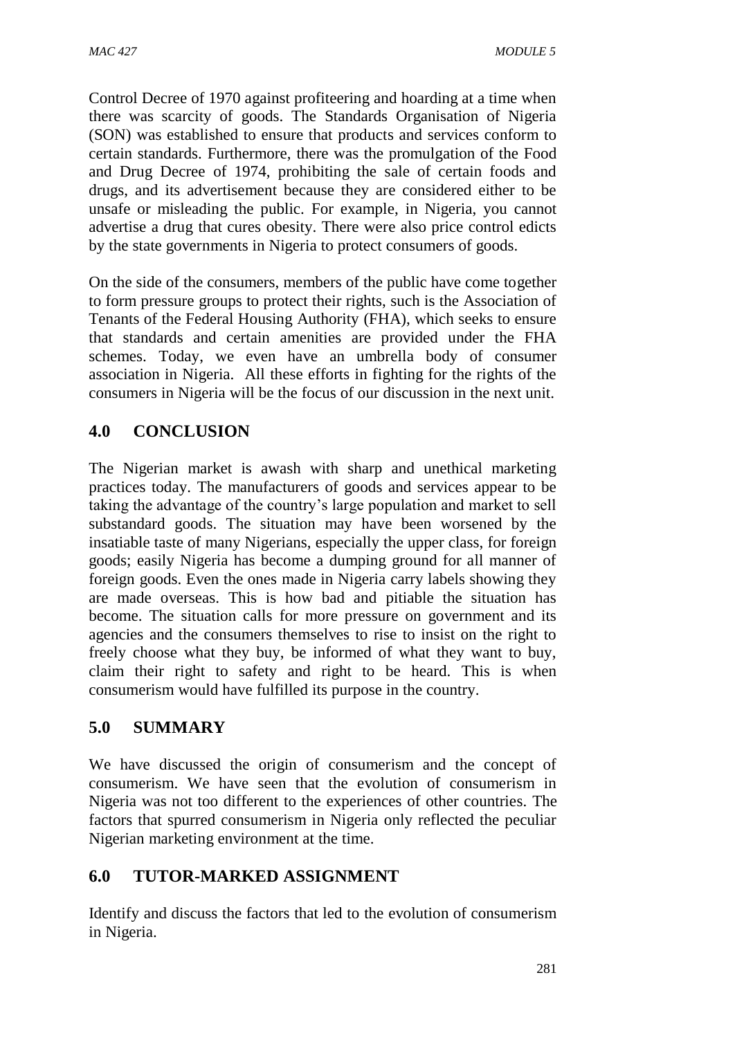Control Decree of 1970 against profiteering and hoarding at a time when there was scarcity of goods. The Standards Organisation of Nigeria (SON) was established to ensure that products and services conform to certain standards. Furthermore, there was the promulgation of the Food and Drug Decree of 1974, prohibiting the sale of certain foods and drugs, and its advertisement because they are considered either to be unsafe or misleading the public. For example, in Nigeria, you cannot advertise a drug that cures obesity. There were also price control edicts by the state governments in Nigeria to protect consumers of goods.

On the side of the consumers, members of the public have come together to form pressure groups to protect their rights, such is the Association of Tenants of the Federal Housing Authority (FHA), which seeks to ensure that standards and certain amenities are provided under the FHA schemes. Today, we even have an umbrella body of consumer association in Nigeria. All these efforts in fighting for the rights of the consumers in Nigeria will be the focus of our discussion in the next unit.

## 4.0 CONCLUSION

The Nigerian market is awash with sharp and unethical marketing practices today. The manufacturers of goods and services appear to be taking the advantage of the country's large population and market to sell substandard goods. The situation may have been worsened by the insatiable taste of many Nigerians, especially the upper class, for foreign goods; easily Nigeria has become a dumping ground for all manner of foreign goods. Even the ones made in Nigeria carry labels showing they are made overseas. This is how bad and pitiable the situation has become. The situation calls for more pressure on government and its agencies and the consumers themselves to rise to insist on the right to freely choose what they buy, be informed of what they want to buy, claim their right to safety and right to be heard. This is when consumerism would have fulfilled its purpose in the country.

## 5.0 SUMMARY

We have discussed the origin of consumerism and the concept of consumerism. We have seen that the evolution of consumerism in Nigeria was not too different to the experiences of other countries. The factors that spurred consumerism in Nigeria only reflected the peculiar Nigerian marketing environment at the time.

## 6.0 TUTOR-MARKED ASSIGNMENT

Identify and discuss the factors that led to the evolution of consumerism in Nigeria.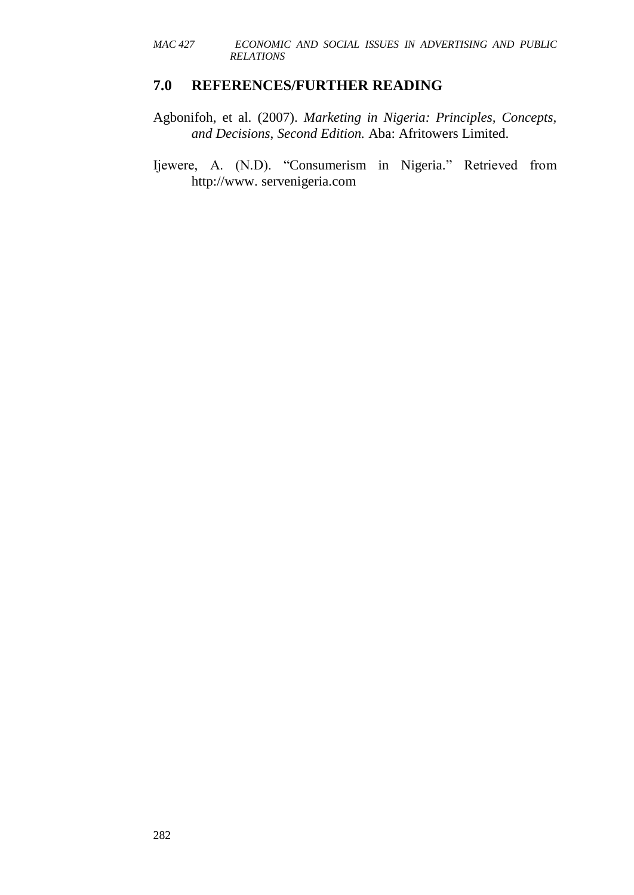## 7.0 REFERENCES/FURTHER READING

Agbonifoh, et al. (2007). *Marketing in Nigeria: Principles, Concepts, and Decisions*, *Second Edition.* Aba: Afritowers Limited.

Ijewere, A. (N.D). "Consumerism in Nigeria." Retrieved from http://www. servenigeria.com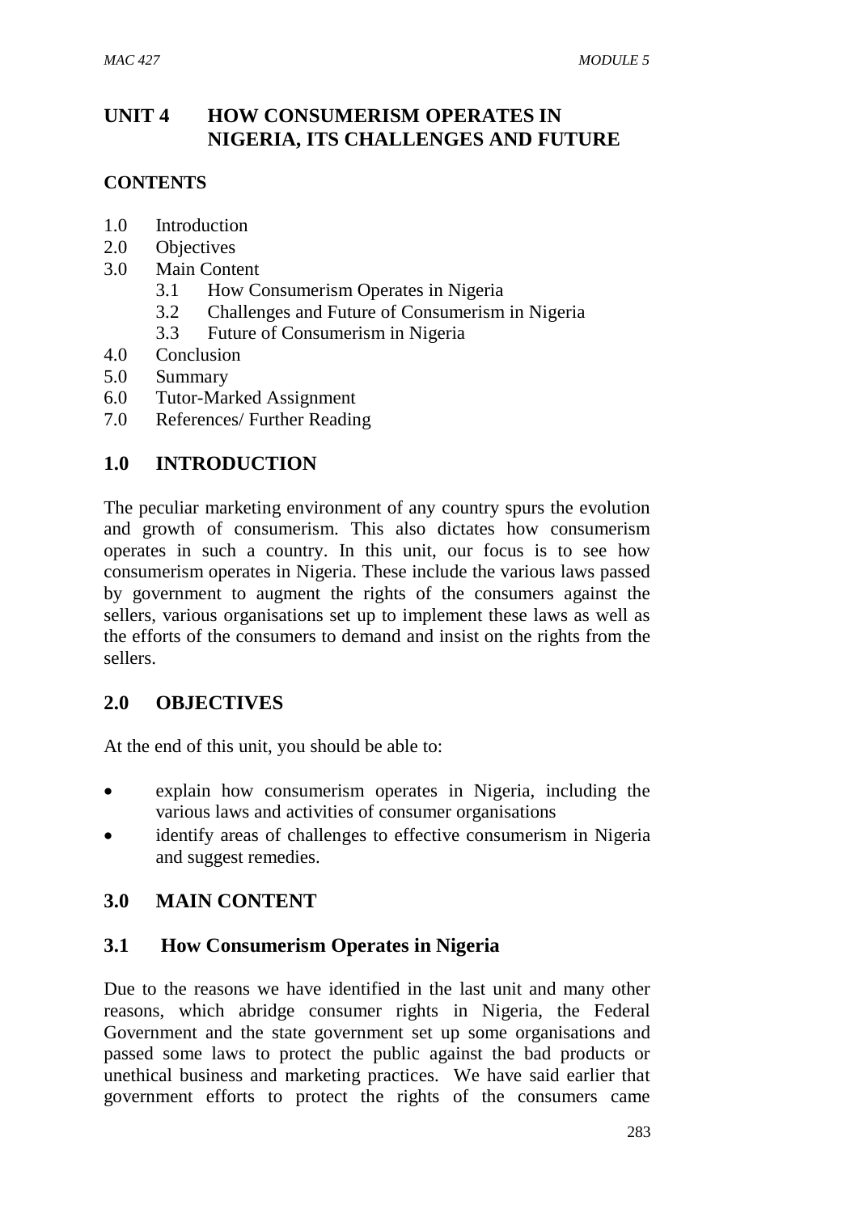# UNIT 4 HOW CONSUMERISM OPERATES IN NIGERIA, ITS CHALLENGES AND FUTURE

**CONTENTS**

- 1.0 Introduction
- 2.0 Objectives
- 3.0 Main Content
  - 3.1 How Consumerism Operates in Nigeria
  - 3.2 Challenges and Future of Consumerism in Nigeria
  - 3.3 Future of Consumerism in Nigeria
- 4.0 Conclusion
- 5.0 Summary
- 6.0 Tutor-Marked Assignment
- 7.0 References/ Further Reading

## 1.0 INTRODUCTION

The peculiar marketing environment of any country spurs the evolution and growth of consumerism. This also dictates how consumerism operates in such a country. In this unit, our focus is to see how consumerism operates in Nigeria. These include the various laws passed by government to augment the rights of the consumers against the sellers, various organisations set up to implement these laws as well as the efforts of the consumers to demand and insist on the rights from the sellers.

## 2.0 OBJECTIVES

At the end of this unit, you should be able to:

- explain how consumerism operates in Nigeria, including the various laws and activities of consumer organisations
- identify areas of challenges to effective consumerism in Nigeria and suggest remedies.

## 3.0 MAIN CONTENT

### 3.1 How Consumerism Operates in Nigeria

Due to the reasons we have identified in the last unit and many other reasons, which abridge consumer rights in Nigeria, the Federal Government and the state government set up some organisations and passed some laws to protect the public against the bad products or unethical business and marketing practices. We have said earlier that government efforts to protect the rights of the consumers came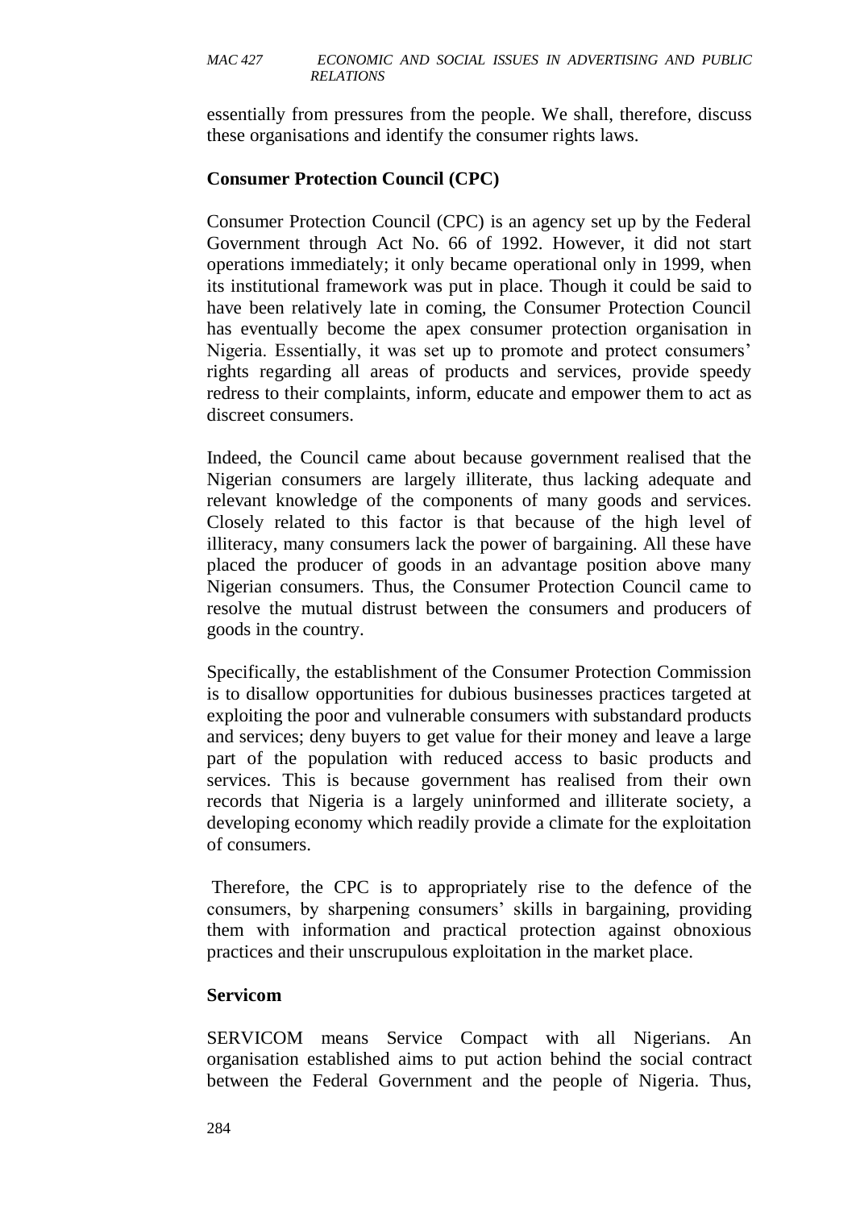essentially from pressures from the people. We shall, therefore, discuss these organisations and identify the consumer rights laws.

**Consumer Protection Council (CPC)**

Consumer Protection Council (CPC) is an agency set up by the Federal Government through Act No. 66 of 1992. However, it did not start operations immediately; it only became operational only in 1999, when its institutional framework was put in place. Though it could be said to have been relatively late in coming, the Consumer Protection Council has eventually become the apex consumer protection organisation in Nigeria. Essentially, it was set up to promote and protect consumers' rights regarding all areas of products and services, provide speedy redress to their complaints, inform, educate and empower them to act as discreet consumers.

Indeed, the Council came about because government realised that the Nigerian consumers are largely illiterate, thus lacking adequate and relevant knowledge of the components of many goods and services. Closely related to this factor is that because of the high level of illiteracy, many consumers lack the power of bargaining. All these have placed the producer of goods in an advantage position above many Nigerian consumers. Thus, the Consumer Protection Council came to resolve the mutual distrust between the consumers and producers of goods in the country.

Specifically, the establishment of the Consumer Protection Commission is to disallow opportunities for dubious businesses practices targeted at exploiting the poor and vulnerable consumers with substandard products and services; deny buyers to get value for their money and leave a large part of the population with reduced access to basic products and services. This is because government has realised from their own records that Nigeria is a largely uninformed and illiterate society, a developing economy which readily provide a climate for the exploitation of consumers.

Therefore, the CPC is to appropriately rise to the defence of the consumers, by sharpening consumers' skills in bargaining, providing them with information and practical protection against obnoxious practices and their unscrupulous exploitation in the market place.

**Servicom**

SERVICOM means Service Compact with all Nigerians. An organisation established aims to put action behind the social contract between the Federal Government and the people of Nigeria. Thus,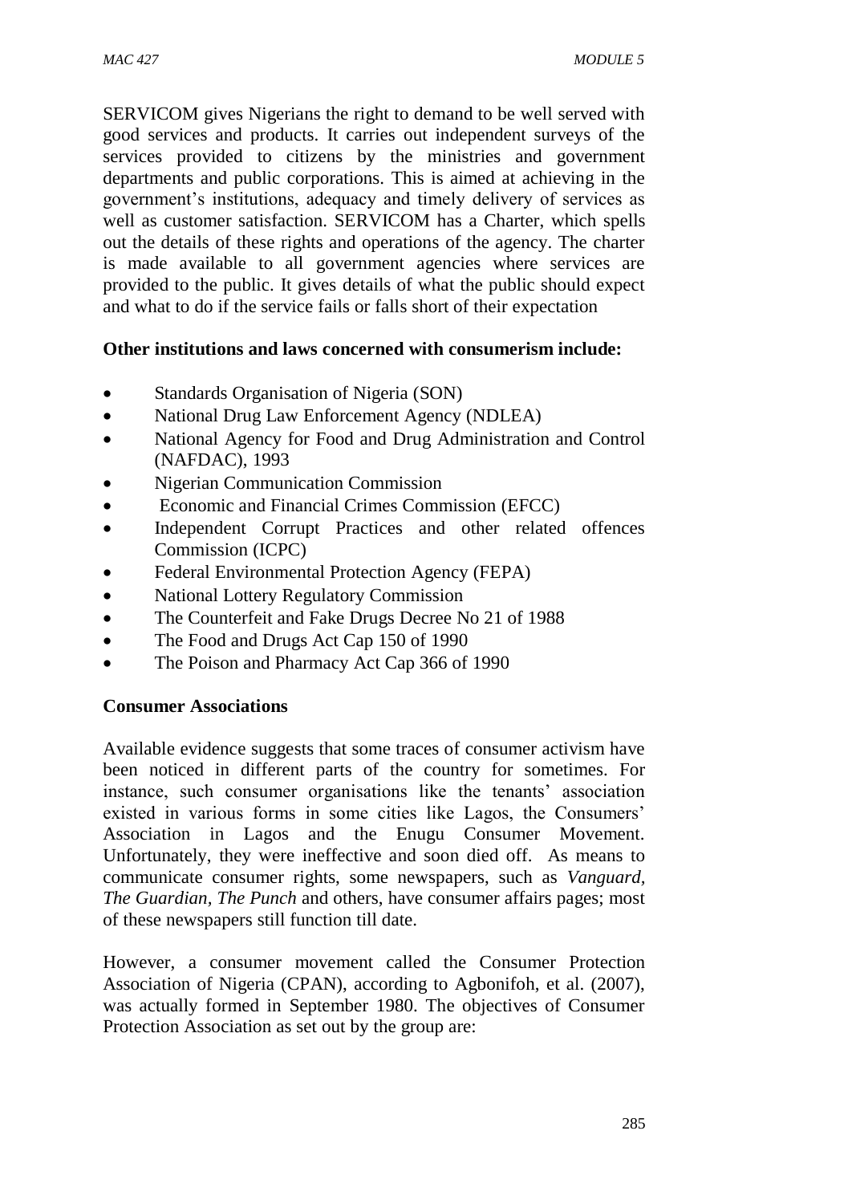SERVICOM gives Nigerians the right to demand to be well served with good services and products. It carries out independent surveys of the services provided to citizens by the ministries and government departments and public corporations. This is aimed at achieving in the government's institutions, adequacy and timely delivery of services as well as customer satisfaction. SERVICOM has a Charter, which spells out the details of these rights and operations of the agency. The charter is made available to all government agencies where services are provided to the public. It gives details of what the public should expect and what to do if the service fails or falls short of their expectation

**Other institutions and laws concerned with consumerism include:**

- Standards Organisation of Nigeria (SON)
- National Drug Law Enforcement Agency (NDLEA)
- National Agency for Food and Drug Administration and Control (NAFDAC), 1993
- Nigerian Communication Commission
- Economic and Financial Crimes Commission (EFCC)
- Independent Corrupt Practices and other related offences Commission (ICPC)
- Federal Environmental Protection Agency (FEPA)
- National Lottery Regulatory Commission
- The Counterfeit and Fake Drugs Decree No 21 of 1988
- The Food and Drugs Act Cap 150 of 1990
- The Poison and Pharmacy Act Cap 366 of 1990

**Consumer Associations**

Available evidence suggests that some traces of consumer activism have been noticed in different parts of the country for sometimes. For instance, such consumer organisations like the tenants' association existed in various forms in some cities like Lagos, the Consumers' Association in Lagos and the Enugu Consumer Movement. Unfortunately, they were ineffective and soon died off. As means to communicate consumer rights, some newspapers, such as *Vanguard, The Guardian, The Punch* and others, have consumer affairs pages; most of these newspapers still function till date.

However, a consumer movement called the Consumer Protection Association of Nigeria (CPAN), according to Agbonifoh, et al. (2007), was actually formed in September 1980. The objectives of Consumer Protection Association as set out by the group are: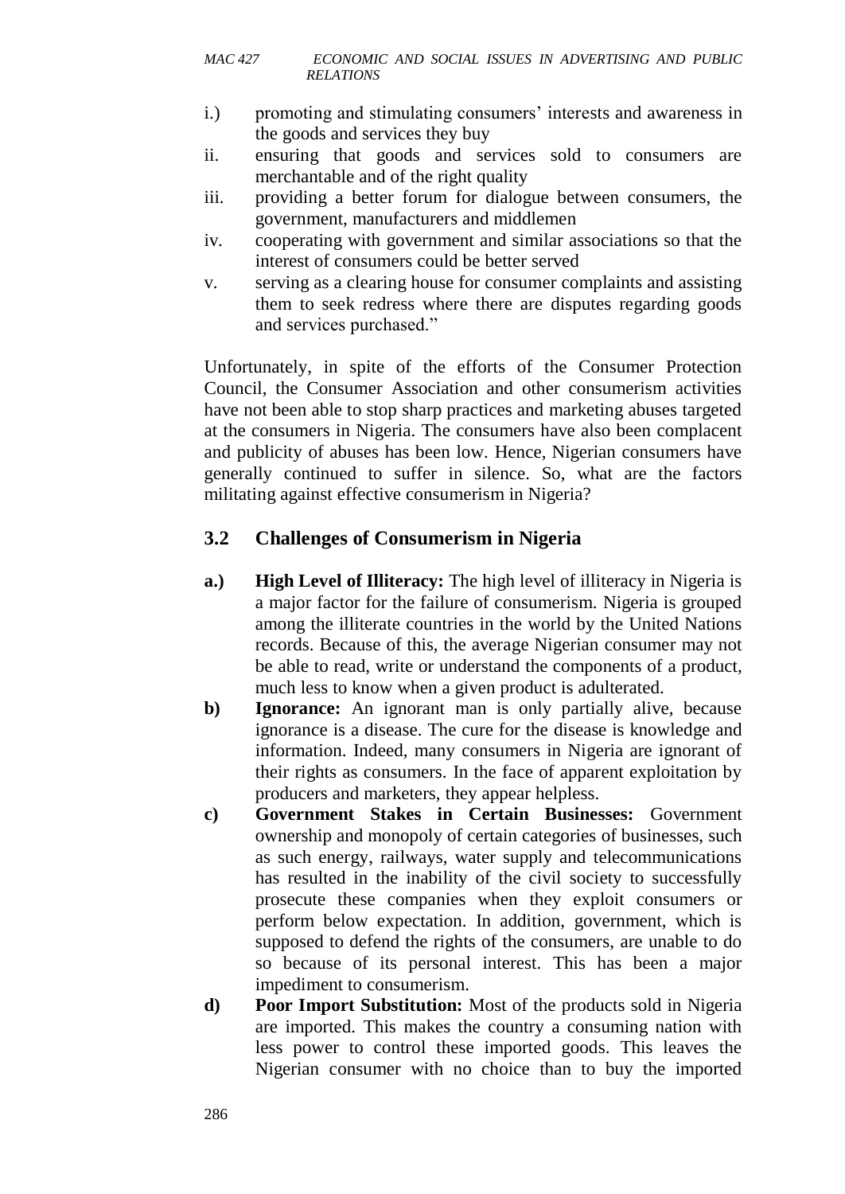i.) promoting and stimulating consumers' interests and awareness in the goods and services they buy

ii. ensuring that goods and services sold to consumers are merchantable and of the right quality

iii. providing a better forum for dialogue between consumers, the government, manufacturers and middlemen

iv. cooperating with government and similar associations so that the interest of consumers could be better served

v. serving as a clearing house for consumer complaints and assisting them to seek redress where there are disputes regarding goods and services purchased."

Unfortunately, in spite of the efforts of the Consumer Protection Council, the Consumer Association and other consumerism activities have not been able to stop sharp practices and marketing abuses targeted at the consumers in Nigeria. The consumers have also been complacent and publicity of abuses has been low. Hence, Nigerian consumers have generally continued to suffer in silence. So, what are the factors militating against effective consumerism in Nigeria?

## 3.2 Challenges of Consumerism in Nigeria

**a.) High Level of Illiteracy:** The high level of illiteracy in Nigeria is a major factor for the failure of consumerism. Nigeria is grouped among the illiterate countries in the world by the United Nations records. Because of this, the average Nigerian consumer may not be able to read, write or understand the components of a product, much less to know when a given product is adulterated.

**b) Ignorance:** An ignorant man is only partially alive, because ignorance is a disease. The cure for the disease is knowledge and information. Indeed, many consumers in Nigeria are ignorant of their rights as consumers. In the face of apparent exploitation by producers and marketers, they appear helpless.

**c) Government Stakes in Certain Businesses:** Government ownership and monopoly of certain categories of businesses, such as such energy, railways, water supply and telecommunications has resulted in the inability of the civil society to successfully prosecute these companies when they exploit consumers or perform below expectation. In addition, government, which is supposed to defend the rights of the consumers, are unable to do so because of its personal interest. This has been a major impediment to consumerism.

**d) Poor Import Substitution:** Most of the products sold in Nigeria are imported. This makes the country a consuming nation with less power to control these imported goods. This leaves the Nigerian consumer with no choice than to buy the imported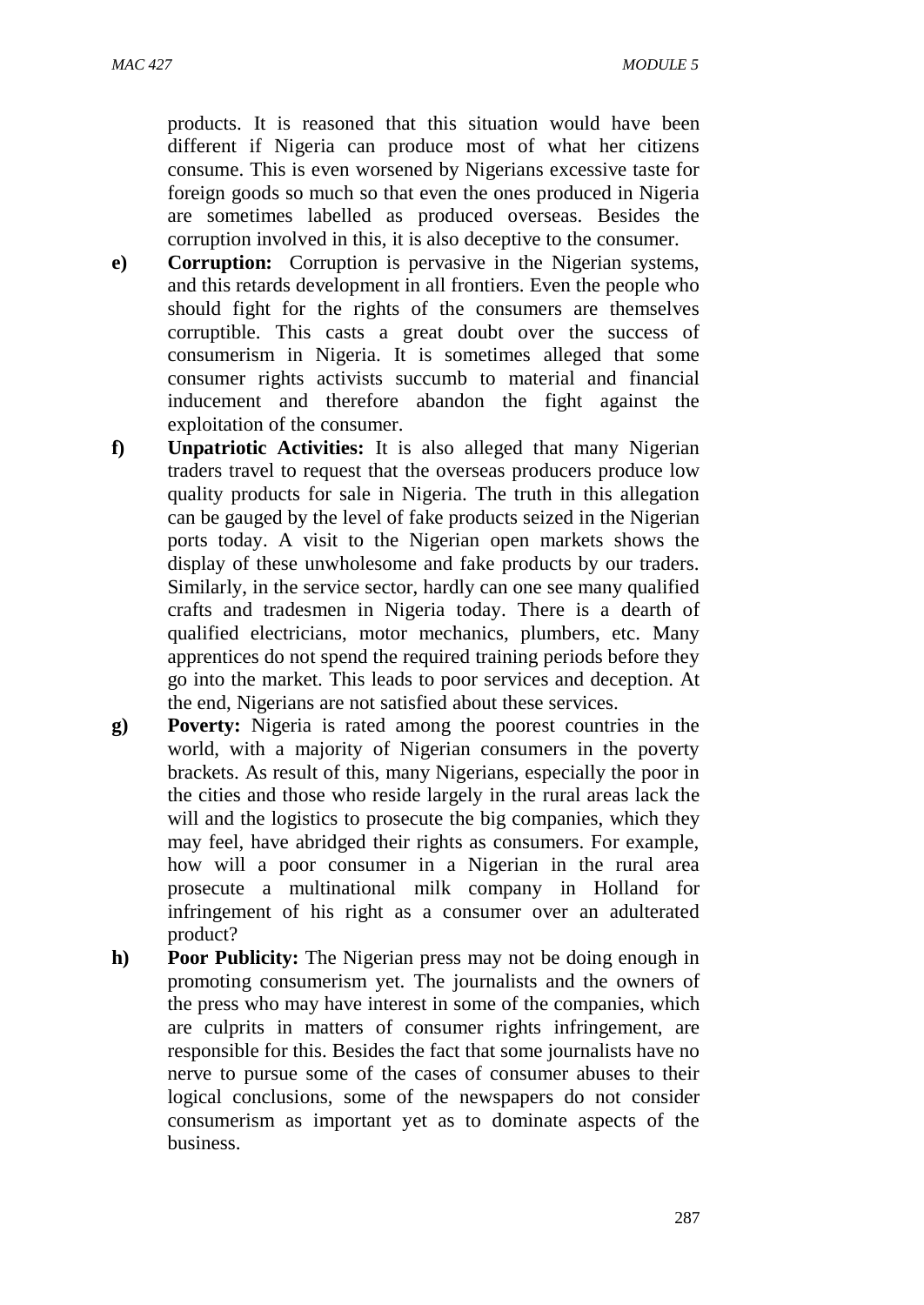products. It is reasoned that this situation would have been different if Nigeria can produce most of what her citizens consume. This is even worsened by Nigerians excessive taste for foreign goods so much so that even the ones produced in Nigeria are sometimes labelled as produced overseas. Besides the corruption involved in this, it is also deceptive to the consumer.

e) **Corruption:** Corruption is pervasive in the Nigerian systems, and this retards development in all frontiers. Even the people who should fight for the rights of the consumers are themselves corruptible. This casts a great doubt over the success of consumerism in Nigeria. It is sometimes alleged that some consumer rights activists succumb to material and financial inducement and therefore abandon the fight against the exploitation of the consumer.

f) **Unpatriotic Activities:** It is also alleged that many Nigerian traders travel to request that the overseas producers produce low quality products for sale in Nigeria. The truth in this allegation can be gauged by the level of fake products seized in the Nigerian ports today. A visit to the Nigerian open markets shows the display of these unwholesome and fake products by our traders. Similarly, in the service sector, hardly can one see many qualified crafts and tradesmen in Nigeria today. There is a dearth of qualified electricians, motor mechanics, plumbers, etc. Many apprentices do not spend the required training periods before they go into the market. This leads to poor services and deception. At the end, Nigerians are not satisfied about these services.

g) **Poverty:** Nigeria is rated among the poorest countries in the world, with a majority of Nigerian consumers in the poverty brackets. As result of this, many Nigerians, especially the poor in the cities and those who reside largely in the rural areas lack the will and the logistics to prosecute the big companies, which they may feel, have abridged their rights as consumers. For example, how will a poor consumer in a Nigerian in the rural area prosecute a multinational milk company in Holland for infringement of his right as a consumer over an adulterated product?

h) **Poor Publicity:** The Nigerian press may not be doing enough in promoting consumerism yet. The journalists and the owners of the press who may have interest in some of the companies, which are culprits in matters of consumer rights infringement, are responsible for this. Besides the fact that some journalists have no nerve to pursue some of the cases of consumer abuses to their logical conclusions, some of the newspapers do not consider consumerism as important yet as to dominate aspects of the business.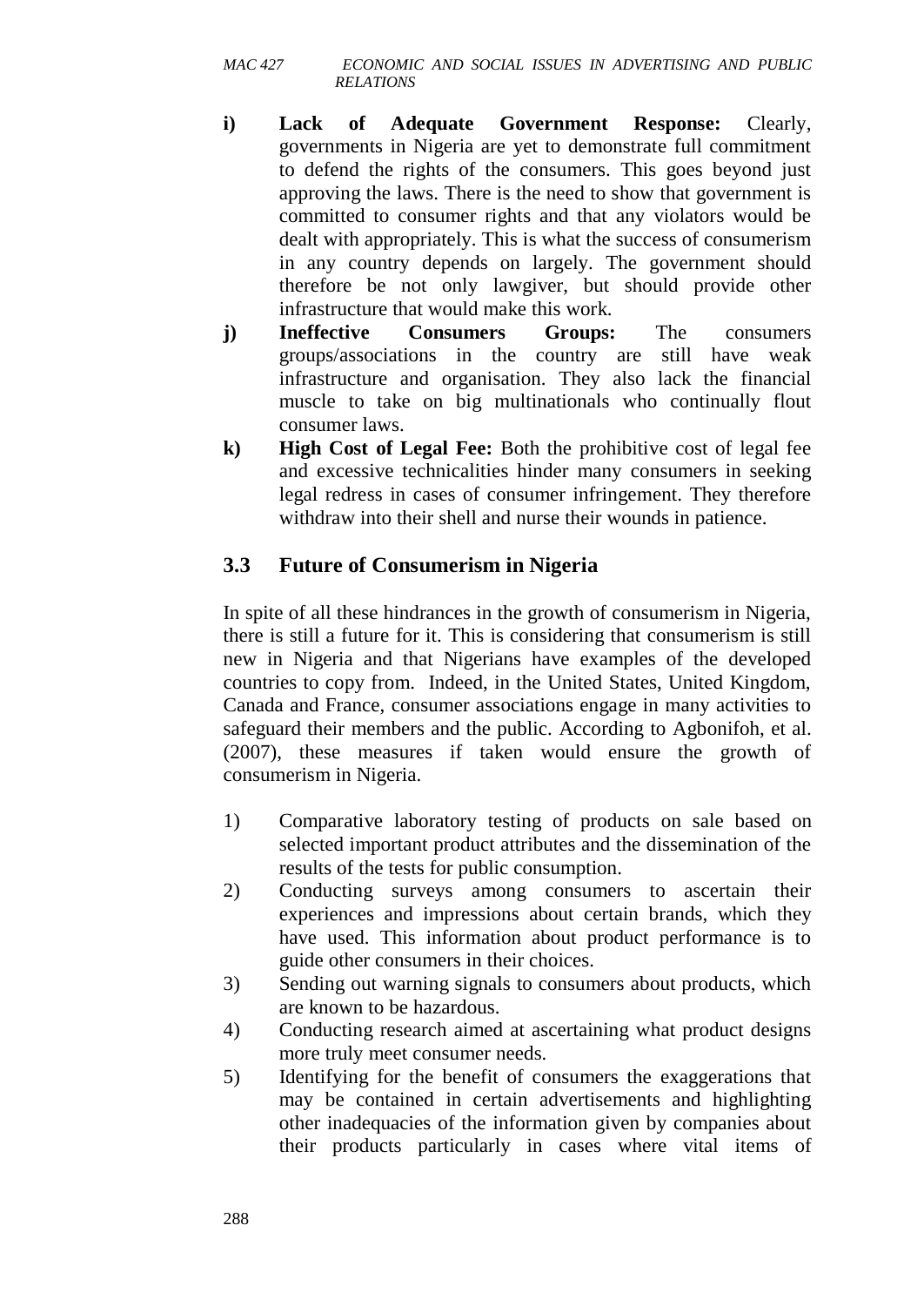i) **Lack of Adequate Government Response:** Clearly, governments in Nigeria are yet to demonstrate full commitment to defend the rights of the consumers. This goes beyond just approving the laws. There is the need to show that government is committed to consumer rights and that any violators would be dealt with appropriately. This is what the success of consumerism in any country depends on largely. The government should therefore be not only lawgiver, but should provide other infrastructure that would make this work.

j) **Ineffective Consumers Groups:** The consumers groups/associations in the country are still have weak infrastructure and organisation. They also lack the financial muscle to take on big multinationals who continually flout consumer laws.

k) **High Cost of Legal Fee:** Both the prohibitive cost of legal fee and excessive technicalities hinder many consumers in seeking legal redress in cases of consumer infringement. They therefore withdraw into their shell and nurse their wounds in patience.

## 3.3 Future of Consumerism in Nigeria

In spite of all these hindrances in the growth of consumerism in Nigeria, there is still a future for it. This is considering that consumerism is still new in Nigeria and that Nigerians have examples of the developed countries to copy from. Indeed, in the United States, United Kingdom, Canada and France, consumer associations engage in many activities to safeguard their members and the public. According to Agbonifoh, et al. (2007), these measures if taken would ensure the growth of consumerism in Nigeria.

1) Comparative laboratory testing of products on sale based on selected important product attributes and the dissemination of the results of the tests for public consumption.
2) Conducting surveys among consumers to ascertain their experiences and impressions about certain brands, which they have used. This information about product performance is to guide other consumers in their choices.
3) Sending out warning signals to consumers about products, which are known to be hazardous.
4) Conducting research aimed at ascertaining what product designs more truly meet consumer needs.
5) Identifying for the benefit of consumers the exaggerations that may be contained in certain advertisements and highlighting other inadequacies of the information given by companies about their products particularly in cases where vital items of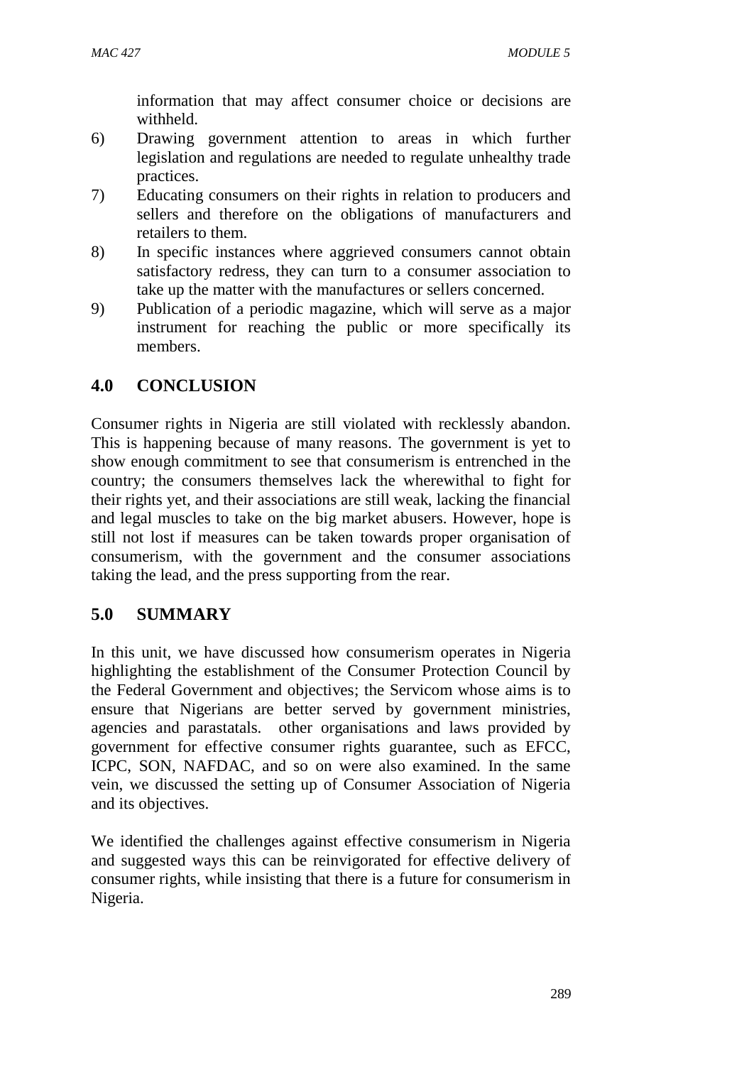information that may affect consumer choice or decisions are withheld.

6) Drawing government attention to areas in which further legislation and regulations are needed to regulate unhealthy trade practices.
7) Educating consumers on their rights in relation to producers and sellers and therefore on the obligations of manufacturers and retailers to them.
8) In specific instances where aggrieved consumers cannot obtain satisfactory redress, they can turn to a consumer association to take up the matter with the manufactures or sellers concerned.
9) Publication of a periodic magazine, which will serve as a major instrument for reaching the public or more specifically its members.

## 4.0 CONCLUSION

Consumer rights in Nigeria are still violated with recklessly abandon. This is happening because of many reasons. The government is yet to show enough commitment to see that consumerism is entrenched in the country; the consumers themselves lack the wherewithal to fight for their rights yet, and their associations are still weak, lacking the financial and legal muscles to take on the big market abusers. However, hope is still not lost if measures can be taken towards proper organisation of consumerism, with the government and the consumer associations taking the lead, and the press supporting from the rear.

## 5.0 SUMMARY

In this unit, we have discussed how consumerism operates in Nigeria highlighting the establishment of the Consumer Protection Council by the Federal Government and objectives; the Servicom whose aims is to ensure that Nigerians are better served by government ministries, agencies and parastatals. other organisations and laws provided by government for effective consumer rights guarantee, such as EFCC, ICPC, SON, NAFDAC, and so on were also examined. In the same vein, we discussed the setting up of Consumer Association of Nigeria and its objectives.

We identified the challenges against effective consumerism in Nigeria and suggested ways this can be reinvigorated for effective delivery of consumer rights, while insisting that there is a future for consumerism in Nigeria.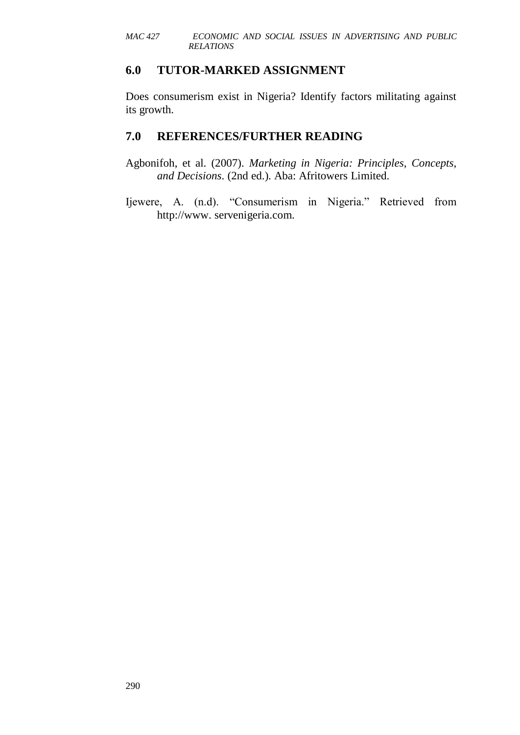## 6.0 TUTOR-MARKED ASSIGNMENT

Does consumerism exist in Nigeria? Identify factors militating against its growth.

## 7.0 REFERENCES/FURTHER READING

Agbonifoh, et al. (2007). *Marketing in Nigeria: Principles, Concepts, and Decisions*. (2nd ed.). Aba: Afritowers Limited.

Ijewere, A. (n.d). "Consumerism in Nigeria." Retrieved from http://www. servenigeria.com.